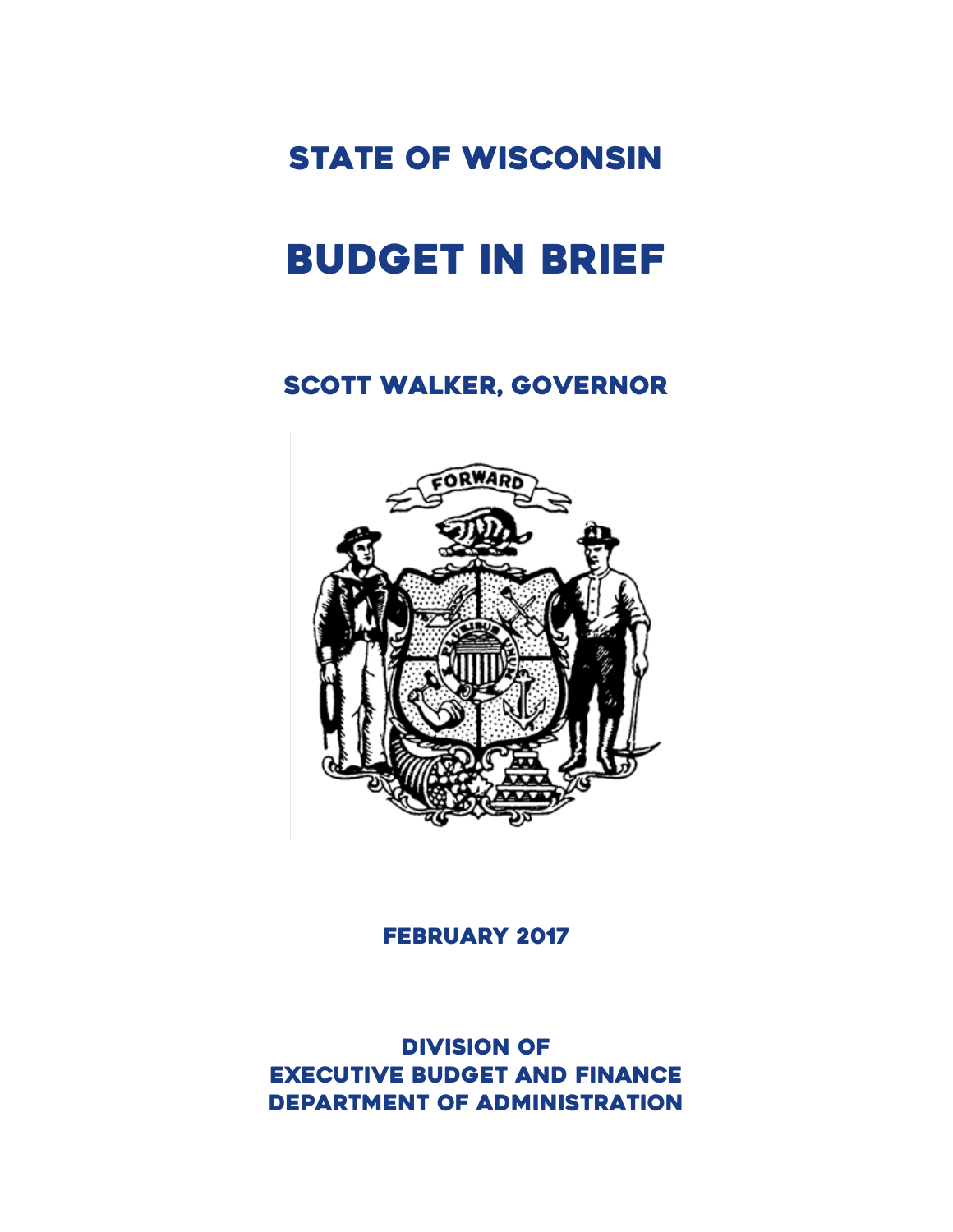# STATE OF WISCONSIN

# BUDGET IN BRIEF

## SCOTT WALKER, GOVERNOR

FEBRUARY 2017

DIVISION OF
EXECUTIVE BUDGET AND FINANCE
DEPARTMENT OF ADMINISTRATION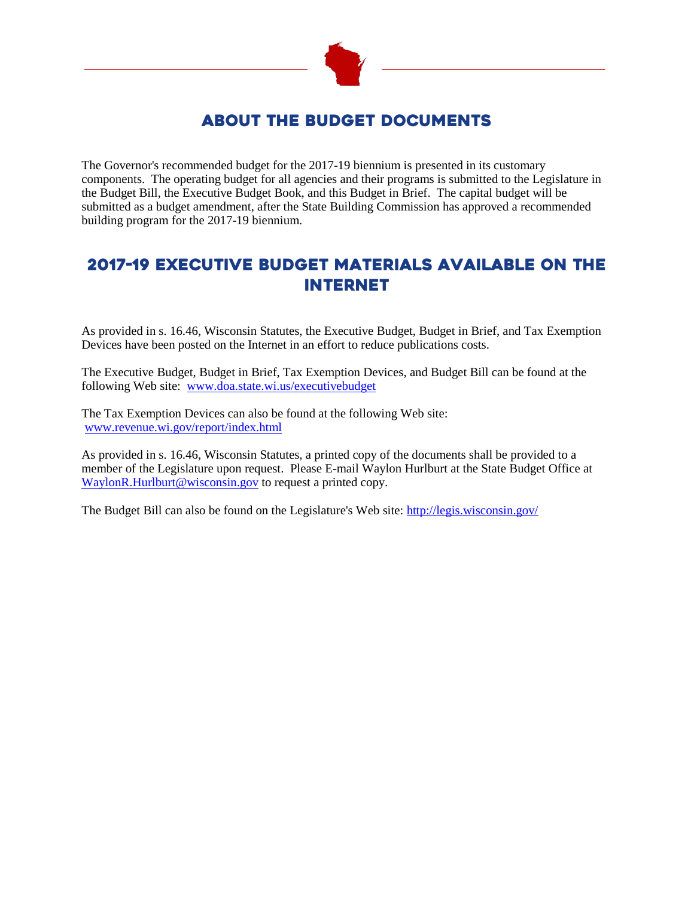# ABOUT THE BUDGET DOCUMENTS

The Governor's recommended budget for the 2017-19 biennium is presented in its customary components. The operating budget for all agencies and their programs is submitted to the Legislature in the Budget Bill, the Executive Budget Book, and this Budget in Brief. The capital budget will be submitted as a budget amendment, after the State Building Commission has approved a recommended building program for the 2017-19 biennium.

# 2017-19 EXECUTIVE BUDGET MATERIALS AVAILABLE ON THE INTERNET

As provided in s. 16.46, Wisconsin Statutes, the Executive Budget, Budget in Brief, and Tax Exemption Devices have been posted on the Internet in an effort to reduce publications costs.

The Executive Budget, Budget in Brief, Tax Exemption Devices, and Budget Bill can be found at the following Web site: www.doa.state.wi.us/executivebudget

The Tax Exemption Devices can also be found at the following Web site: www.revenue.wi.gov/report/index.html

As provided in s. 16.46, Wisconsin Statutes, a printed copy of the documents shall be provided to a member of the Legislature upon request. Please E-mail Waylon Hurlburt at the State Budget Office at WaylonR.Hurlburt@wisconsin.gov to request a printed copy.

The Budget Bill can also be found on the Legislature's Web site: http://legis.wisconsin.gov/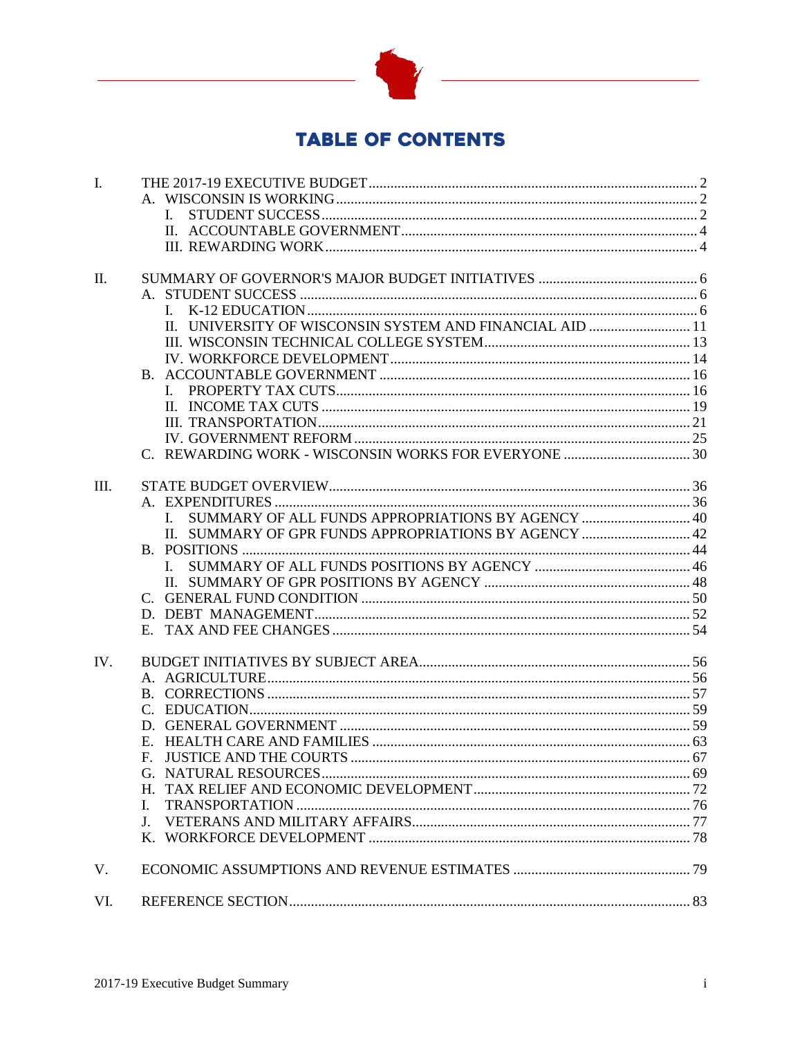# TABLE OF CONTENTS

| | | |
|---|---|---|
| I. | THE 2017-19 EXECUTIVE BUDGET | 2 |
| | A. WISCONSIN IS WORKING | 2 |
| | I. STUDENT SUCCESS | 2 |
| | II. ACCOUNTABLE GOVERNMENT | 4 |
| | III. REWARDING WORK | 4 |
| II. | SUMMARY OF GOVERNOR'S MAJOR BUDGET INITIATIVES | 6 |
| | A. STUDENT SUCCESS | 6 |
| | I. K-12 EDUCATION | 6 |
| | II. UNIVERSITY OF WISCONSIN SYSTEM AND FINANCIAL AID | 11 |
| | III. WISCONSIN TECHNICAL COLLEGE SYSTEM | 13 |
| | IV. WORKFORCE DEVELOPMENT | 14 |
| | B. ACCOUNTABLE GOVERNMENT | 16 |
| | I. PROPERTY TAX CUTS | 16 |
| | II. INCOME TAX CUTS | 19 |
| | III. TRANSPORTATION | 21 |
| | IV. GOVERNMENT REFORM | 25 |
| | C. REWARDING WORK - WISCONSIN WORKS FOR EVERYONE | 30 |
| III. | STATE BUDGET OVERVIEW | 36 |
| | A. EXPENDITURES | 36 |
| | I. SUMMARY OF ALL FUNDS APPROPRIATIONS BY AGENCY | 40 |
| | II. SUMMARY OF GPR FUNDS APPROPRIATIONS BY AGENCY | 42 |
| | B. POSITIONS | 44 |
| | I. SUMMARY OF ALL FUNDS POSITIONS BY AGENCY | 46 |
| | II. SUMMARY OF GPR POSITIONS BY AGENCY | 48 |
| | C. GENERAL FUND CONDITION | 50 |
| | D. DEBT MANAGEMENT | 52 |
| | E. TAX AND FEE CHANGES | 54 |
| IV. | BUDGET INITIATIVES BY SUBJECT AREA | 56 |
| | A. AGRICULTURE | 56 |
| | B. CORRECTIONS | 57 |
| | C. EDUCATION | 59 |
| | D. GENERAL GOVERNMENT | 59 |
| | E. HEALTH CARE AND FAMILIES | 63 |
| | F. JUSTICE AND THE COURTS | 67 |
| | G. NATURAL RESOURCES | 69 |
| | H. TAX RELIEF AND ECONOMIC DEVELOPMENT | 72 |
| | I. TRANSPORTATION | 76 |
| | J. VETERANS AND MILITARY AFFAIRS | 77 |
| | K. WORKFORCE DEVELOPMENT | 78 |
| V. | ECONOMIC ASSUMPTIONS AND REVENUE ESTIMATES | 79 |
| VI. | REFERENCE SECTION | 83 |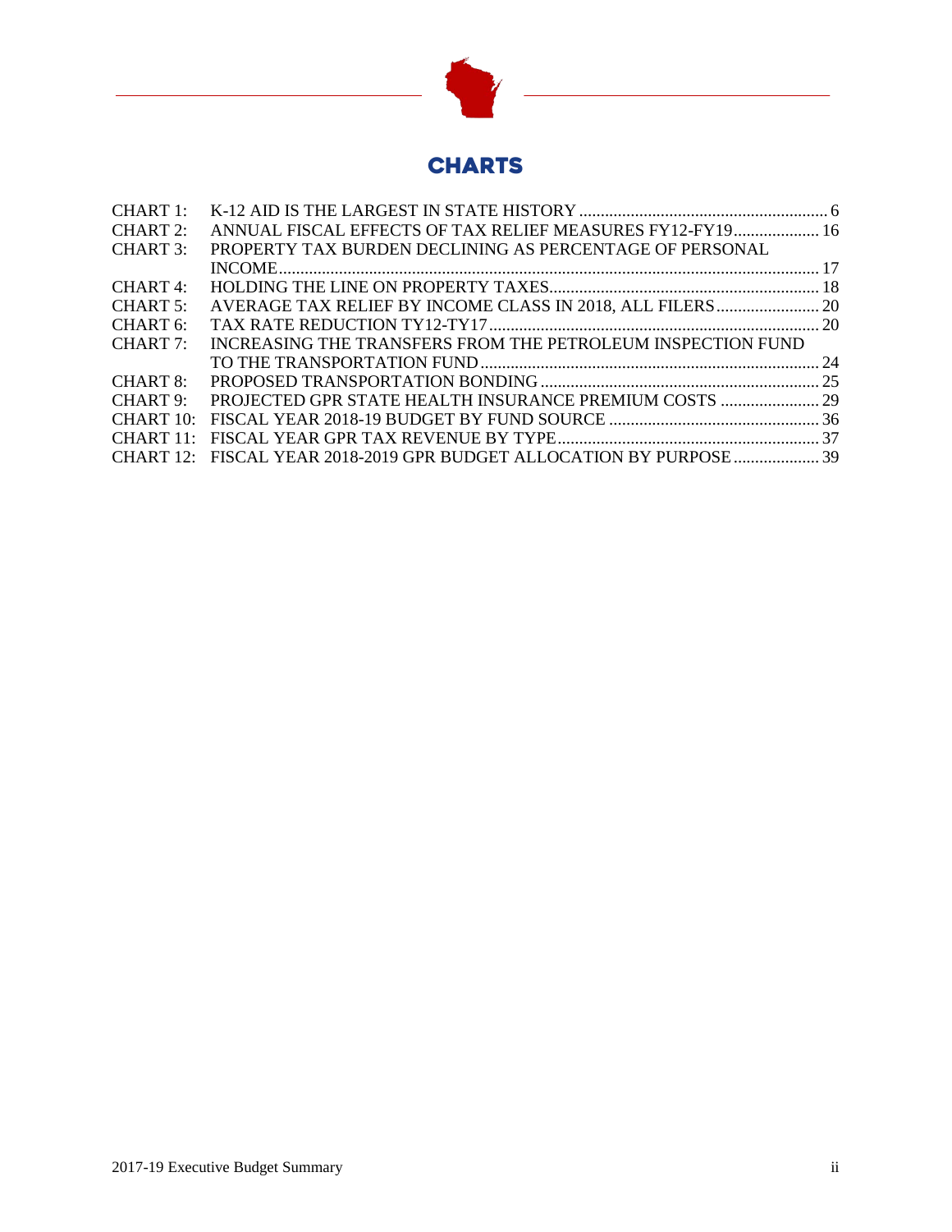# CHARTS

| | | |
|---|---|---|
| CHART 1: | K-12 AID IS THE LARGEST IN STATE HISTORY | 6 |
| CHART 2: | ANNUAL FISCAL EFFECTS OF TAX RELIEF MEASURES FY12-FY19 | 16 |
| CHART 3: | PROPERTY TAX BURDEN DECLINING AS PERCENTAGE OF PERSONAL INCOME | 17 |
| CHART 4: | HOLDING THE LINE ON PROPERTY TAXES | 18 |
| CHART 5: | AVERAGE TAX RELIEF BY INCOME CLASS IN 2018, ALL FILERS | 20 |
| CHART 6: | TAX RATE REDUCTION TY12-TY17 | 20 |
| CHART 7: | INCREASING THE TRANSFERS FROM THE PETROLEUM INSPECTION FUND TO THE TRANSPORTATION FUND | 24 |
| CHART 8: | PROPOSED TRANSPORTATION BONDING | 25 |
| CHART 9: | PROJECTED GPR STATE HEALTH INSURANCE PREMIUM COSTS | 29 |
| CHART 10: | FISCAL YEAR 2018-19 BUDGET BY FUND SOURCE | 36 |
| CHART 11: | FISCAL YEAR GPR TAX REVENUE BY TYPE | 37 |
| CHART 12: | FISCAL YEAR 2018-2019 GPR BUDGET ALLOCATION BY PURPOSE | 39 |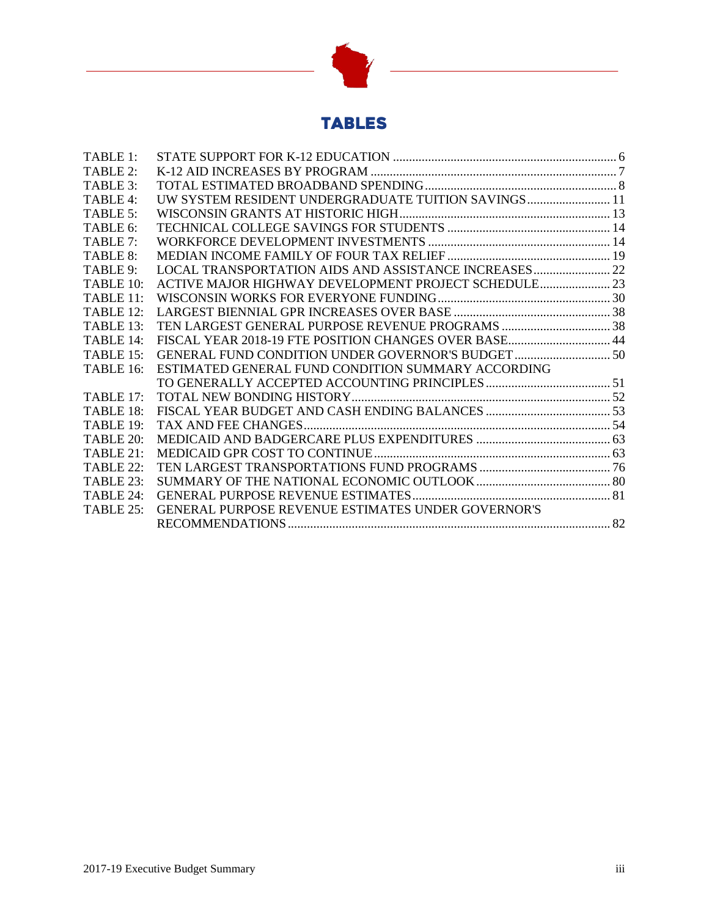# TABLES

| | | |
|---|---|---|
| TABLE 1: | STATE SUPPORT FOR K-12 EDUCATION | 6 |
| TABLE 2: | K-12 AID INCREASES BY PROGRAM | 7 |
| TABLE 3: | TOTAL ESTIMATED BROADBAND SPENDING | 8 |
| TABLE 4: | UW SYSTEM RESIDENT UNDERGRADUATE TUITION SAVINGS | 11 |
| TABLE 5: | WISCONSIN GRANTS AT HISTORIC HIGH | 13 |
| TABLE 6: | TECHNICAL COLLEGE SAVINGS FOR STUDENTS | 14 |
| TABLE 7: | WORKFORCE DEVELOPMENT INVESTMENTS | 14 |
| TABLE 8: | MEDIAN INCOME FAMILY OF FOUR TAX RELIEF | 19 |
| TABLE 9: | LOCAL TRANSPORTATION AIDS AND ASSISTANCE INCREASES | 22 |
| TABLE 10: | ACTIVE MAJOR HIGHWAY DEVELOPMENT PROJECT SCHEDULE | 23 |
| TABLE 11: | WISCONSIN WORKS FOR EVERYONE FUNDING | 30 |
| TABLE 12: | LARGEST BIENNIAL GPR INCREASES OVER BASE | 38 |
| TABLE 13: | TEN LARGEST GENERAL PURPOSE REVENUE PROGRAMS | 38 |
| TABLE 14: | FISCAL YEAR 2018-19 FTE POSITION CHANGES OVER BASE | 44 |
| TABLE 15: | GENERAL FUND CONDITION UNDER GOVERNOR'S BUDGET | 50 |
| TABLE 16: | ESTIMATED GENERAL FUND CONDITION SUMMARY ACCORDING TO GENERALLY ACCEPTED ACCOUNTING PRINCIPLES | 51 |
| TABLE 17: | TOTAL NEW BONDING HISTORY | 52 |
| TABLE 18: | FISCAL YEAR BUDGET AND CASH ENDING BALANCES | 53 |
| TABLE 19: | TAX AND FEE CHANGES | 54 |
| TABLE 20: | MEDICAID AND BADGERCARE PLUS EXPENDITURES | 63 |
| TABLE 21: | MEDICAID GPR COST TO CONTINUE | 63 |
| TABLE 22: | TEN LARGEST TRANSPORTATIONS FUND PROGRAMS | 76 |
| TABLE 23: | SUMMARY OF THE NATIONAL ECONOMIC OUTLOOK | 80 |
| TABLE 24: | GENERAL PURPOSE REVENUE ESTIMATES | 81 |
| TABLE 25: | GENERAL PURPOSE REVENUE ESTIMATES UNDER GOVERNOR'S RECOMMENDATIONS | 82 |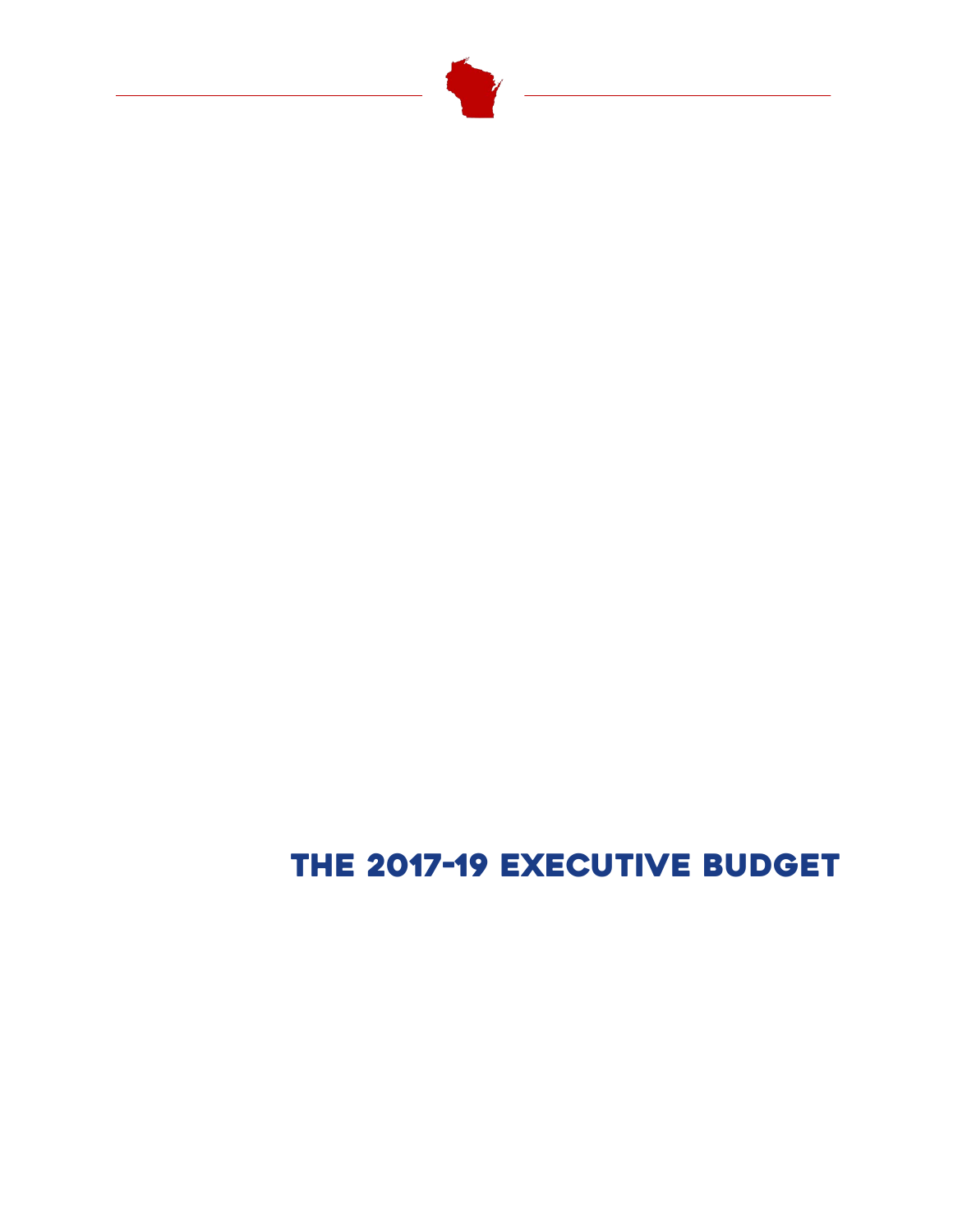# THE 2017-19 EXECUTIVE BUDGET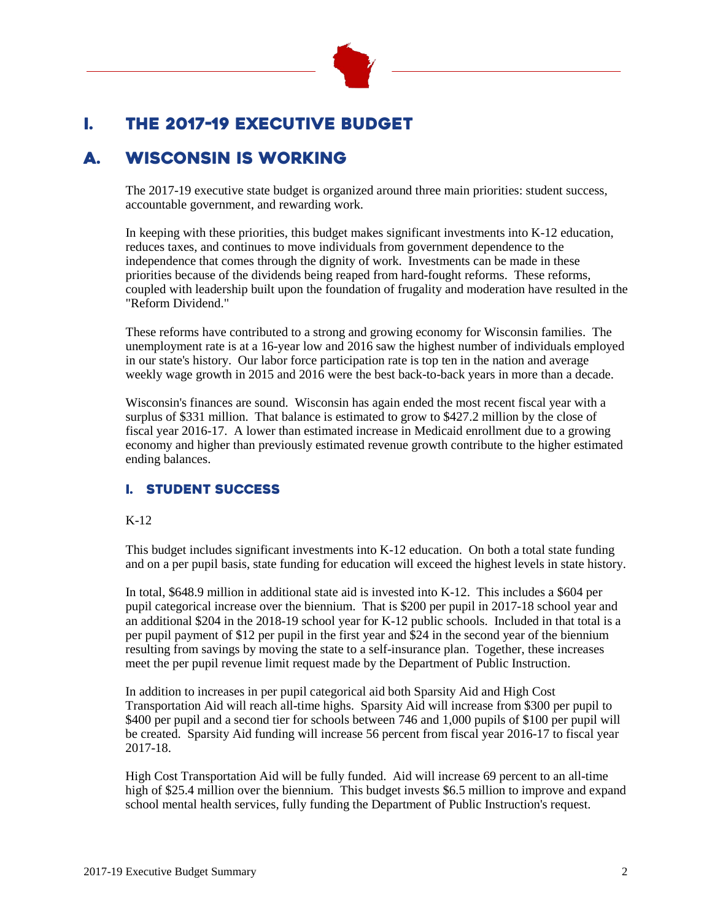# I. THE 2017-19 EXECUTIVE BUDGET

## A. WISCONSIN IS WORKING

The 2017-19 executive state budget is organized around three main priorities: student success, accountable government, and rewarding work.

In keeping with these priorities, this budget makes significant investments into K-12 education, reduces taxes, and continues to move individuals from government dependence to the independence that comes through the dignity of work. Investments can be made in these priorities because of the dividends being reaped from hard-fought reforms. These reforms, coupled with leadership built upon the foundation of frugality and moderation have resulted in the "Reform Dividend."

These reforms have contributed to a strong and growing economy for Wisconsin families. The unemployment rate is at a 16-year low and 2016 saw the highest number of individuals employed in our state's history. Our labor force participation rate is top ten in the nation and average weekly wage growth in 2015 and 2016 were the best back-to-back years in more than a decade.

Wisconsin's finances are sound. Wisconsin has again ended the most recent fiscal year with a surplus of $331 million. That balance is estimated to grow to $427.2 million by the close of fiscal year 2016-17. A lower than estimated increase in Medicaid enrollment due to a growing economy and higher than previously estimated revenue growth contribute to the higher estimated ending balances.

### I. STUDENT SUCCESS

K-12

This budget includes significant investments into K-12 education. On both a total state funding and on a per pupil basis, state funding for education will exceed the highest levels in state history.

In total, $648.9 million in additional state aid is invested into K-12. This includes a $604 per pupil categorical increase over the biennium. That is $200 per pupil in 2017-18 school year and an additional $204 in the 2018-19 school year for K-12 public schools. Included in that total is a per pupil payment of $12 per pupil in the first year and $24 in the second year of the biennium resulting from savings by moving the state to a self-insurance plan. Together, these increases meet the per pupil revenue limit request made by the Department of Public Instruction.

In addition to increases in per pupil categorical aid both Sparsity Aid and High Cost Transportation Aid will reach all-time highs. Sparsity Aid will increase from $300 per pupil to $400 per pupil and a second tier for schools between 746 and 1,000 pupils of $100 per pupil will be created. Sparsity Aid funding will increase 56 percent from fiscal year 2016-17 to fiscal year 2017-18.

High Cost Transportation Aid will be fully funded. Aid will increase 69 percent to an all-time high of $25.4 million over the biennium. This budget invests $6.5 million to improve and expand school mental health services, fully funding the Department of Public Instruction's request.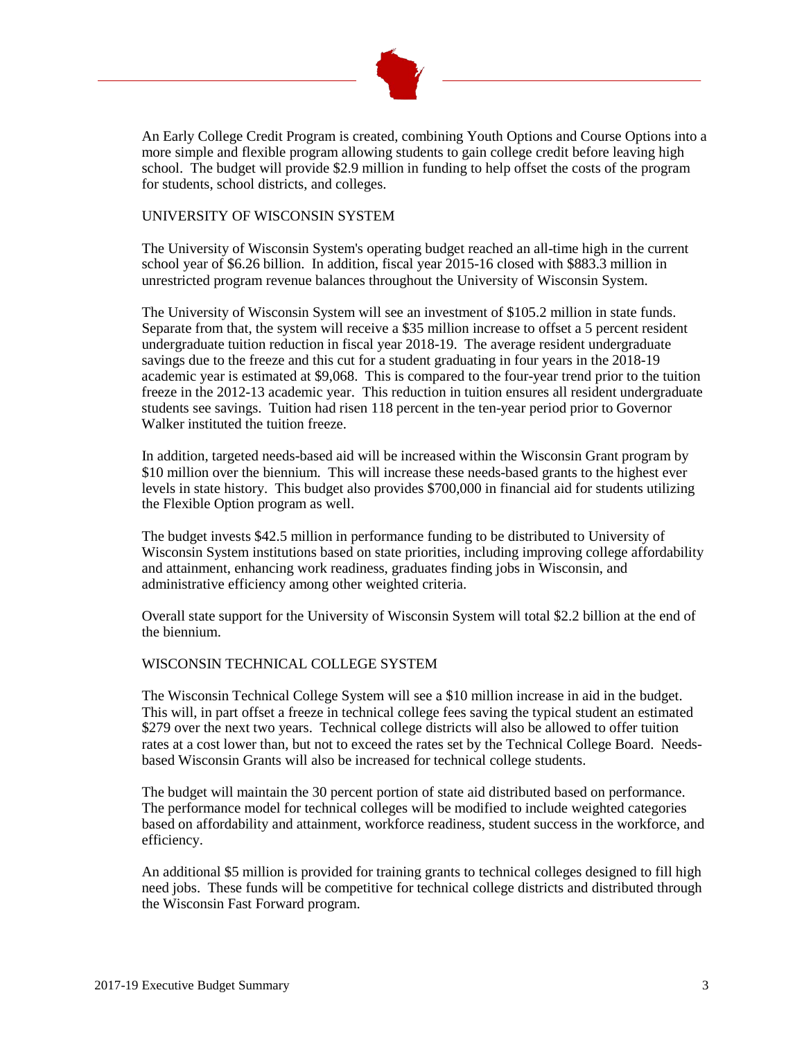An Early College Credit Program is created, combining Youth Options and Course Options into a more simple and flexible program allowing students to gain college credit before leaving high school. The budget will provide $2.9 million in funding to help offset the costs of the program for students, school districts, and colleges.

## UNIVERSITY OF WISCONSIN SYSTEM

The University of Wisconsin System's operating budget reached an all-time high in the current school year of $6.26 billion. In addition, fiscal year 2015-16 closed with $883.3 million in unrestricted program revenue balances throughout the University of Wisconsin System.

The University of Wisconsin System will see an investment of $105.2 million in state funds. Separate from that, the system will receive a $35 million increase to offset a 5 percent resident undergraduate tuition reduction in fiscal year 2018-19. The average resident undergraduate savings due to the freeze and this cut for a student graduating in four years in the 2018-19 academic year is estimated at $9,068. This is compared to the four-year trend prior to the tuition freeze in the 2012-13 academic year. This reduction in tuition ensures all resident undergraduate students see savings. Tuition had risen 118 percent in the ten-year period prior to Governor Walker instituted the tuition freeze.

In addition, targeted needs-based aid will be increased within the Wisconsin Grant program by $10 million over the biennium. This will increase these needs-based grants to the highest ever levels in state history. This budget also provides $700,000 in financial aid for students utilizing the Flexible Option program as well.

The budget invests $42.5 million in performance funding to be distributed to University of Wisconsin System institutions based on state priorities, including improving college affordability and attainment, enhancing work readiness, graduates finding jobs in Wisconsin, and administrative efficiency among other weighted criteria.

Overall state support for the University of Wisconsin System will total $2.2 billion at the end of the biennium.

## WISCONSIN TECHNICAL COLLEGE SYSTEM

The Wisconsin Technical College System will see a $10 million increase in aid in the budget. This will, in part offset a freeze in technical college fees saving the typical student an estimated $279 over the next two years. Technical college districts will also be allowed to offer tuition rates at a cost lower than, but not to exceed the rates set by the Technical College Board. Needs-based Wisconsin Grants will also be increased for technical college students.

The budget will maintain the 30 percent portion of state aid distributed based on performance. The performance model for technical colleges will be modified to include weighted categories based on affordability and attainment, workforce readiness, student success in the workforce, and efficiency.

An additional $5 million is provided for training grants to technical colleges designed to fill high need jobs. These funds will be competitive for technical college districts and distributed through the Wisconsin Fast Forward program.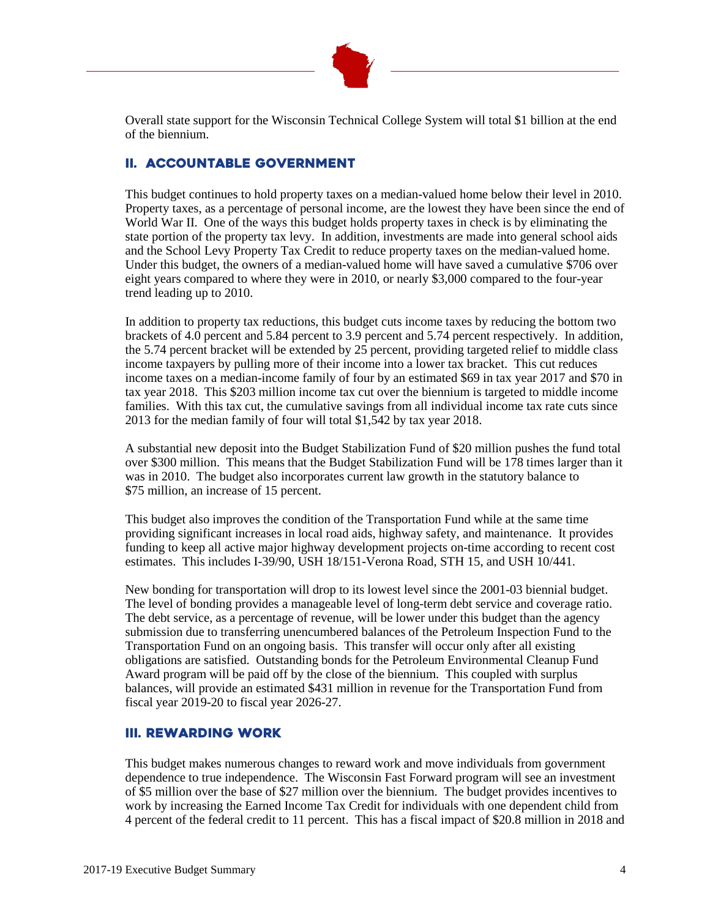Overall state support for the Wisconsin Technical College System will total $1 billion at the end of the biennium.

## II. ACCOUNTABLE GOVERNMENT

This budget continues to hold property taxes on a median-valued home below their level in 2010. Property taxes, as a percentage of personal income, are the lowest they have been since the end of World War II. One of the ways this budget holds property taxes in check is by eliminating the state portion of the property tax levy. In addition, investments are made into general school aids and the School Levy Property Tax Credit to reduce property taxes on the median-valued home. Under this budget, the owners of a median-valued home will have saved a cumulative $706 over eight years compared to where they were in 2010, or nearly $3,000 compared to the four-year trend leading up to 2010.

In addition to property tax reductions, this budget cuts income taxes by reducing the bottom two brackets of 4.0 percent and 5.84 percent to 3.9 percent and 5.74 percent respectively. In addition, the 5.74 percent bracket will be extended by 25 percent, providing targeted relief to middle class income taxpayers by pulling more of their income into a lower tax bracket. This cut reduces income taxes on a median-income family of four by an estimated $69 in tax year 2017 and $70 in tax year 2018. This $203 million income tax cut over the biennium is targeted to middle income families. With this tax cut, the cumulative savings from all individual income tax rate cuts since 2013 for the median family of four will total $1,542 by tax year 2018.

A substantial new deposit into the Budget Stabilization Fund of $20 million pushes the fund total over $300 million. This means that the Budget Stabilization Fund will be 178 times larger than it was in 2010. The budget also incorporates current law growth in the statutory balance to $75 million, an increase of 15 percent.

This budget also improves the condition of the Transportation Fund while at the same time providing significant increases in local road aids, highway safety, and maintenance. It provides funding to keep all active major highway development projects on-time according to recent cost estimates. This includes I-39/90, USH 18/151-Verona Road, STH 15, and USH 10/441.

New bonding for transportation will drop to its lowest level since the 2001-03 biennial budget. The level of bonding provides a manageable level of long-term debt service and coverage ratio. The debt service, as a percentage of revenue, will be lower under this budget than the agency submission due to transferring unencumbered balances of the Petroleum Inspection Fund to the Transportation Fund on an ongoing basis. This transfer will occur only after all existing obligations are satisfied. Outstanding bonds for the Petroleum Environmental Cleanup Fund Award program will be paid off by the close of the biennium. This coupled with surplus balances, will provide an estimated $431 million in revenue for the Transportation Fund from fiscal year 2019-20 to fiscal year 2026-27.

## III. REWARDING WORK

This budget makes numerous changes to reward work and move individuals from government dependence to true independence. The Wisconsin Fast Forward program will see an investment of $5 million over the base of $27 million over the biennium. The budget provides incentives to work by increasing the Earned Income Tax Credit for individuals with one dependent child from 4 percent of the federal credit to 11 percent. This has a fiscal impact of $20.8 million in 2018 and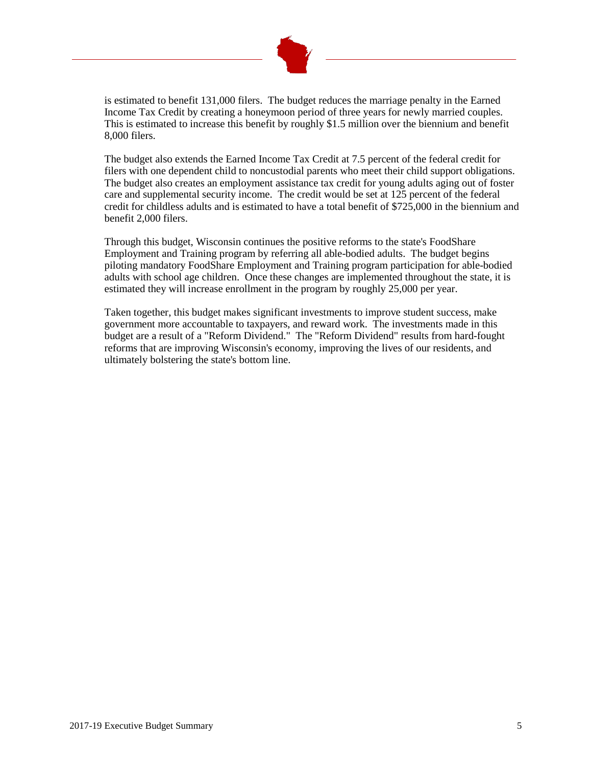is estimated to benefit 131,000 filers. The budget reduces the marriage penalty in the Earned Income Tax Credit by creating a honeymoon period of three years for newly married couples. This is estimated to increase this benefit by roughly $1.5 million over the biennium and benefit 8,000 filers.

The budget also extends the Earned Income Tax Credit at 7.5 percent of the federal credit for filers with one dependent child to noncustodial parents who meet their child support obligations. The budget also creates an employment assistance tax credit for young adults aging out of foster care and supplemental security income. The credit would be set at 125 percent of the federal credit for childless adults and is estimated to have a total benefit of $725,000 in the biennium and benefit 2,000 filers.

Through this budget, Wisconsin continues the positive reforms to the state's FoodShare Employment and Training program by referring all able-bodied adults. The budget begins piloting mandatory FoodShare Employment and Training program participation for able-bodied adults with school age children. Once these changes are implemented throughout the state, it is estimated they will increase enrollment in the program by roughly 25,000 per year.

Taken together, this budget makes significant investments to improve student success, make government more accountable to taxpayers, and reward work. The investments made in this budget are a result of a "Reform Dividend." The "Reform Dividend" results from hard-fought reforms that are improving Wisconsin's economy, improving the lives of our residents, and ultimately bolstering the state's bottom line.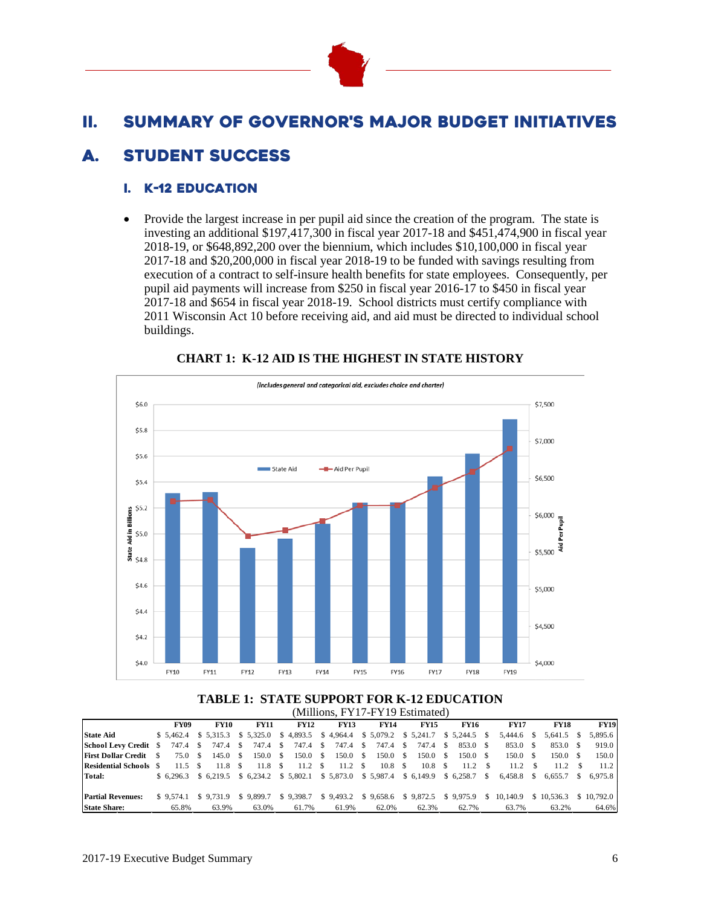# II. SUMMARY OF GOVERNOR'S MAJOR BUDGET INITIATIVES

## A. STUDENT SUCCESS

### I. K-12 EDUCATION

- Provide the largest increase in per pupil aid since the creation of the program. The state is investing an additional $197,417,300 in fiscal year 2017-18 and $451,474,900 in fiscal year 2018-19, or $648,892,200 over the biennium, which includes $10,100,000 in fiscal year 2017-18 and $20,200,000 in fiscal year 2018-19 to be funded with savings resulting from execution of a contract to self-insure health benefits for state employees. Consequently, per pupil aid payments will increase from $250 in fiscal year 2016-17 to $450 in fiscal year 2017-18 and $654 in fiscal year 2018-19. School districts must certify compliance with 2011 Wisconsin Act 10 before receiving aid, and aid must be directed to individual school buildings.

**CHART 1: K-12 AID IS THE HIGHEST IN STATE HISTORY**

*(includes general and categorical aid, excludes choice and charter)*

**TABLE 1: STATE SUPPORT FOR K-12 EDUCATION**
(Millions, FY17-FY19 Estimated)

| | FY09 | FY10 | FY11 | FY12 | FY13 | FY14 | FY15 | FY16 | FY17 | FY18 | FY19 |
|---|---|---|---|---|---|---|---|---|---|---|---|
| **State Aid** | $ 5,462.4 | $ 5,315.3 | $ 5,325.0 | $ 4,893.5 | $ 4,964.4 | $ 5,079.2 | $ 5,241.7 | $ 5,244.5 | $ 5,444.6 | $ 5,641.5 | $ 5,895.6 |
| **School Levy Credit** | $ 747.4 | $ 747.4 | $ 747.4 | $ 747.4 | $ 747.4 | $ 747.4 | $ 747.4 | $ 853.0 | $ 853.0 | $ 853.0 | $ 919.0 |
| **First Dollar Credit** | $ 75.0 | $ 145.0 | $ 150.0 | $ 150.0 | $ 150.0 | $ 150.0 | $ 150.0 | $ 150.0 | $ 150.0 | $ 150.0 | $ 150.0 |
| **Residential Schools** | $ 11.5 | $ 11.8 | $ 11.8 | $ 11.2 | $ 11.2 | $ 10.8 | $ 10.8 | $ 11.2 | $ 11.2 | $ 11.2 | $ 11.2 |
| **Total:** | $ 6,296.3 | $ 6,219.5 | $ 6,234.2 | $ 5,802.1 | $ 5,873.0 | $ 5,987.4 | $ 6,149.9 | $ 6,258.7 | $ 6,458.8 | $ 6,655.7 | $ 6,975.8 |
| | | | | | | | | | | | |
| **Partial Revenues:** | $ 9,574.1 | $ 9,731.9 | $ 9,899.7 | $ 9,398.7 | $ 9,493.2 | $ 9,658.6 | $ 9,872.5 | $ 9,975.9 | $ 10,140.9 | $ 10,536.3 | $ 10,792.0 |
| **State Share:** | 65.8% | 63.9% | 63.0% | 61.7% | 61.9% | 62.0% | 62.3% | 62.7% | 63.7% | 63.2% | 64.6% |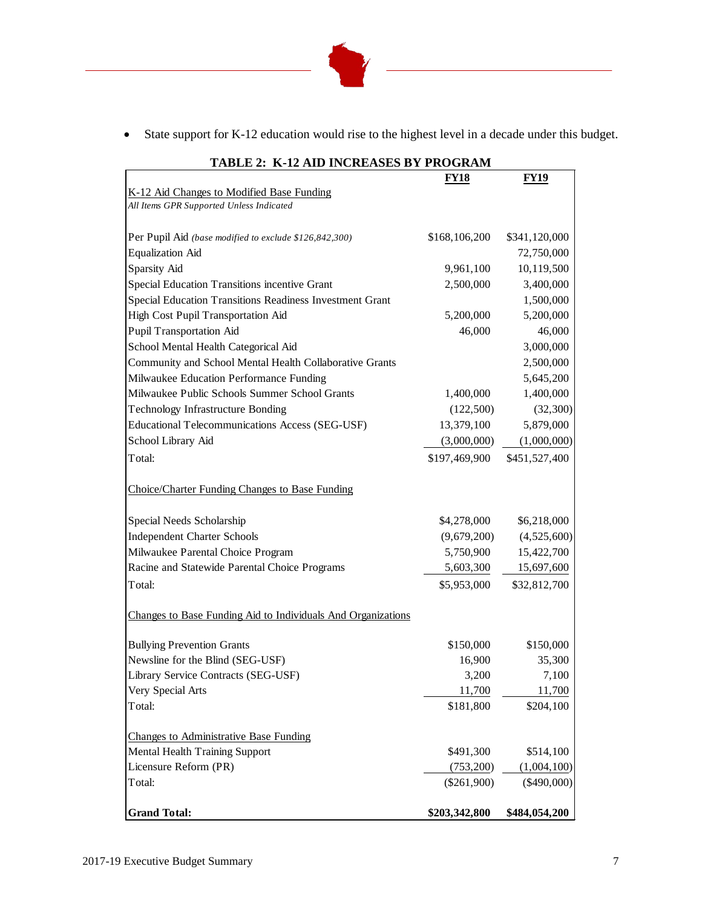- State support for K-12 education would rise to the highest level in a decade under this budget.

**TABLE 2: K-12 AID INCREASES BY PROGRAM**

| | FY18 | FY19 |
|---|---|---|
| K-12 Aid Changes to Modified Base Funding<br>*All Items GPR Supported Unless Indicated* | | |
| Per Pupil Aid *(base modified to exclude $126,842,300)* | $168,106,200 | $341,120,000 |
| Equalization Aid | | 72,750,000 |
| Sparsity Aid | 9,961,100 | 10,119,500 |
| Special Education Transitions incentive Grant | 2,500,000 | 3,400,000 |
| Special Education Transitions Readiness Investment Grant | | 1,500,000 |
| High Cost Pupil Transportation Aid | 5,200,000 | 5,200,000 |
| Pupil Transportation Aid | 46,000 | 46,000 |
| School Mental Health Categorical Aid | | 3,000,000 |
| Community and School Mental Health Collaborative Grants | | 2,500,000 |
| Milwaukee Education Performance Funding | | 5,645,200 |
| Milwaukee Public Schools Summer School Grants | 1,400,000 | 1,400,000 |
| Technology Infrastructure Bonding | (122,500) | (32,300) |
| Educational Telecommunications Access (SEG-USF) | 13,379,100 | 5,879,000 |
| School Library Aid | (3,000,000) | (1,000,000) |
| Total: | $197,469,900 | $451,527,400 |
| Choice/Charter Funding Changes to Base Funding | | |
| Special Needs Scholarship | $4,278,000 | $6,218,000 |
| Independent Charter Schools | (9,679,200) | (4,525,600) |
| Milwaukee Parental Choice Program | 5,750,900 | 15,422,700 |
| Racine and Statewide Parental Choice Programs | 5,603,300 | 15,697,600 |
| Total: | $5,953,000 | $32,812,700 |
| Changes to Base Funding Aid to Individuals And Organizations | | |
| Bullying Prevention Grants | $150,000 | $150,000 |
| Newsline for the Blind (SEG-USF) | 16,900 | 35,300 |
| Library Service Contracts (SEG-USF) | 3,200 | 7,100 |
| Very Special Arts | 11,700 | 11,700 |
| Total: | $181,800 | $204,100 |
| Changes to Administrative Base Funding | | |
| Mental Health Training Support | $491,300 | $514,100 |
| Licensure Reform (PR) | (753,200) | (1,004,100) |
| Total: | ($261,900) | ($490,000) |
| **Grand Total:** | **$203,342,800** | **$484,054,200** |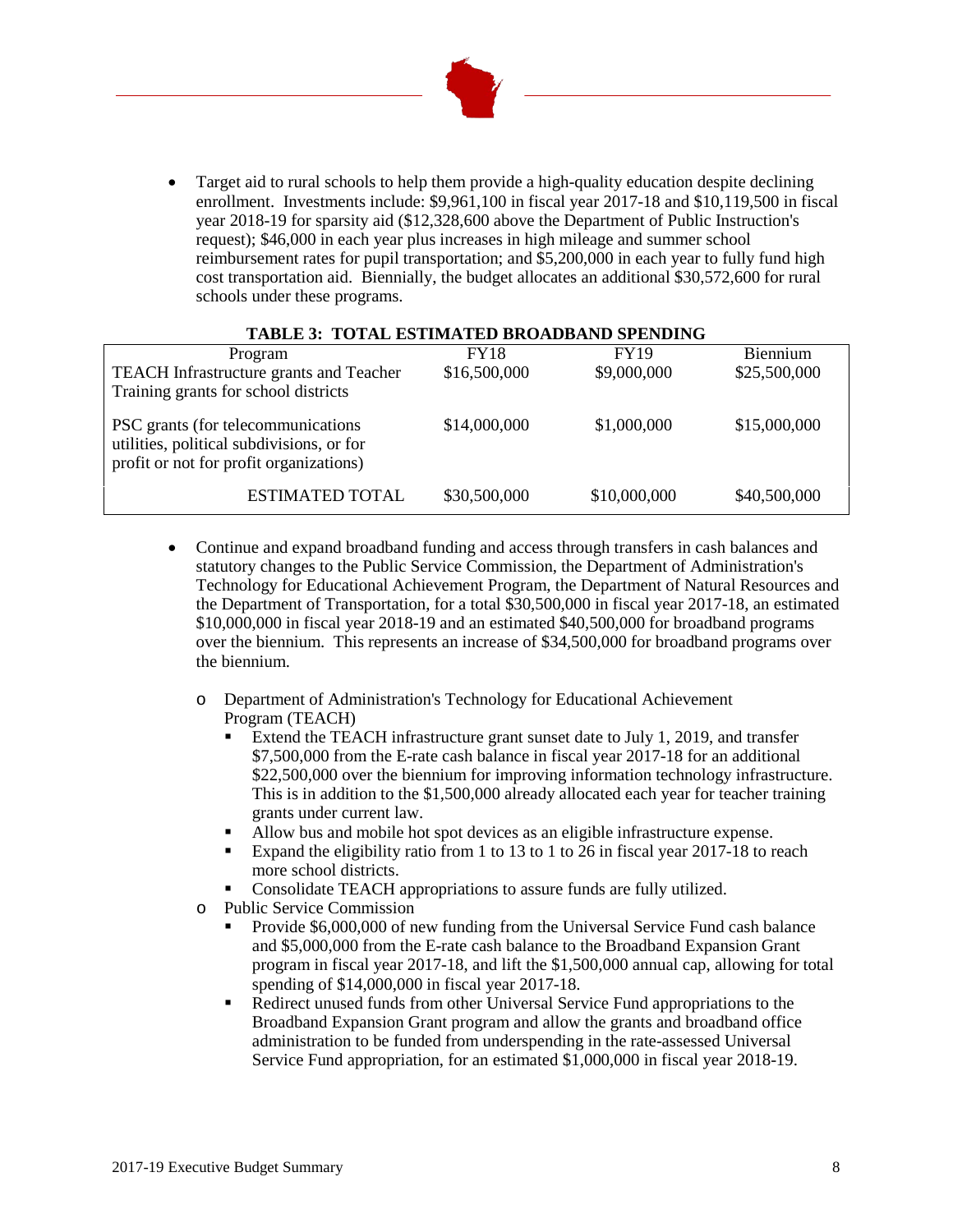- Target aid to rural schools to help them provide a high-quality education despite declining enrollment. Investments include: $9,961,100 in fiscal year 2017-18 and $10,119,500 in fiscal year 2018-19 for sparsity aid ($12,328,600 above the Department of Public Instruction's request); $46,000 in each year plus increases in high mileage and summer school reimbursement rates for pupil transportation; and $5,200,000 in each year to fully fund high cost transportation aid. Biennially, the budget allocates an additional $30,572,600 for rural schools under these programs.

**TABLE 3: TOTAL ESTIMATED BROADBAND SPENDING**

| Program | FY18 | FY19 | Biennium |
|---|---|---|---|
| TEACH Infrastructure grants and Teacher Training grants for school districts | $16,500,000 | $9,000,000 | $25,500,000 |
| PSC grants (for telecommunications utilities, political subdivisions, or for profit or not for profit organizations) | $14,000,000 | $1,000,000 | $15,000,000 |
| ESTIMATED TOTAL | $30,500,000 | $10,000,000 | $40,500,000 |

- Continue and expand broadband funding and access through transfers in cash balances and statutory changes to the Public Service Commission, the Department of Administration's Technology for Educational Achievement Program, the Department of Natural Resources and the Department of Transportation, for a total $30,500,000 in fiscal year 2017-18, an estimated $10,000,000 in fiscal year 2018-19 and an estimated $40,500,000 for broadband programs over the biennium. This represents an increase of $34,500,000 for broadband programs over the biennium.
  - Department of Administration's Technology for Educational Achievement Program (TEACH)
    - Extend the TEACH infrastructure grant sunset date to July 1, 2019, and transfer $7,500,000 from the E-rate cash balance in fiscal year 2017-18 for an additional $22,500,000 over the biennium for improving information technology infrastructure. This is in addition to the $1,500,000 already allocated each year for teacher training grants under current law.
    - Allow bus and mobile hot spot devices as an eligible infrastructure expense.
    - Expand the eligibility ratio from 1 to 13 to 1 to 26 in fiscal year 2017-18 to reach more school districts.
    - Consolidate TEACH appropriations to assure funds are fully utilized.
  - Public Service Commission
    - Provide $6,000,000 of new funding from the Universal Service Fund cash balance and $5,000,000 from the E-rate cash balance to the Broadband Expansion Grant program in fiscal year 2017-18, and lift the $1,500,000 annual cap, allowing for total spending of $14,000,000 in fiscal year 2017-18.
    - Redirect unused funds from other Universal Service Fund appropriations to the Broadband Expansion Grant program and allow the grants and broadband office administration to be funded from underspending in the rate-assessed Universal Service Fund appropriation, for an estimated $1,000,000 in fiscal year 2018-19.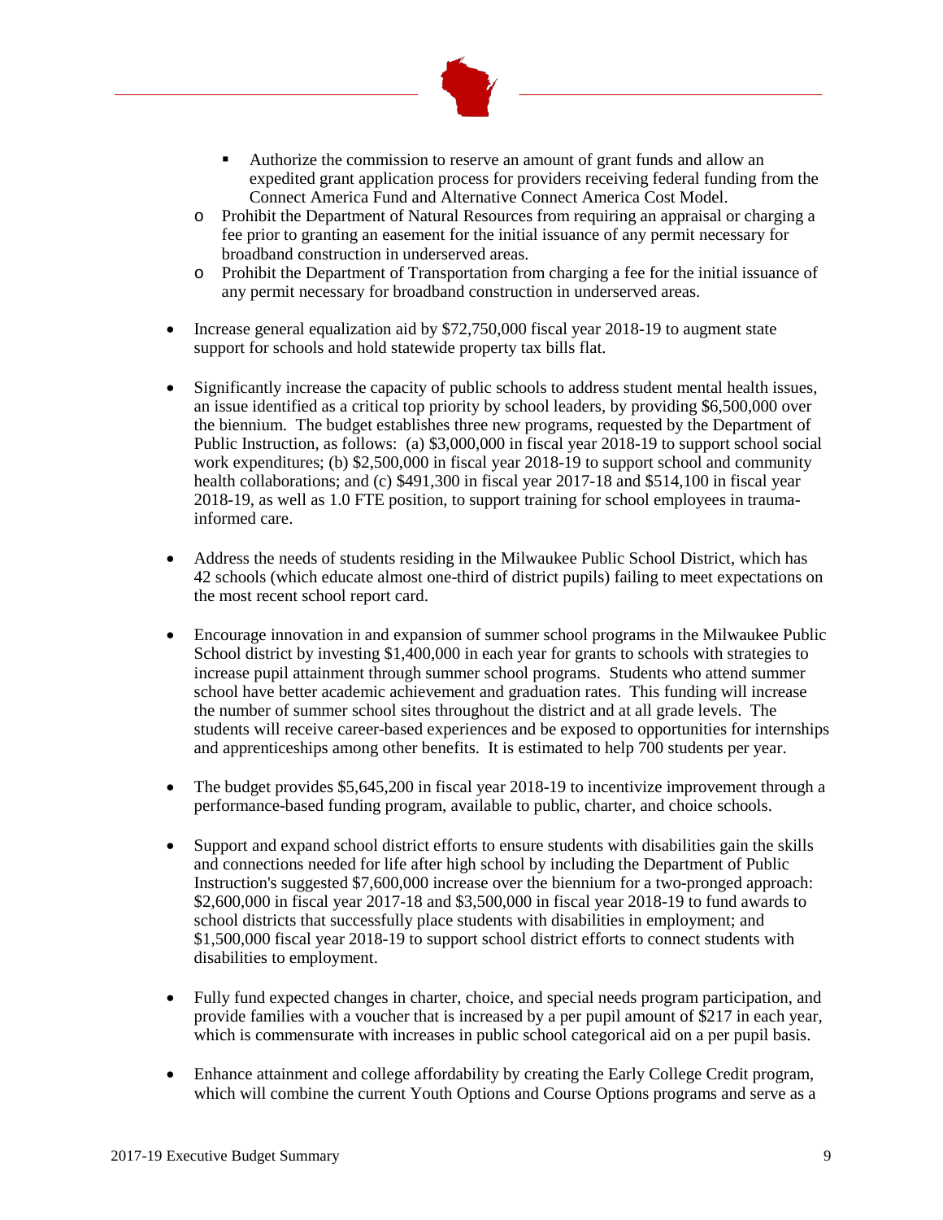- Authorize the commission to reserve an amount of grant funds and allow an expedited grant application process for providers receiving federal funding from the Connect America Fund and Alternative Connect America Cost Model.
  - Prohibit the Department of Natural Resources from requiring an appraisal or charging a fee prior to granting an easement for the initial issuance of any permit necessary for broadband construction in underserved areas.
  - Prohibit the Department of Transportation from charging a fee for the initial issuance of any permit necessary for broadband construction in underserved areas.

- Increase general equalization aid by $72,750,000 fiscal year 2018-19 to augment state support for schools and hold statewide property tax bills flat.

- Significantly increase the capacity of public schools to address student mental health issues, an issue identified as a critical top priority by school leaders, by providing $6,500,000 over the biennium. The budget establishes three new programs, requested by the Department of Public Instruction, as follows: (a) $3,000,000 in fiscal year 2018-19 to support school social work expenditures; (b) $2,500,000 in fiscal year 2018-19 to support school and community health collaborations; and (c) $491,300 in fiscal year 2017-18 and $514,100 in fiscal year 2018-19, as well as 1.0 FTE position, to support training for school employees in trauma-informed care.

- Address the needs of students residing in the Milwaukee Public School District, which has 42 schools (which educate almost one-third of district pupils) failing to meet expectations on the most recent school report card.

- Encourage innovation in and expansion of summer school programs in the Milwaukee Public School district by investing $1,400,000 in each year for grants to schools with strategies to increase pupil attainment through summer school programs. Students who attend summer school have better academic achievement and graduation rates. This funding will increase the number of summer school sites throughout the district and at all grade levels. The students will receive career-based experiences and be exposed to opportunities for internships and apprenticeships among other benefits. It is estimated to help 700 students per year.

- The budget provides $5,645,200 in fiscal year 2018-19 to incentivize improvement through a performance-based funding program, available to public, charter, and choice schools.

- Support and expand school district efforts to ensure students with disabilities gain the skills and connections needed for life after high school by including the Department of Public Instruction's suggested $7,600,000 increase over the biennium for a two-pronged approach: $2,600,000 in fiscal year 2017-18 and $3,500,000 in fiscal year 2018-19 to fund awards to school districts that successfully place students with disabilities in employment; and $1,500,000 fiscal year 2018-19 to support school district efforts to connect students with disabilities to employment.

- Fully fund expected changes in charter, choice, and special needs program participation, and provide families with a voucher that is increased by a per pupil amount of $217 in each year, which is commensurate with increases in public school categorical aid on a per pupil basis.

- Enhance attainment and college affordability by creating the Early College Credit program, which will combine the current Youth Options and Course Options programs and serve as a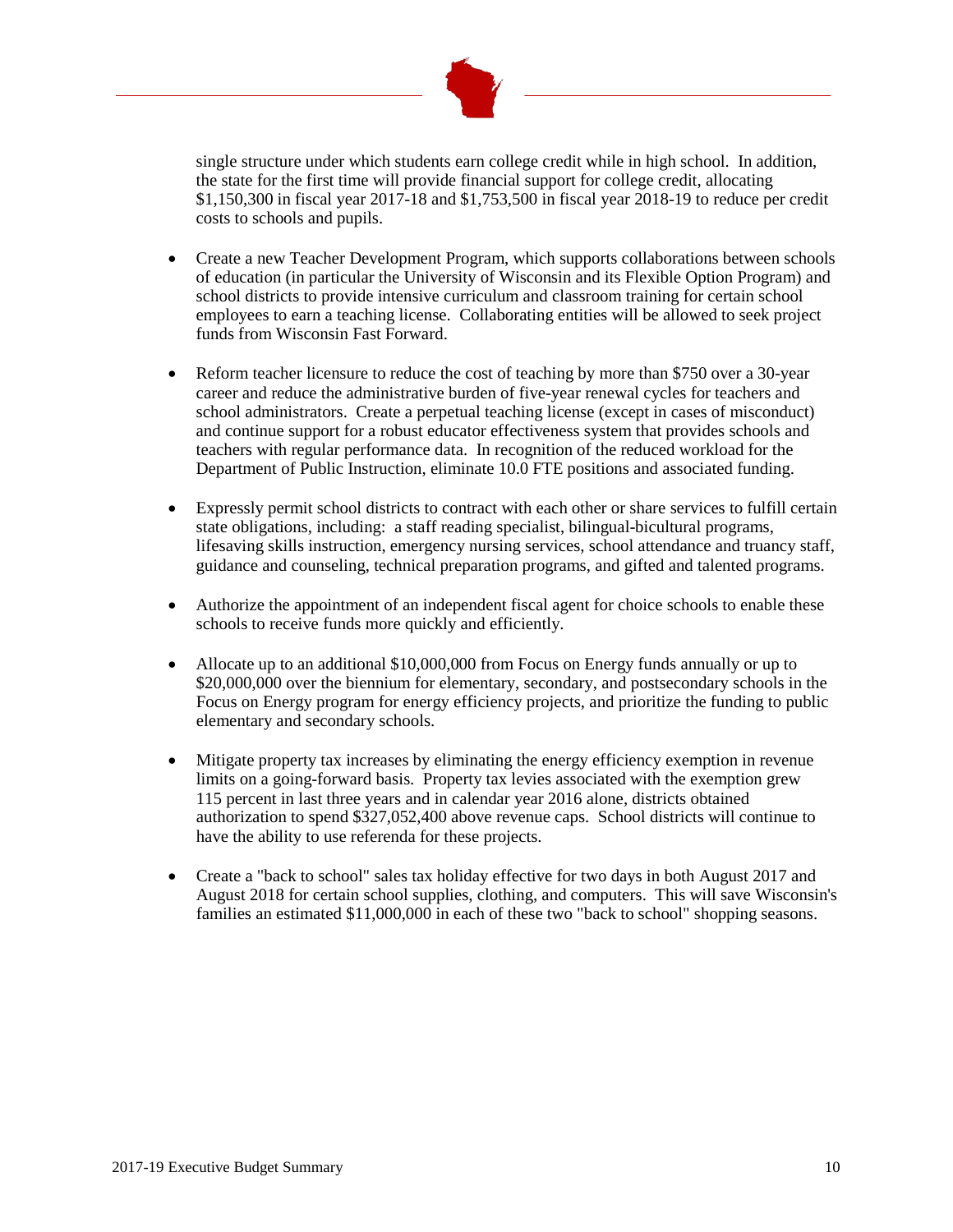single structure under which students earn college credit while in high school. In addition, the state for the first time will provide financial support for college credit, allocating $1,150,300 in fiscal year 2017-18 and $1,753,500 in fiscal year 2018-19 to reduce per credit costs to schools and pupils.

- Create a new Teacher Development Program, which supports collaborations between schools of education (in particular the University of Wisconsin and its Flexible Option Program) and school districts to provide intensive curriculum and classroom training for certain school employees to earn a teaching license. Collaborating entities will be allowed to seek project funds from Wisconsin Fast Forward.

- Reform teacher licensure to reduce the cost of teaching by more than $750 over a 30-year career and reduce the administrative burden of five-year renewal cycles for teachers and school administrators. Create a perpetual teaching license (except in cases of misconduct) and continue support for a robust educator effectiveness system that provides schools and teachers with regular performance data. In recognition of the reduced workload for the Department of Public Instruction, eliminate 10.0 FTE positions and associated funding.

- Expressly permit school districts to contract with each other or share services to fulfill certain state obligations, including: a staff reading specialist, bilingual-bicultural programs, lifesaving skills instruction, emergency nursing services, school attendance and truancy staff, guidance and counseling, technical preparation programs, and gifted and talented programs.

- Authorize the appointment of an independent fiscal agent for choice schools to enable these schools to receive funds more quickly and efficiently.

- Allocate up to an additional $10,000,000 from Focus on Energy funds annually or up to $20,000,000 over the biennium for elementary, secondary, and postsecondary schools in the Focus on Energy program for energy efficiency projects, and prioritize the funding to public elementary and secondary schools.

- Mitigate property tax increases by eliminating the energy efficiency exemption in revenue limits on a going-forward basis. Property tax levies associated with the exemption grew 115 percent in last three years and in calendar year 2016 alone, districts obtained authorization to spend $327,052,400 above revenue caps. School districts will continue to have the ability to use referenda for these projects.

- Create a "back to school" sales tax holiday effective for two days in both August 2017 and August 2018 for certain school supplies, clothing, and computers. This will save Wisconsin's families an estimated $11,000,000 in each of these two "back to school" shopping seasons.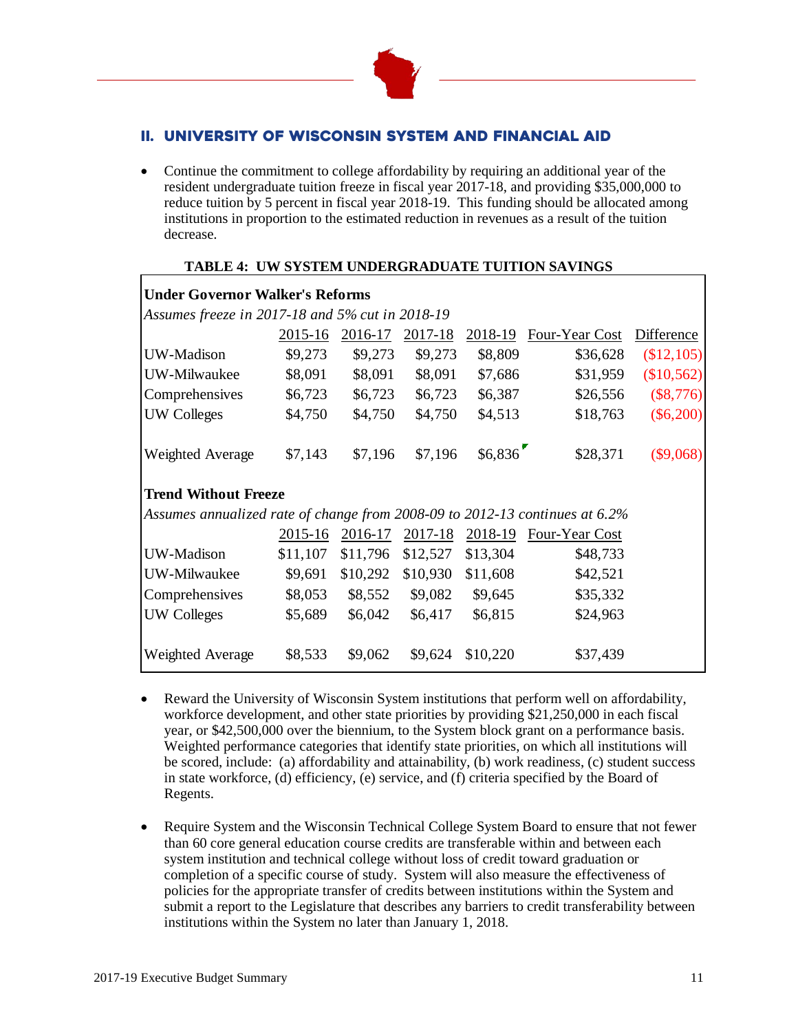## II. UNIVERSITY OF WISCONSIN SYSTEM AND FINANCIAL AID

- Continue the commitment to college affordability by requiring an additional year of the resident undergraduate tuition freeze in fiscal year 2017-18, and providing $35,000,000 to reduce tuition by 5 percent in fiscal year 2018-19. This funding should be allocated among institutions in proportion to the estimated reduction in revenues as a result of the tuition decrease.

**TABLE 4: UW SYSTEM UNDERGRADUATE TUITION SAVINGS**

| **Under Governor Walker's Reforms** | | | | | | |
|---|---|---|---|---|---|---|
| *Assumes freeze in 2017-18 and 5% cut in 2018-19* | | | | | | |
| | 2015-16 | 2016-17 | 2017-18 | 2018-19 | Four-Year Cost | Difference |
| UW-Madison | $9,273 | $9,273 | $9,273 | $8,809 | $36,628 | ($12,105) |
| UW-Milwaukee | $8,091 | $8,091 | $8,091 | $7,686 | $31,959 | ($10,562) |
| Comprehensives | $6,723 | $6,723 | $6,723 | $6,387 | $26,556 | ($8,776) |
| UW Colleges | $4,750 | $4,750 | $4,750 | $4,513 | $18,763 | ($6,200) |
| Weighted Average | $7,143 | $7,196 | $7,196 | $6,836 | $28,371 | ($9,068) |
| **Trend Without Freeze** | | | | | | |
| *Assumes annualized rate of change from 2008-09 to 2012-13 continues at 6.2%* | | | | | | |
| | 2015-16 | 2016-17 | 2017-18 | 2018-19 | Four-Year Cost | |
| UW-Madison | $11,107 | $11,796 | $12,527 | $13,304 | $48,733 | |
| UW-Milwaukee | $9,691 | $10,292 | $10,930 | $11,608 | $42,521 | |
| Comprehensives | $8,053 | $8,552 | $9,082 | $9,645 | $35,332 | |
| UW Colleges | $5,689 | $6,042 | $6,417 | $6,815 | $24,963 | |
| Weighted Average | $8,533 | $9,062 | $9,624 | $10,220 | $37,439 | |

- Reward the University of Wisconsin System institutions that perform well on affordability, workforce development, and other state priorities by providing $21,250,000 in each fiscal year, or $42,500,000 over the biennium, to the System block grant on a performance basis. Weighted performance categories that identify state priorities, on which all institutions will be scored, include: (a) affordability and attainability, (b) work readiness, (c) student success in state workforce, (d) efficiency, (e) service, and (f) criteria specified by the Board of Regents.

- Require System and the Wisconsin Technical College System Board to ensure that not fewer than 60 core general education course credits are transferable within and between each system institution and technical college without loss of credit toward graduation or completion of a specific course of study. System will also measure the effectiveness of policies for the appropriate transfer of credits between institutions within the System and submit a report to the Legislature that describes any barriers to credit transferability between institutions within the System no later than January 1, 2018.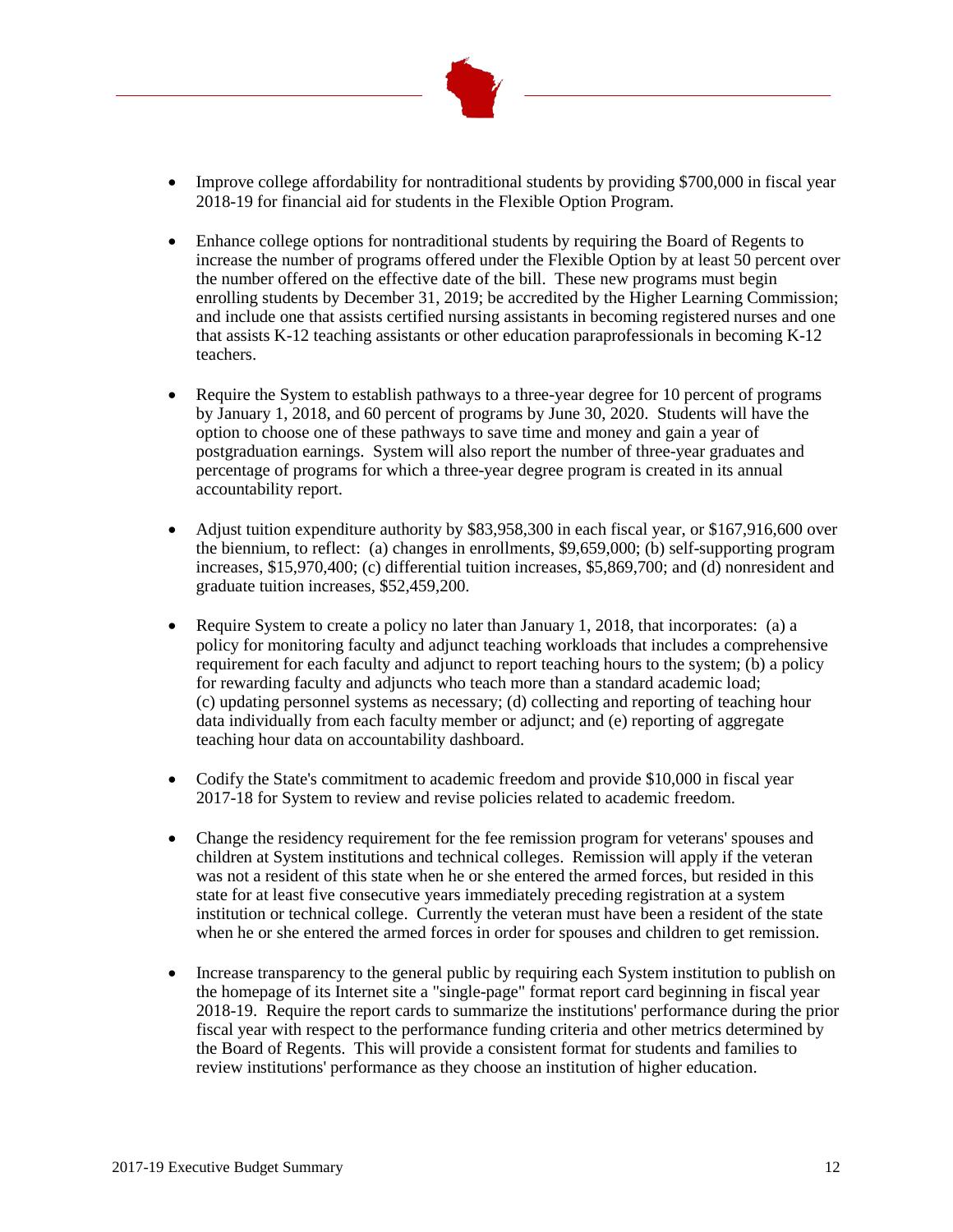- Improve college affordability for nontraditional students by providing $700,000 in fiscal year 2018-19 for financial aid for students in the Flexible Option Program.

- Enhance college options for nontraditional students by requiring the Board of Regents to increase the number of programs offered under the Flexible Option by at least 50 percent over the number offered on the effective date of the bill. These new programs must begin enrolling students by December 31, 2019; be accredited by the Higher Learning Commission; and include one that assists certified nursing assistants in becoming registered nurses and one that assists K-12 teaching assistants or other education paraprofessionals in becoming K-12 teachers.

- Require the System to establish pathways to a three-year degree for 10 percent of programs by January 1, 2018, and 60 percent of programs by June 30, 2020. Students will have the option to choose one of these pathways to save time and money and gain a year of postgraduation earnings. System will also report the number of three-year graduates and percentage of programs for which a three-year degree program is created in its annual accountability report.

- Adjust tuition expenditure authority by $83,958,300 in each fiscal year, or $167,916,600 over the biennium, to reflect: (a) changes in enrollments, $9,659,000; (b) self-supporting program increases, $15,970,400; (c) differential tuition increases, $5,869,700; and (d) nonresident and graduate tuition increases, $52,459,200.

- Require System to create a policy no later than January 1, 2018, that incorporates: (a) a policy for monitoring faculty and adjunct teaching workloads that includes a comprehensive requirement for each faculty and adjunct to report teaching hours to the system; (b) a policy for rewarding faculty and adjuncts who teach more than a standard academic load; (c) updating personnel systems as necessary; (d) collecting and reporting of teaching hour data individually from each faculty member or adjunct; and (e) reporting of aggregate teaching hour data on accountability dashboard.

- Codify the State's commitment to academic freedom and provide $10,000 in fiscal year 2017-18 for System to review and revise policies related to academic freedom.

- Change the residency requirement for the fee remission program for veterans' spouses and children at System institutions and technical colleges. Remission will apply if the veteran was not a resident of this state when he or she entered the armed forces, but resided in this state for at least five consecutive years immediately preceding registration at a system institution or technical college. Currently the veteran must have been a resident of the state when he or she entered the armed forces in order for spouses and children to get remission.

- Increase transparency to the general public by requiring each System institution to publish on the homepage of its Internet site a "single-page" format report card beginning in fiscal year 2018-19. Require the report cards to summarize the institutions' performance during the prior fiscal year with respect to the performance funding criteria and other metrics determined by the Board of Regents. This will provide a consistent format for students and families to review institutions' performance as they choose an institution of higher education.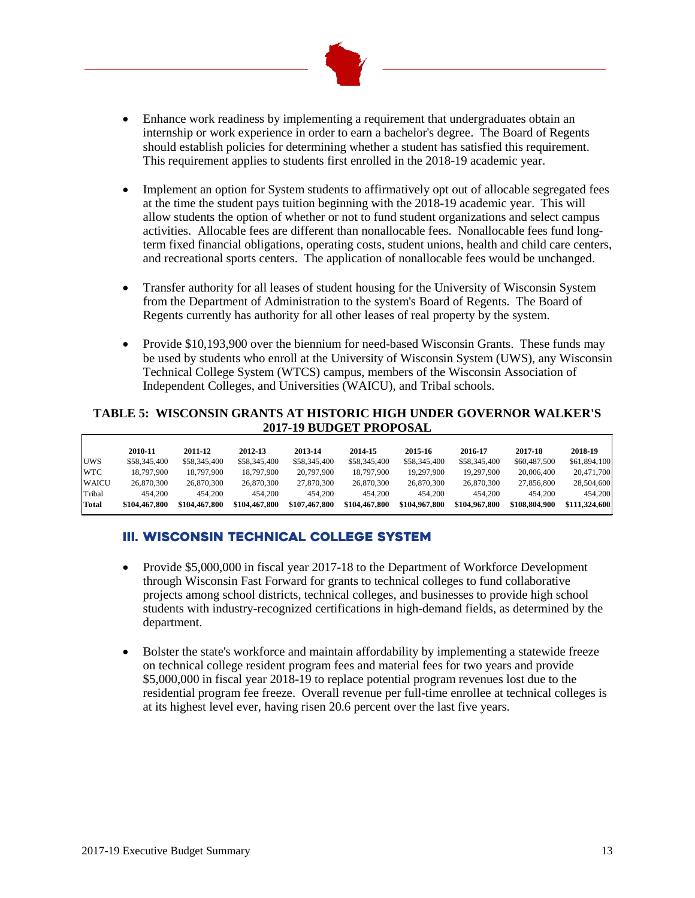- Enhance work readiness by implementing a requirement that undergraduates obtain an internship or work experience in order to earn a bachelor's degree. The Board of Regents should establish policies for determining whether a student has satisfied this requirement. This requirement applies to students first enrolled in the 2018-19 academic year.

- Implement an option for System students to affirmatively opt out of allocable segregated fees at the time the student pays tuition beginning with the 2018-19 academic year. This will allow students the option of whether or not to fund student organizations and select campus activities. Allocable fees are different than nonallocable fees. Nonallocable fees fund long-term fixed financial obligations, operating costs, student unions, health and child care centers, and recreational sports centers. The application of nonallocable fees would be unchanged.

- Transfer authority for all leases of student housing for the University of Wisconsin System from the Department of Administration to the system's Board of Regents. The Board of Regents currently has authority for all other leases of real property by the system.

- Provide $10,193,900 over the biennium for need-based Wisconsin Grants. These funds may be used by students who enroll at the University of Wisconsin System (UWS), any Wisconsin Technical College System (WTCS) campus, members of the Wisconsin Association of Independent Colleges, and Universities (WAICU), and Tribal schools.

**TABLE 5: WISCONSIN GRANTS AT HISTORIC HIGH UNDER GOVERNOR WALKER'S 2017-19 BUDGET PROPOSAL**

| | 2010-11 | 2011-12 | 2012-13 | 2013-14 | 2014-15 | 2015-16 | 2016-17 | 2017-18 | 2018-19 |
|---|---|---|---|---|---|---|---|---|---|
| UWS | $58,345,400 | $58,345,400 | $58,345,400 | $58,345,400 | $58,345,400 | $58,345,400 | $58,345,400 | $60,487,500 | $61,894,100 |
| WTC | 18,797,900 | 18,797,900 | 18,797,900 | 20,797,900 | 18,797,900 | 19,297,900 | 19,297,900 | 20,006,400 | 20,471,700 |
| WAICU | 26,870,300 | 26,870,300 | 26,870,300 | 27,870,300 | 26,870,300 | 26,870,300 | 26,870,300 | 27,856,800 | 28,504,600 |
| Tribal | 454,200 | 454,200 | 454,200 | 454,200 | 454,200 | 454,200 | 454,200 | 454,200 | 454,200 |
| **Total** | **$104,467,800** | **$104,467,800** | **$104,467,800** | **$107,467,800** | **$104,467,800** | **$104,967,800** | **$104,967,800** | **$108,804,900** | **$111,324,600** |

## III. WISCONSIN TECHNICAL COLLEGE SYSTEM

- Provide $5,000,000 in fiscal year 2017-18 to the Department of Workforce Development through Wisconsin Fast Forward for grants to technical colleges to fund collaborative projects among school districts, technical colleges, and businesses to provide high school students with industry-recognized certifications in high-demand fields, as determined by the department.

- Bolster the state's workforce and maintain affordability by implementing a statewide freeze on technical college resident program fees and material fees for two years and provide $5,000,000 in fiscal year 2018-19 to replace potential program revenues lost due to the residential program fee freeze. Overall revenue per full-time enrollee at technical colleges is at its highest level ever, having risen 20.6 percent over the last five years.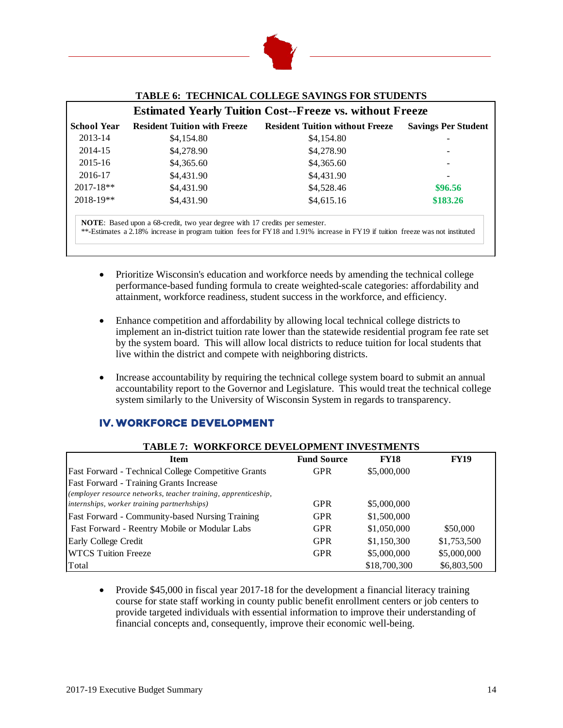**TABLE 6: TECHNICAL COLLEGE SAVINGS FOR STUDENTS**

| Estimated Yearly Tuition Cost--Freeze vs. without Freeze | | | |
|---|---|---|---|
| **School Year** | **Resident Tuition with Freeze** | **Resident Tuition without Freeze** | **Savings Per Student** |
| 2013-14 | $4,154.80 | $4,154.80 | - |
| 2014-15 | $4,278.90 | $4,278.90 | - |
| 2015-16 | $4,365.60 | $4,365.60 | - |
| 2016-17 | $4,431.90 | $4,431.90 | - |
| 2017-18** | $4,431.90 | $4,528.46 | **$96.56** |
| 2018-19** | $4,431.90 | $4,615.16 | **$183.26** |

**NOTE**: Based upon a 68-credit, two year degree with 17 credits per semester.
**-Estimates a 2.18% increase in program tuition fees for FY18 and 1.91% increase in FY19 if tuition freeze was not instituted

- Prioritize Wisconsin's education and workforce needs by amending the technical college performance-based funding formula to create weighted-scale categories: affordability and attainment, workforce readiness, student success in the workforce, and efficiency.

- Enhance competition and affordability by allowing local technical college districts to implement an in-district tuition rate lower than the statewide residential program fee rate set by the system board. This will allow local districts to reduce tuition for local students that live within the district and compete with neighboring districts.

- Increase accountability by requiring the technical college system board to submit an annual accountability report to the Governor and Legislature. This would treat the technical college system similarly to the University of Wisconsin System in regards to transparency.

## IV. WORKFORCE DEVELOPMENT

**TABLE 7: WORKFORCE DEVELOPMENT INVESTMENTS**

| Item | Fund Source | FY18 | FY19 |
|---|---|---|---|
| Fast Forward - Technical College Competitive Grants | GPR | $5,000,000 | |
| Fast Forward - Training Grants Increase *(employer resource networks, teacher training, apprenticeship, internships, worker training partnerhships)* | GPR | $5,000,000 | |
| Fast Forward - Community-based Nursing Training | GPR | $1,500,000 | |
| Fast Forward - Reentry Mobile or Modular Labs | GPR | $1,050,000 | $50,000 |
| Early College Credit | GPR | $1,150,300 | $1,753,500 |
| WTCS Tuition Freeze | GPR | $5,000,000 | $5,000,000 |
| Total | | $18,700,300 | $6,803,500 |

- Provide $45,000 in fiscal year 2017-18 for the development a financial literacy training course for state staff working in county public benefit enrollment centers or job centers to provide targeted individuals with essential information to improve their understanding of financial concepts and, consequently, improve their economic well-being.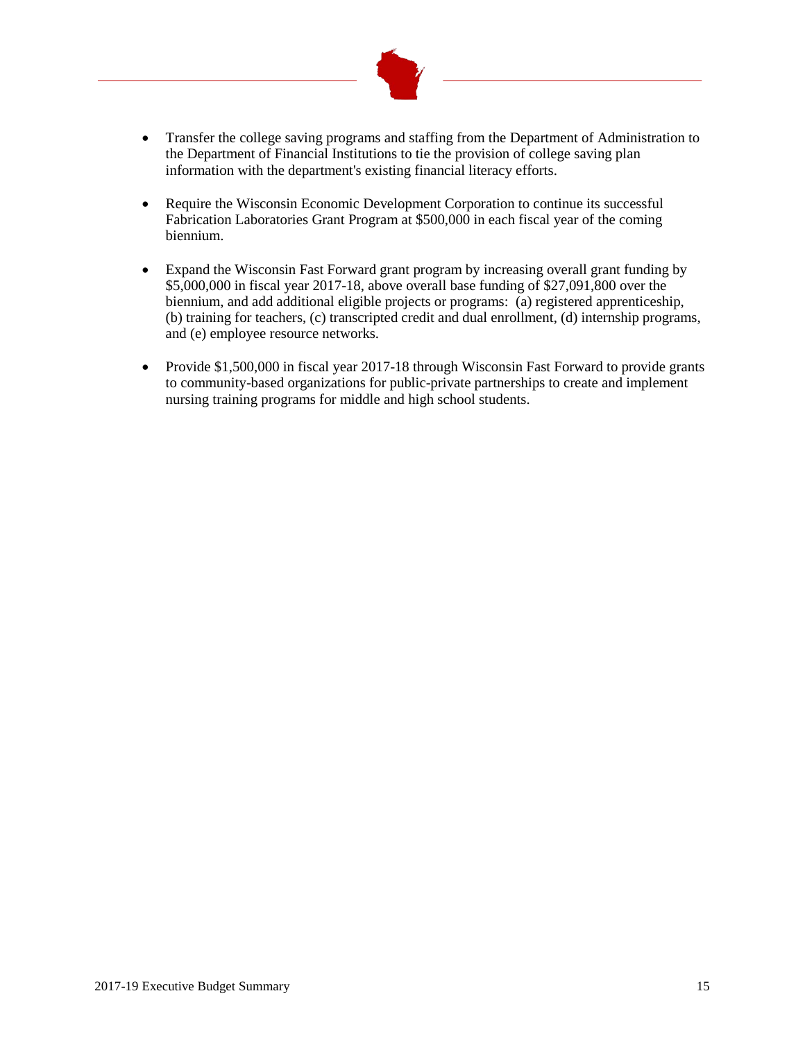- Transfer the college saving programs and staffing from the Department of Administration to the Department of Financial Institutions to tie the provision of college saving plan information with the department's existing financial literacy efforts.

- Require the Wisconsin Economic Development Corporation to continue its successful Fabrication Laboratories Grant Program at $500,000 in each fiscal year of the coming biennium.

- Expand the Wisconsin Fast Forward grant program by increasing overall grant funding by $5,000,000 in fiscal year 2017-18, above overall base funding of $27,091,800 over the biennium, and add additional eligible projects or programs: (a) registered apprenticeship, (b) training for teachers, (c) transcripted credit and dual enrollment, (d) internship programs, and (e) employee resource networks.

- Provide $1,500,000 in fiscal year 2017-18 through Wisconsin Fast Forward to provide grants to community-based organizations for public-private partnerships to create and implement nursing training programs for middle and high school students.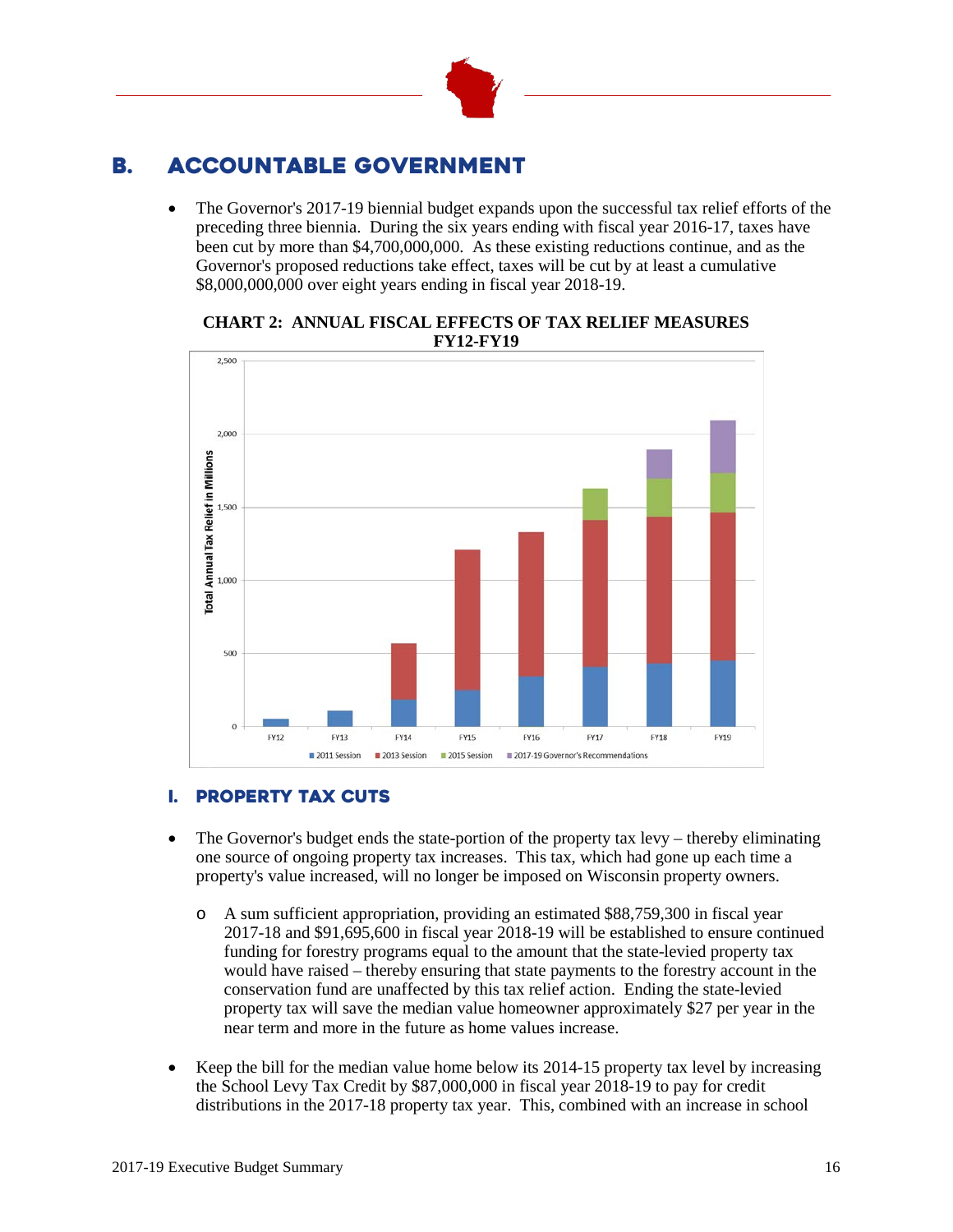## B. ACCOUNTABLE GOVERNMENT

- The Governor's 2017-19 biennial budget expands upon the successful tax relief efforts of the preceding three biennia. During the six years ending with fiscal year 2016-17, taxes have been cut by more than $4,700,000,000. As these existing reductions continue, and as the Governor's proposed reductions take effect, taxes will be cut by at least a cumulative $8,000,000,000 over eight years ending in fiscal year 2018-19.

**CHART 2: ANNUAL FISCAL EFFECTS OF TAX RELIEF MEASURES FY12-FY19**

### I. PROPERTY TAX CUTS

- The Governor's budget ends the state-portion of the property tax levy – thereby eliminating one source of ongoing property tax increases. This tax, which had gone up each time a property's value increased, will no longer be imposed on Wisconsin property owners.
  - A sum sufficient appropriation, providing an estimated $88,759,300 in fiscal year 2017-18 and $91,695,600 in fiscal year 2018-19 will be established to ensure continued funding for forestry programs equal to the amount that the state-levied property tax would have raised – thereby ensuring that state payments to the forestry account in the conservation fund are unaffected by this tax relief action. Ending the state-levied property tax will save the median value homeowner approximately $27 per year in the near term and more in the future as home values increase.

- Keep the bill for the median value home below its 2014-15 property tax level by increasing the School Levy Tax Credit by $87,000,000 in fiscal year 2018-19 to pay for credit distributions in the 2017-18 property tax year. This, combined with an increase in school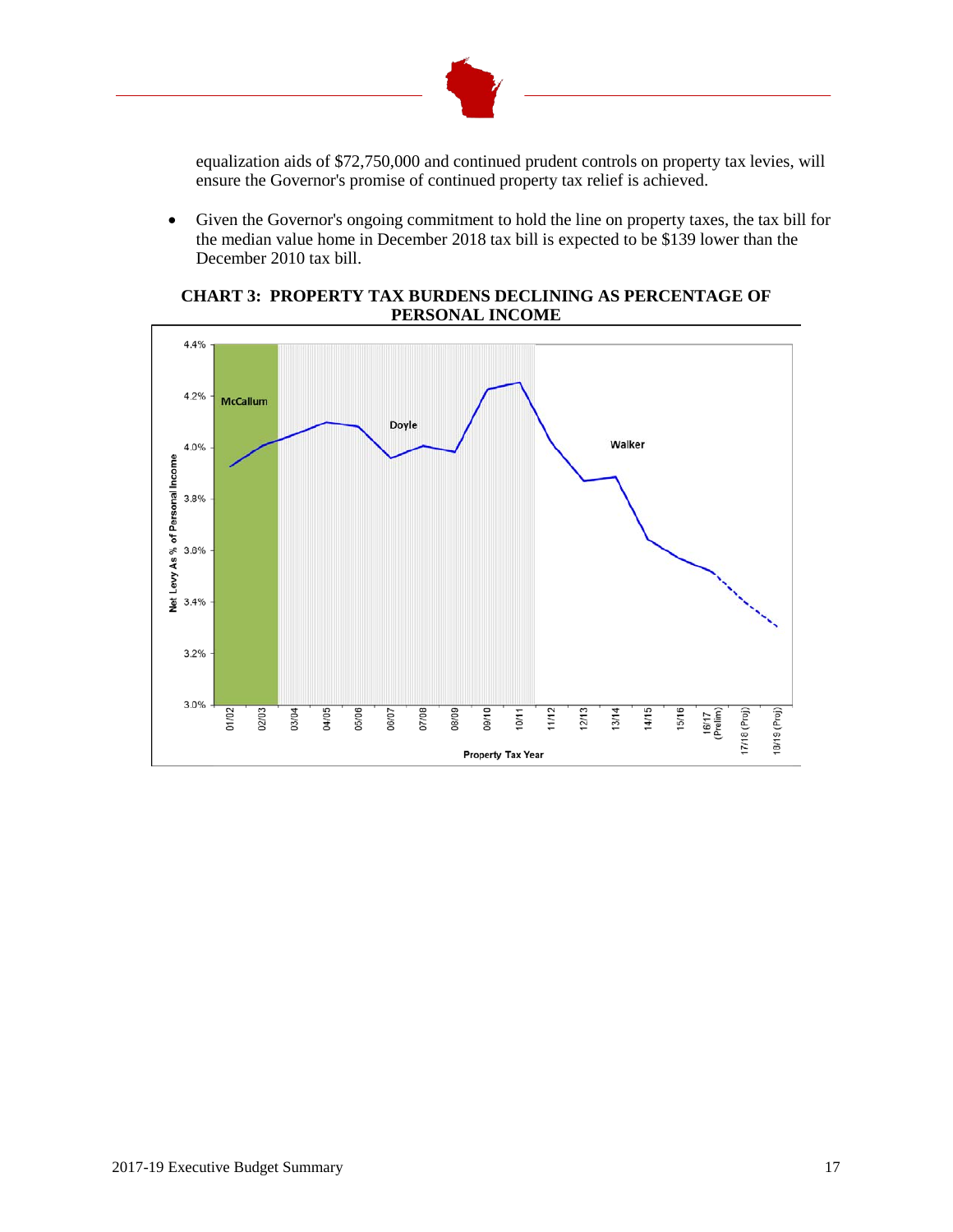equalization aids of $72,750,000 and continued prudent controls on property tax levies, will ensure the Governor's promise of continued property tax relief is achieved.

- Given the Governor's ongoing commitment to hold the line on property taxes, the tax bill for the median value home in December 2018 tax bill is expected to be $139 lower than the December 2010 tax bill.

**CHART 3: PROPERTY TAX BURDENS DECLINING AS PERCENTAGE OF PERSONAL INCOME**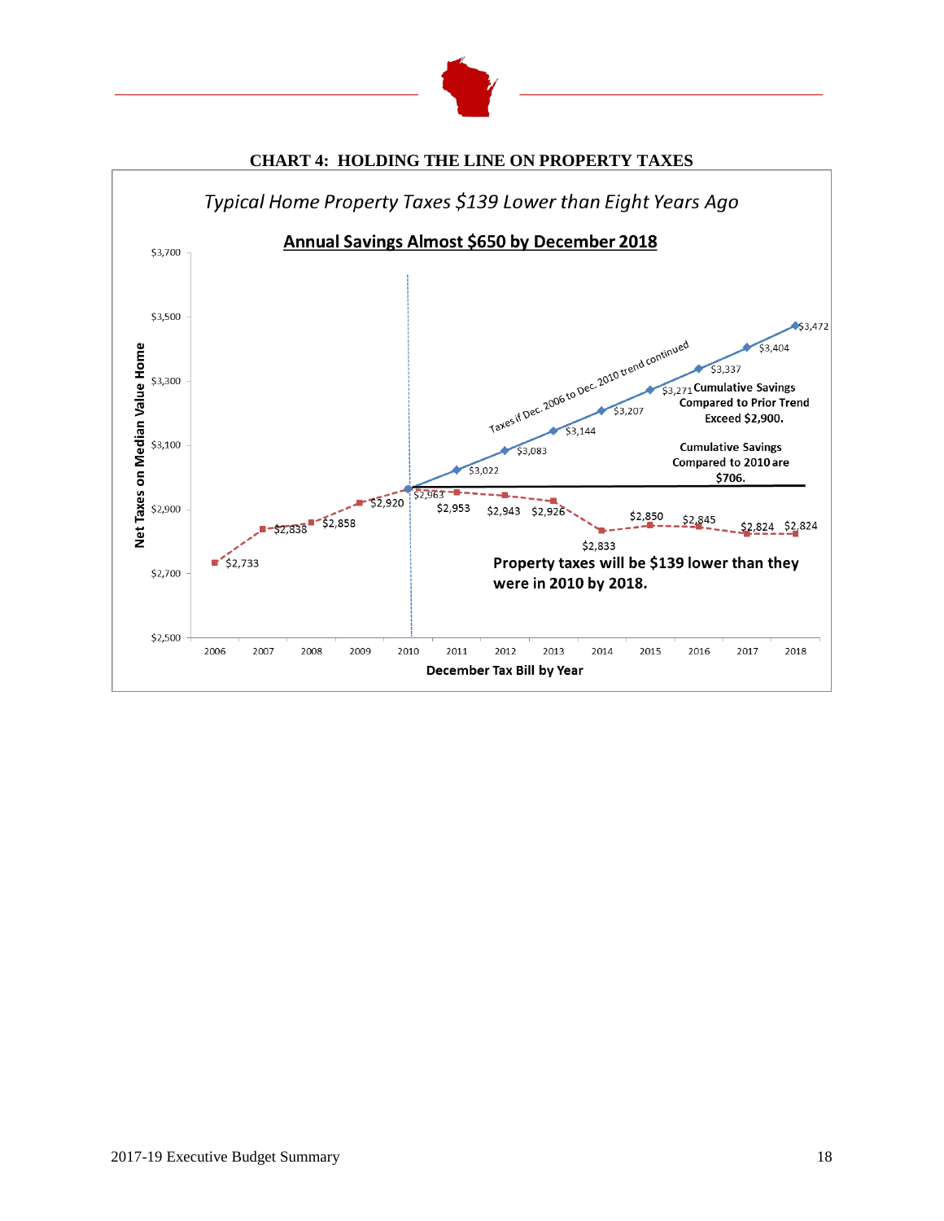**CHART 4: HOLDING THE LINE ON PROPERTY TAXES**

*Typical Home Property Taxes $139 Lower than Eight Years Ago*

**Annual Savings Almost $650 by December 2018**

| December Tax Bill by Year | Net Taxes on Median Value Home | Taxes if Dec. 2006 to Dec. 2010 trend continued |
|---|---|---|
| 2006 | $2,733 | |
| 2007 | $2,838 | |
| 2008 | $2,858 | |
| 2009 | $2,920 | |
| 2010 | $2,963 | $2,963 |
| 2011 | $2,953 | $3,022 |
| 2012 | $2,943 | $3,083 |
| 2013 | $2,926 | $3,144 |
| 2014 | $2,833 | $3,207 |
| 2015 | $2,850 | $3,271 |
| 2016 | $2,845 | $3,337 |
| 2017 | $2,824 | $3,404 |
| 2018 | $2,824 | $3,472 |

**Cumulative Savings Compared to Prior Trend Exceed $2,900.**

**Cumulative Savings Compared to 2010 are $706.**

**Property taxes will be $139 lower than they were in 2010 by 2018.**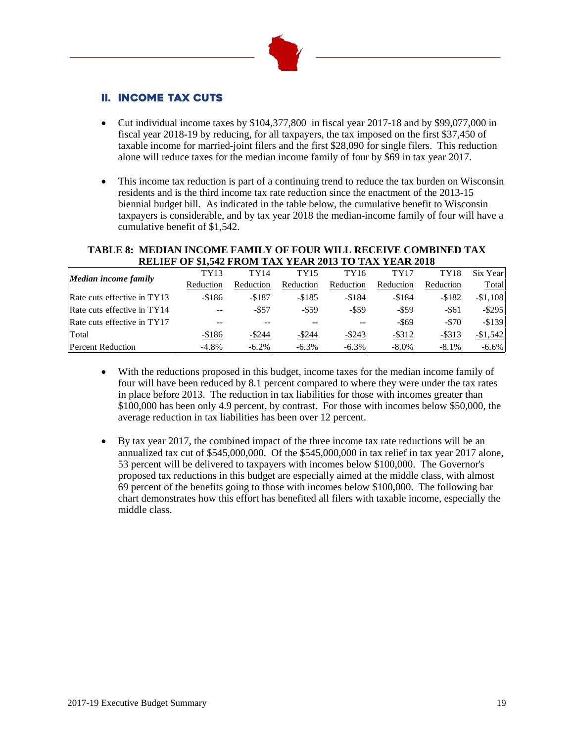## II. INCOME TAX CUTS

- Cut individual income taxes by $104,377,800 in fiscal year 2017-18 and by $99,077,000 in fiscal year 2018-19 by reducing, for all taxpayers, the tax imposed on the first $37,450 of taxable income for married-joint filers and the first $28,090 for single filers. This reduction alone will reduce taxes for the median income family of four by $69 in tax year 2017.

- This income tax reduction is part of a continuing trend to reduce the tax burden on Wisconsin residents and is the third income tax rate reduction since the enactment of the 2013-15 biennial budget bill. As indicated in the table below, the cumulative benefit to Wisconsin taxpayers is considerable, and by tax year 2018 the median-income family of four will have a cumulative benefit of $1,542.

**TABLE 8: MEDIAN INCOME FAMILY OF FOUR WILL RECEIVE COMBINED TAX RELIEF OF $1,542 FROM TAX YEAR 2013 TO TAX YEAR 2018**

| *Median income family* | TY13 Reduction | TY14 Reduction | TY15 Reduction | TY16 Reduction | TY17 Reduction | TY18 Reduction | Six Year Total |
|---|---|---|---|---|---|---|---|
| Rate cuts effective in TY13 | -$186 | -$187 | -$185 | -$184 | -$184 | -$182 | -$1,108 |
| Rate cuts effective in TY14 | -- | -$57 | -$59 | -$59 | -$59 | -$61 | -$295 |
| Rate cuts effective in TY17 | -- | -- | -- | -- | -$69 | -$70 | -$139 |
| Total | -$186 | -$244 | -$244 | -$243 | -$312 | -$313 | -$1,542 |
| Percent Reduction | -4.8% | -6.2% | -6.3% | -6.3% | -8.0% | -8.1% | -6.6% |

- With the reductions proposed in this budget, income taxes for the median income family of four will have been reduced by 8.1 percent compared to where they were under the tax rates in place before 2013. The reduction in tax liabilities for those with incomes greater than $100,000 has been only 4.9 percent, by contrast. For those with incomes below $50,000, the average reduction in tax liabilities has been over 12 percent.

- By tax year 2017, the combined impact of the three income tax rate reductions will be an annualized tax cut of $545,000,000. Of the $545,000,000 in tax relief in tax year 2017 alone, 53 percent will be delivered to taxpayers with incomes below $100,000. The Governor's proposed tax reductions in this budget are especially aimed at the middle class, with almost 69 percent of the benefits going to those with incomes below $100,000. The following bar chart demonstrates how this effort has benefited all filers with taxable income, especially the middle class.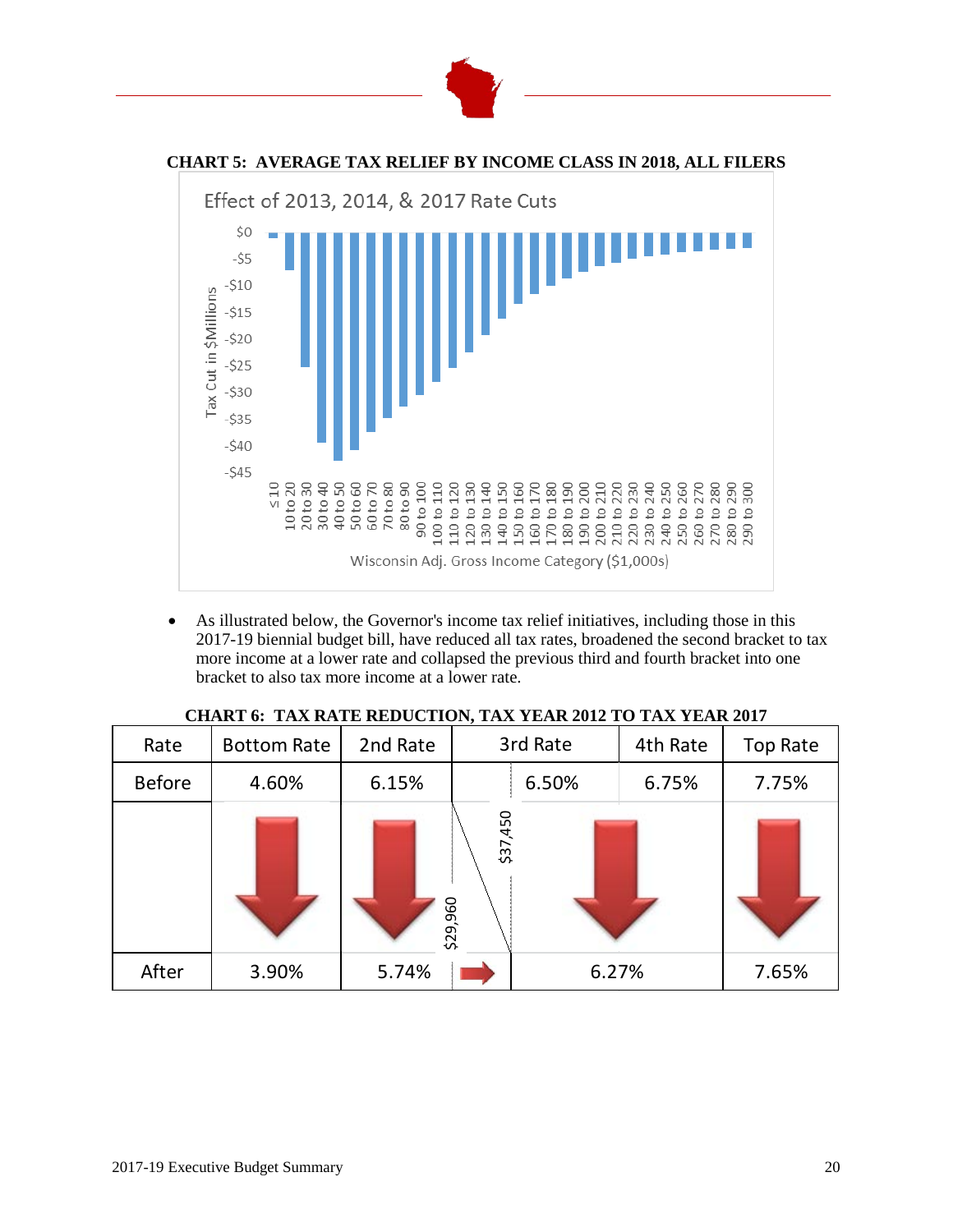**CHART 5: AVERAGE TAX RELIEF BY INCOME CLASS IN 2018, ALL FILERS**

Effect of 2013, 2014, & 2017 Rate Cuts

- As illustrated below, the Governor's income tax relief initiatives, including those in this 2017-19 biennial budget bill, have reduced all tax rates, broadened the second bracket to tax more income at a lower rate and collapsed the previous third and fourth bracket into one bracket to also tax more income at a lower rate.

**CHART 6: TAX RATE REDUCTION, TAX YEAR 2012 TO TAX YEAR 2017**

| Rate | Bottom Rate | 2nd Rate | 3rd Rate | 4th Rate | Top Rate |
|---|---|---|---|---|---|
| Before | 4.60% | 6.15% | 6.50% | 6.75% | 7.75% |
| | ↓ | ↓ $29,960 | $37,450 ↓ | | ↓ |
| After | 3.90% | 5.74% | → 6.27% | | 7.65% |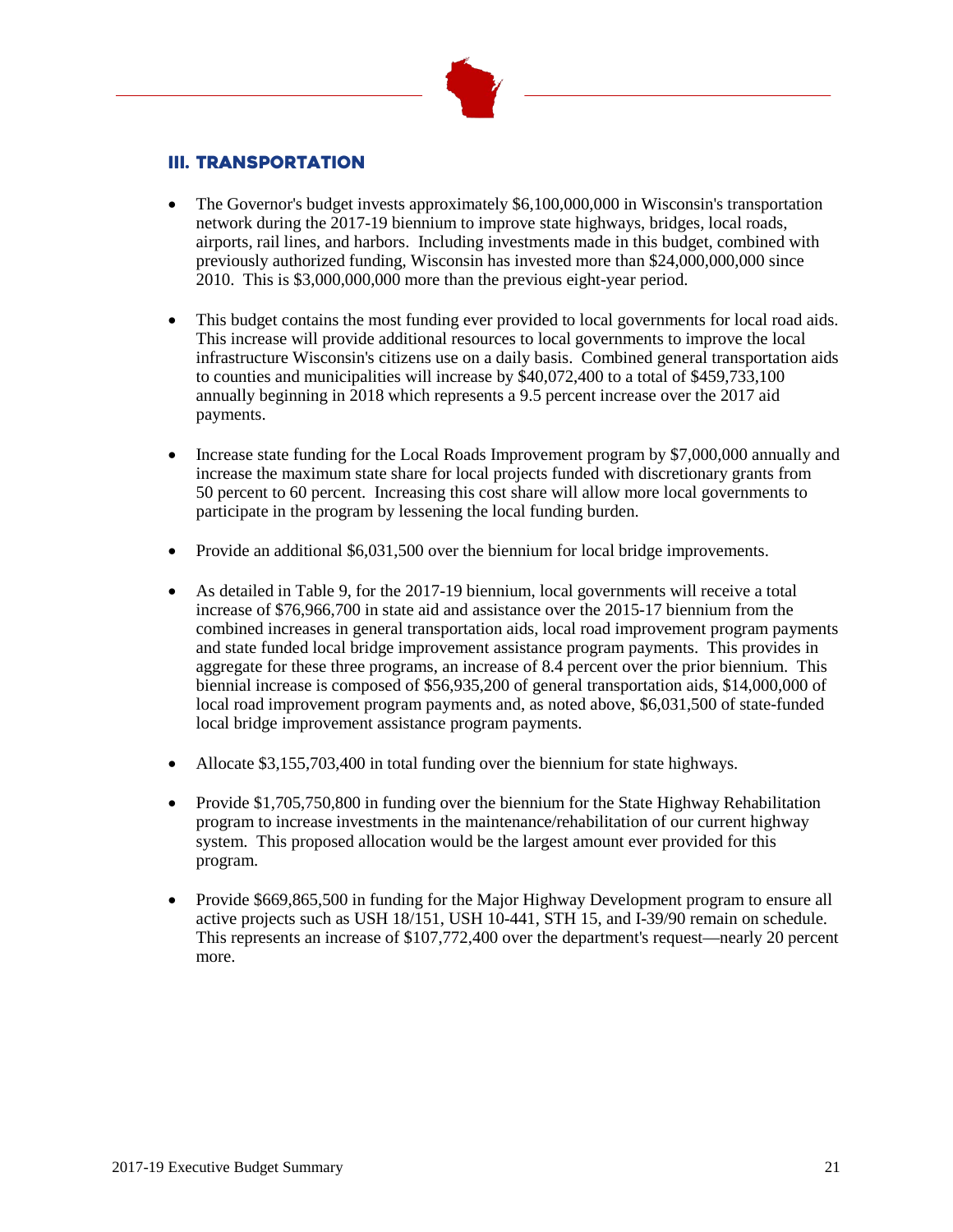## III. TRANSPORTATION

- The Governor's budget invests approximately $6,100,000,000 in Wisconsin's transportation network during the 2017-19 biennium to improve state highways, bridges, local roads, airports, rail lines, and harbors. Including investments made in this budget, combined with previously authorized funding, Wisconsin has invested more than $24,000,000,000 since 2010. This is $3,000,000,000 more than the previous eight-year period.

- This budget contains the most funding ever provided to local governments for local road aids. This increase will provide additional resources to local governments to improve the local infrastructure Wisconsin's citizens use on a daily basis. Combined general transportation aids to counties and municipalities will increase by $40,072,400 to a total of $459,733,100 annually beginning in 2018 which represents a 9.5 percent increase over the 2017 aid payments.

- Increase state funding for the Local Roads Improvement program by $7,000,000 annually and increase the maximum state share for local projects funded with discretionary grants from 50 percent to 60 percent. Increasing this cost share will allow more local governments to participate in the program by lessening the local funding burden.

- Provide an additional $6,031,500 over the biennium for local bridge improvements.

- As detailed in Table 9, for the 2017-19 biennium, local governments will receive a total increase of $76,966,700 in state aid and assistance over the 2015-17 biennium from the combined increases in general transportation aids, local road improvement program payments and state funded local bridge improvement assistance program payments. This provides in aggregate for these three programs, an increase of 8.4 percent over the prior biennium. This biennial increase is composed of $56,935,200 of general transportation aids, $14,000,000 of local road improvement program payments and, as noted above, $6,031,500 of state-funded local bridge improvement assistance program payments.

- Allocate $3,155,703,400 in total funding over the biennium for state highways.

- Provide $1,705,750,800 in funding over the biennium for the State Highway Rehabilitation program to increase investments in the maintenance/rehabilitation of our current highway system. This proposed allocation would be the largest amount ever provided for this program.

- Provide $669,865,500 in funding for the Major Highway Development program to ensure all active projects such as USH 18/151, USH 10-441, STH 15, and I-39/90 remain on schedule. This represents an increase of $107,772,400 over the department's request—nearly 20 percent more.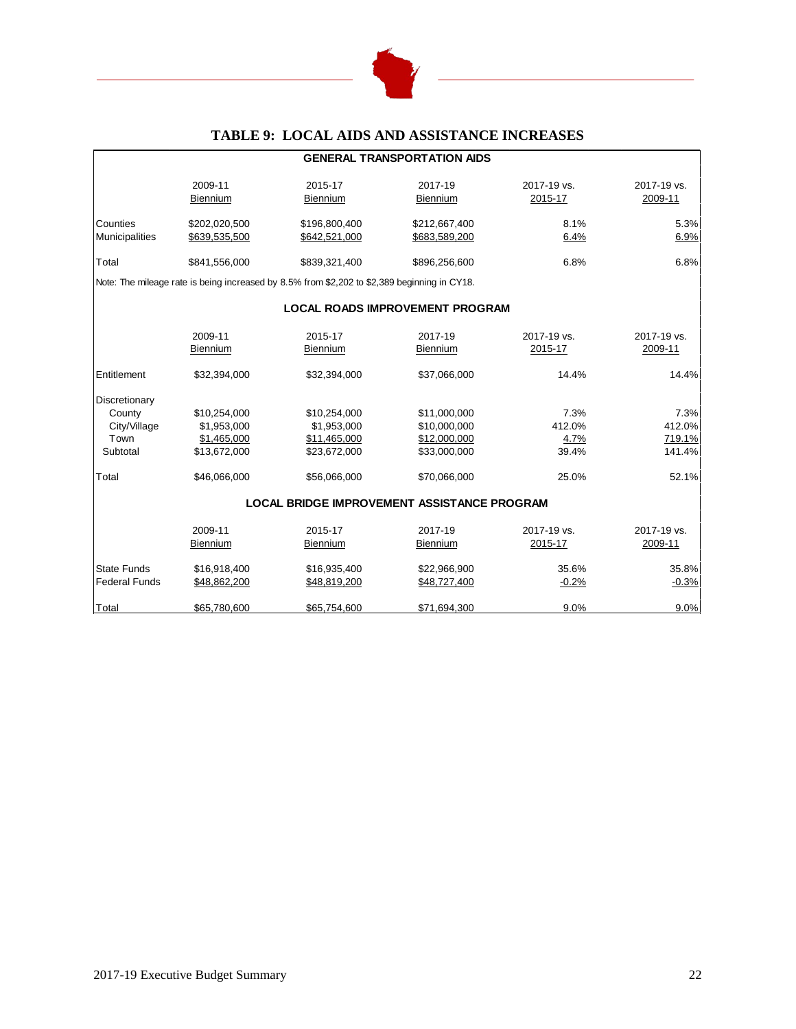# TABLE 9: LOCAL AIDS AND ASSISTANCE INCREASES

**GENERAL TRANSPORTATION AIDS**

| | 2009-11 Biennium | 2015-17 Biennium | 2017-19 Biennium | 2017-19 vs. 2015-17 | 2017-19 vs. 2009-11 |
|---|---|---|---|---|---|
| Counties | $202,020,500 | $196,800,400 | $212,667,400 | 8.1% | 5.3% |
| Municipalities | $639,535,500 | $642,521,000 | $683,589,200 | 6.4% | 6.9% |
| Total | $841,556,000 | $839,321,400 | $896,256,600 | 6.8% | 6.8% |

Note: The mileage rate is being increased by 8.5% from $2,202 to $2,389 beginning in CY18.

**LOCAL ROADS IMPROVEMENT PROGRAM**

| | 2009-11 Biennium | 2015-17 Biennium | 2017-19 Biennium | 2017-19 vs. 2015-17 | 2017-19 vs. 2009-11 |
|---|---|---|---|---|---|
| Entitlement | $32,394,000 | $32,394,000 | $37,066,000 | 14.4% | 14.4% |
| Discretionary | | | | | |
| County | $10,254,000 | $10,254,000 | $11,000,000 | 7.3% | 7.3% |
| City/Village | $1,953,000 | $1,953,000 | $10,000,000 | 412.0% | 412.0% |
| Town | $1,465,000 | $11,465,000 | $12,000,000 | 4.7% | 719.1% |
| Subtotal | $13,672,000 | $23,672,000 | $33,000,000 | 39.4% | 141.4% |
| Total | $46,066,000 | $56,066,000 | $70,066,000 | 25.0% | 52.1% |

**LOCAL BRIDGE IMPROVEMENT ASSISTANCE PROGRAM**

| | 2009-11 Biennium | 2015-17 Biennium | 2017-19 Biennium | 2017-19 vs. 2015-17 | 2017-19 vs. 2009-11 |
|---|---|---|---|---|---|
| State Funds | $16,918,400 | $16,935,400 | $22,966,900 | 35.6% | 35.8% |
| Federal Funds | $48,862,200 | $48,819,200 | $48,727,400 | -0.2% | -0.3% |
| Total | $65,780,600 | $65,754,600 | $71,694,300 | 9.0% | 9.0% |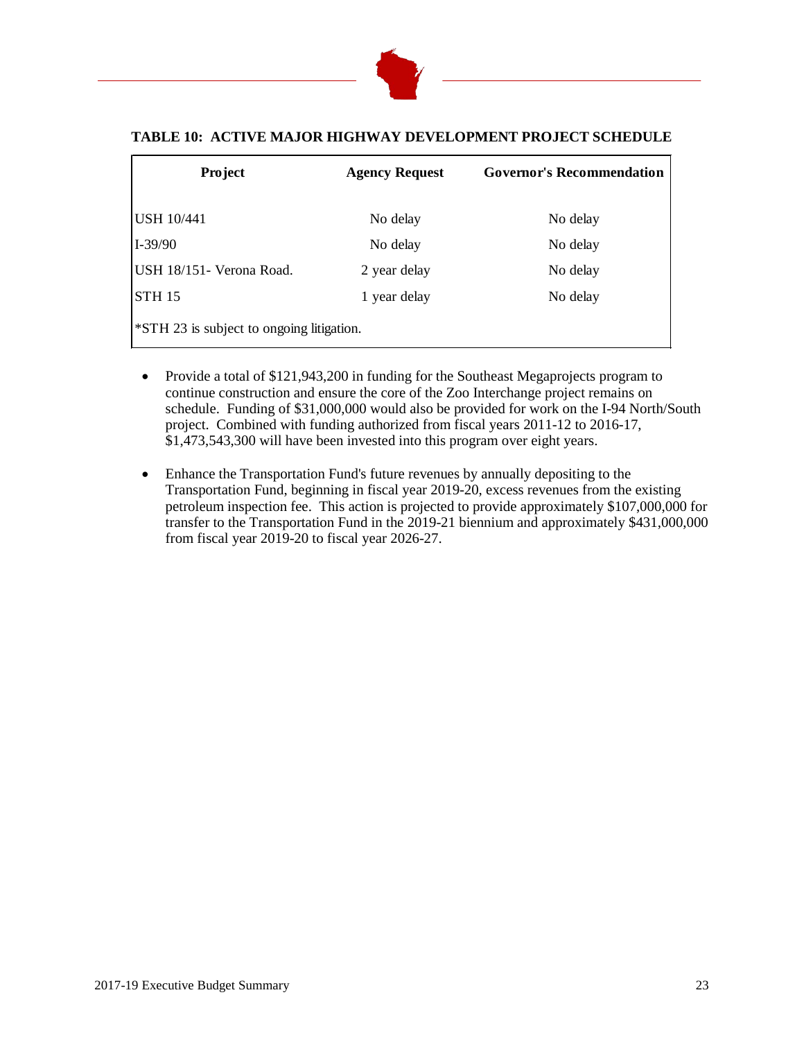**TABLE 10: ACTIVE MAJOR HIGHWAY DEVELOPMENT PROJECT SCHEDULE**

| Project | Agency Request | Governor's Recommendation |
|---|---|---|
| USH 10/441 | No delay | No delay |
| I-39/90 | No delay | No delay |
| USH 18/151- Verona Road. | 2 year delay | No delay |
| STH 15 | 1 year delay | No delay |
| *STH 23 is subject to ongoing litigation. | | |

- Provide a total of $121,943,200 in funding for the Southeast Megaprojects program to continue construction and ensure the core of the Zoo Interchange project remains on schedule. Funding of $31,000,000 would also be provided for work on the I-94 North/South project. Combined with funding authorized from fiscal years 2011-12 to 2016-17, $1,473,543,300 will have been invested into this program over eight years.

- Enhance the Transportation Fund's future revenues by annually depositing to the Transportation Fund, beginning in fiscal year 2019-20, excess revenues from the existing petroleum inspection fee. This action is projected to provide approximately $107,000,000 for transfer to the Transportation Fund in the 2019-21 biennium and approximately $431,000,000 from fiscal year 2019-20 to fiscal year 2026-27.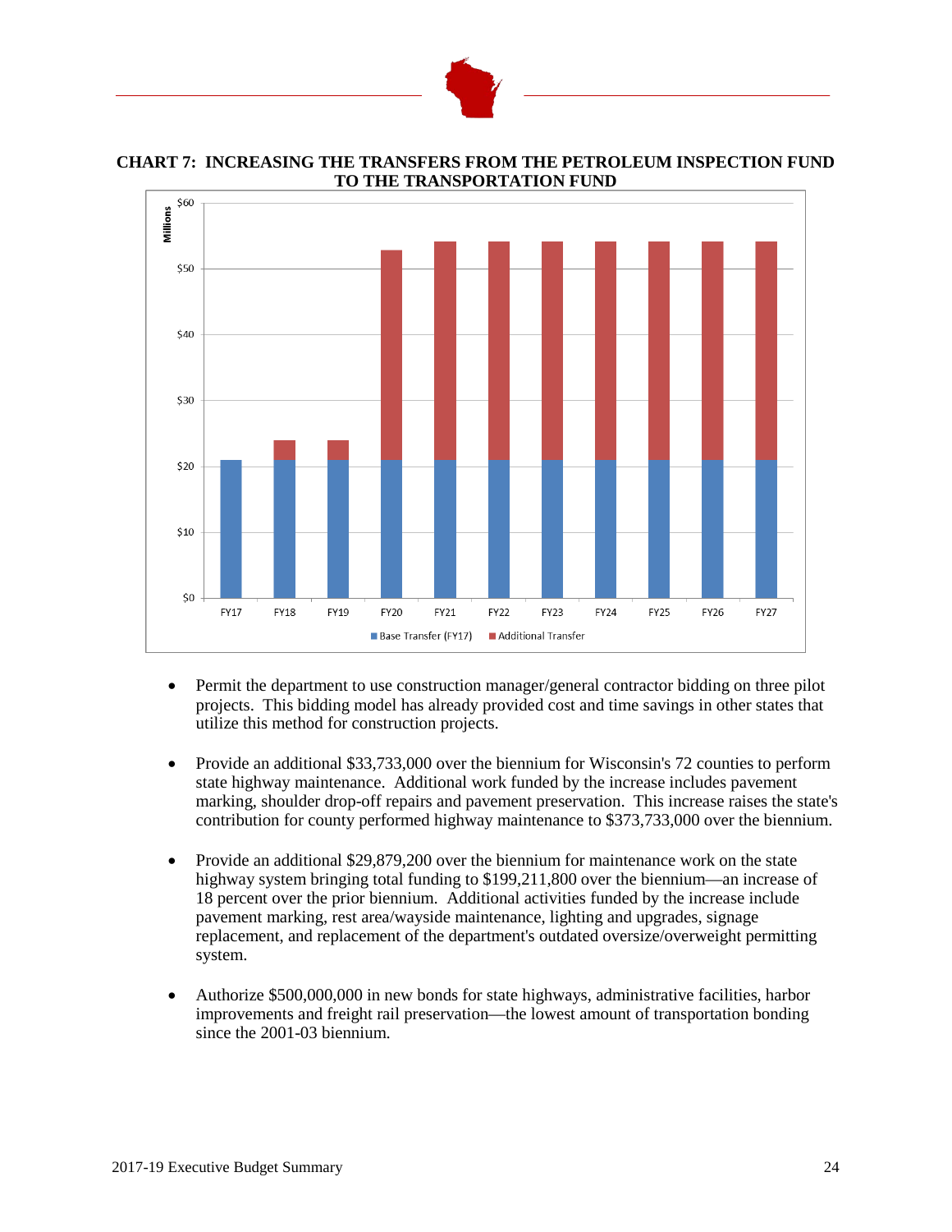**CHART 7: INCREASING THE TRANSFERS FROM THE PETROLEUM INSPECTION FUND TO THE TRANSPORTATION FUND**

- Permit the department to use construction manager/general contractor bidding on three pilot projects. This bidding model has already provided cost and time savings in other states that utilize this method for construction projects.

- Provide an additional $33,733,000 over the biennium for Wisconsin's 72 counties to perform state highway maintenance. Additional work funded by the increase includes pavement marking, shoulder drop-off repairs and pavement preservation. This increase raises the state's contribution for county performed highway maintenance to $373,733,000 over the biennium.

- Provide an additional $29,879,200 over the biennium for maintenance work on the state highway system bringing total funding to $199,211,800 over the biennium—an increase of 18 percent over the prior biennium. Additional activities funded by the increase include pavement marking, rest area/wayside maintenance, lighting and upgrades, signage replacement, and replacement of the department's outdated oversize/overweight permitting system.

- Authorize $500,000,000 in new bonds for state highways, administrative facilities, harbor improvements and freight rail preservation—the lowest amount of transportation bonding since the 2001-03 biennium.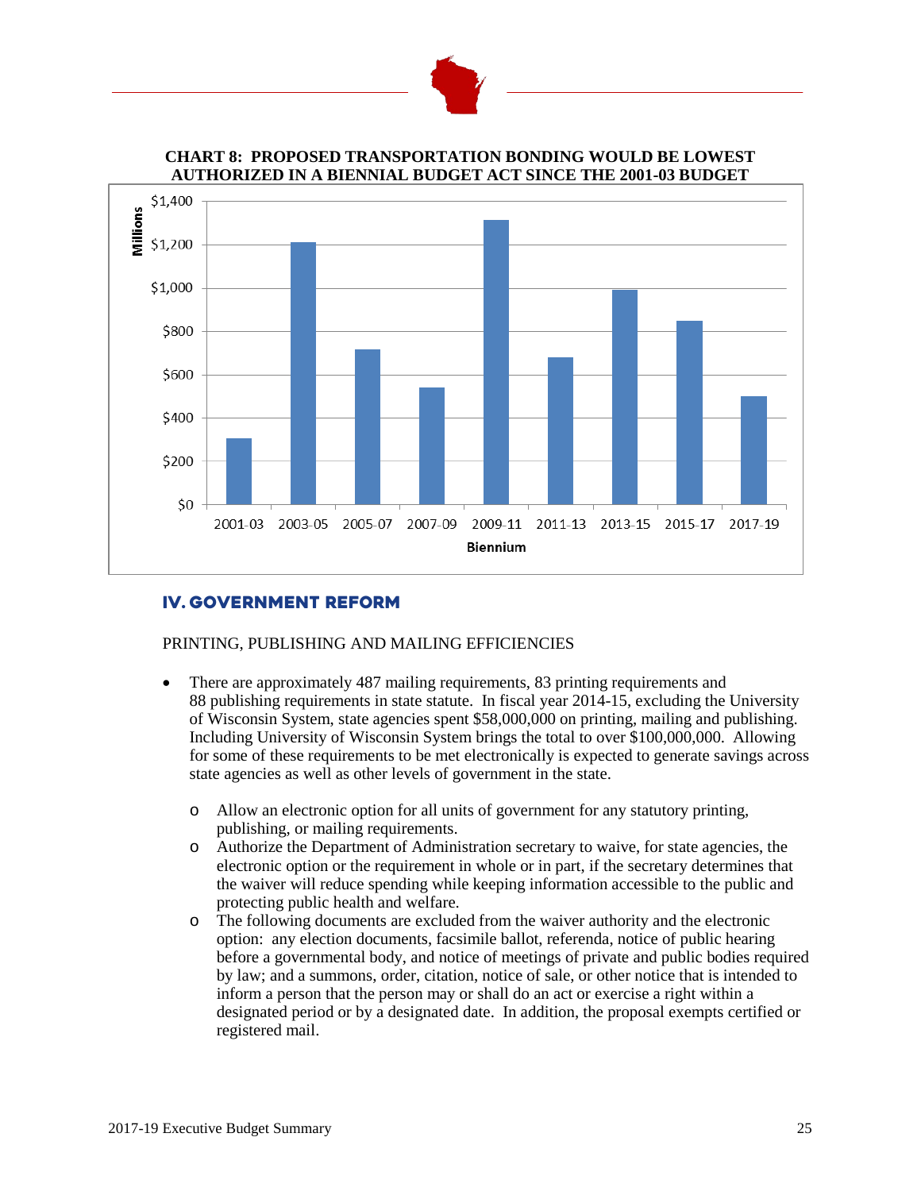**CHART 8: PROPOSED TRANSPORTATION BONDING WOULD BE LOWEST AUTHORIZED IN A BIENNIAL BUDGET ACT SINCE THE 2001-03 BUDGET**

## IV. GOVERNMENT REFORM

PRINTING, PUBLISHING AND MAILING EFFICIENCIES

- There are approximately 487 mailing requirements, 83 printing requirements and 88 publishing requirements in state statute. In fiscal year 2014-15, excluding the University of Wisconsin System, state agencies spent $58,000,000 on printing, mailing and publishing. Including University of Wisconsin System brings the total to over $100,000,000. Allowing for some of these requirements to be met electronically is expected to generate savings across state agencies as well as other levels of government in the state.
  - Allow an electronic option for all units of government for any statutory printing, publishing, or mailing requirements.
  - Authorize the Department of Administration secretary to waive, for state agencies, the electronic option or the requirement in whole or in part, if the secretary determines that the waiver will reduce spending while keeping information accessible to the public and protecting public health and welfare.
  - The following documents are excluded from the waiver authority and the electronic option: any election documents, facsimile ballot, referenda, notice of public hearing before a governmental body, and notice of meetings of private and public bodies required by law; and a summons, order, citation, notice of sale, or other notice that is intended to inform a person that the person may or shall do an act or exercise a right within a designated period or by a designated date. In addition, the proposal exempts certified or registered mail.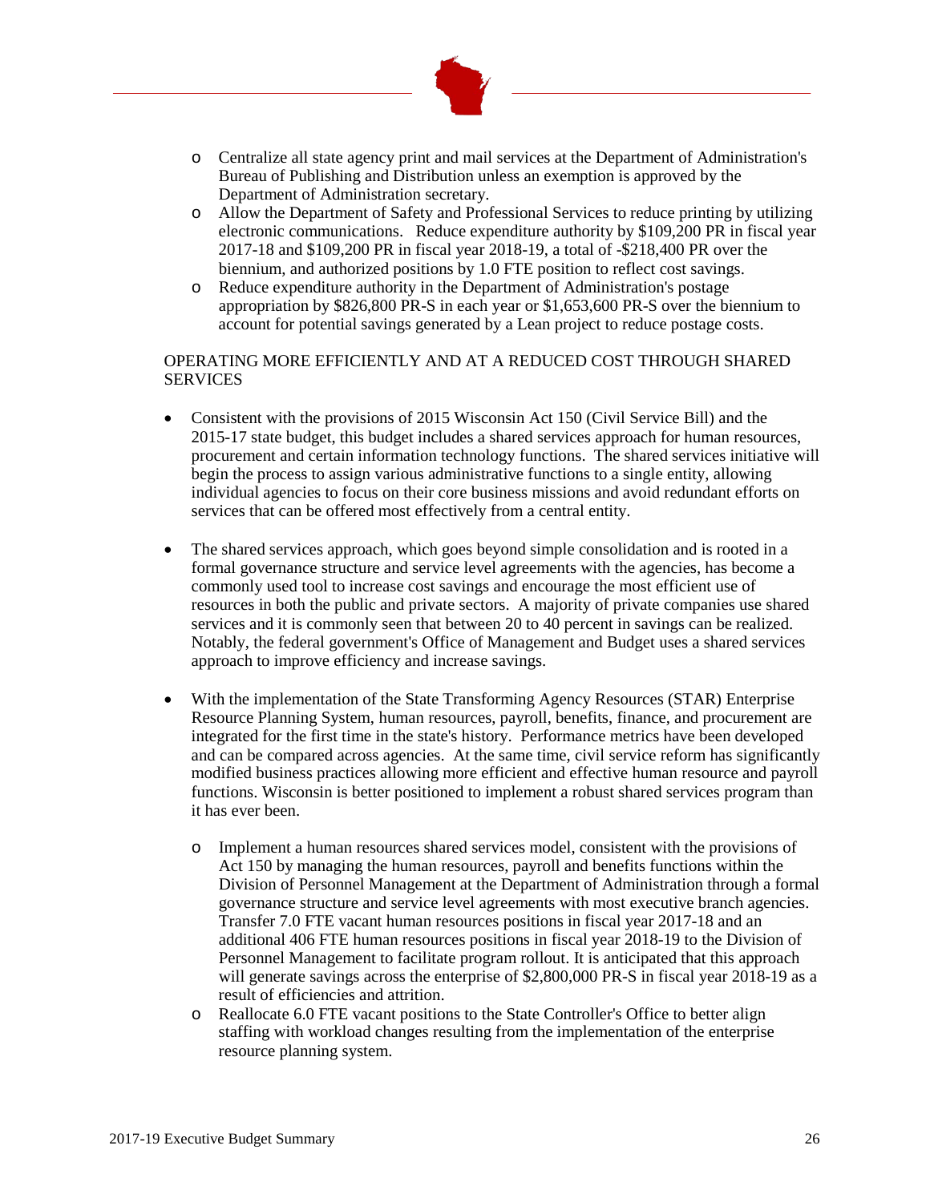- Centralize all state agency print and mail services at the Department of Administration's Bureau of Publishing and Distribution unless an exemption is approved by the Department of Administration secretary.
- Allow the Department of Safety and Professional Services to reduce printing by utilizing electronic communications. Reduce expenditure authority by $109,200 PR in fiscal year 2017-18 and $109,200 PR in fiscal year 2018-19, a total of -$218,400 PR over the biennium, and authorized positions by 1.0 FTE position to reflect cost savings.
- Reduce expenditure authority in the Department of Administration's postage appropriation by $826,800 PR-S in each year or $1,653,600 PR-S over the biennium to account for potential savings generated by a Lean project to reduce postage costs.

OPERATING MORE EFFICIENTLY AND AT A REDUCED COST THROUGH SHARED SERVICES

- Consistent with the provisions of 2015 Wisconsin Act 150 (Civil Service Bill) and the 2015-17 state budget, this budget includes a shared services approach for human resources, procurement and certain information technology functions. The shared services initiative will begin the process to assign various administrative functions to a single entity, allowing individual agencies to focus on their core business missions and avoid redundant efforts on services that can be offered most effectively from a central entity.

- The shared services approach, which goes beyond simple consolidation and is rooted in a formal governance structure and service level agreements with the agencies, has become a commonly used tool to increase cost savings and encourage the most efficient use of resources in both the public and private sectors. A majority of private companies use shared services and it is commonly seen that between 20 to 40 percent in savings can be realized. Notably, the federal government's Office of Management and Budget uses a shared services approach to improve efficiency and increase savings.

- With the implementation of the State Transforming Agency Resources (STAR) Enterprise Resource Planning System, human resources, payroll, benefits, finance, and procurement are integrated for the first time in the state's history. Performance metrics have been developed and can be compared across agencies. At the same time, civil service reform has significantly modified business practices allowing more efficient and effective human resource and payroll functions. Wisconsin is better positioned to implement a robust shared services program than it has ever been.

  - Implement a human resources shared services model, consistent with the provisions of Act 150 by managing the human resources, payroll and benefits functions within the Division of Personnel Management at the Department of Administration through a formal governance structure and service level agreements with most executive branch agencies. Transfer 7.0 FTE vacant human resources positions in fiscal year 2017-18 and an additional 406 FTE human resources positions in fiscal year 2018-19 to the Division of Personnel Management to facilitate program rollout. It is anticipated that this approach will generate savings across the enterprise of $2,800,000 PR-S in fiscal year 2018-19 as a result of efficiencies and attrition.
  - Reallocate 6.0 FTE vacant positions to the State Controller's Office to better align staffing with workload changes resulting from the implementation of the enterprise resource planning system.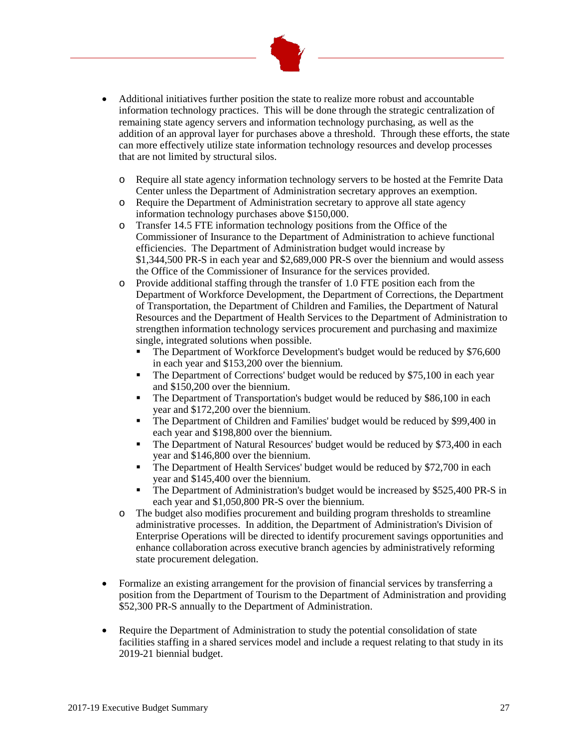- Additional initiatives further position the state to realize more robust and accountable information technology practices. This will be done through the strategic centralization of remaining state agency servers and information technology purchasing, as well as the addition of an approval layer for purchases above a threshold. Through these efforts, the state can more effectively utilize state information technology resources and develop processes that are not limited by structural silos.
  - Require all state agency information technology servers to be hosted at the Femrite Data Center unless the Department of Administration secretary approves an exemption.
  - Require the Department of Administration secretary to approve all state agency information technology purchases above $150,000.
  - Transfer 14.5 FTE information technology positions from the Office of the Commissioner of Insurance to the Department of Administration to achieve functional efficiencies. The Department of Administration budget would increase by $1,344,500 PR-S in each year and $2,689,000 PR-S over the biennium and would assess the Office of the Commissioner of Insurance for the services provided.
  - Provide additional staffing through the transfer of 1.0 FTE position each from the Department of Workforce Development, the Department of Corrections, the Department of Transportation, the Department of Children and Families, the Department of Natural Resources and the Department of Health Services to the Department of Administration to strengthen information technology services procurement and purchasing and maximize single, integrated solutions when possible.
    - The Department of Workforce Development's budget would be reduced by $76,600 in each year and $153,200 over the biennium.
    - The Department of Corrections' budget would be reduced by $75,100 in each year and $150,200 over the biennium.
    - The Department of Transportation's budget would be reduced by $86,100 in each year and $172,200 over the biennium.
    - The Department of Children and Families' budget would be reduced by $99,400 in each year and $198,800 over the biennium.
    - The Department of Natural Resources' budget would be reduced by $73,400 in each year and $146,800 over the biennium.
    - The Department of Health Services' budget would be reduced by $72,700 in each year and $145,400 over the biennium.
    - The Department of Administration's budget would be increased by $525,400 PR-S in each year and $1,050,800 PR-S over the biennium.
  - The budget also modifies procurement and building program thresholds to streamline administrative processes. In addition, the Department of Administration's Division of Enterprise Operations will be directed to identify procurement savings opportunities and enhance collaboration across executive branch agencies by administratively reforming state procurement delegation.

- Formalize an existing arrangement for the provision of financial services by transferring a position from the Department of Tourism to the Department of Administration and providing $52,300 PR-S annually to the Department of Administration.

- Require the Department of Administration to study the potential consolidation of state facilities staffing in a shared services model and include a request relating to that study in its 2019-21 biennial budget.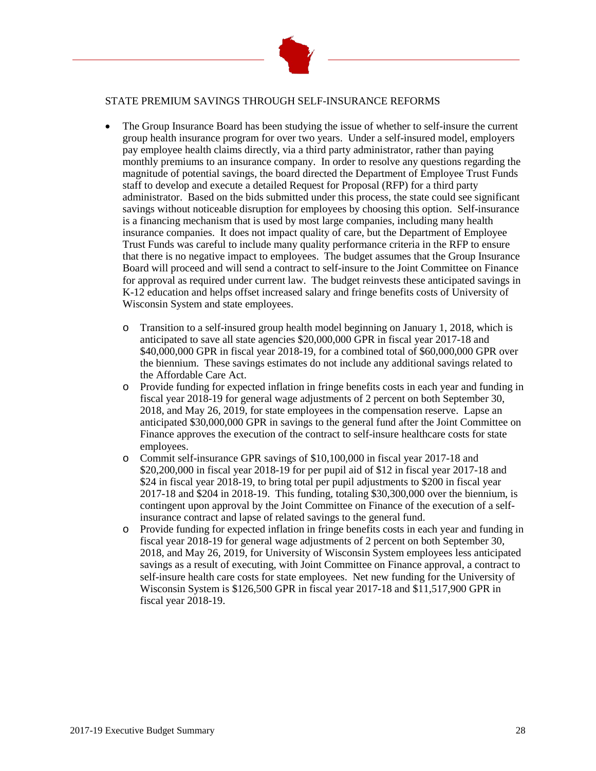## STATE PREMIUM SAVINGS THROUGH SELF-INSURANCE REFORMS

- The Group Insurance Board has been studying the issue of whether to self-insure the current group health insurance program for over two years. Under a self-insured model, employers pay employee health claims directly, via a third party administrator, rather than paying monthly premiums to an insurance company. In order to resolve any questions regarding the magnitude of potential savings, the board directed the Department of Employee Trust Funds staff to develop and execute a detailed Request for Proposal (RFP) for a third party administrator. Based on the bids submitted under this process, the state could see significant savings without noticeable disruption for employees by choosing this option. Self-insurance is a financing mechanism that is used by most large companies, including many health insurance companies. It does not impact quality of care, but the Department of Employee Trust Funds was careful to include many quality performance criteria in the RFP to ensure that there is no negative impact to employees. The budget assumes that the Group Insurance Board will proceed and will send a contract to self-insure to the Joint Committee on Finance for approval as required under current law. The budget reinvests these anticipated savings in K-12 education and helps offset increased salary and fringe benefits costs of University of Wisconsin System and state employees.
  - Transition to a self-insured group health model beginning on January 1, 2018, which is anticipated to save all state agencies $20,000,000 GPR in fiscal year 2017-18 and $40,000,000 GPR in fiscal year 2018-19, for a combined total of $60,000,000 GPR over the biennium. These savings estimates do not include any additional savings related to the Affordable Care Act.
  - Provide funding for expected inflation in fringe benefits costs in each year and funding in fiscal year 2018-19 for general wage adjustments of 2 percent on both September 30, 2018, and May 26, 2019, for state employees in the compensation reserve. Lapse an anticipated $30,000,000 GPR in savings to the general fund after the Joint Committee on Finance approves the execution of the contract to self-insure healthcare costs for state employees.
  - Commit self-insurance GPR savings of $10,100,000 in fiscal year 2017-18 and $20,200,000 in fiscal year 2018-19 for per pupil aid of $12 in fiscal year 2017-18 and $24 in fiscal year 2018-19, to bring total per pupil adjustments to $200 in fiscal year 2017-18 and $204 in 2018-19. This funding, totaling $30,300,000 over the biennium, is contingent upon approval by the Joint Committee on Finance of the execution of a self-insurance contract and lapse of related savings to the general fund.
  - Provide funding for expected inflation in fringe benefits costs in each year and funding in fiscal year 2018-19 for general wage adjustments of 2 percent on both September 30, 2018, and May 26, 2019, for University of Wisconsin System employees less anticipated savings as a result of executing, with Joint Committee on Finance approval, a contract to self-insure health care costs for state employees. Net new funding for the University of Wisconsin System is $126,500 GPR in fiscal year 2017-18 and $11,517,900 GPR in fiscal year 2018-19.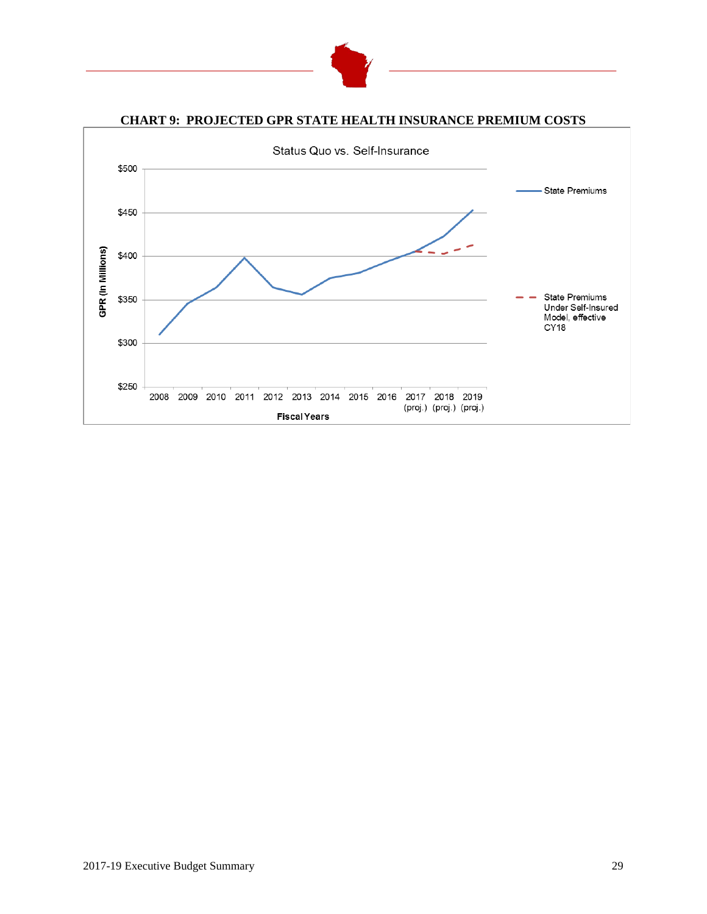## CHART 9: PROJECTED GPR STATE HEALTH INSURANCE PREMIUM COSTS

Status Quo vs. Self-Insurance

GPR (In Millions)

$500
$450
$400
$350
$300
$250

2008 2009 2010 2011 2012 2013 2014 2015 2016 2017 (proj.) 2018 (proj.) 2019 (proj.)

Fiscal Years

State Premiums

State Premiums Under Self-Insured Model, effective CY18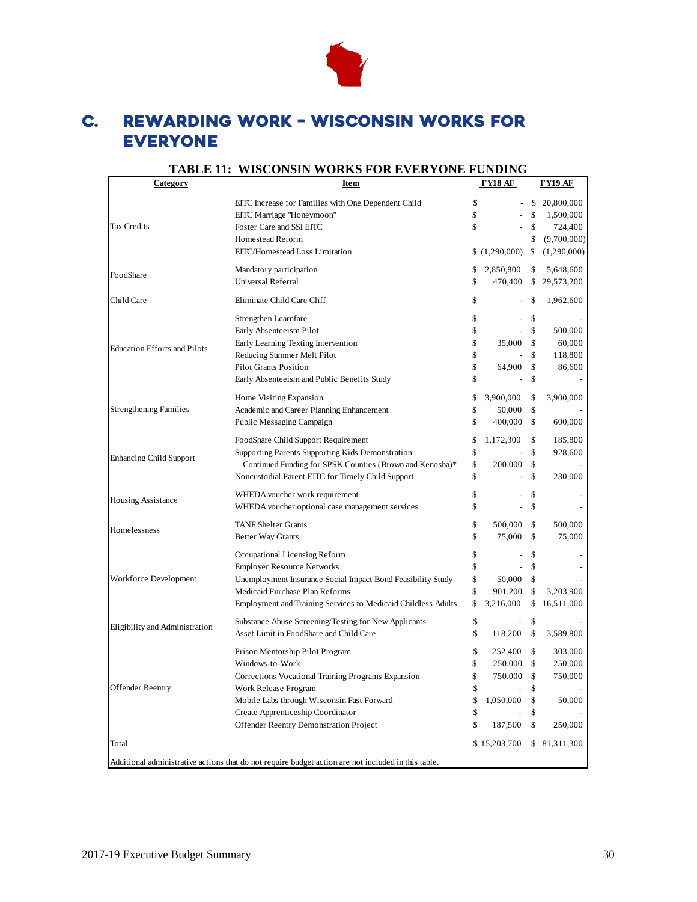## C. REWARDING WORK – WISCONSIN WORKS FOR EVERYONE

**TABLE 11: WISCONSIN WORKS FOR EVERYONE FUNDING**

| Category | Item | FY18 AF | FY19 AF |
|---|---|---|---|
| Tax Credits | EITC Increase for Families with One Dependent Child | $ - | $ 20,800,000 |
| | EITC Marriage "Honeymoon" | $ - | $ 1,500,000 |
| | Foster Care and SSI EITC | $ - | $ 724,400 |
| | Homestead Reform | | $ (9,700,000) |
| | EITC/Homestead Loss Limitation | $ (1,290,000) | $ (1,290,000) |
| FoodShare | Mandatory participation | $ 2,850,800 | $ 5,648,600 |
| | Universal Referral | $ 470,400 | $ 29,573,200 |
| Child Care | Eliminate Child Care Cliff | $ - | $ 1,962,600 |
| Education Efforts and Pilots | Strengthen Learnfare | $ - | $ - |
| | Early Absenteeism Pilot | $ - | $ 500,000 |
| | Early Learning Texting Intervention | $ 35,000 | $ 60,000 |
| | Reducing Summer Melt Pilot | $ - | $ 118,800 |
| | Pilot Grants Position | $ 64,900 | $ 86,600 |
| | Early Absenteeism and Public Benefits Study | $ - | $ - |
| Strengthening Families | Home Visiting Expansion | $ 3,900,000 | $ 3,900,000 |
| | Academic and Career Planning Enhancement | $ 50,000 | $ - |
| | Public Messaging Campaign | $ 400,000 | $ 600,000 |
| Enhancing Child Support | FoodShare Child Support Requirement | $ 1,172,300 | $ 185,800 |
| | Supporting Parents Supporting Kids Demonstration | $ - | $ 928,600 |
| | Continued Funding for SPSK Counties (Brown and Kenosha)* | $ 200,000 | $ - |
| | Noncustodial Parent EITC for Timely Child Support | $ - | $ 230,000 |
| Housing Assistance | WHEDA voucher work requirement | $ - | $ - |
| | WHEDA voucher optional case management services | $ - | $ - |
| Homelessness | TANF Shelter Grants | $ 500,000 | $ 500,000 |
| | Better Way Grants | $ 75,000 | $ 75,000 |
| Workforce Development | Occupational Licensing Reform | $ - | $ - |
| | Employer Resource Networks | $ - | $ - |
| | Unemployment Insurance Social Impact Bond Feasibility Study | $ 50,000 | $ - |
| | Medicaid Purchase Plan Reforms | $ 901,200 | $ 3,203,900 |
| | Employment and Training Services to Medicaid Childless Adults | $ 3,216,000 | $ 16,511,000 |
| Eligibility and Administration | Substance Abuse Screening/Testing for New Applicants | $ - | $ - |
| | Asset Limit in FoodShare and Child Care | $ 118,200 | $ 3,589,800 |
| Offender Reentry | Prison Mentorship Pilot Program | $ 252,400 | $ 303,000 |
| | Windows-to-Work | $ 250,000 | $ 250,000 |
| | Corrections Vocational Training Programs Expansion | $ 750,000 | $ 750,000 |
| | Work Release Program | $ - | $ - |
| | Mobile Labs through Wisconsin Fast Forward | $ 1,050,000 | $ 50,000 |
| | Create Apprenticeship Coordinator | $ - | $ - |
| | Offender Reentry Demonstration Project | $ 187,500 | $ 250,000 |
| Total | | $ 15,203,700 | $ 81,311,300 |

Additional administrative actions that do not require budget action are not included in this table.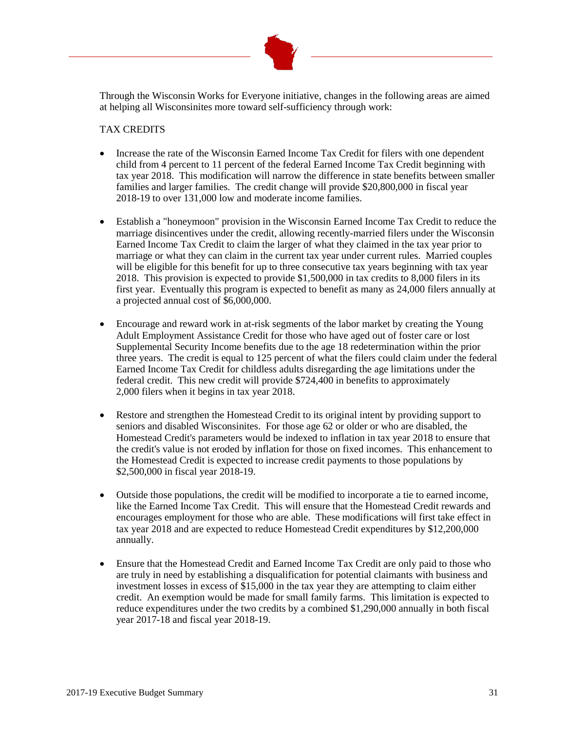Through the Wisconsin Works for Everyone initiative, changes in the following areas are aimed at helping all Wisconsinites more toward self-sufficiency through work:

TAX CREDITS

- Increase the rate of the Wisconsin Earned Income Tax Credit for filers with one dependent child from 4 percent to 11 percent of the federal Earned Income Tax Credit beginning with tax year 2018. This modification will narrow the difference in state benefits between smaller families and larger families. The credit change will provide $20,800,000 in fiscal year 2018-19 to over 131,000 low and moderate income families.

- Establish a "honeymoon" provision in the Wisconsin Earned Income Tax Credit to reduce the marriage disincentives under the credit, allowing recently-married filers under the Wisconsin Earned Income Tax Credit to claim the larger of what they claimed in the tax year prior to marriage or what they can claim in the current tax year under current rules. Married couples will be eligible for this benefit for up to three consecutive tax years beginning with tax year 2018. This provision is expected to provide $1,500,000 in tax credits to 8,000 filers in its first year. Eventually this program is expected to benefit as many as 24,000 filers annually at a projected annual cost of $6,000,000.

- Encourage and reward work in at-risk segments of the labor market by creating the Young Adult Employment Assistance Credit for those who have aged out of foster care or lost Supplemental Security Income benefits due to the age 18 redetermination within the prior three years. The credit is equal to 125 percent of what the filers could claim under the federal Earned Income Tax Credit for childless adults disregarding the age limitations under the federal credit. This new credit will provide $724,400 in benefits to approximately 2,000 filers when it begins in tax year 2018.

- Restore and strengthen the Homestead Credit to its original intent by providing support to seniors and disabled Wisconsinites. For those age 62 or older or who are disabled, the Homestead Credit's parameters would be indexed to inflation in tax year 2018 to ensure that the credit's value is not eroded by inflation for those on fixed incomes. This enhancement to the Homestead Credit is expected to increase credit payments to those populations by $2,500,000 in fiscal year 2018-19.

- Outside those populations, the credit will be modified to incorporate a tie to earned income, like the Earned Income Tax Credit. This will ensure that the Homestead Credit rewards and encourages employment for those who are able. These modifications will first take effect in tax year 2018 and are expected to reduce Homestead Credit expenditures by $12,200,000 annually.

- Ensure that the Homestead Credit and Earned Income Tax Credit are only paid to those who are truly in need by establishing a disqualification for potential claimants with business and investment losses in excess of $15,000 in the tax year they are attempting to claim either credit. An exemption would be made for small family farms. This limitation is expected to reduce expenditures under the two credits by a combined $1,290,000 annually in both fiscal year 2017-18 and fiscal year 2018-19.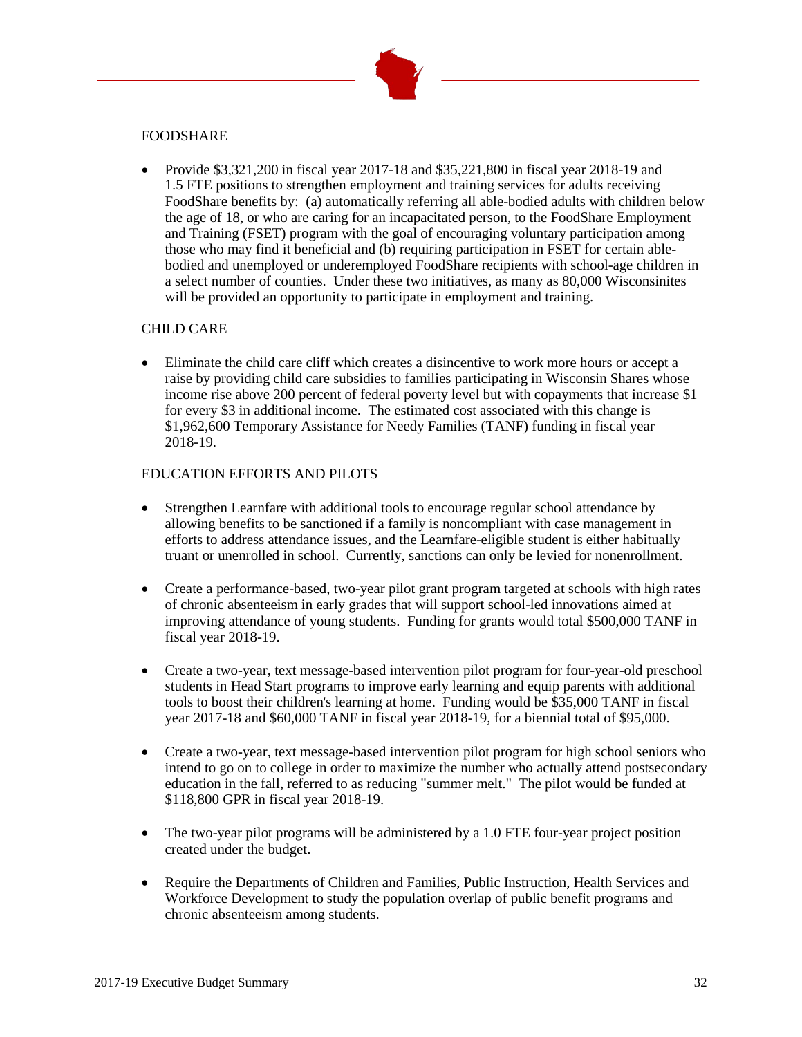## FOODSHARE

- Provide $3,321,200 in fiscal year 2017-18 and $35,221,800 in fiscal year 2018-19 and 1.5 FTE positions to strengthen employment and training services for adults receiving FoodShare benefits by: (a) automatically referring all able-bodied adults with children below the age of 18, or who are caring for an incapacitated person, to the FoodShare Employment and Training (FSET) program with the goal of encouraging voluntary participation among those who may find it beneficial and (b) requiring participation in FSET for certain able-bodied and unemployed or underemployed FoodShare recipients with school-age children in a select number of counties. Under these two initiatives, as many as 80,000 Wisconsinites will be provided an opportunity to participate in employment and training.

## CHILD CARE

- Eliminate the child care cliff which creates a disincentive to work more hours or accept a raise by providing child care subsidies to families participating in Wisconsin Shares whose income rise above 200 percent of federal poverty level but with copayments that increase $1 for every $3 in additional income. The estimated cost associated with this change is $1,962,600 Temporary Assistance for Needy Families (TANF) funding in fiscal year 2018-19.

## EDUCATION EFFORTS AND PILOTS

- Strengthen Learnfare with additional tools to encourage regular school attendance by allowing benefits to be sanctioned if a family is noncompliant with case management in efforts to address attendance issues, and the Learnfare-eligible student is either habitually truant or unenrolled in school. Currently, sanctions can only be levied for nonenrollment.

- Create a performance-based, two-year pilot grant program targeted at schools with high rates of chronic absenteeism in early grades that will support school-led innovations aimed at improving attendance of young students. Funding for grants would total $500,000 TANF in fiscal year 2018-19.

- Create a two-year, text message-based intervention pilot program for four-year-old preschool students in Head Start programs to improve early learning and equip parents with additional tools to boost their children's learning at home. Funding would be $35,000 TANF in fiscal year 2017-18 and $60,000 TANF in fiscal year 2018-19, for a biennial total of $95,000.

- Create a two-year, text message-based intervention pilot program for high school seniors who intend to go on to college in order to maximize the number who actually attend postsecondary education in the fall, referred to as reducing "summer melt." The pilot would be funded at $118,800 GPR in fiscal year 2018-19.

- The two-year pilot programs will be administered by a 1.0 FTE four-year project position created under the budget.

- Require the Departments of Children and Families, Public Instruction, Health Services and Workforce Development to study the population overlap of public benefit programs and chronic absenteeism among students.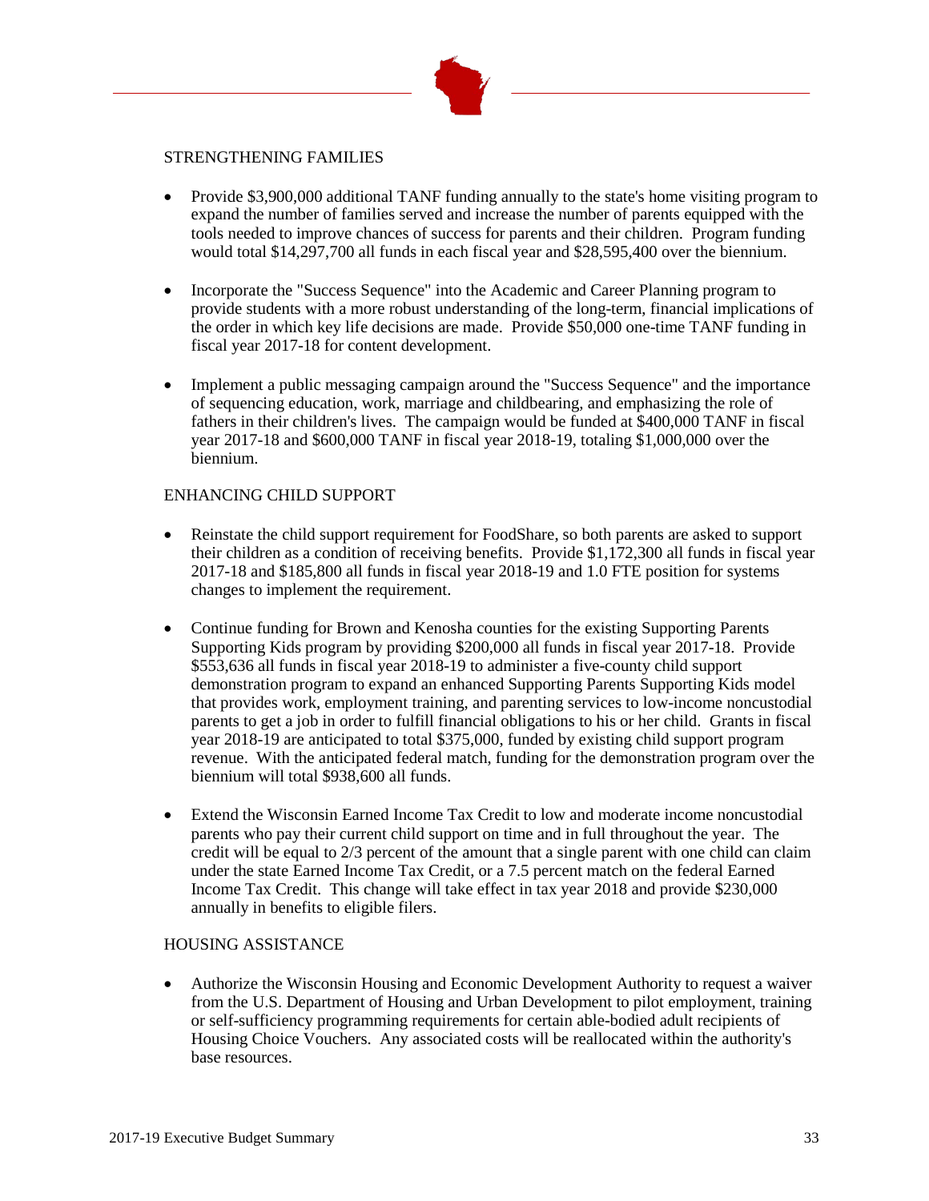## STRENGTHENING FAMILIES

- Provide $3,900,000 additional TANF funding annually to the state's home visiting program to expand the number of families served and increase the number of parents equipped with the tools needed to improve chances of success for parents and their children. Program funding would total $14,297,700 all funds in each fiscal year and $28,595,400 over the biennium.

- Incorporate the "Success Sequence" into the Academic and Career Planning program to provide students with a more robust understanding of the long-term, financial implications of the order in which key life decisions are made. Provide $50,000 one-time TANF funding in fiscal year 2017-18 for content development.

- Implement a public messaging campaign around the "Success Sequence" and the importance of sequencing education, work, marriage and childbearing, and emphasizing the role of fathers in their children's lives. The campaign would be funded at $400,000 TANF in fiscal year 2017-18 and $600,000 TANF in fiscal year 2018-19, totaling $1,000,000 over the biennium.

## ENHANCING CHILD SUPPORT

- Reinstate the child support requirement for FoodShare, so both parents are asked to support their children as a condition of receiving benefits. Provide $1,172,300 all funds in fiscal year 2017-18 and $185,800 all funds in fiscal year 2018-19 and 1.0 FTE position for systems changes to implement the requirement.

- Continue funding for Brown and Kenosha counties for the existing Supporting Parents Supporting Kids program by providing $200,000 all funds in fiscal year 2017-18. Provide $553,636 all funds in fiscal year 2018-19 to administer a five-county child support demonstration program to expand an enhanced Supporting Parents Supporting Kids model that provides work, employment training, and parenting services to low-income noncustodial parents to get a job in order to fulfill financial obligations to his or her child. Grants in fiscal year 2018-19 are anticipated to total $375,000, funded by existing child support program revenue. With the anticipated federal match, funding for the demonstration program over the biennium will total $938,600 all funds.

- Extend the Wisconsin Earned Income Tax Credit to low and moderate income noncustodial parents who pay their current child support on time and in full throughout the year. The credit will be equal to 2/3 percent of the amount that a single parent with one child can claim under the state Earned Income Tax Credit, or a 7.5 percent match on the federal Earned Income Tax Credit. This change will take effect in tax year 2018 and provide $230,000 annually in benefits to eligible filers.

## HOUSING ASSISTANCE

- Authorize the Wisconsin Housing and Economic Development Authority to request a waiver from the U.S. Department of Housing and Urban Development to pilot employment, training or self-sufficiency programming requirements for certain able-bodied adult recipients of Housing Choice Vouchers. Any associated costs will be reallocated within the authority's base resources.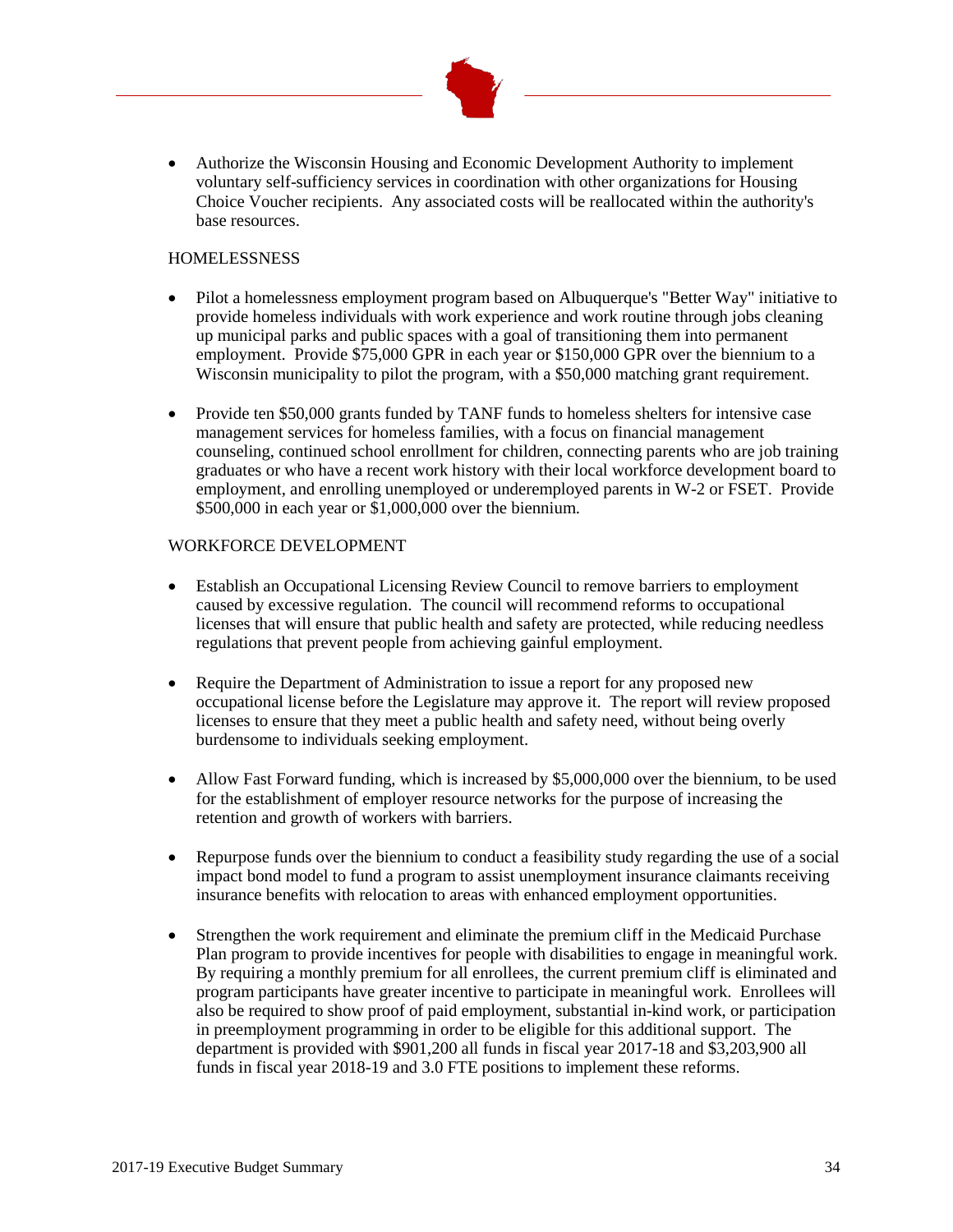- Authorize the Wisconsin Housing and Economic Development Authority to implement voluntary self-sufficiency services in coordination with other organizations for Housing Choice Voucher recipients. Any associated costs will be reallocated within the authority's base resources.

HOMELESSNESS

- Pilot a homelessness employment program based on Albuquerque's "Better Way" initiative to provide homeless individuals with work experience and work routine through jobs cleaning up municipal parks and public spaces with a goal of transitioning them into permanent employment. Provide $75,000 GPR in each year or $150,000 GPR over the biennium to a Wisconsin municipality to pilot the program, with a $50,000 matching grant requirement.

- Provide ten $50,000 grants funded by TANF funds to homeless shelters for intensive case management services for homeless families, with a focus on financial management counseling, continued school enrollment for children, connecting parents who are job training graduates or who have a recent work history with their local workforce development board to employment, and enrolling unemployed or underemployed parents in W-2 or FSET. Provide $500,000 in each year or $1,000,000 over the biennium.

WORKFORCE DEVELOPMENT

- Establish an Occupational Licensing Review Council to remove barriers to employment caused by excessive regulation. The council will recommend reforms to occupational licenses that will ensure that public health and safety are protected, while reducing needless regulations that prevent people from achieving gainful employment.

- Require the Department of Administration to issue a report for any proposed new occupational license before the Legislature may approve it. The report will review proposed licenses to ensure that they meet a public health and safety need, without being overly burdensome to individuals seeking employment.

- Allow Fast Forward funding, which is increased by $5,000,000 over the biennium, to be used for the establishment of employer resource networks for the purpose of increasing the retention and growth of workers with barriers.

- Repurpose funds over the biennium to conduct a feasibility study regarding the use of a social impact bond model to fund a program to assist unemployment insurance claimants receiving insurance benefits with relocation to areas with enhanced employment opportunities.

- Strengthen the work requirement and eliminate the premium cliff in the Medicaid Purchase Plan program to provide incentives for people with disabilities to engage in meaningful work. By requiring a monthly premium for all enrollees, the current premium cliff is eliminated and program participants have greater incentive to participate in meaningful work. Enrollees will also be required to show proof of paid employment, substantial in-kind work, or participation in preemployment programming in order to be eligible for this additional support. The department is provided with $901,200 all funds in fiscal year 2017-18 and $3,203,900 all funds in fiscal year 2018-19 and 3.0 FTE positions to implement these reforms.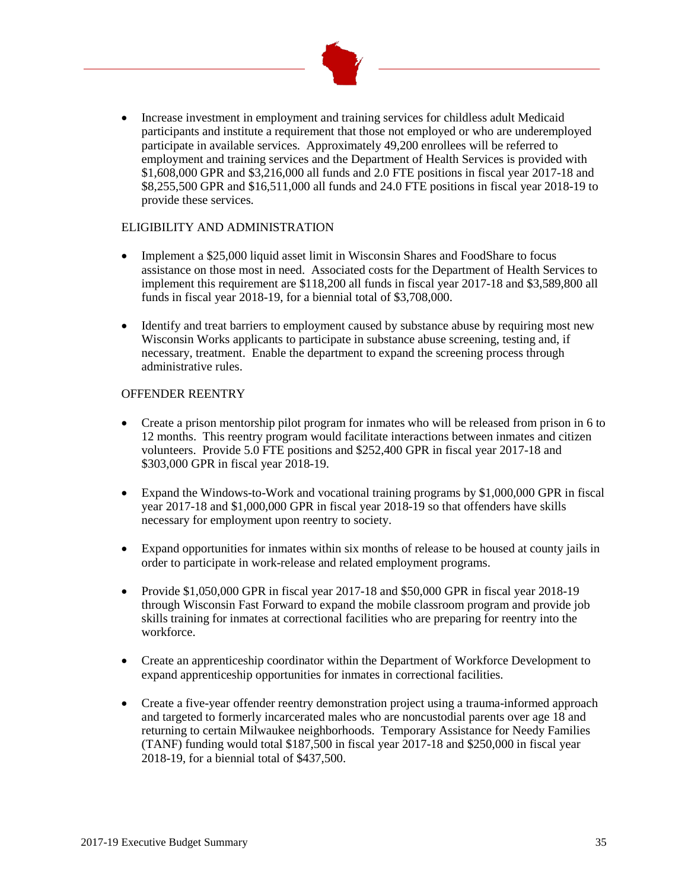- Increase investment in employment and training services for childless adult Medicaid participants and institute a requirement that those not employed or who are underemployed participate in available services. Approximately 49,200 enrollees will be referred to employment and training services and the Department of Health Services is provided with $1,608,000 GPR and $3,216,000 all funds and 2.0 FTE positions in fiscal year 2017-18 and $8,255,500 GPR and $16,511,000 all funds and 24.0 FTE positions in fiscal year 2018-19 to provide these services.

## ELIGIBILITY AND ADMINISTRATION

- Implement a $25,000 liquid asset limit in Wisconsin Shares and FoodShare to focus assistance on those most in need. Associated costs for the Department of Health Services to implement this requirement are $118,200 all funds in fiscal year 2017-18 and $3,589,800 all funds in fiscal year 2018-19, for a biennial total of $3,708,000.

- Identify and treat barriers to employment caused by substance abuse by requiring most new Wisconsin Works applicants to participate in substance abuse screening, testing and, if necessary, treatment. Enable the department to expand the screening process through administrative rules.

## OFFENDER REENTRY

- Create a prison mentorship pilot program for inmates who will be released from prison in 6 to 12 months. This reentry program would facilitate interactions between inmates and citizen volunteers. Provide 5.0 FTE positions and $252,400 GPR in fiscal year 2017-18 and $303,000 GPR in fiscal year 2018-19.

- Expand the Windows-to-Work and vocational training programs by $1,000,000 GPR in fiscal year 2017-18 and $1,000,000 GPR in fiscal year 2018-19 so that offenders have skills necessary for employment upon reentry to society.

- Expand opportunities for inmates within six months of release to be housed at county jails in order to participate in work-release and related employment programs.

- Provide $1,050,000 GPR in fiscal year 2017-18 and $50,000 GPR in fiscal year 2018-19 through Wisconsin Fast Forward to expand the mobile classroom program and provide job skills training for inmates at correctional facilities who are preparing for reentry into the workforce.

- Create an apprenticeship coordinator within the Department of Workforce Development to expand apprenticeship opportunities for inmates in correctional facilities.

- Create a five-year offender reentry demonstration project using a trauma-informed approach and targeted to formerly incarcerated males who are noncustodial parents over age 18 and returning to certain Milwaukee neighborhoods. Temporary Assistance for Needy Families (TANF) funding would total $187,500 in fiscal year 2017-18 and $250,000 in fiscal year 2018-19, for a biennial total of $437,500.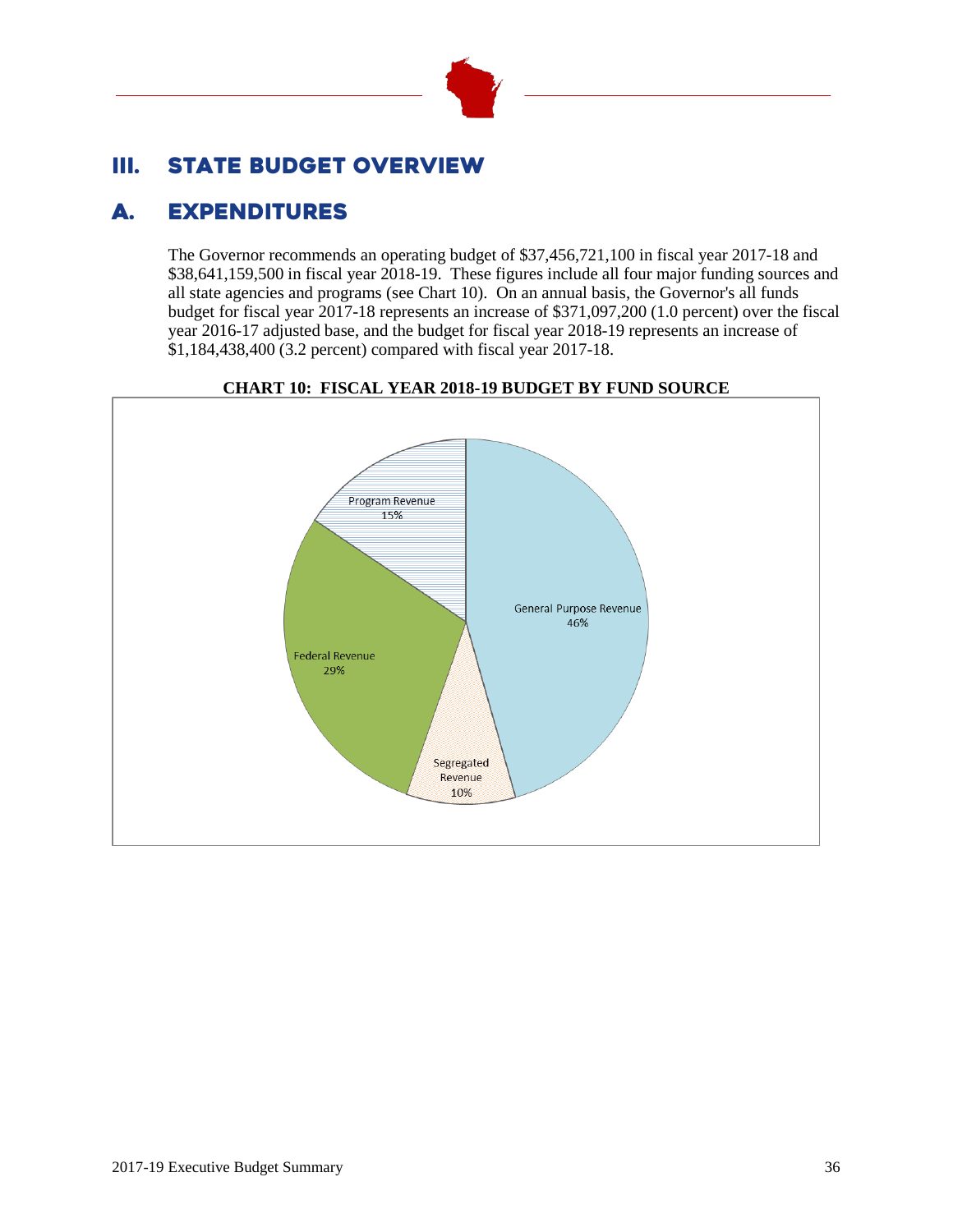# III. STATE BUDGET OVERVIEW

## A. EXPENDITURES

The Governor recommends an operating budget of $37,456,721,100 in fiscal year 2017-18 and $38,641,159,500 in fiscal year 2018-19. These figures include all four major funding sources and all state agencies and programs (see Chart 10). On an annual basis, the Governor's all funds budget for fiscal year 2017-18 represents an increase of $371,097,200 (1.0 percent) over the fiscal year 2016-17 adjusted base, and the budget for fiscal year 2018-19 represents an increase of $1,184,438,400 (3.2 percent) compared with fiscal year 2017-18.

**CHART 10: FISCAL YEAR 2018-19 BUDGET BY FUND SOURCE**

| Fund Source | Percent |
|---|---|
| General Purpose Revenue | 46% |
| Federal Revenue | 29% |
| Program Revenue | 15% |
| Segregated Revenue | 10% |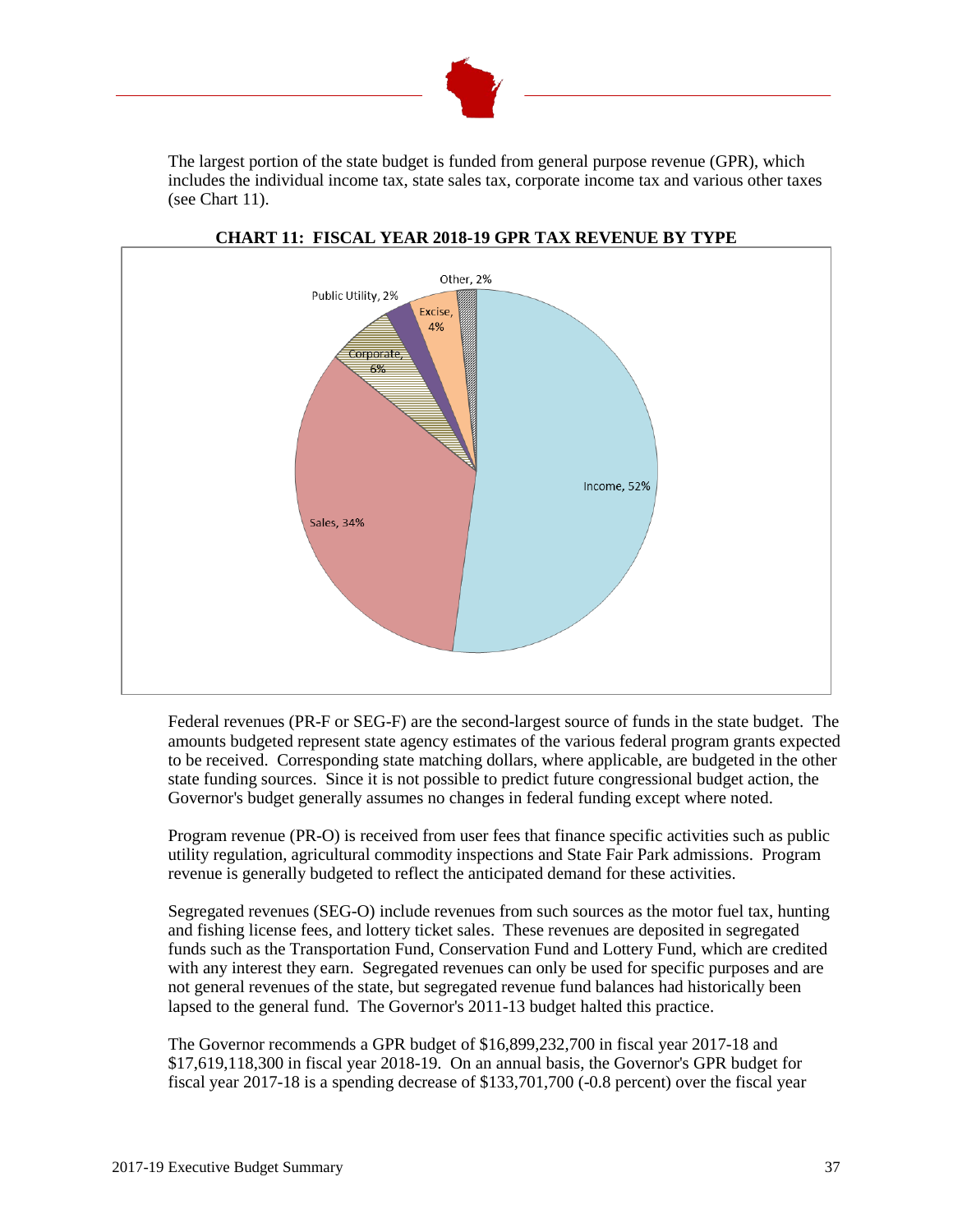The largest portion of the state budget is funded from general purpose revenue (GPR), which includes the individual income tax, state sales tax, corporate income tax and various other taxes (see Chart 11).

**CHART 11: FISCAL YEAR 2018-19 GPR TAX REVENUE BY TYPE**

Other, 2%
Public Utility, 2%
Excise, 4%
Corporate, 6%
Income, 52%
Sales, 34%

Federal revenues (PR-F or SEG-F) are the second-largest source of funds in the state budget. The amounts budgeted represent state agency estimates of the various federal program grants expected to be received. Corresponding state matching dollars, where applicable, are budgeted in the other state funding sources. Since it is not possible to predict future congressional budget action, the Governor's budget generally assumes no changes in federal funding except where noted.

Program revenue (PR-O) is received from user fees that finance specific activities such as public utility regulation, agricultural commodity inspections and State Fair Park admissions. Program revenue is generally budgeted to reflect the anticipated demand for these activities.

Segregated revenues (SEG-O) include revenues from such sources as the motor fuel tax, hunting and fishing license fees, and lottery ticket sales. These revenues are deposited in segregated funds such as the Transportation Fund, Conservation Fund and Lottery Fund, which are credited with any interest they earn. Segregated revenues can only be used for specific purposes and are not general revenues of the state, but segregated revenue fund balances had historically been lapsed to the general fund. The Governor's 2011-13 budget halted this practice.

The Governor recommends a GPR budget of $16,899,232,700 in fiscal year 2017-18 and $17,619,118,300 in fiscal year 2018-19. On an annual basis, the Governor's GPR budget for fiscal year 2017-18 is a spending decrease of $133,701,700 (-0.8 percent) over the fiscal year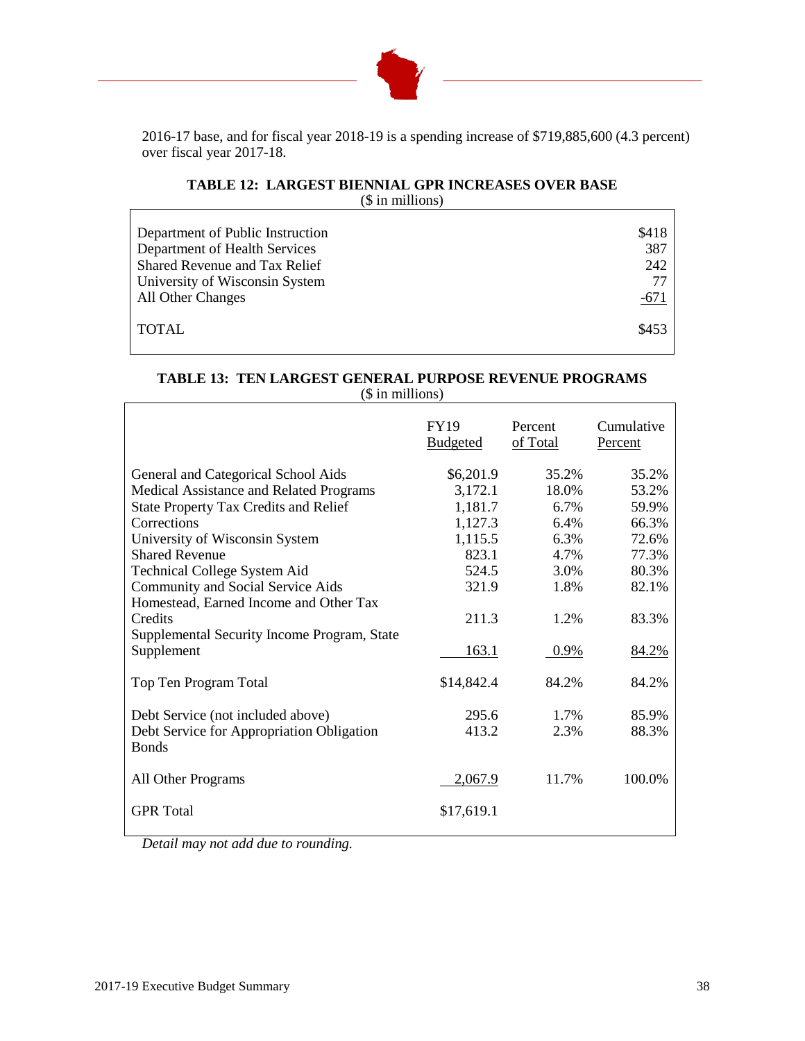2016-17 base, and for fiscal year 2018-19 is a spending increase of $719,885,600 (4.3 percent) over fiscal year 2017-18.

**TABLE 12: LARGEST BIENNIAL GPR INCREASES OVER BASE**
($ in millions)

| | |
|---|---|
| Department of Public Instruction | $418 |
| Department of Health Services | 387 |
| Shared Revenue and Tax Relief | 242 |
| University of Wisconsin System | 77 |
| All Other Changes | -671 |
| TOTAL | $453 |

**TABLE 13: TEN LARGEST GENERAL PURPOSE REVENUE PROGRAMS**
($ in millions)

| | FY19 Budgeted | Percent of Total | Cumulative Percent |
|---|---|---|---|
| General and Categorical School Aids | $6,201.9 | 35.2% | 35.2% |
| Medical Assistance and Related Programs | 3,172.1 | 18.0% | 53.2% |
| State Property Tax Credits and Relief | 1,181.7 | 6.7% | 59.9% |
| Corrections | 1,127.3 | 6.4% | 66.3% |
| University of Wisconsin System | 1,115.5 | 6.3% | 72.6% |
| Shared Revenue | 823.1 | 4.7% | 77.3% |
| Technical College System Aid | 524.5 | 3.0% | 80.3% |
| Community and Social Service Aids | 321.9 | 1.8% | 82.1% |
| Homestead, Earned Income and Other Tax Credits | 211.3 | 1.2% | 83.3% |
| Supplemental Security Income Program, State Supplement | 163.1 | 0.9% | 84.2% |
| Top Ten Program Total | $14,842.4 | 84.2% | 84.2% |
| Debt Service (not included above) | 295.6 | 1.7% | 85.9% |
| Debt Service for Appropriation Obligation Bonds | 413.2 | 2.3% | 88.3% |
| All Other Programs | 2,067.9 | 11.7% | 100.0% |
| GPR Total | $17,619.1 | | |

*Detail may not add due to rounding.*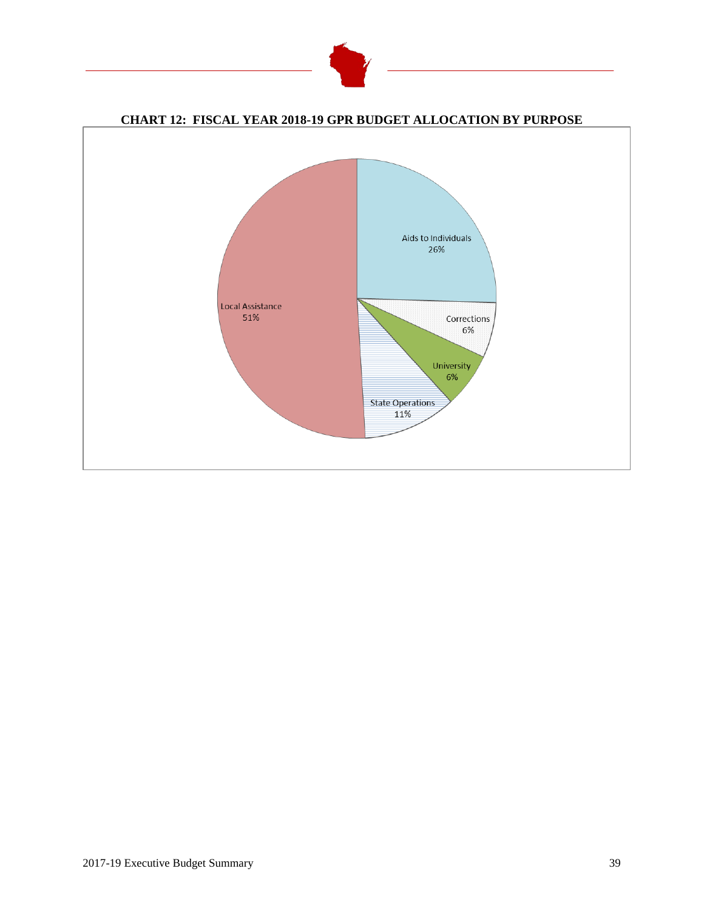**CHART 12: FISCAL YEAR 2018-19 GPR BUDGET ALLOCATION BY PURPOSE**

Aids to Individuals 26%

Corrections 6%

University 6%

State Operations 11%

Local Assistance 51%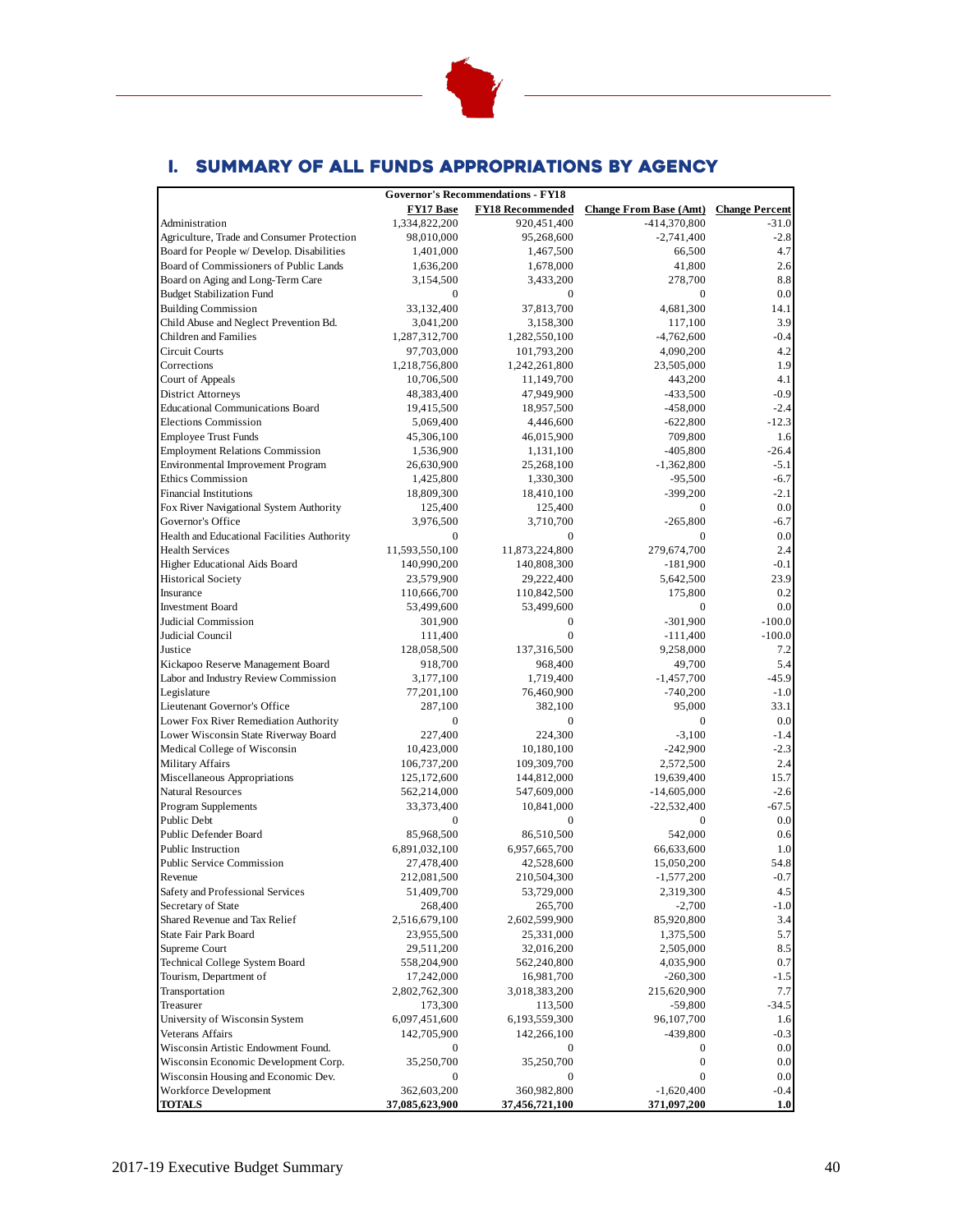# I. SUMMARY OF ALL FUNDS APPROPRIATIONS BY AGENCY

| | Governor's Recommendations - FY18 | | | |
|---|---|---|---|---|
| | **FY17 Base** | **FY18 Recommended** | **Change From Base (Amt)** | **Change Percent** |
| Administration | 1,334,822,200 | 920,451,400 | -414,370,800 | -31.0 |
| Agriculture, Trade and Consumer Protection | 98,010,000 | 95,268,600 | -2,741,400 | -2.8 |
| Board for People w/ Develop. Disabilities | 1,401,000 | 1,467,500 | 66,500 | 4.7 |
| Board of Commissioners of Public Lands | 1,636,200 | 1,678,000 | 41,800 | 2.6 |
| Board on Aging and Long-Term Care | 3,154,500 | 3,433,200 | 278,700 | 8.8 |
| Budget Stabilization Fund | 0 | 0 | 0 | 0.0 |
| Building Commission | 33,132,400 | 37,813,700 | 4,681,300 | 14.1 |
| Child Abuse and Neglect Prevention Bd. | 3,041,200 | 3,158,300 | 117,100 | 3.9 |
| Children and Families | 1,287,312,700 | 1,282,550,100 | -4,762,600 | -0.4 |
| Circuit Courts | 97,703,000 | 101,793,200 | 4,090,200 | 4.2 |
| Corrections | 1,218,756,800 | 1,242,261,800 | 23,505,000 | 1.9 |
| Court of Appeals | 10,706,500 | 11,149,700 | 443,200 | 4.1 |
| District Attorneys | 48,383,400 | 47,949,900 | -433,500 | -0.9 |
| Educational Communications Board | 19,415,500 | 18,957,500 | -458,000 | -2.4 |
| Elections Commission | 5,069,400 | 4,446,600 | -622,800 | -12.3 |
| Employee Trust Funds | 45,306,100 | 46,015,900 | 709,800 | 1.6 |
| Employment Relations Commission | 1,536,900 | 1,131,100 | -405,800 | -26.4 |
| Environmental Improvement Program | 26,630,900 | 25,268,100 | -1,362,800 | -5.1 |
| Ethics Commission | 1,425,800 | 1,330,300 | -95,500 | -6.7 |
| Financial Institutions | 18,809,300 | 18,410,100 | -399,200 | -2.1 |
| Fox River Navigational System Authority | 125,400 | 125,400 | 0 | 0.0 |
| Governor's Office | 3,976,500 | 3,710,700 | -265,800 | -6.7 |
| Health and Educational Facilities Authority | 0 | 0 | 0 | 0.0 |
| Health Services | 11,593,550,100 | 11,873,224,800 | 279,674,700 | 2.4 |
| Higher Educational Aids Board | 140,990,200 | 140,808,300 | -181,900 | -0.1 |
| Historical Society | 23,579,900 | 29,222,400 | 5,642,500 | 23.9 |
| Insurance | 110,666,700 | 110,842,500 | 175,800 | 0.2 |
| Investment Board | 53,499,600 | 53,499,600 | 0 | 0.0 |
| Judicial Commission | 301,900 | 0 | -301,900 | -100.0 |
| Judicial Council | 111,400 | 0 | -111,400 | -100.0 |
| Justice | 128,058,500 | 137,316,500 | 9,258,000 | 7.2 |
| Kickapoo Reserve Management Board | 918,700 | 968,400 | 49,700 | 5.4 |
| Labor and Industry Review Commission | 3,177,100 | 1,719,400 | -1,457,700 | -45.9 |
| Legislature | 77,201,100 | 76,460,900 | -740,200 | -1.0 |
| Lieutenant Governor's Office | 287,100 | 382,100 | 95,000 | 33.1 |
| Lower Fox River Remediation Authority | 0 | 0 | 0 | 0.0 |
| Lower Wisconsin State Riverway Board | 227,400 | 224,300 | -3,100 | -1.4 |
| Medical College of Wisconsin | 10,423,000 | 10,180,100 | -242,900 | -2.3 |
| Military Affairs | 106,737,200 | 109,309,700 | 2,572,500 | 2.4 |
| Miscellaneous Appropriations | 125,172,600 | 144,812,000 | 19,639,400 | 15.7 |
| Natural Resources | 562,214,000 | 547,609,000 | -14,605,000 | -2.6 |
| Program Supplements | 33,373,400 | 10,841,000 | -22,532,400 | -67.5 |
| Public Debt | 0 | 0 | 0 | 0.0 |
| Public Defender Board | 85,968,500 | 86,510,500 | 542,000 | 0.6 |
| Public Instruction | 6,891,032,100 | 6,957,665,700 | 66,633,600 | 1.0 |
| Public Service Commission | 27,478,400 | 42,528,600 | 15,050,200 | 54.8 |
| Revenue | 212,081,500 | 210,504,300 | -1,577,200 | -0.7 |
| Safety and Professional Services | 51,409,700 | 53,729,000 | 2,319,300 | 4.5 |
| Secretary of State | 268,400 | 265,700 | -2,700 | -1.0 |
| Shared Revenue and Tax Relief | 2,516,679,100 | 2,602,599,900 | 85,920,800 | 3.4 |
| State Fair Park Board | 23,955,500 | 25,331,000 | 1,375,500 | 5.7 |
| Supreme Court | 29,511,200 | 32,016,200 | 2,505,000 | 8.5 |
| Technical College System Board | 558,204,900 | 562,240,800 | 4,035,900 | 0.7 |
| Tourism, Department of | 17,242,000 | 16,981,700 | -260,300 | -1.5 |
| Transportation | 2,802,762,300 | 3,018,383,200 | 215,620,900 | 7.7 |
| Treasurer | 173,300 | 113,500 | -59,800 | -34.5 |
| University of Wisconsin System | 6,097,451,600 | 6,193,559,300 | 96,107,700 | 1.6 |
| Veterans Affairs | 142,705,900 | 142,266,100 | -439,800 | -0.3 |
| Wisconsin Artistic Endowment Found. | 0 | 0 | 0 | 0.0 |
| Wisconsin Economic Development Corp. | 35,250,700 | 35,250,700 | 0 | 0.0 |
| Wisconsin Housing and Economic Dev. | 0 | 0 | 0 | 0.0 |
| Workforce Development | 362,603,200 | 360,982,800 | -1,620,400 | -0.4 |
| **TOTALS** | **37,085,623,900** | **37,456,721,100** | **371,097,200** | **1.0** |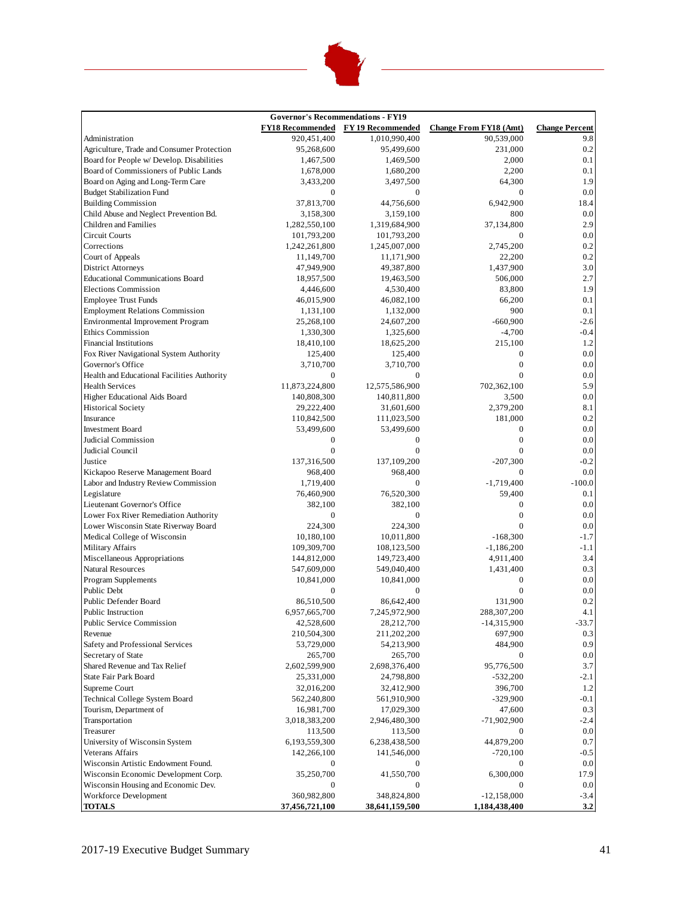| Governor's Recommendations - FY19 | | | | |
|---|---|---|---|---|
| | **FY18 Recommended** | **FY 19 Recommended** | **Change From FY18 (Amt)** | **Change Percent** |
| Administration | 920,451,400 | 1,010,990,400 | 90,539,000 | 9.8 |
| Agriculture, Trade and Consumer Protection | 95,268,600 | 95,499,600 | 231,000 | 0.2 |
| Board for People w/ Develop. Disabilities | 1,467,500 | 1,469,500 | 2,000 | 0.1 |
| Board of Commissioners of Public Lands | 1,678,000 | 1,680,200 | 2,200 | 0.1 |
| Board on Aging and Long-Term Care | 3,433,200 | 3,497,500 | 64,300 | 1.9 |
| Budget Stabilization Fund | 0 | 0 | 0 | 0.0 |
| Building Commission | 37,813,700 | 44,756,600 | 6,942,900 | 18.4 |
| Child Abuse and Neglect Prevention Bd. | 3,158,300 | 3,159,100 | 800 | 0.0 |
| Children and Families | 1,282,550,100 | 1,319,684,900 | 37,134,800 | 2.9 |
| Circuit Courts | 101,793,200 | 101,793,200 | 0 | 0.0 |
| Corrections | 1,242,261,800 | 1,245,007,000 | 2,745,200 | 0.2 |
| Court of Appeals | 11,149,700 | 11,171,900 | 22,200 | 0.2 |
| District Attorneys | 47,949,900 | 49,387,800 | 1,437,900 | 3.0 |
| Educational Communications Board | 18,957,500 | 19,463,500 | 506,000 | 2.7 |
| Elections Commission | 4,446,600 | 4,530,400 | 83,800 | 1.9 |
| Employee Trust Funds | 46,015,900 | 46,082,100 | 66,200 | 0.1 |
| Employment Relations Commission | 1,131,100 | 1,132,000 | 900 | 0.1 |
| Environmental Improvement Program | 25,268,100 | 24,607,200 | -660,900 | -2.6 |
| Ethics Commission | 1,330,300 | 1,325,600 | -4,700 | -0.4 |
| Financial Institutions | 18,410,100 | 18,625,200 | 215,100 | 1.2 |
| Fox River Navigational System Authority | 125,400 | 125,400 | 0 | 0.0 |
| Governor's Office | 3,710,700 | 3,710,700 | 0 | 0.0 |
| Health and Educational Facilities Authority | 0 | 0 | 0 | 0.0 |
| Health Services | 11,873,224,800 | 12,575,586,900 | 702,362,100 | 5.9 |
| Higher Educational Aids Board | 140,808,300 | 140,811,800 | 3,500 | 0.0 |
| Historical Society | 29,222,400 | 31,601,600 | 2,379,200 | 8.1 |
| Insurance | 110,842,500 | 111,023,500 | 181,000 | 0.2 |
| Investment Board | 53,499,600 | 53,499,600 | 0 | 0.0 |
| Judicial Commission | 0 | 0 | 0 | 0.0 |
| Judicial Council | 0 | 0 | 0 | 0.0 |
| Justice | 137,316,500 | 137,109,200 | -207,300 | -0.2 |
| Kickapoo Reserve Management Board | 968,400 | 968,400 | 0 | 0.0 |
| Labor and Industry Review Commission | 1,719,400 | 0 | -1,719,400 | -100.0 |
| Legislature | 76,460,900 | 76,520,300 | 59,400 | 0.1 |
| Lieutenant Governor's Office | 382,100 | 382,100 | 0 | 0.0 |
| Lower Fox River Remediation Authority | 0 | 0 | 0 | 0.0 |
| Lower Wisconsin State Riverway Board | 224,300 | 224,300 | 0 | 0.0 |
| Medical College of Wisconsin | 10,180,100 | 10,011,800 | -168,300 | -1.7 |
| Military Affairs | 109,309,700 | 108,123,500 | -1,186,200 | -1.1 |
| Miscellaneous Appropriations | 144,812,000 | 149,723,400 | 4,911,400 | 3.4 |
| Natural Resources | 547,609,000 | 549,040,400 | 1,431,400 | 0.3 |
| Program Supplements | 10,841,000 | 10,841,000 | 0 | 0.0 |
| Public Debt | 0 | 0 | 0 | 0.0 |
| Public Defender Board | 86,510,500 | 86,642,400 | 131,900 | 0.2 |
| Public Instruction | 6,957,665,700 | 7,245,972,900 | 288,307,200 | 4.1 |
| Public Service Commission | 42,528,600 | 28,212,700 | -14,315,900 | -33.7 |
| Revenue | 210,504,300 | 211,202,200 | 697,900 | 0.3 |
| Safety and Professional Services | 53,729,000 | 54,213,900 | 484,900 | 0.9 |
| Secretary of State | 265,700 | 265,700 | 0 | 0.0 |
| Shared Revenue and Tax Relief | 2,602,599,900 | 2,698,376,400 | 95,776,500 | 3.7 |
| State Fair Park Board | 25,331,000 | 24,798,800 | -532,200 | -2.1 |
| Supreme Court | 32,016,200 | 32,412,900 | 396,700 | 1.2 |
| Technical College System Board | 562,240,800 | 561,910,900 | -329,900 | -0.1 |
| Tourism, Department of | 16,981,700 | 17,029,300 | 47,600 | 0.3 |
| Transportation | 3,018,383,200 | 2,946,480,300 | -71,902,900 | -2.4 |
| Treasurer | 113,500 | 113,500 | 0 | 0.0 |
| University of Wisconsin System | 6,193,559,300 | 6,238,438,500 | 44,879,200 | 0.7 |
| Veterans Affairs | 142,266,100 | 141,546,000 | -720,100 | -0.5 |
| Wisconsin Artistic Endowment Found. | 0 | 0 | 0 | 0.0 |
| Wisconsin Economic Development Corp. | 35,250,700 | 41,550,700 | 6,300,000 | 17.9 |
| Wisconsin Housing and Economic Dev. | 0 | 0 | 0 | 0.0 |
| Workforce Development | 360,982,800 | 348,824,800 | -12,158,000 | -3.4 |
| **TOTALS** | **37,456,721,100** | **38,641,159,500** | **1,184,438,400** | **3.2** |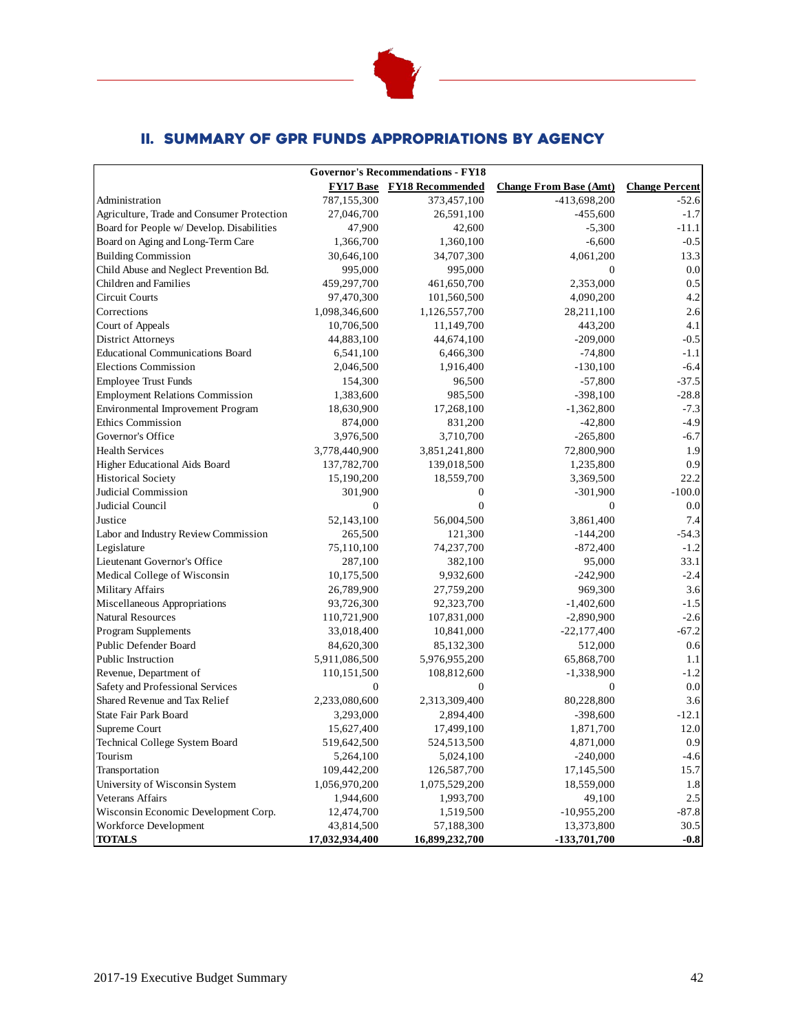## II. SUMMARY OF GPR FUNDS APPROPRIATIONS BY AGENCY

| | Governor's Recommendations - FY18 | | | |
|---|---|---|---|---|
| | **FY17 Base** | **FY18 Recommended** | **Change From Base (Amt)** | **Change Percent** |
| Administration | 787,155,300 | 373,457,100 | -413,698,200 | -52.6 |
| Agriculture, Trade and Consumer Protection | 27,046,700 | 26,591,100 | -455,600 | -1.7 |
| Board for People w/ Develop. Disabilities | 47,900 | 42,600 | -5,300 | -11.1 |
| Board on Aging and Long-Term Care | 1,366,700 | 1,360,100 | -6,600 | -0.5 |
| Building Commission | 30,646,100 | 34,707,300 | 4,061,200 | 13.3 |
| Child Abuse and Neglect Prevention Bd. | 995,000 | 995,000 | 0 | 0.0 |
| Children and Families | 459,297,700 | 461,650,700 | 2,353,000 | 0.5 |
| Circuit Courts | 97,470,300 | 101,560,500 | 4,090,200 | 4.2 |
| Corrections | 1,098,346,600 | 1,126,557,700 | 28,211,100 | 2.6 |
| Court of Appeals | 10,706,500 | 11,149,700 | 443,200 | 4.1 |
| District Attorneys | 44,883,100 | 44,674,100 | -209,000 | -0.5 |
| Educational Communications Board | 6,541,100 | 6,466,300 | -74,800 | -1.1 |
| Elections Commission | 2,046,500 | 1,916,400 | -130,100 | -6.4 |
| Employee Trust Funds | 154,300 | 96,500 | -57,800 | -37.5 |
| Employment Relations Commission | 1,383,600 | 985,500 | -398,100 | -28.8 |
| Environmental Improvement Program | 18,630,900 | 17,268,100 | -1,362,800 | -7.3 |
| Ethics Commission | 874,000 | 831,200 | -42,800 | -4.9 |
| Governor's Office | 3,976,500 | 3,710,700 | -265,800 | -6.7 |
| Health Services | 3,778,440,900 | 3,851,241,800 | 72,800,900 | 1.9 |
| Higher Educational Aids Board | 137,782,700 | 139,018,500 | 1,235,800 | 0.9 |
| Historical Society | 15,190,200 | 18,559,700 | 3,369,500 | 22.2 |
| Judicial Commission | 301,900 | 0 | -301,900 | -100.0 |
| Judicial Council | 0 | 0 | 0 | 0.0 |
| Justice | 52,143,100 | 56,004,500 | 3,861,400 | 7.4 |
| Labor and Industry Review Commission | 265,500 | 121,300 | -144,200 | -54.3 |
| Legislature | 75,110,100 | 74,237,700 | -872,400 | -1.2 |
| Lieutenant Governor's Office | 287,100 | 382,100 | 95,000 | 33.1 |
| Medical College of Wisconsin | 10,175,500 | 9,932,600 | -242,900 | -2.4 |
| Military Affairs | 26,789,900 | 27,759,200 | 969,300 | 3.6 |
| Miscellaneous Appropriations | 93,726,300 | 92,323,700 | -1,402,600 | -1.5 |
| Natural Resources | 110,721,900 | 107,831,000 | -2,890,900 | -2.6 |
| Program Supplements | 33,018,400 | 10,841,000 | -22,177,400 | -67.2 |
| Public Defender Board | 84,620,300 | 85,132,300 | 512,000 | 0.6 |
| Public Instruction | 5,911,086,500 | 5,976,955,200 | 65,868,700 | 1.1 |
| Revenue, Department of | 110,151,500 | 108,812,600 | -1,338,900 | -1.2 |
| Safety and Professional Services | 0 | 0 | 0 | 0.0 |
| Shared Revenue and Tax Relief | 2,233,080,600 | 2,313,309,400 | 80,228,800 | 3.6 |
| State Fair Park Board | 3,293,000 | 2,894,400 | -398,600 | -12.1 |
| Supreme Court | 15,627,400 | 17,499,100 | 1,871,700 | 12.0 |
| Technical College System Board | 519,642,500 | 524,513,500 | 4,871,000 | 0.9 |
| Tourism | 5,264,100 | 5,024,100 | -240,000 | -4.6 |
| Transportation | 109,442,200 | 126,587,700 | 17,145,500 | 15.7 |
| University of Wisconsin System | 1,056,970,200 | 1,075,529,200 | 18,559,000 | 1.8 |
| Veterans Affairs | 1,944,600 | 1,993,700 | 49,100 | 2.5 |
| Wisconsin Economic Development Corp. | 12,474,700 | 1,519,500 | -10,955,200 | -87.8 |
| Workforce Development | 43,814,500 | 57,188,300 | 13,373,800 | 30.5 |
| **TOTALS** | **17,032,934,400** | **16,899,232,700** | **-133,701,700** | **-0.8** |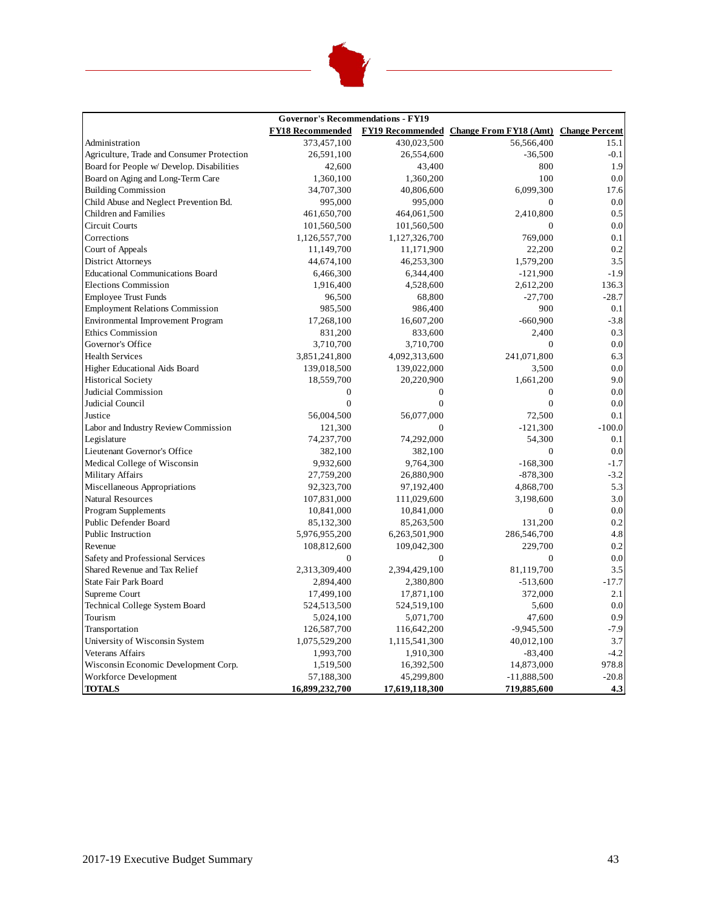| Governor's Recommendations - FY19 | | | | |
|---|---|---|---|---|
| | **FY18 Recommended** | **FY19 Recommended** | **Change From FY18 (Amt)** | **Change Percent** |
| Administration | 373,457,100 | 430,023,500 | 56,566,400 | 15.1 |
| Agriculture, Trade and Consumer Protection | 26,591,100 | 26,554,600 | -36,500 | -0.1 |
| Board for People w/ Develop. Disabilities | 42,600 | 43,400 | 800 | 1.9 |
| Board on Aging and Long-Term Care | 1,360,100 | 1,360,200 | 100 | 0.0 |
| Building Commission | 34,707,300 | 40,806,600 | 6,099,300 | 17.6 |
| Child Abuse and Neglect Prevention Bd. | 995,000 | 995,000 | 0 | 0.0 |
| Children and Families | 461,650,700 | 464,061,500 | 2,410,800 | 0.5 |
| Circuit Courts | 101,560,500 | 101,560,500 | 0 | 0.0 |
| Corrections | 1,126,557,700 | 1,127,326,700 | 769,000 | 0.1 |
| Court of Appeals | 11,149,700 | 11,171,900 | 22,200 | 0.2 |
| District Attorneys | 44,674,100 | 46,253,300 | 1,579,200 | 3.5 |
| Educational Communications Board | 6,466,300 | 6,344,400 | -121,900 | -1.9 |
| Elections Commission | 1,916,400 | 4,528,600 | 2,612,200 | 136.3 |
| Employee Trust Funds | 96,500 | 68,800 | -27,700 | -28.7 |
| Employment Relations Commission | 985,500 | 986,400 | 900 | 0.1 |
| Environmental Improvement Program | 17,268,100 | 16,607,200 | -660,900 | -3.8 |
| Ethics Commission | 831,200 | 833,600 | 2,400 | 0.3 |
| Governor's Office | 3,710,700 | 3,710,700 | 0 | 0.0 |
| Health Services | 3,851,241,800 | 4,092,313,600 | 241,071,800 | 6.3 |
| Higher Educational Aids Board | 139,018,500 | 139,022,000 | 3,500 | 0.0 |
| Historical Society | 18,559,700 | 20,220,900 | 1,661,200 | 9.0 |
| Judicial Commission | 0 | 0 | 0 | 0.0 |
| Judicial Council | 0 | 0 | 0 | 0.0 |
| Justice | 56,004,500 | 56,077,000 | 72,500 | 0.1 |
| Labor and Industry Review Commission | 121,300 | 0 | -121,300 | -100.0 |
| Legislature | 74,237,700 | 74,292,000 | 54,300 | 0.1 |
| Lieutenant Governor's Office | 382,100 | 382,100 | 0 | 0.0 |
| Medical College of Wisconsin | 9,932,600 | 9,764,300 | -168,300 | -1.7 |
| Military Affairs | 27,759,200 | 26,880,900 | -878,300 | -3.2 |
| Miscellaneous Appropriations | 92,323,700 | 97,192,400 | 4,868,700 | 5.3 |
| Natural Resources | 107,831,000 | 111,029,600 | 3,198,600 | 3.0 |
| Program Supplements | 10,841,000 | 10,841,000 | 0 | 0.0 |
| Public Defender Board | 85,132,300 | 85,263,500 | 131,200 | 0.2 |
| Public Instruction | 5,976,955,200 | 6,263,501,900 | 286,546,700 | 4.8 |
| Revenue | 108,812,600 | 109,042,300 | 229,700 | 0.2 |
| Safety and Professional Services | 0 | 0 | 0 | 0.0 |
| Shared Revenue and Tax Relief | 2,313,309,400 | 2,394,429,100 | 81,119,700 | 3.5 |
| State Fair Park Board | 2,894,400 | 2,380,800 | -513,600 | -17.7 |
| Supreme Court | 17,499,100 | 17,871,100 | 372,000 | 2.1 |
| Technical College System Board | 524,513,500 | 524,519,100 | 5,600 | 0.0 |
| Tourism | 5,024,100 | 5,071,700 | 47,600 | 0.9 |
| Transportation | 126,587,700 | 116,642,200 | -9,945,500 | -7.9 |
| University of Wisconsin System | 1,075,529,200 | 1,115,541,300 | 40,012,100 | 3.7 |
| Veterans Affairs | 1,993,700 | 1,910,300 | -83,400 | -4.2 |
| Wisconsin Economic Development Corp. | 1,519,500 | 16,392,500 | 14,873,000 | 978.8 |
| Workforce Development | 57,188,300 | 45,299,800 | -11,888,500 | -20.8 |
| **TOTALS** | **16,899,232,700** | **17,619,118,300** | **719,885,600** | **4.3** |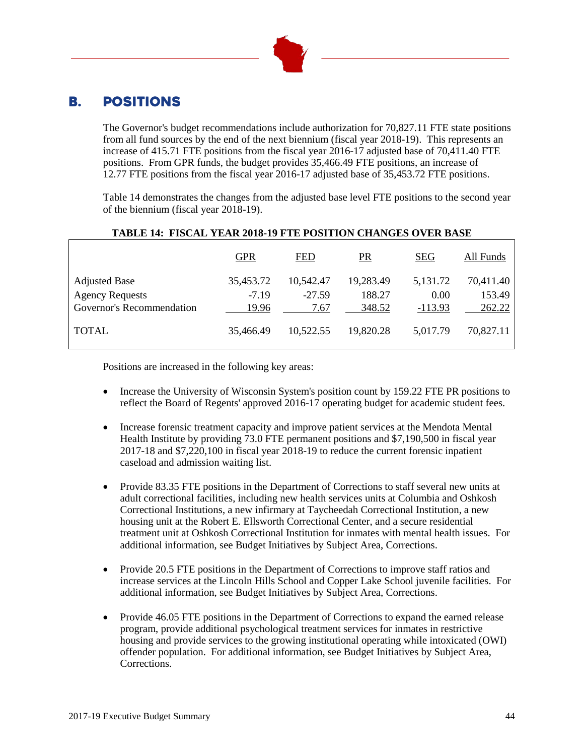## B. POSITIONS

The Governor's budget recommendations include authorization for 70,827.11 FTE state positions from all fund sources by the end of the next biennium (fiscal year 2018-19). This represents an increase of 415.71 FTE positions from the fiscal year 2016-17 adjusted base of 70,411.40 FTE positions. From GPR funds, the budget provides 35,466.49 FTE positions, an increase of 12.77 FTE positions from the fiscal year 2016-17 adjusted base of 35,453.72 FTE positions.

Table 14 demonstrates the changes from the adjusted base level FTE positions to the second year of the biennium (fiscal year 2018-19).

**TABLE 14: FISCAL YEAR 2018-19 FTE POSITION CHANGES OVER BASE**

| | GPR | FED | PR | SEG | All Funds |
|---|---|---|---|---|---|
| Adjusted Base | 35,453.72 | 10,542.47 | 19,283.49 | 5,131.72 | 70,411.40 |
| Agency Requests | -7.19 | -27.59 | 188.27 | 0.00 | 153.49 |
| Governor's Recommendation | 19.96 | 7.67 | 348.52 | -113.93 | 262.22 |
| TOTAL | 35,466.49 | 10,522.55 | 19,820.28 | 5,017.79 | 70,827.11 |

Positions are increased in the following key areas:

- Increase the University of Wisconsin System's position count by 159.22 FTE PR positions to reflect the Board of Regents' approved 2016-17 operating budget for academic student fees.

- Increase forensic treatment capacity and improve patient services at the Mendota Mental Health Institute by providing 73.0 FTE permanent positions and $7,190,500 in fiscal year 2017-18 and $7,220,100 in fiscal year 2018-19 to reduce the current forensic inpatient caseload and admission waiting list.

- Provide 83.35 FTE positions in the Department of Corrections to staff several new units at adult correctional facilities, including new health services units at Columbia and Oshkosh Correctional Institutions, a new infirmary at Taycheedah Correctional Institution, a new housing unit at the Robert E. Ellsworth Correctional Center, and a secure residential treatment unit at Oshkosh Correctional Institution for inmates with mental health issues. For additional information, see Budget Initiatives by Subject Area, Corrections.

- Provide 20.5 FTE positions in the Department of Corrections to improve staff ratios and increase services at the Lincoln Hills School and Copper Lake School juvenile facilities. For additional information, see Budget Initiatives by Subject Area, Corrections.

- Provide 46.05 FTE positions in the Department of Corrections to expand the earned release program, provide additional psychological treatment services for inmates in restrictive housing and provide services to the growing institutional operating while intoxicated (OWI) offender population. For additional information, see Budget Initiatives by Subject Area, Corrections.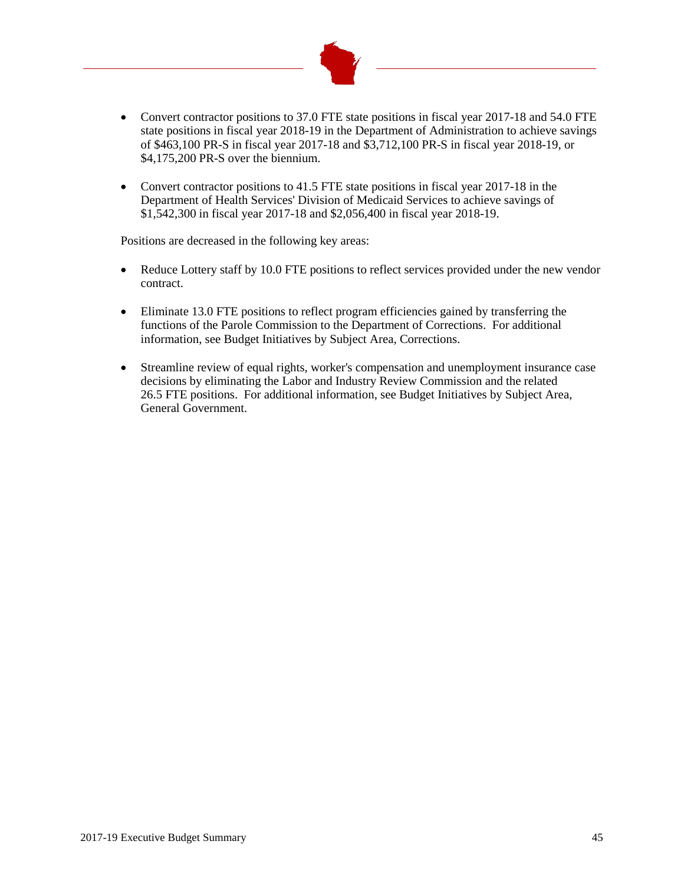- Convert contractor positions to 37.0 FTE state positions in fiscal year 2017-18 and 54.0 FTE state positions in fiscal year 2018-19 in the Department of Administration to achieve savings of $463,100 PR-S in fiscal year 2017-18 and $3,712,100 PR-S in fiscal year 2018-19, or $4,175,200 PR-S over the biennium.

- Convert contractor positions to 41.5 FTE state positions in fiscal year 2017-18 in the Department of Health Services' Division of Medicaid Services to achieve savings of $1,542,300 in fiscal year 2017-18 and $2,056,400 in fiscal year 2018-19.

Positions are decreased in the following key areas:

- Reduce Lottery staff by 10.0 FTE positions to reflect services provided under the new vendor contract.

- Eliminate 13.0 FTE positions to reflect program efficiencies gained by transferring the functions of the Parole Commission to the Department of Corrections. For additional information, see Budget Initiatives by Subject Area, Corrections.

- Streamline review of equal rights, worker's compensation and unemployment insurance case decisions by eliminating the Labor and Industry Review Commission and the related 26.5 FTE positions. For additional information, see Budget Initiatives by Subject Area, General Government.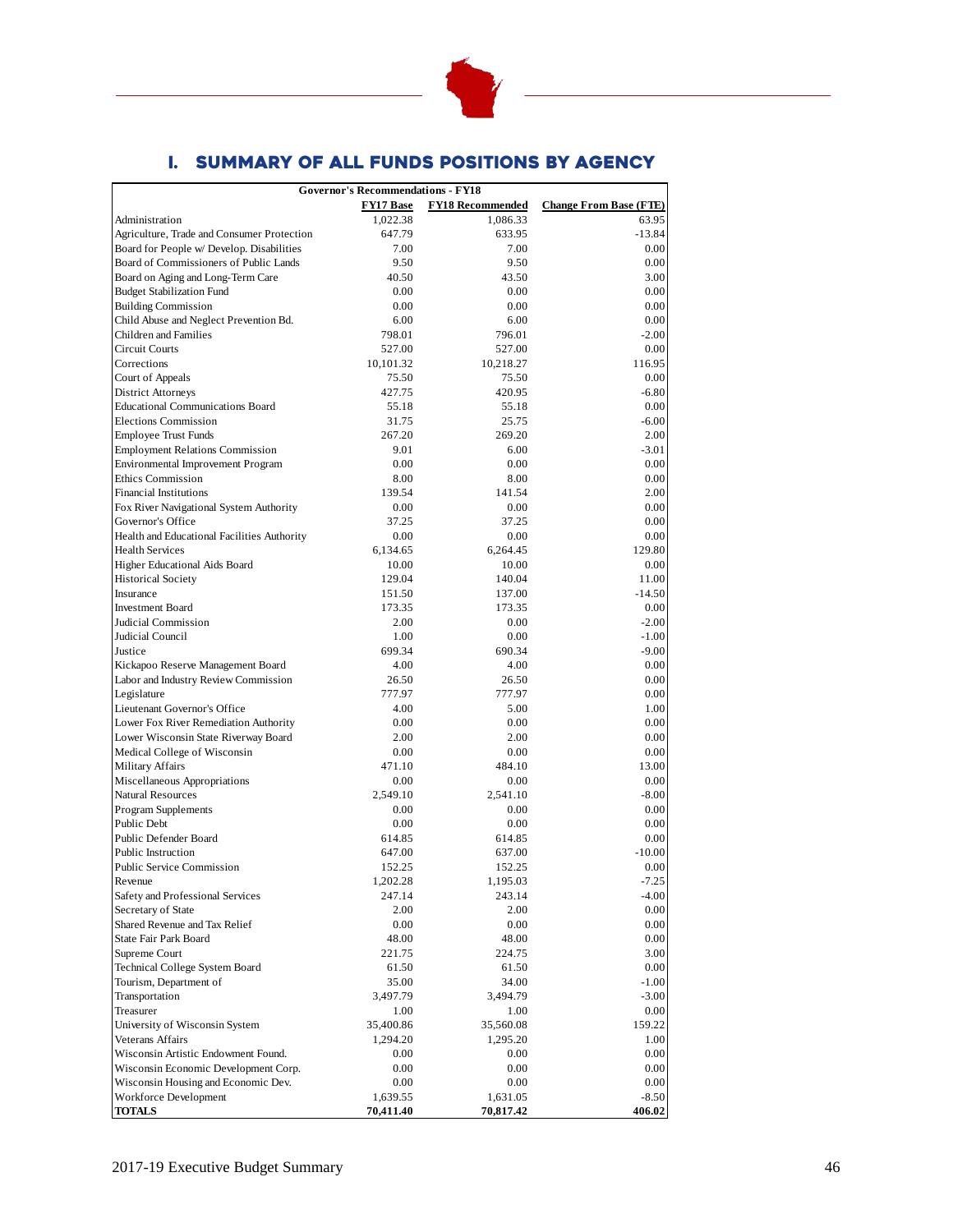## I. SUMMARY OF ALL FUNDS POSITIONS BY AGENCY

| Governor's Recommendations - FY18 | | | |
|---|---|---|---|
| | **FY17 Base** | **FY18 Recommended** | **Change From Base (FTE)** |
| Administration | 1,022.38 | 1,086.33 | 63.95 |
| Agriculture, Trade and Consumer Protection | 647.79 | 633.95 | -13.84 |
| Board for People w/ Develop. Disabilities | 7.00 | 7.00 | 0.00 |
| Board of Commissioners of Public Lands | 9.50 | 9.50 | 0.00 |
| Board on Aging and Long-Term Care | 40.50 | 43.50 | 3.00 |
| Budget Stabilization Fund | 0.00 | 0.00 | 0.00 |
| Building Commission | 0.00 | 0.00 | 0.00 |
| Child Abuse and Neglect Prevention Bd. | 6.00 | 6.00 | 0.00 |
| Children and Families | 798.01 | 796.01 | -2.00 |
| Circuit Courts | 527.00 | 527.00 | 0.00 |
| Corrections | 10,101.32 | 10,218.27 | 116.95 |
| Court of Appeals | 75.50 | 75.50 | 0.00 |
| District Attorneys | 427.75 | 420.95 | -6.80 |
| Educational Communications Board | 55.18 | 55.18 | 0.00 |
| Elections Commission | 31.75 | 25.75 | -6.00 |
| Employee Trust Funds | 267.20 | 269.20 | 2.00 |
| Employment Relations Commission | 9.01 | 6.00 | -3.01 |
| Environmental Improvement Program | 0.00 | 0.00 | 0.00 |
| Ethics Commission | 8.00 | 8.00 | 0.00 |
| Financial Institutions | 139.54 | 141.54 | 2.00 |
| Fox River Navigational System Authority | 0.00 | 0.00 | 0.00 |
| Governor's Office | 37.25 | 37.25 | 0.00 |
| Health and Educational Facilities Authority | 0.00 | 0.00 | 0.00 |
| Health Services | 6,134.65 | 6,264.45 | 129.80 |
| Higher Educational Aids Board | 10.00 | 10.00 | 0.00 |
| Historical Society | 129.04 | 140.04 | 11.00 |
| Insurance | 151.50 | 137.00 | -14.50 |
| Investment Board | 173.35 | 173.35 | 0.00 |
| Judicial Commission | 2.00 | 0.00 | -2.00 |
| Judicial Council | 1.00 | 0.00 | -1.00 |
| Justice | 699.34 | 690.34 | -9.00 |
| Kickapoo Reserve Management Board | 4.00 | 4.00 | 0.00 |
| Labor and Industry Review Commission | 26.50 | 26.50 | 0.00 |
| Legislature | 777.97 | 777.97 | 0.00 |
| Lieutenant Governor's Office | 4.00 | 5.00 | 1.00 |
| Lower Fox River Remediation Authority | 0.00 | 0.00 | 0.00 |
| Lower Wisconsin State Riverway Board | 2.00 | 2.00 | 0.00 |
| Medical College of Wisconsin | 0.00 | 0.00 | 0.00 |
| Military Affairs | 471.10 | 484.10 | 13.00 |
| Miscellaneous Appropriations | 0.00 | 0.00 | 0.00 |
| Natural Resources | 2,549.10 | 2,541.10 | -8.00 |
| Program Supplements | 0.00 | 0.00 | 0.00 |
| Public Debt | 0.00 | 0.00 | 0.00 |
| Public Defender Board | 614.85 | 614.85 | 0.00 |
| Public Instruction | 647.00 | 637.00 | -10.00 |
| Public Service Commission | 152.25 | 152.25 | 0.00 |
| Revenue | 1,202.28 | 1,195.03 | -7.25 |
| Safety and Professional Services | 247.14 | 243.14 | -4.00 |
| Secretary of State | 2.00 | 2.00 | 0.00 |
| Shared Revenue and Tax Relief | 0.00 | 0.00 | 0.00 |
| State Fair Park Board | 48.00 | 48.00 | 0.00 |
| Supreme Court | 221.75 | 224.75 | 3.00 |
| Technical College System Board | 61.50 | 61.50 | 0.00 |
| Tourism, Department of | 35.00 | 34.00 | -1.00 |
| Transportation | 3,497.79 | 3,494.79 | -3.00 |
| Treasurer | 1.00 | 1.00 | 0.00 |
| University of Wisconsin System | 35,400.86 | 35,560.08 | 159.22 |
| Veterans Affairs | 1,294.20 | 1,295.20 | 1.00 |
| Wisconsin Artistic Endowment Found. | 0.00 | 0.00 | 0.00 |
| Wisconsin Economic Development Corp. | 0.00 | 0.00 | 0.00 |
| Wisconsin Housing and Economic Dev. | 0.00 | 0.00 | 0.00 |
| Workforce Development | 1,639.55 | 1,631.05 | -8.50 |
| **TOTALS** | **70,411.40** | **70,817.42** | **406.02** |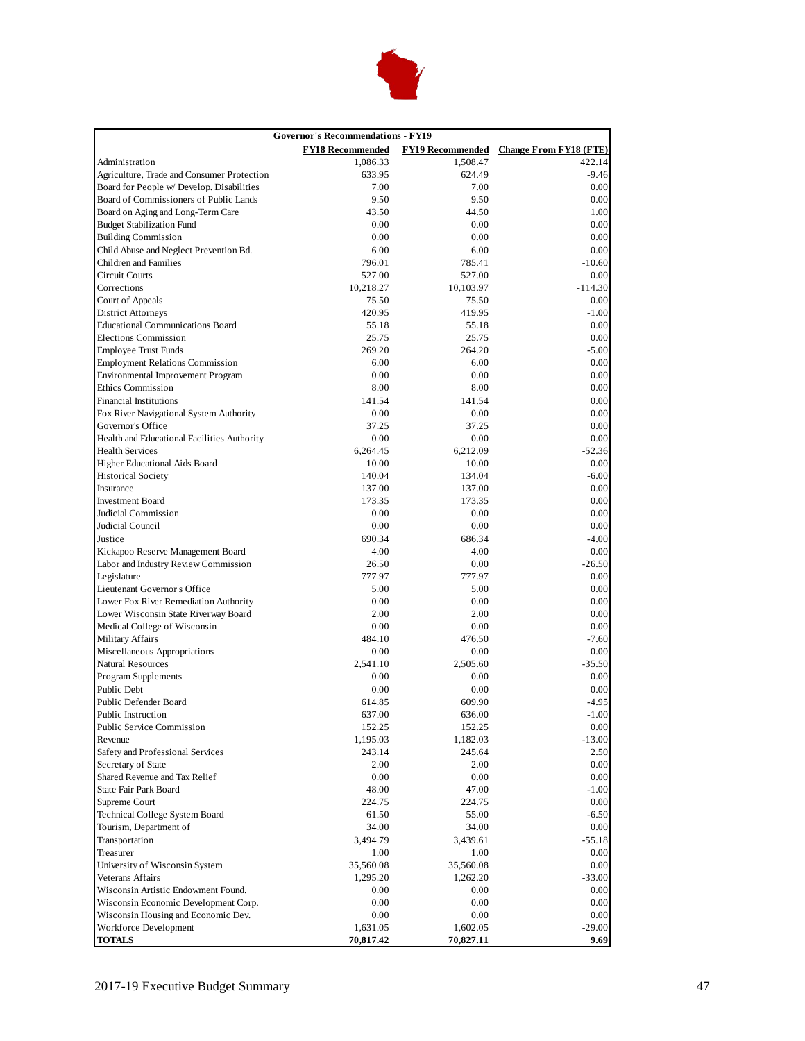| Governor's Recommendations - FY19 | | | |
|---|---|---|---|
| | **FY18 Recommended** | **FY19 Recommended** | **Change From FY18 (FTE)** |
| Administration | 1,086.33 | 1,508.47 | 422.14 |
| Agriculture, Trade and Consumer Protection | 633.95 | 624.49 | -9.46 |
| Board for People w/ Develop. Disabilities | 7.00 | 7.00 | 0.00 |
| Board of Commissioners of Public Lands | 9.50 | 9.50 | 0.00 |
| Board on Aging and Long-Term Care | 43.50 | 44.50 | 1.00 |
| Budget Stabilization Fund | 0.00 | 0.00 | 0.00 |
| Building Commission | 0.00 | 0.00 | 0.00 |
| Child Abuse and Neglect Prevention Bd. | 6.00 | 6.00 | 0.00 |
| Children and Families | 796.01 | 785.41 | -10.60 |
| Circuit Courts | 527.00 | 527.00 | 0.00 |
| Corrections | 10,218.27 | 10,103.97 | -114.30 |
| Court of Appeals | 75.50 | 75.50 | 0.00 |
| District Attorneys | 420.95 | 419.95 | -1.00 |
| Educational Communications Board | 55.18 | 55.18 | 0.00 |
| Elections Commission | 25.75 | 25.75 | 0.00 |
| Employee Trust Funds | 269.20 | 264.20 | -5.00 |
| Employment Relations Commission | 6.00 | 6.00 | 0.00 |
| Environmental Improvement Program | 0.00 | 0.00 | 0.00 |
| Ethics Commission | 8.00 | 8.00 | 0.00 |
| Financial Institutions | 141.54 | 141.54 | 0.00 |
| Fox River Navigational System Authority | 0.00 | 0.00 | 0.00 |
| Governor's Office | 37.25 | 37.25 | 0.00 |
| Health and Educational Facilities Authority | 0.00 | 0.00 | 0.00 |
| Health Services | 6,264.45 | 6,212.09 | -52.36 |
| Higher Educational Aids Board | 10.00 | 10.00 | 0.00 |
| Historical Society | 140.04 | 134.04 | -6.00 |
| Insurance | 137.00 | 137.00 | 0.00 |
| Investment Board | 173.35 | 173.35 | 0.00 |
| Judicial Commission | 0.00 | 0.00 | 0.00 |
| Judicial Council | 0.00 | 0.00 | 0.00 |
| Justice | 690.34 | 686.34 | -4.00 |
| Kickapoo Reserve Management Board | 4.00 | 4.00 | 0.00 |
| Labor and Industry Review Commission | 26.50 | 0.00 | -26.50 |
| Legislature | 777.97 | 777.97 | 0.00 |
| Lieutenant Governor's Office | 5.00 | 5.00 | 0.00 |
| Lower Fox River Remediation Authority | 0.00 | 0.00 | 0.00 |
| Lower Wisconsin State Riverway Board | 2.00 | 2.00 | 0.00 |
| Medical College of Wisconsin | 0.00 | 0.00 | 0.00 |
| Military Affairs | 484.10 | 476.50 | -7.60 |
| Miscellaneous Appropriations | 0.00 | 0.00 | 0.00 |
| Natural Resources | 2,541.10 | 2,505.60 | -35.50 |
| Program Supplements | 0.00 | 0.00 | 0.00 |
| Public Debt | 0.00 | 0.00 | 0.00 |
| Public Defender Board | 614.85 | 609.90 | -4.95 |
| Public Instruction | 637.00 | 636.00 | -1.00 |
| Public Service Commission | 152.25 | 152.25 | 0.00 |
| Revenue | 1,195.03 | 1,182.03 | -13.00 |
| Safety and Professional Services | 243.14 | 245.64 | 2.50 |
| Secretary of State | 2.00 | 2.00 | 0.00 |
| Shared Revenue and Tax Relief | 0.00 | 0.00 | 0.00 |
| State Fair Park Board | 48.00 | 47.00 | -1.00 |
| Supreme Court | 224.75 | 224.75 | 0.00 |
| Technical College System Board | 61.50 | 55.00 | -6.50 |
| Tourism, Department of | 34.00 | 34.00 | 0.00 |
| Transportation | 3,494.79 | 3,439.61 | -55.18 |
| Treasurer | 1.00 | 1.00 | 0.00 |
| University of Wisconsin System | 35,560.08 | 35,560.08 | 0.00 |
| Veterans Affairs | 1,295.20 | 1,262.20 | -33.00 |
| Wisconsin Artistic Endowment Found. | 0.00 | 0.00 | 0.00 |
| Wisconsin Economic Development Corp. | 0.00 | 0.00 | 0.00 |
| Wisconsin Housing and Economic Dev. | 0.00 | 0.00 | 0.00 |
| Workforce Development | 1,631.05 | 1,602.05 | -29.00 |
| **TOTALS** | **70,817.42** | **70,827.11** | **9.69** |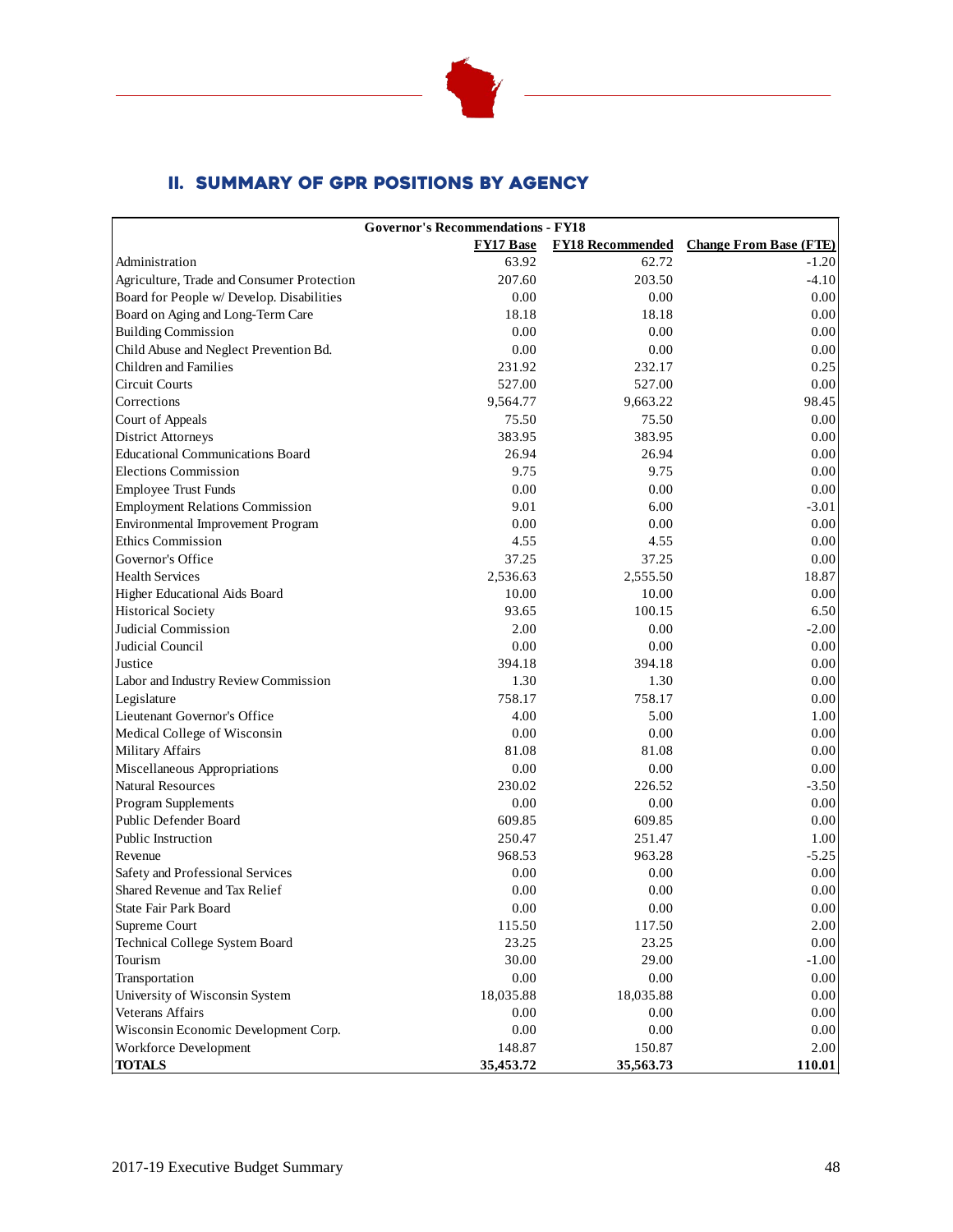## II. SUMMARY OF GPR POSITIONS BY AGENCY

| Governor's Recommendations - FY18 | | | |
|---|---|---|---|
| | FY17 Base | FY18 Recommended | Change From Base (FTE) |
| Administration | 63.92 | 62.72 | -1.20 |
| Agriculture, Trade and Consumer Protection | 207.60 | 203.50 | -4.10 |
| Board for People w/ Develop. Disabilities | 0.00 | 0.00 | 0.00 |
| Board on Aging and Long-Term Care | 18.18 | 18.18 | 0.00 |
| Building Commission | 0.00 | 0.00 | 0.00 |
| Child Abuse and Neglect Prevention Bd. | 0.00 | 0.00 | 0.00 |
| Children and Families | 231.92 | 232.17 | 0.25 |
| Circuit Courts | 527.00 | 527.00 | 0.00 |
| Corrections | 9,564.77 | 9,663.22 | 98.45 |
| Court of Appeals | 75.50 | 75.50 | 0.00 |
| District Attorneys | 383.95 | 383.95 | 0.00 |
| Educational Communications Board | 26.94 | 26.94 | 0.00 |
| Elections Commission | 9.75 | 9.75 | 0.00 |
| Employee Trust Funds | 0.00 | 0.00 | 0.00 |
| Employment Relations Commission | 9.01 | 6.00 | -3.01 |
| Environmental Improvement Program | 0.00 | 0.00 | 0.00 |
| Ethics Commission | 4.55 | 4.55 | 0.00 |
| Governor's Office | 37.25 | 37.25 | 0.00 |
| Health Services | 2,536.63 | 2,555.50 | 18.87 |
| Higher Educational Aids Board | 10.00 | 10.00 | 0.00 |
| Historical Society | 93.65 | 100.15 | 6.50 |
| Judicial Commission | 2.00 | 0.00 | -2.00 |
| Judicial Council | 0.00 | 0.00 | 0.00 |
| Justice | 394.18 | 394.18 | 0.00 |
| Labor and Industry Review Commission | 1.30 | 1.30 | 0.00 |
| Legislature | 758.17 | 758.17 | 0.00 |
| Lieutenant Governor's Office | 4.00 | 5.00 | 1.00 |
| Medical College of Wisconsin | 0.00 | 0.00 | 0.00 |
| Military Affairs | 81.08 | 81.08 | 0.00 |
| Miscellaneous Appropriations | 0.00 | 0.00 | 0.00 |
| Natural Resources | 230.02 | 226.52 | -3.50 |
| Program Supplements | 0.00 | 0.00 | 0.00 |
| Public Defender Board | 609.85 | 609.85 | 0.00 |
| Public Instruction | 250.47 | 251.47 | 1.00 |
| Revenue | 968.53 | 963.28 | -5.25 |
| Safety and Professional Services | 0.00 | 0.00 | 0.00 |
| Shared Revenue and Tax Relief | 0.00 | 0.00 | 0.00 |
| State Fair Park Board | 0.00 | 0.00 | 0.00 |
| Supreme Court | 115.50 | 117.50 | 2.00 |
| Technical College System Board | 23.25 | 23.25 | 0.00 |
| Tourism | 30.00 | 29.00 | -1.00 |
| Transportation | 0.00 | 0.00 | 0.00 |
| University of Wisconsin System | 18,035.88 | 18,035.88 | 0.00 |
| Veterans Affairs | 0.00 | 0.00 | 0.00 |
| Wisconsin Economic Development Corp. | 0.00 | 0.00 | 0.00 |
| Workforce Development | 148.87 | 150.87 | 2.00 |
| **TOTALS** | **35,453.72** | **35,563.73** | **110.01** |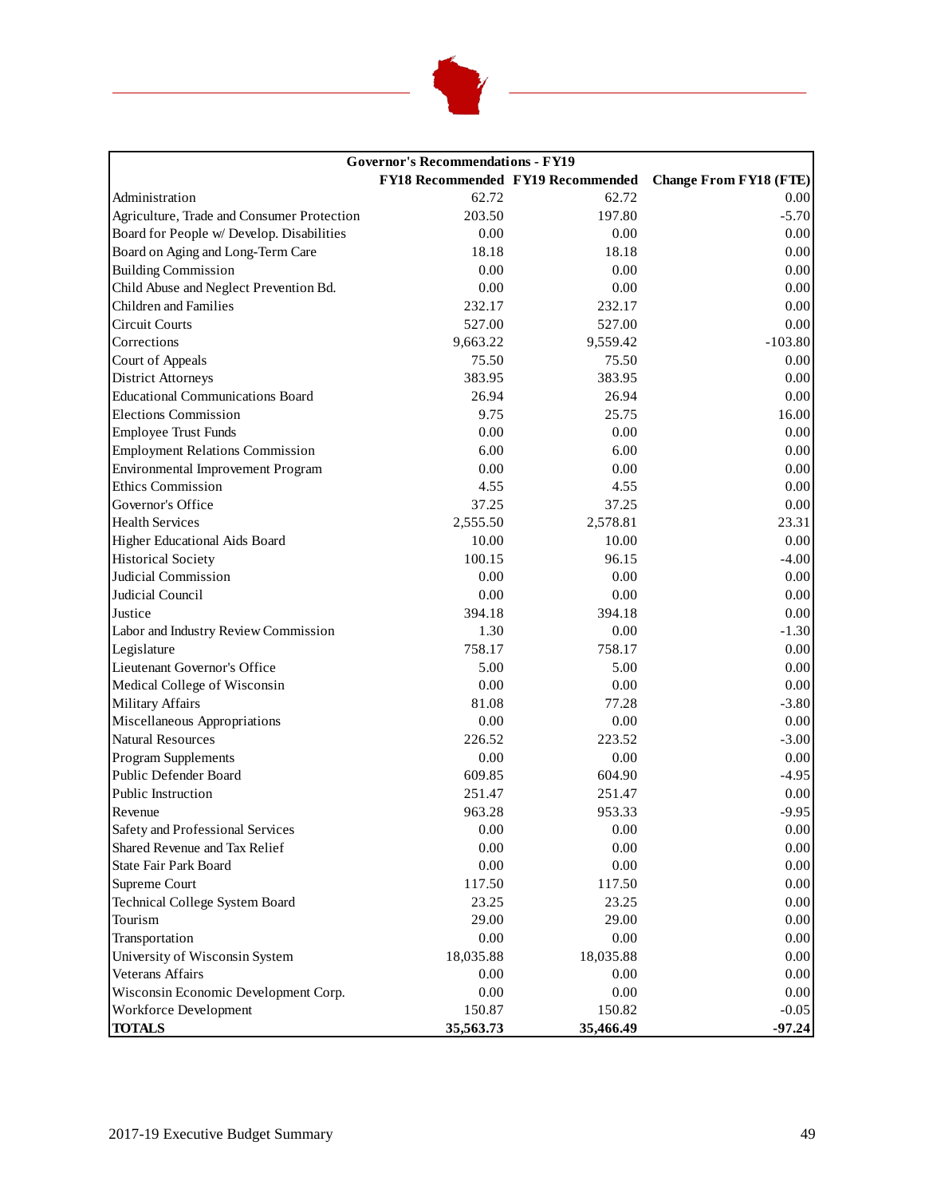| Governor's Recommendations - FY19 | | | |
|---|---|---|---|
| | **FY18 Recommended** | **FY19 Recommended** | **Change From FY18 (FTE)** |
| Administration | 62.72 | 62.72 | 0.00 |
| Agriculture, Trade and Consumer Protection | 203.50 | 197.80 | -5.70 |
| Board for People w/ Develop. Disabilities | 0.00 | 0.00 | 0.00 |
| Board on Aging and Long-Term Care | 18.18 | 18.18 | 0.00 |
| Building Commission | 0.00 | 0.00 | 0.00 |
| Child Abuse and Neglect Prevention Bd. | 0.00 | 0.00 | 0.00 |
| Children and Families | 232.17 | 232.17 | 0.00 |
| Circuit Courts | 527.00 | 527.00 | 0.00 |
| Corrections | 9,663.22 | 9,559.42 | -103.80 |
| Court of Appeals | 75.50 | 75.50 | 0.00 |
| District Attorneys | 383.95 | 383.95 | 0.00 |
| Educational Communications Board | 26.94 | 26.94 | 0.00 |
| Elections Commission | 9.75 | 25.75 | 16.00 |
| Employee Trust Funds | 0.00 | 0.00 | 0.00 |
| Employment Relations Commission | 6.00 | 6.00 | 0.00 |
| Environmental Improvement Program | 0.00 | 0.00 | 0.00 |
| Ethics Commission | 4.55 | 4.55 | 0.00 |
| Governor's Office | 37.25 | 37.25 | 0.00 |
| Health Services | 2,555.50 | 2,578.81 | 23.31 |
| Higher Educational Aids Board | 10.00 | 10.00 | 0.00 |
| Historical Society | 100.15 | 96.15 | -4.00 |
| Judicial Commission | 0.00 | 0.00 | 0.00 |
| Judicial Council | 0.00 | 0.00 | 0.00 |
| Justice | 394.18 | 394.18 | 0.00 |
| Labor and Industry Review Commission | 1.30 | 0.00 | -1.30 |
| Legislature | 758.17 | 758.17 | 0.00 |
| Lieutenant Governor's Office | 5.00 | 5.00 | 0.00 |
| Medical College of Wisconsin | 0.00 | 0.00 | 0.00 |
| Military Affairs | 81.08 | 77.28 | -3.80 |
| Miscellaneous Appropriations | 0.00 | 0.00 | 0.00 |
| Natural Resources | 226.52 | 223.52 | -3.00 |
| Program Supplements | 0.00 | 0.00 | 0.00 |
| Public Defender Board | 609.85 | 604.90 | -4.95 |
| Public Instruction | 251.47 | 251.47 | 0.00 |
| Revenue | 963.28 | 953.33 | -9.95 |
| Safety and Professional Services | 0.00 | 0.00 | 0.00 |
| Shared Revenue and Tax Relief | 0.00 | 0.00 | 0.00 |
| State Fair Park Board | 0.00 | 0.00 | 0.00 |
| Supreme Court | 117.50 | 117.50 | 0.00 |
| Technical College System Board | 23.25 | 23.25 | 0.00 |
| Tourism | 29.00 | 29.00 | 0.00 |
| Transportation | 0.00 | 0.00 | 0.00 |
| University of Wisconsin System | 18,035.88 | 18,035.88 | 0.00 |
| Veterans Affairs | 0.00 | 0.00 | 0.00 |
| Wisconsin Economic Development Corp. | 0.00 | 0.00 | 0.00 |
| Workforce Development | 150.87 | 150.82 | -0.05 |
| **TOTALS** | **35,563.73** | **35,466.49** | **-97.24** |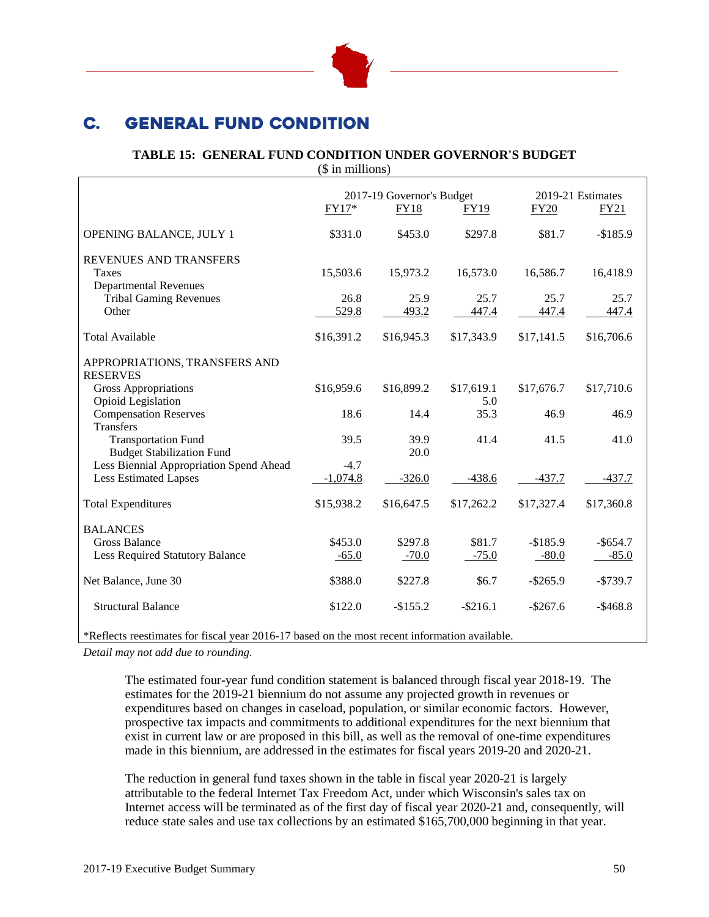## C. GENERAL FUND CONDITION

**TABLE 15: GENERAL FUND CONDITION UNDER GOVERNOR'S BUDGET**
($ in millions)

| | 2017-19 Governor's Budget | | | 2019-21 Estimates | |
|---|---|---|---|---|---|
| | FY17* | FY18 | FY19 | FY20 | FY21 |
| OPENING BALANCE, JULY 1 | $331.0 | $453.0 | $297.8 | $81.7 | -$185.9 |
| REVENUES AND TRANSFERS | | | | | |
| Taxes | 15,503.6 | 15,973.2 | 16,573.0 | 16,586.7 | 16,418.9 |
| Departmental Revenues | | | | | |
| Tribal Gaming Revenues | 26.8 | 25.9 | 25.7 | 25.7 | 25.7 |
| Other | 529.8 | 493.2 | 447.4 | 447.4 | 447.4 |
| Total Available | $16,391.2 | $16,945.3 | $17,343.9 | $17,141.5 | $16,706.6 |
| APPROPRIATIONS, TRANSFERS AND RESERVES | | | | | |
| Gross Appropriations | $16,959.6 | $16,899.2 | $17,619.1 | $17,676.7 | $17,710.6 |
| Opioid Legislation | | | 5.0 | | |
| Compensation Reserves | 18.6 | 14.4 | 35.3 | 46.9 | 46.9 |
| Transfers | | | | | |
| Transportation Fund | 39.5 | 39.9 | 41.4 | 41.5 | 41.0 |
| Budget Stabilization Fund | | 20.0 | | | |
| Less Biennial Appropriation Spend Ahead | -4.7 | | | | |
| Less Estimated Lapses | -1,074.8 | -326.0 | -438.6 | -437.7 | -437.7 |
| Total Expenditures | $15,938.2 | $16,647.5 | $17,262.2 | $17,327.4 | $17,360.8 |
| BALANCES | | | | | |
| Gross Balance | $453.0 | $297.8 | $81.7 | -$185.9 | -$654.7 |
| Less Required Statutory Balance | -65.0 | -70.0 | -75.0 | -80.0 | -85.0 |
| Net Balance, June 30 | $388.0 | $227.8 | $6.7 | -$265.9 | -$739.7 |
| Structural Balance | $122.0 | -$155.2 | -$216.1 | -$267.6 | -$468.8 |

*Reflects reestimates for fiscal year 2016-17 based on the most recent information available.

*Detail may not add due to rounding.*

The estimated four-year fund condition statement is balanced through fiscal year 2018-19. The estimates for the 2019-21 biennium do not assume any projected growth in revenues or expenditures based on changes in caseload, population, or similar economic factors. However, prospective tax impacts and commitments to additional expenditures for the next biennium that exist in current law or are proposed in this bill, as well as the removal of one-time expenditures made in this biennium, are addressed in the estimates for fiscal years 2019-20 and 2020-21.

The reduction in general fund taxes shown in the table in fiscal year 2020-21 is largely attributable to the federal Internet Tax Freedom Act, under which Wisconsin's sales tax on Internet access will be terminated as of the first day of fiscal year 2020-21 and, consequently, will reduce state sales and use tax collections by an estimated $165,700,000 beginning in that year.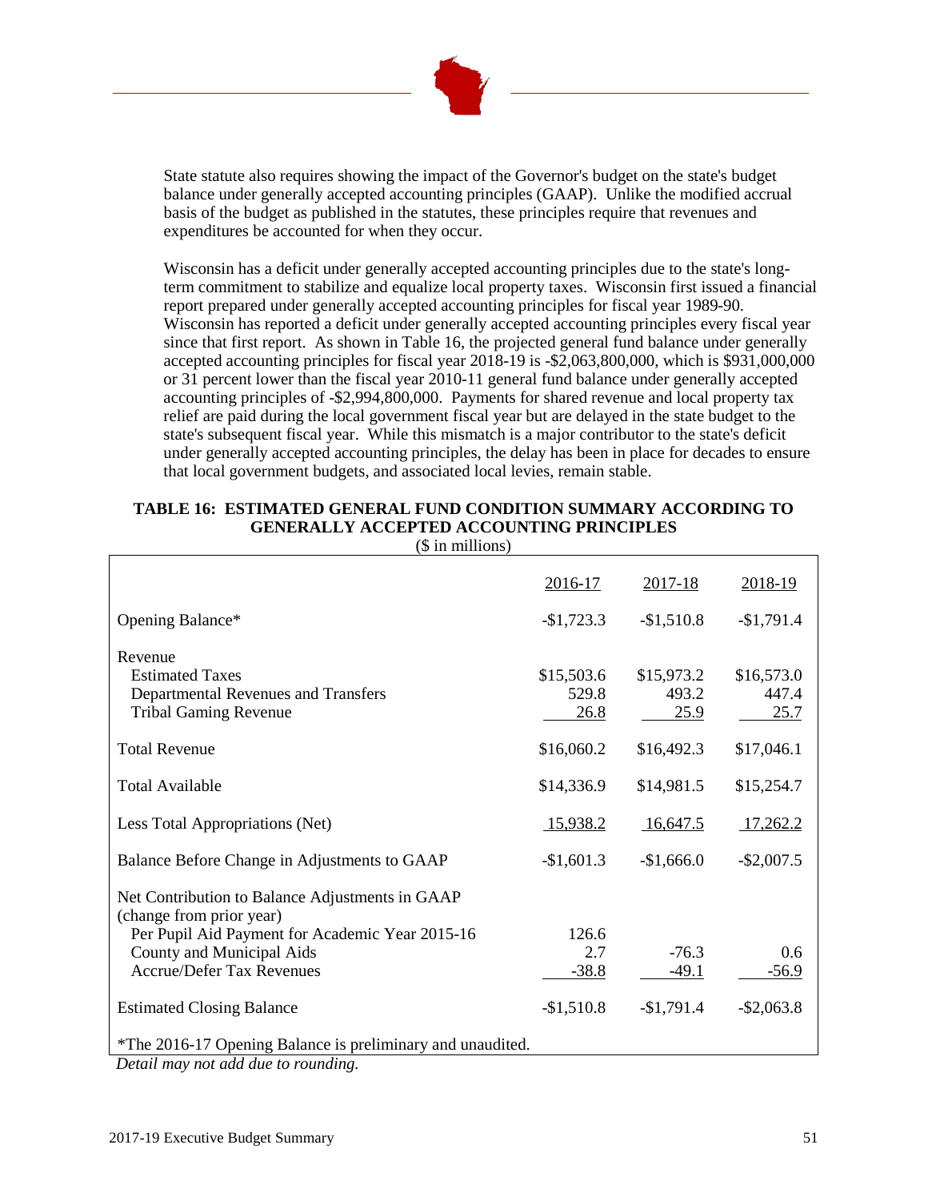State statute also requires showing the impact of the Governor's budget on the state's budget balance under generally accepted accounting principles (GAAP). Unlike the modified accrual basis of the budget as published in the statutes, these principles require that revenues and expenditures be accounted for when they occur.

Wisconsin has a deficit under generally accepted accounting principles due to the state's long-term commitment to stabilize and equalize local property taxes. Wisconsin first issued a financial report prepared under generally accepted accounting principles for fiscal year 1989-90. Wisconsin has reported a deficit under generally accepted accounting principles every fiscal year since that first report. As shown in Table 16, the projected general fund balance under generally accepted accounting principles for fiscal year 2018-19 is -$2,063,800,000, which is $931,000,000 or 31 percent lower than the fiscal year 2010-11 general fund balance under generally accepted accounting principles of -$2,994,800,000. Payments for shared revenue and local property tax relief are paid during the local government fiscal year but are delayed in the state budget to the state's subsequent fiscal year. While this mismatch is a major contributor to the state's deficit under generally accepted accounting principles, the delay has been in place for decades to ensure that local government budgets, and associated local levies, remain stable.

**TABLE 16: ESTIMATED GENERAL FUND CONDITION SUMMARY ACCORDING TO GENERALLY ACCEPTED ACCOUNTING PRINCIPLES**

($ in millions)

| | 2016-17 | 2017-18 | 2018-19 |
|---|---|---|---|
| Opening Balance* | -$1,723.3 | -$1,510.8 | -$1,791.4 |
| Revenue | | | |
| Estimated Taxes | $15,503.6 | $15,973.2 | $16,573.0 |
| Departmental Revenues and Transfers | 529.8 | 493.2 | 447.4 |
| Tribal Gaming Revenue | 26.8 | 25.9 | 25.7 |
| Total Revenue | $16,060.2 | $16,492.3 | $17,046.1 |
| Total Available | $14,336.9 | $14,981.5 | $15,254.7 |
| Less Total Appropriations (Net) | 15,938.2 | 16,647.5 | 17,262.2 |
| Balance Before Change in Adjustments to GAAP | -$1,601.3 | -$1,666.0 | -$2,007.5 |
| Net Contribution to Balance Adjustments in GAAP (change from prior year) | | | |
| Per Pupil Aid Payment for Academic Year 2015-16 | 126.6 | | |
| County and Municipal Aids | 2.7 | -76.3 | 0.6 |
| Accrue/Defer Tax Revenues | -38.8 | -49.1 | -56.9 |
| Estimated Closing Balance | -$1,510.8 | -$1,791.4 | -$2,063.8 |

*The 2016-17 Opening Balance is preliminary and unaudited.

*Detail may not add due to rounding.*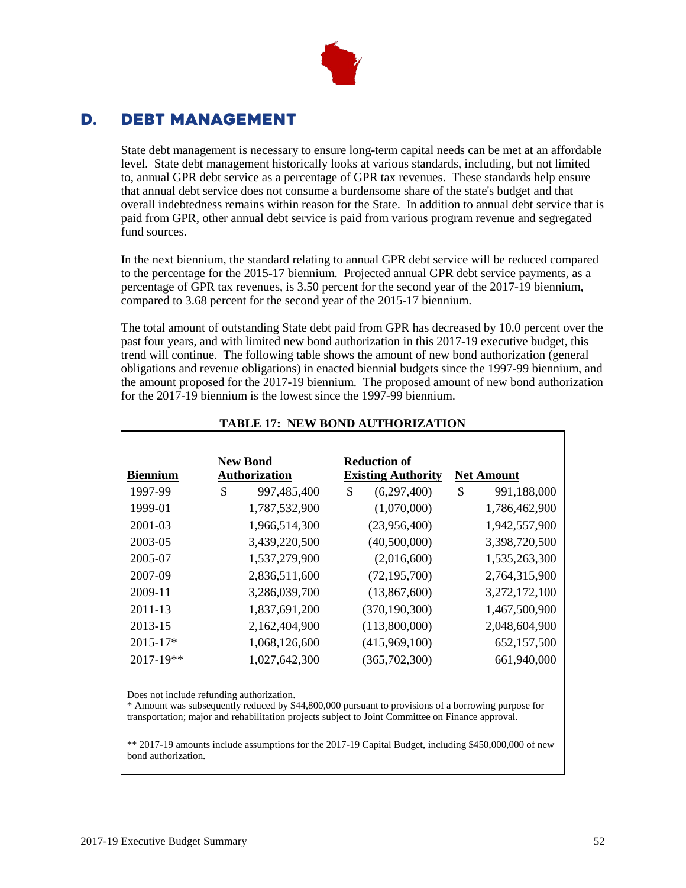## D. DEBT MANAGEMENT

State debt management is necessary to ensure long-term capital needs can be met at an affordable level. State debt management historically looks at various standards, including, but not limited to, annual GPR debt service as a percentage of GPR tax revenues. These standards help ensure that annual debt service does not consume a burdensome share of the state's budget and that overall indebtedness remains within reason for the State. In addition to annual debt service that is paid from GPR, other annual debt service is paid from various program revenue and segregated fund sources.

In the next biennium, the standard relating to annual GPR debt service will be reduced compared to the percentage for the 2015-17 biennium. Projected annual GPR debt service payments, as a percentage of GPR tax revenues, is 3.50 percent for the second year of the 2017-19 biennium, compared to 3.68 percent for the second year of the 2015-17 biennium.

The total amount of outstanding State debt paid from GPR has decreased by 10.0 percent over the past four years, and with limited new bond authorization in this 2017-19 executive budget, this trend will continue. The following table shows the amount of new bond authorization (general obligations and revenue obligations) in enacted biennial budgets since the 1997-99 biennium, and the amount proposed for the 2017-19 biennium. The proposed amount of new bond authorization for the 2017-19 biennium is the lowest since the 1997-99 biennium.

**TABLE 17: NEW BOND AUTHORIZATION**

| Biennium | New Bond Authorization | Reduction of Existing Authority | Net Amount |
|---|---|---|---|
| 1997-99 | $ 997,485,400 | $ (6,297,400) | $ 991,188,000 |
| 1999-01 | 1,787,532,900 | (1,070,000) | 1,786,462,900 |
| 2001-03 | 1,966,514,300 | (23,956,400) | 1,942,557,900 |
| 2003-05 | 3,439,220,500 | (40,500,000) | 3,398,720,500 |
| 2005-07 | 1,537,279,900 | (2,016,600) | 1,535,263,300 |
| 2007-09 | 2,836,511,600 | (72,195,700) | 2,764,315,900 |
| 2009-11 | 3,286,039,700 | (13,867,600) | 3,272,172,100 |
| 2011-13 | 1,837,691,200 | (370,190,300) | 1,467,500,900 |
| 2013-15 | 2,162,404,900 | (113,800,000) | 2,048,604,900 |
| 2015-17* | 1,068,126,600 | (415,969,100) | 652,157,500 |
| 2017-19** | 1,027,642,300 | (365,702,300) | 661,940,000 |

Does not include refunding authorization.
* Amount was subsequently reduced by $44,800,000 pursuant to provisions of a borrowing purpose for transportation; major and rehabilitation projects subject to Joint Committee on Finance approval.

** 2017-19 amounts include assumptions for the 2017-19 Capital Budget, including $450,000,000 of new bond authorization.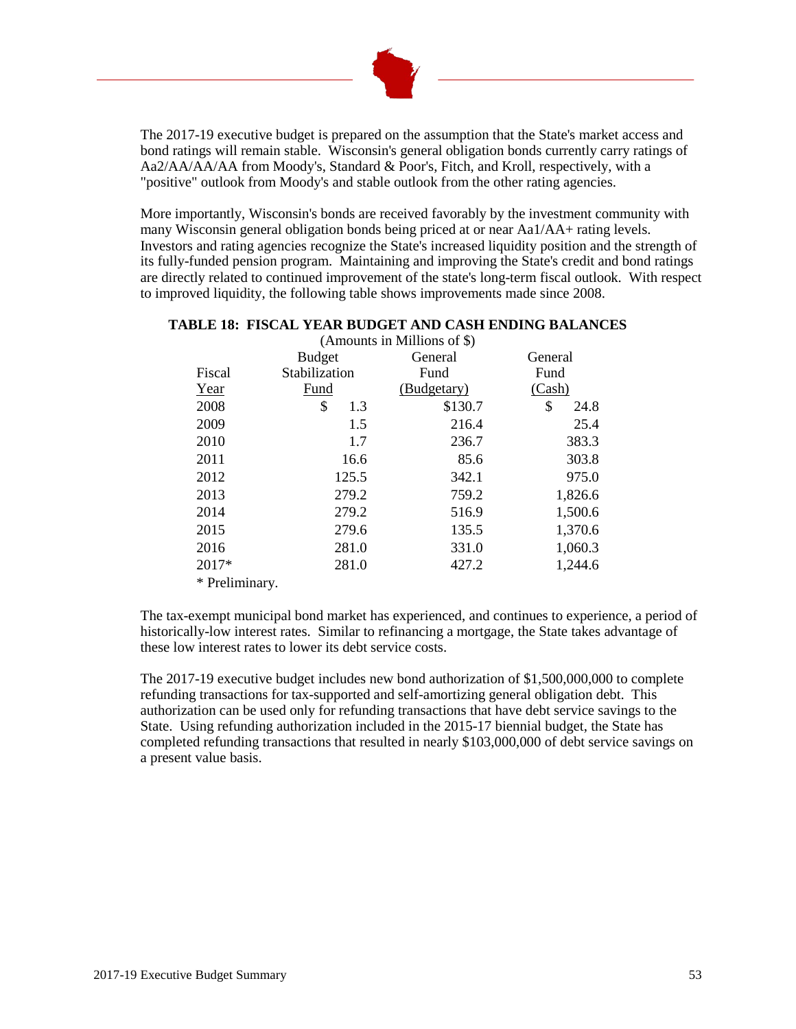The 2017-19 executive budget is prepared on the assumption that the State's market access and bond ratings will remain stable. Wisconsin's general obligation bonds currently carry ratings of Aa2/AA/AA/AA from Moody's, Standard & Poor's, Fitch, and Kroll, respectively, with a "positive" outlook from Moody's and stable outlook from the other rating agencies.

More importantly, Wisconsin's bonds are received favorably by the investment community with many Wisconsin general obligation bonds being priced at or near Aa1/AA+ rating levels. Investors and rating agencies recognize the State's increased liquidity position and the strength of its fully-funded pension program. Maintaining and improving the State's credit and bond ratings are directly related to continued improvement of the state's long-term fiscal outlook. With respect to improved liquidity, the following table shows improvements made since 2008.

**TABLE 18: FISCAL YEAR BUDGET AND CASH ENDING BALANCES**

(Amounts in Millions of $)

| Fiscal Year | Budget Stabilization Fund | General Fund (Budgetary) | General Fund (Cash) |
|---|---|---|---|
| 2008 | $ 1.3 | $130.7 | $ 24.8 |
| 2009 | 1.5 | 216.4 | 25.4 |
| 2010 | 1.7 | 236.7 | 383.3 |
| 2011 | 16.6 | 85.6 | 303.8 |
| 2012 | 125.5 | 342.1 | 975.0 |
| 2013 | 279.2 | 759.2 | 1,826.6 |
| 2014 | 279.2 | 516.9 | 1,500.6 |
| 2015 | 279.6 | 135.5 | 1,370.6 |
| 2016 | 281.0 | 331.0 | 1,060.3 |
| 2017* | 281.0 | 427.2 | 1,244.6 |

\* Preliminary.

The tax-exempt municipal bond market has experienced, and continues to experience, a period of historically-low interest rates. Similar to refinancing a mortgage, the State takes advantage of these low interest rates to lower its debt service costs.

The 2017-19 executive budget includes new bond authorization of $1,500,000,000 to complete refunding transactions for tax-supported and self-amortizing general obligation debt. This authorization can be used only for refunding transactions that have debt service savings to the State. Using refunding authorization included in the 2015-17 biennial budget, the State has completed refunding transactions that resulted in nearly $103,000,000 of debt service savings on a present value basis.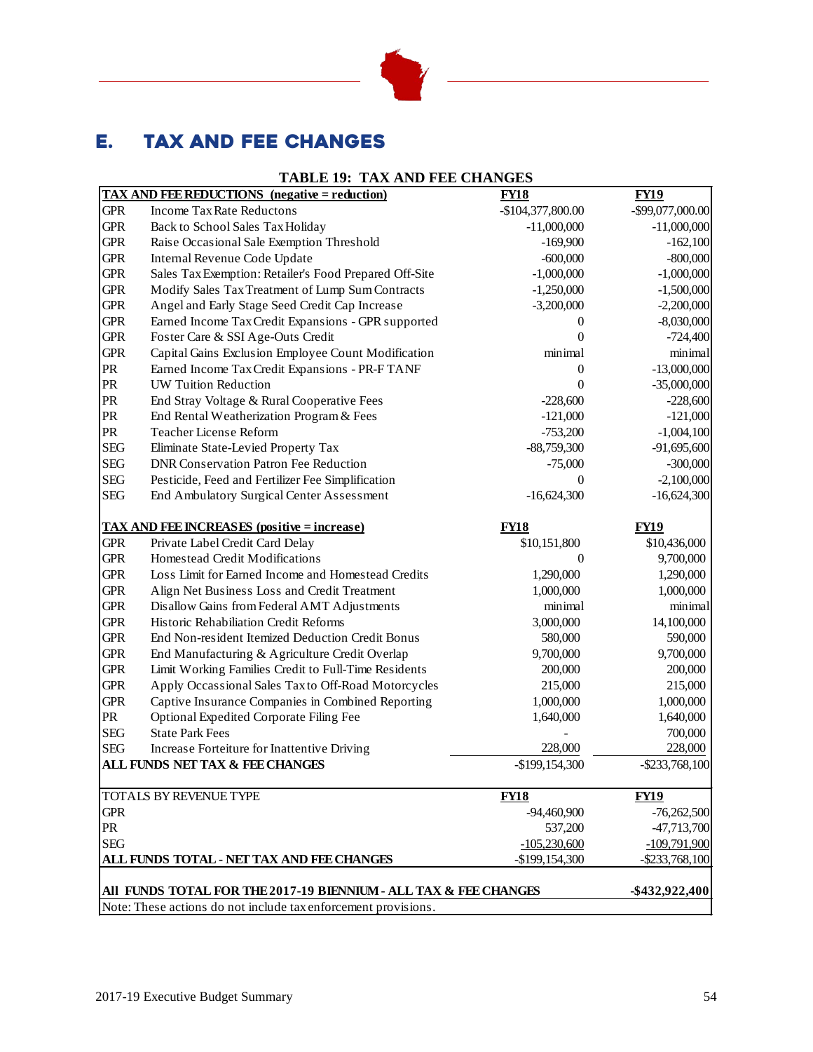## E. TAX AND FEE CHANGES

**TABLE 19: TAX AND FEE CHANGES**

| TAX AND FEE REDUCTIONS (negative = reduction) | | FY18 | FY19 |
|---|---|---|---|
| GPR | Income Tax Rate Reductons | -$104,377,800.00 | -$99,077,000.00 |
| GPR | Back to School Sales Tax Holiday | -11,000,000 | -11,000,000 |
| GPR | Raise Occasional Sale Exemption Threshold | -169,900 | -162,100 |
| GPR | Internal Revenue Code Update | -600,000 | -800,000 |
| GPR | Sales Tax Exemption: Retailer's Food Prepared Off-Site | -1,000,000 | -1,000,000 |
| GPR | Modify Sales Tax Treatment of Lump Sum Contracts | -1,250,000 | -1,500,000 |
| GPR | Angel and Early Stage Seed Credit Cap Increase | -3,200,000 | -2,200,000 |
| GPR | Earned Income Tax Credit Expansions - GPR supported | 0 | -8,030,000 |
| GPR | Foster Care & SSI Age-Outs Credit | 0 | -724,400 |
| GPR | Capital Gains Exclusion Employee Count Modification | minimal | minimal |
| PR | Earned Income Tax Credit Expansions - PR-F TANF | 0 | -13,000,000 |
| PR | UW Tuition Reduction | 0 | -35,000,000 |
| PR | End Stray Voltage & Rural Cooperative Fees | -228,600 | -228,600 |
| PR | End Rental Weatherization Program & Fees | -121,000 | -121,000 |
| PR | Teacher License Reform | -753,200 | -1,004,100 |
| SEG | Eliminate State-Levied Property Tax | -88,759,300 | -91,695,600 |
| SEG | DNR Conservation Patron Fee Reduction | -75,000 | -300,000 |
| SEG | Pesticide, Feed and Fertilizer Fee Simplification | 0 | -2,100,000 |
| SEG | End Ambulatory Surgical Center Assessment | -16,624,300 | -16,624,300 |
| **TAX AND FEE INCREASES (positive = increase)** | | **FY18** | **FY19** |
| GPR | Private Label Credit Card Delay | $10,151,800 | $10,436,000 |
| GPR | Homestead Credit Modifications | 0 | 9,700,000 |
| GPR | Loss Limit for Earned Income and Homestead Credits | 1,290,000 | 1,290,000 |
| GPR | Align Net Business Loss and Credit Treatment | 1,000,000 | 1,000,000 |
| GPR | Disallow Gains from Federal AMT Adjustments | minimal | minimal |
| GPR | Historic Rehabiliation Credit Reforms | 3,000,000 | 14,100,000 |
| GPR | End Non-resident Itemized Deduction Credit Bonus | 580,000 | 590,000 |
| GPR | End Manufacturing & Agriculture Credit Overlap | 9,700,000 | 9,700,000 |
| GPR | Limit Working Families Credit to Full-Time Residents | 200,000 | 200,000 |
| GPR | Apply Occassional Sales Tax to Off-Road Motorcycles | 215,000 | 215,000 |
| GPR | Captive Insurance Companies in Combined Reporting | 1,000,000 | 1,000,000 |
| PR | Optional Expedited Corporate Filing Fee | 1,640,000 | 1,640,000 |
| SEG | State Park Fees | - | 700,000 |
| SEG | Increase Forteiture for Inattentive Driving | 228,000 | 228,000 |
| **ALL FUNDS NET TAX & FEE CHANGES** | | -$199,154,300 | -$233,768,100 |

| TOTALS BY REVENUE TYPE | FY18 | FY19 |
|---|---|---|
| GPR | -94,460,900 | -76,262,500 |
| PR | 537,200 | -47,713,700 |
| SEG | -105,230,600 | -109,791,900 |
| **ALL FUNDS TOTAL - NET TAX AND FEE CHANGES** | -$199,154,300 | -$233,768,100 |
| **All FUNDS TOTAL FOR THE 2017-19 BIENNIUM - ALL TAX & FEE CHANGES** | | **-$432,922,400** |

Note: These actions do not include tax enforcement provisions.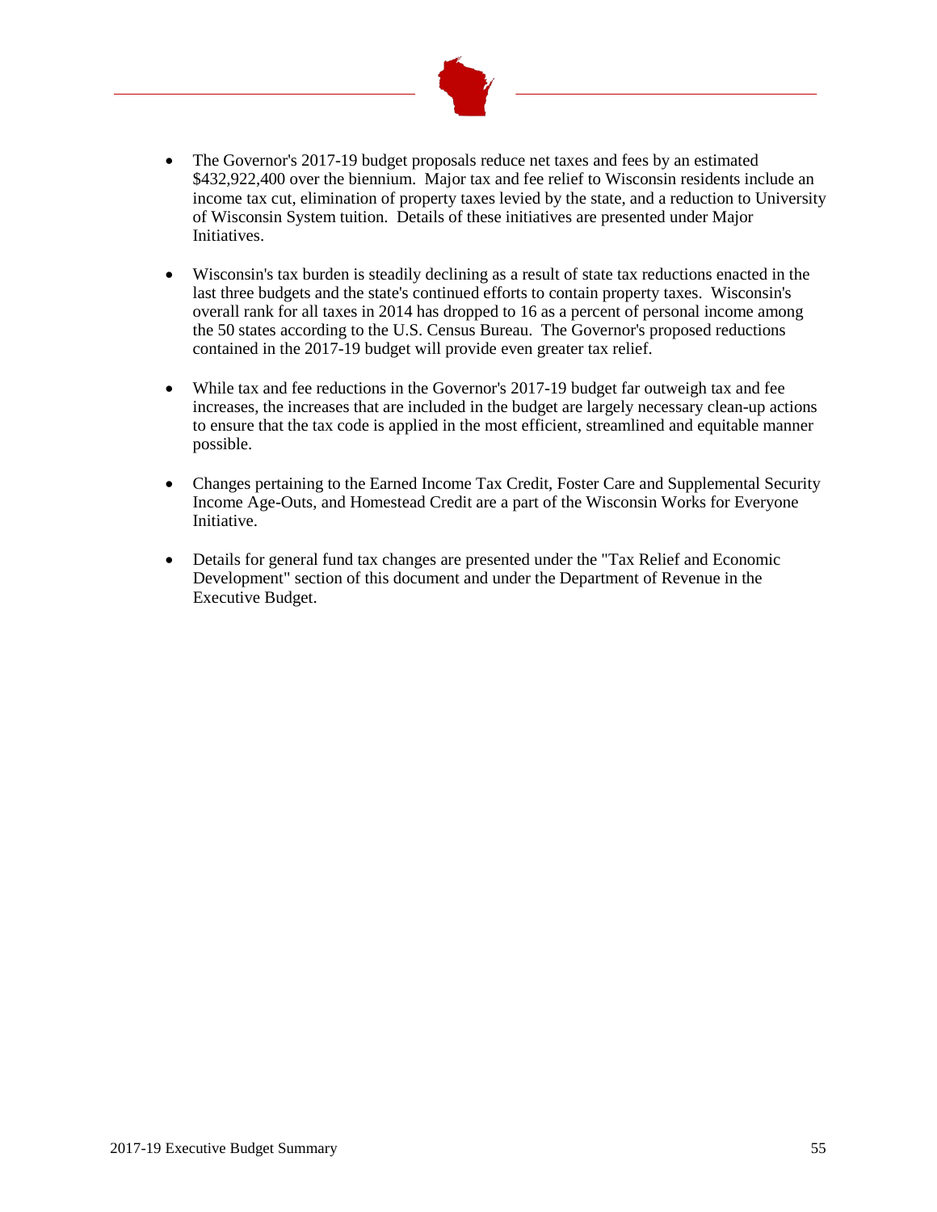- The Governor's 2017-19 budget proposals reduce net taxes and fees by an estimated $432,922,400 over the biennium. Major tax and fee relief to Wisconsin residents include an income tax cut, elimination of property taxes levied by the state, and a reduction to University of Wisconsin System tuition. Details of these initiatives are presented under Major Initiatives.

- Wisconsin's tax burden is steadily declining as a result of state tax reductions enacted in the last three budgets and the state's continued efforts to contain property taxes. Wisconsin's overall rank for all taxes in 2014 has dropped to 16 as a percent of personal income among the 50 states according to the U.S. Census Bureau. The Governor's proposed reductions contained in the 2017-19 budget will provide even greater tax relief.

- While tax and fee reductions in the Governor's 2017-19 budget far outweigh tax and fee increases, the increases that are included in the budget are largely necessary clean-up actions to ensure that the tax code is applied in the most efficient, streamlined and equitable manner possible.

- Changes pertaining to the Earned Income Tax Credit, Foster Care and Supplemental Security Income Age-Outs, and Homestead Credit are a part of the Wisconsin Works for Everyone Initiative.

- Details for general fund tax changes are presented under the "Tax Relief and Economic Development" section of this document and under the Department of Revenue in the Executive Budget.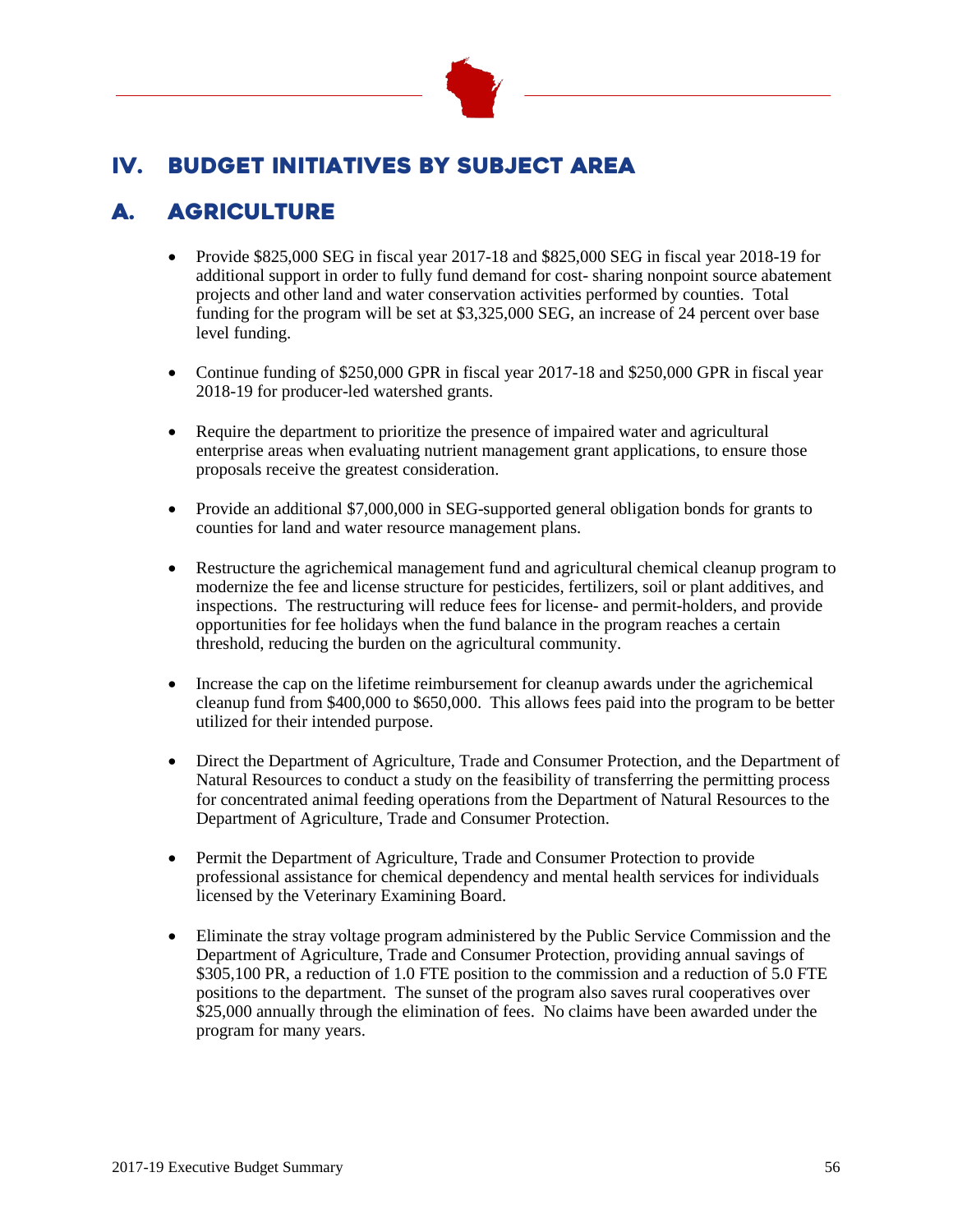# IV. BUDGET INITIATIVES BY SUBJECT AREA

## A. AGRICULTURE

- Provide $825,000 SEG in fiscal year 2017-18 and $825,000 SEG in fiscal year 2018-19 for additional support in order to fully fund demand for cost- sharing nonpoint source abatement projects and other land and water conservation activities performed by counties. Total funding for the program will be set at $3,325,000 SEG, an increase of 24 percent over base level funding.

- Continue funding of $250,000 GPR in fiscal year 2017-18 and $250,000 GPR in fiscal year 2018-19 for producer-led watershed grants.

- Require the department to prioritize the presence of impaired water and agricultural enterprise areas when evaluating nutrient management grant applications, to ensure those proposals receive the greatest consideration.

- Provide an additional $7,000,000 in SEG-supported general obligation bonds for grants to counties for land and water resource management plans.

- Restructure the agrichemical management fund and agricultural chemical cleanup program to modernize the fee and license structure for pesticides, fertilizers, soil or plant additives, and inspections. The restructuring will reduce fees for license- and permit-holders, and provide opportunities for fee holidays when the fund balance in the program reaches a certain threshold, reducing the burden on the agricultural community.

- Increase the cap on the lifetime reimbursement for cleanup awards under the agrichemical cleanup fund from $400,000 to $650,000. This allows fees paid into the program to be better utilized for their intended purpose.

- Direct the Department of Agriculture, Trade and Consumer Protection, and the Department of Natural Resources to conduct a study on the feasibility of transferring the permitting process for concentrated animal feeding operations from the Department of Natural Resources to the Department of Agriculture, Trade and Consumer Protection.

- Permit the Department of Agriculture, Trade and Consumer Protection to provide professional assistance for chemical dependency and mental health services for individuals licensed by the Veterinary Examining Board.

- Eliminate the stray voltage program administered by the Public Service Commission and the Department of Agriculture, Trade and Consumer Protection, providing annual savings of $305,100 PR, a reduction of 1.0 FTE position to the commission and a reduction of 5.0 FTE positions to the department. The sunset of the program also saves rural cooperatives over $25,000 annually through the elimination of fees. No claims have been awarded under the program for many years.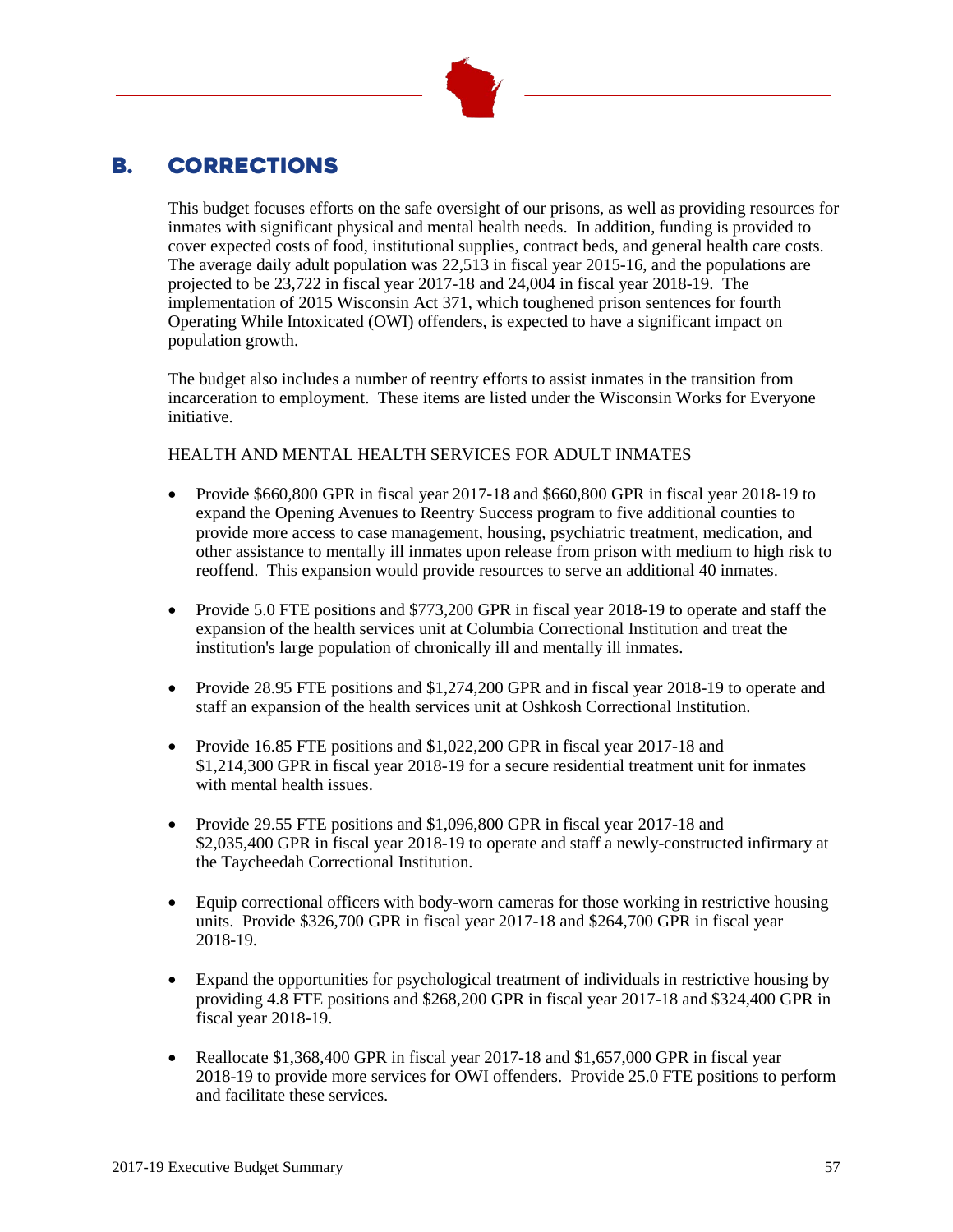## B. CORRECTIONS

This budget focuses efforts on the safe oversight of our prisons, as well as providing resources for inmates with significant physical and mental health needs. In addition, funding is provided to cover expected costs of food, institutional supplies, contract beds, and general health care costs. The average daily adult population was 22,513 in fiscal year 2015-16, and the populations are projected to be 23,722 in fiscal year 2017-18 and 24,004 in fiscal year 2018-19. The implementation of 2015 Wisconsin Act 371, which toughened prison sentences for fourth Operating While Intoxicated (OWI) offenders, is expected to have a significant impact on population growth.

The budget also includes a number of reentry efforts to assist inmates in the transition from incarceration to employment. These items are listed under the Wisconsin Works for Everyone initiative.

HEALTH AND MENTAL HEALTH SERVICES FOR ADULT INMATES

- Provide $660,800 GPR in fiscal year 2017-18 and $660,800 GPR in fiscal year 2018-19 to expand the Opening Avenues to Reentry Success program to five additional counties to provide more access to case management, housing, psychiatric treatment, medication, and other assistance to mentally ill inmates upon release from prison with medium to high risk to reoffend. This expansion would provide resources to serve an additional 40 inmates.

- Provide 5.0 FTE positions and $773,200 GPR in fiscal year 2018-19 to operate and staff the expansion of the health services unit at Columbia Correctional Institution and treat the institution's large population of chronically ill and mentally ill inmates.

- Provide 28.95 FTE positions and $1,274,200 GPR and in fiscal year 2018-19 to operate and staff an expansion of the health services unit at Oshkosh Correctional Institution.

- Provide 16.85 FTE positions and $1,022,200 GPR in fiscal year 2017-18 and $1,214,300 GPR in fiscal year 2018-19 for a secure residential treatment unit for inmates with mental health issues.

- Provide 29.55 FTE positions and $1,096,800 GPR in fiscal year 2017-18 and $2,035,400 GPR in fiscal year 2018-19 to operate and staff a newly-constructed infirmary at the Taycheedah Correctional Institution.

- Equip correctional officers with body-worn cameras for those working in restrictive housing units. Provide $326,700 GPR in fiscal year 2017-18 and $264,700 GPR in fiscal year 2018-19.

- Expand the opportunities for psychological treatment of individuals in restrictive housing by providing 4.8 FTE positions and $268,200 GPR in fiscal year 2017-18 and $324,400 GPR in fiscal year 2018-19.

- Reallocate $1,368,400 GPR in fiscal year 2017-18 and $1,657,000 GPR in fiscal year 2018-19 to provide more services for OWI offenders. Provide 25.0 FTE positions to perform and facilitate these services.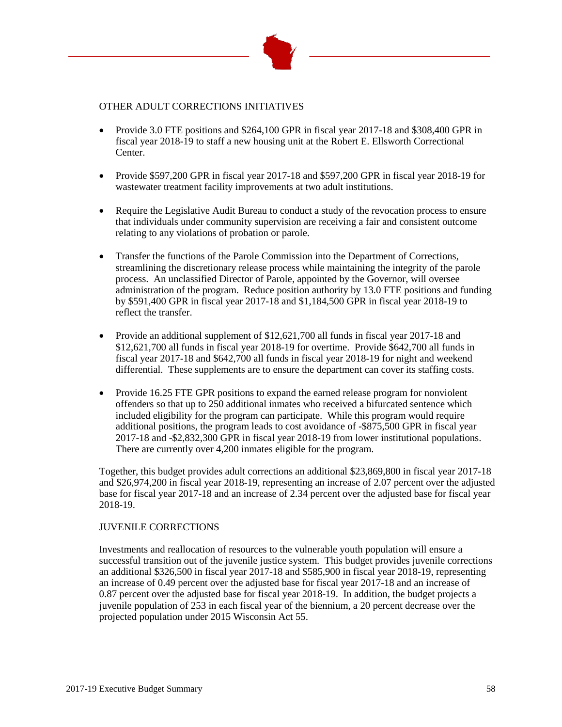## OTHER ADULT CORRECTIONS INITIATIVES

- Provide 3.0 FTE positions and $264,100 GPR in fiscal year 2017-18 and $308,400 GPR in fiscal year 2018-19 to staff a new housing unit at the Robert E. Ellsworth Correctional Center.
- Provide $597,200 GPR in fiscal year 2017-18 and $597,200 GPR in fiscal year 2018-19 for wastewater treatment facility improvements at two adult institutions.
- Require the Legislative Audit Bureau to conduct a study of the revocation process to ensure that individuals under community supervision are receiving a fair and consistent outcome relating to any violations of probation or parole.
- Transfer the functions of the Parole Commission into the Department of Corrections, streamlining the discretionary release process while maintaining the integrity of the parole process. An unclassified Director of Parole, appointed by the Governor, will oversee administration of the program. Reduce position authority by 13.0 FTE positions and funding by $591,400 GPR in fiscal year 2017-18 and $1,184,500 GPR in fiscal year 2018-19 to reflect the transfer.
- Provide an additional supplement of $12,621,700 all funds in fiscal year 2017-18 and $12,621,700 all funds in fiscal year 2018-19 for overtime. Provide $642,700 all funds in fiscal year 2017-18 and $642,700 all funds in fiscal year 2018-19 for night and weekend differential. These supplements are to ensure the department can cover its staffing costs.
- Provide 16.25 FTE GPR positions to expand the earned release program for nonviolent offenders so that up to 250 additional inmates who received a bifurcated sentence which included eligibility for the program can participate. While this program would require additional positions, the program leads to cost avoidance of -$875,500 GPR in fiscal year 2017-18 and -$2,832,300 GPR in fiscal year 2018-19 from lower institutional populations. There are currently over 4,200 inmates eligible for the program.

Together, this budget provides adult corrections an additional $23,869,800 in fiscal year 2017-18 and $26,974,200 in fiscal year 2018-19, representing an increase of 2.07 percent over the adjusted base for fiscal year 2017-18 and an increase of 2.34 percent over the adjusted base for fiscal year 2018-19.

## JUVENILE CORRECTIONS

Investments and reallocation of resources to the vulnerable youth population will ensure a successful transition out of the juvenile justice system. This budget provides juvenile corrections an additional $326,500 in fiscal year 2017-18 and $585,900 in fiscal year 2018-19, representing an increase of 0.49 percent over the adjusted base for fiscal year 2017-18 and an increase of 0.87 percent over the adjusted base for fiscal year 2018-19. In addition, the budget projects a juvenile population of 253 in each fiscal year of the biennium, a 20 percent decrease over the projected population under 2015 Wisconsin Act 55.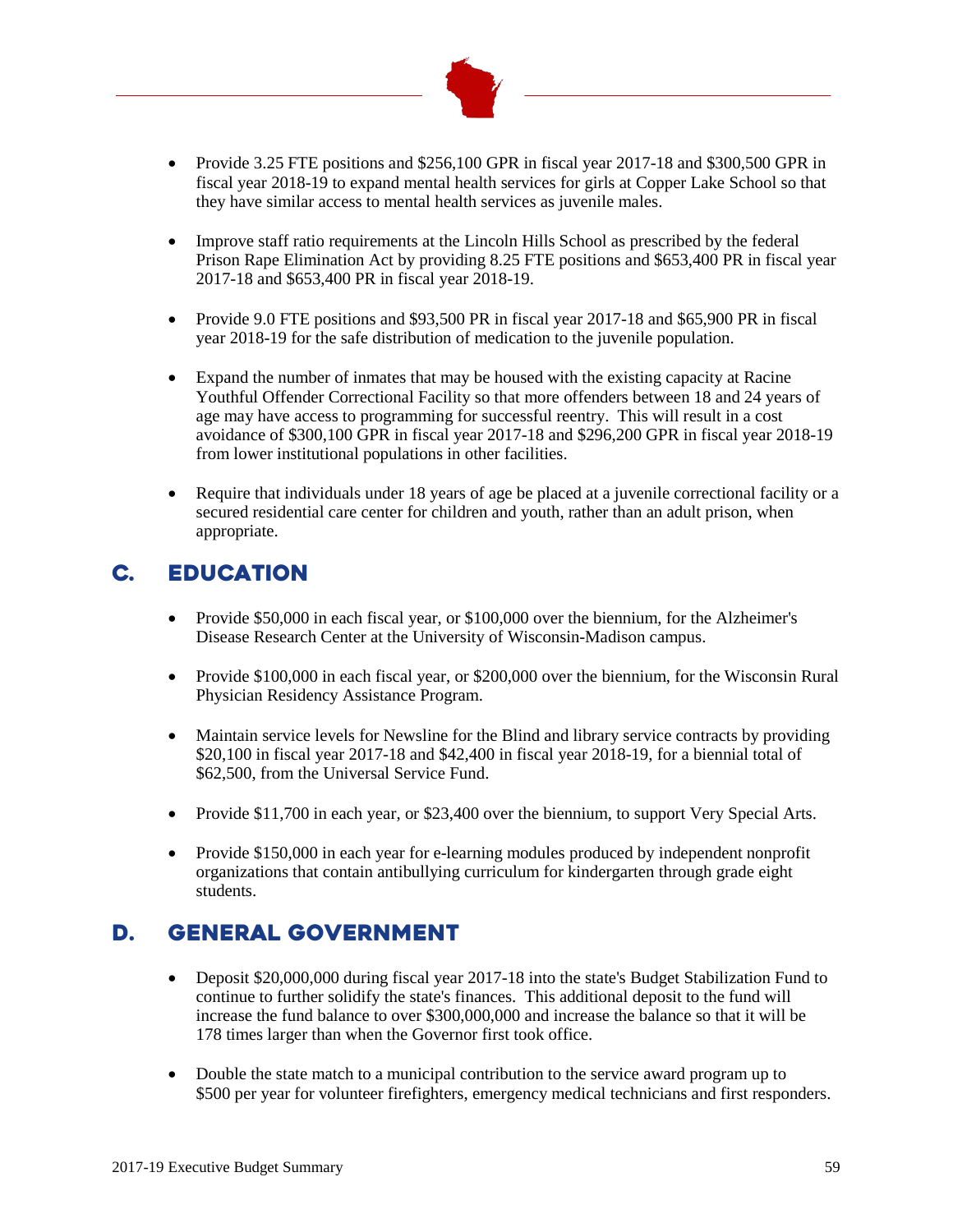- Provide 3.25 FTE positions and $256,100 GPR in fiscal year 2017-18 and $300,500 GPR in fiscal year 2018-19 to expand mental health services for girls at Copper Lake School so that they have similar access to mental health services as juvenile males.

- Improve staff ratio requirements at the Lincoln Hills School as prescribed by the federal Prison Rape Elimination Act by providing 8.25 FTE positions and $653,400 PR in fiscal year 2017-18 and $653,400 PR in fiscal year 2018-19.

- Provide 9.0 FTE positions and $93,500 PR in fiscal year 2017-18 and $65,900 PR in fiscal year 2018-19 for the safe distribution of medication to the juvenile population.

- Expand the number of inmates that may be housed with the existing capacity at Racine Youthful Offender Correctional Facility so that more offenders between 18 and 24 years of age may have access to programming for successful reentry. This will result in a cost avoidance of $300,100 GPR in fiscal year 2017-18 and $296,200 GPR in fiscal year 2018-19 from lower institutional populations in other facilities.

- Require that individuals under 18 years of age be placed at a juvenile correctional facility or a secured residential care center for children and youth, rather than an adult prison, when appropriate.

## C. EDUCATION

- Provide $50,000 in each fiscal year, or $100,000 over the biennium, for the Alzheimer's Disease Research Center at the University of Wisconsin-Madison campus.

- Provide $100,000 in each fiscal year, or $200,000 over the biennium, for the Wisconsin Rural Physician Residency Assistance Program.

- Maintain service levels for Newsline for the Blind and library service contracts by providing $20,100 in fiscal year 2017-18 and $42,400 in fiscal year 2018-19, for a biennial total of $62,500, from the Universal Service Fund.

- Provide $11,700 in each year, or $23,400 over the biennium, to support Very Special Arts.

- Provide $150,000 in each year for e-learning modules produced by independent nonprofit organizations that contain antibullying curriculum for kindergarten through grade eight students.

## D. GENERAL GOVERNMENT

- Deposit $20,000,000 during fiscal year 2017-18 into the state's Budget Stabilization Fund to continue to further solidify the state's finances. This additional deposit to the fund will increase the fund balance to over $300,000,000 and increase the balance so that it will be 178 times larger than when the Governor first took office.

- Double the state match to a municipal contribution to the service award program up to $500 per year for volunteer firefighters, emergency medical technicians and first responders.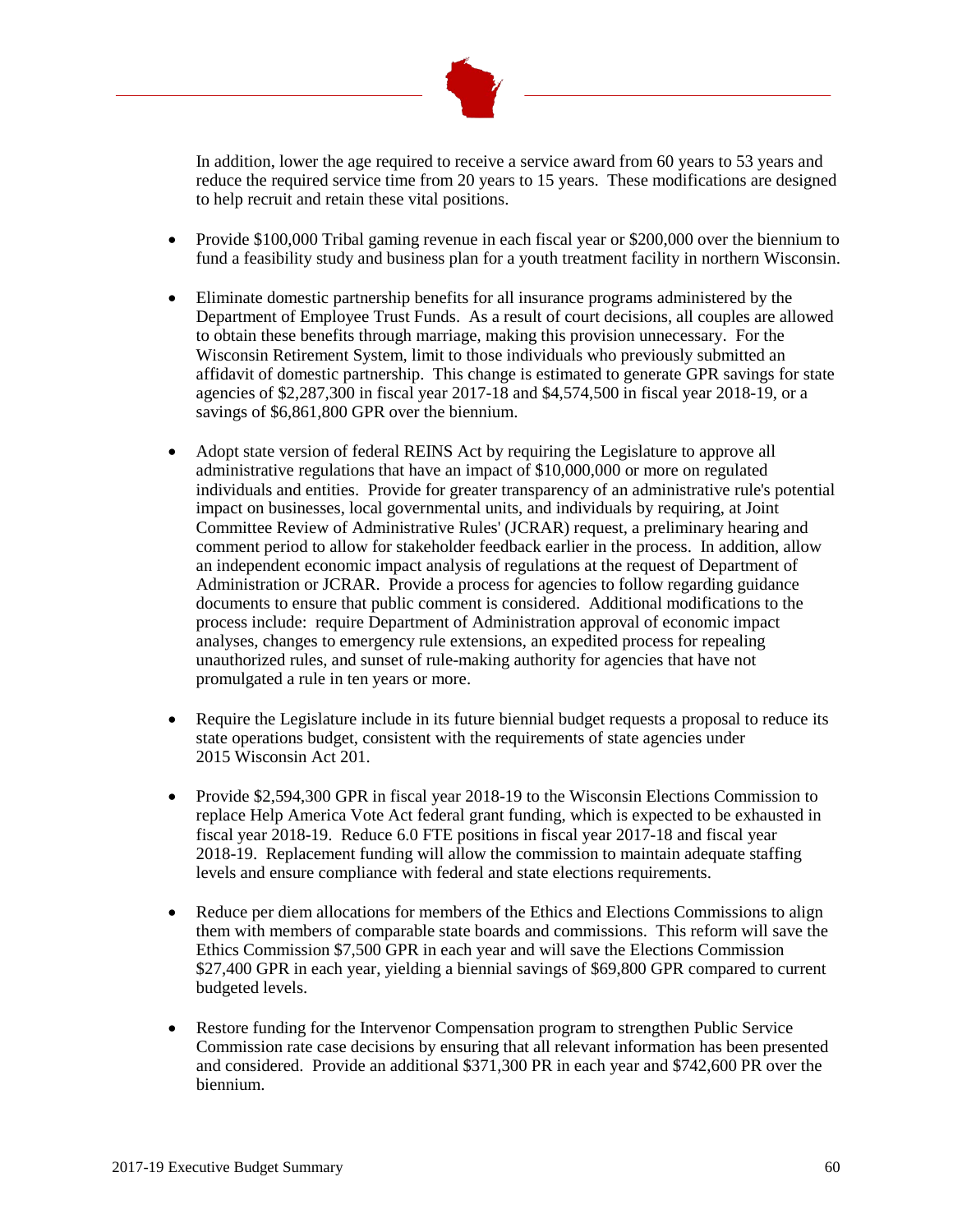In addition, lower the age required to receive a service award from 60 years to 53 years and reduce the required service time from 20 years to 15 years. These modifications are designed to help recruit and retain these vital positions.

- Provide $100,000 Tribal gaming revenue in each fiscal year or $200,000 over the biennium to fund a feasibility study and business plan for a youth treatment facility in northern Wisconsin.

- Eliminate domestic partnership benefits for all insurance programs administered by the Department of Employee Trust Funds. As a result of court decisions, all couples are allowed to obtain these benefits through marriage, making this provision unnecessary. For the Wisconsin Retirement System, limit to those individuals who previously submitted an affidavit of domestic partnership. This change is estimated to generate GPR savings for state agencies of $2,287,300 in fiscal year 2017-18 and $4,574,500 in fiscal year 2018-19, or a savings of $6,861,800 GPR over the biennium.

- Adopt state version of federal REINS Act by requiring the Legislature to approve all administrative regulations that have an impact of $10,000,000 or more on regulated individuals and entities. Provide for greater transparency of an administrative rule's potential impact on businesses, local governmental units, and individuals by requiring, at Joint Committee Review of Administrative Rules' (JCRAR) request, a preliminary hearing and comment period to allow for stakeholder feedback earlier in the process. In addition, allow an independent economic impact analysis of regulations at the request of Department of Administration or JCRAR. Provide a process for agencies to follow regarding guidance documents to ensure that public comment is considered. Additional modifications to the process include: require Department of Administration approval of economic impact analyses, changes to emergency rule extensions, an expedited process for repealing unauthorized rules, and sunset of rule-making authority for agencies that have not promulgated a rule in ten years or more.

- Require the Legislature include in its future biennial budget requests a proposal to reduce its state operations budget, consistent with the requirements of state agencies under 2015 Wisconsin Act 201.

- Provide $2,594,300 GPR in fiscal year 2018-19 to the Wisconsin Elections Commission to replace Help America Vote Act federal grant funding, which is expected to be exhausted in fiscal year 2018-19. Reduce 6.0 FTE positions in fiscal year 2017-18 and fiscal year 2018-19. Replacement funding will allow the commission to maintain adequate staffing levels and ensure compliance with federal and state elections requirements.

- Reduce per diem allocations for members of the Ethics and Elections Commissions to align them with members of comparable state boards and commissions. This reform will save the Ethics Commission $7,500 GPR in each year and will save the Elections Commission $27,400 GPR in each year, yielding a biennial savings of $69,800 GPR compared to current budgeted levels.

- Restore funding for the Intervenor Compensation program to strengthen Public Service Commission rate case decisions by ensuring that all relevant information has been presented and considered. Provide an additional $371,300 PR in each year and $742,600 PR over the biennium.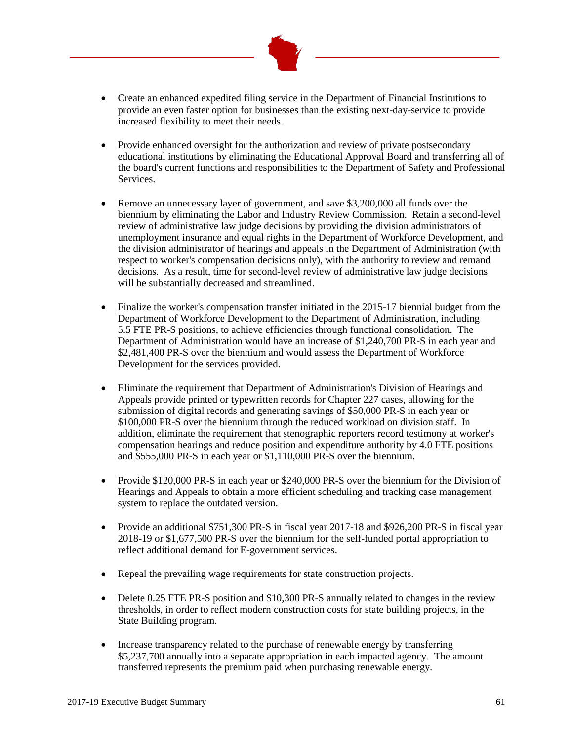- Create an enhanced expedited filing service in the Department of Financial Institutions to provide an even faster option for businesses than the existing next-day-service to provide increased flexibility to meet their needs.

- Provide enhanced oversight for the authorization and review of private postsecondary educational institutions by eliminating the Educational Approval Board and transferring all of the board's current functions and responsibilities to the Department of Safety and Professional Services.

- Remove an unnecessary layer of government, and save $3,200,000 all funds over the biennium by eliminating the Labor and Industry Review Commission. Retain a second-level review of administrative law judge decisions by providing the division administrators of unemployment insurance and equal rights in the Department of Workforce Development, and the division administrator of hearings and appeals in the Department of Administration (with respect to worker's compensation decisions only), with the authority to review and remand decisions. As a result, time for second-level review of administrative law judge decisions will be substantially decreased and streamlined.

- Finalize the worker's compensation transfer initiated in the 2015-17 biennial budget from the Department of Workforce Development to the Department of Administration, including 5.5 FTE PR-S positions, to achieve efficiencies through functional consolidation. The Department of Administration would have an increase of $1,240,700 PR-S in each year and $2,481,400 PR-S over the biennium and would assess the Department of Workforce Development for the services provided.

- Eliminate the requirement that Department of Administration's Division of Hearings and Appeals provide printed or typewritten records for Chapter 227 cases, allowing for the submission of digital records and generating savings of $50,000 PR-S in each year or $100,000 PR-S over the biennium through the reduced workload on division staff. In addition, eliminate the requirement that stenographic reporters record testimony at worker's compensation hearings and reduce position and expenditure authority by 4.0 FTE positions and $555,000 PR-S in each year or $1,110,000 PR-S over the biennium.

- Provide $120,000 PR-S in each year or $240,000 PR-S over the biennium for the Division of Hearings and Appeals to obtain a more efficient scheduling and tracking case management system to replace the outdated version.

- Provide an additional $751,300 PR-S in fiscal year 2017-18 and $926,200 PR-S in fiscal year 2018-19 or $1,677,500 PR-S over the biennium for the self-funded portal appropriation to reflect additional demand for E-government services.

- Repeal the prevailing wage requirements for state construction projects.

- Delete 0.25 FTE PR-S position and $10,300 PR-S annually related to changes in the review thresholds, in order to reflect modern construction costs for state building projects, in the State Building program.

- Increase transparency related to the purchase of renewable energy by transferring $5,237,700 annually into a separate appropriation in each impacted agency. The amount transferred represents the premium paid when purchasing renewable energy.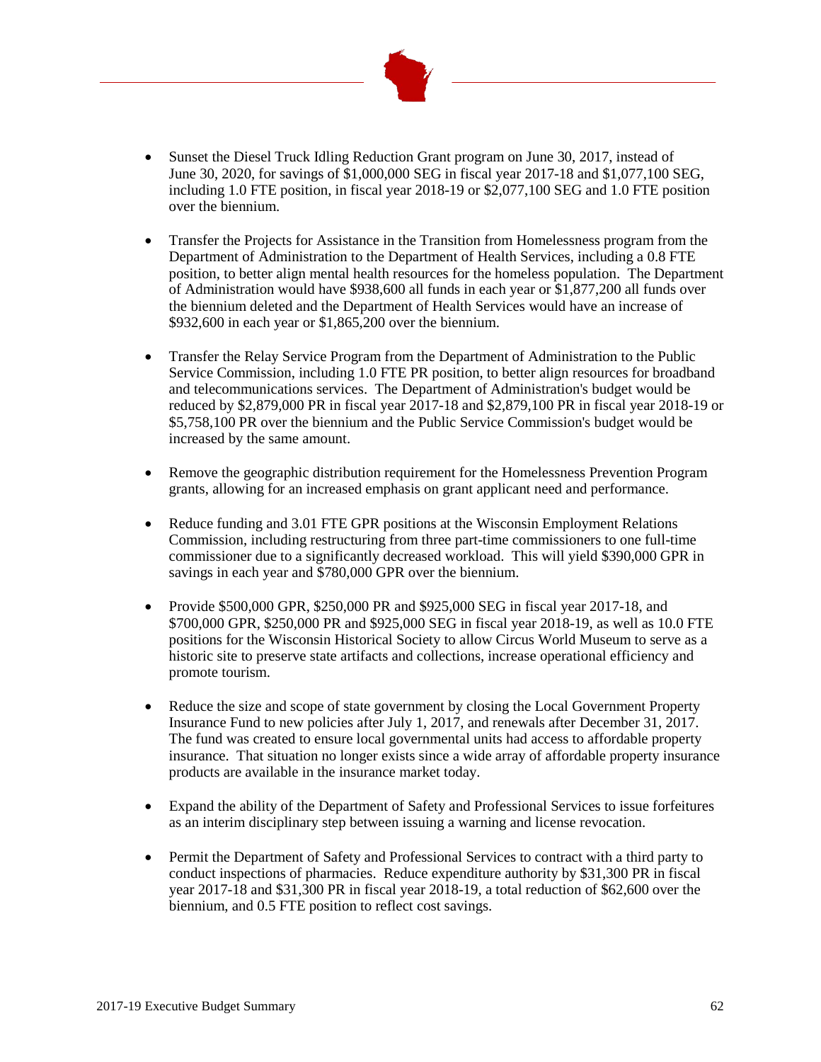- Sunset the Diesel Truck Idling Reduction Grant program on June 30, 2017, instead of June 30, 2020, for savings of $1,000,000 SEG in fiscal year 2017-18 and $1,077,100 SEG, including 1.0 FTE position, in fiscal year 2018-19 or $2,077,100 SEG and 1.0 FTE position over the biennium.

- Transfer the Projects for Assistance in the Transition from Homelessness program from the Department of Administration to the Department of Health Services, including a 0.8 FTE position, to better align mental health resources for the homeless population. The Department of Administration would have $938,600 all funds in each year or $1,877,200 all funds over the biennium deleted and the Department of Health Services would have an increase of $932,600 in each year or $1,865,200 over the biennium.

- Transfer the Relay Service Program from the Department of Administration to the Public Service Commission, including 1.0 FTE PR position, to better align resources for broadband and telecommunications services. The Department of Administration's budget would be reduced by $2,879,000 PR in fiscal year 2017-18 and $2,879,100 PR in fiscal year 2018-19 or $5,758,100 PR over the biennium and the Public Service Commission's budget would be increased by the same amount.

- Remove the geographic distribution requirement for the Homelessness Prevention Program grants, allowing for an increased emphasis on grant applicant need and performance.

- Reduce funding and 3.01 FTE GPR positions at the Wisconsin Employment Relations Commission, including restructuring from three part-time commissioners to one full-time commissioner due to a significantly decreased workload. This will yield $390,000 GPR in savings in each year and $780,000 GPR over the biennium.

- Provide $500,000 GPR, $250,000 PR and $925,000 SEG in fiscal year 2017-18, and $700,000 GPR, $250,000 PR and $925,000 SEG in fiscal year 2018-19, as well as 10.0 FTE positions for the Wisconsin Historical Society to allow Circus World Museum to serve as a historic site to preserve state artifacts and collections, increase operational efficiency and promote tourism.

- Reduce the size and scope of state government by closing the Local Government Property Insurance Fund to new policies after July 1, 2017, and renewals after December 31, 2017. The fund was created to ensure local governmental units had access to affordable property insurance. That situation no longer exists since a wide array of affordable property insurance products are available in the insurance market today.

- Expand the ability of the Department of Safety and Professional Services to issue forfeitures as an interim disciplinary step between issuing a warning and license revocation.

- Permit the Department of Safety and Professional Services to contract with a third party to conduct inspections of pharmacies. Reduce expenditure authority by $31,300 PR in fiscal year 2017-18 and $31,300 PR in fiscal year 2018-19, a total reduction of $62,600 over the biennium, and 0.5 FTE position to reflect cost savings.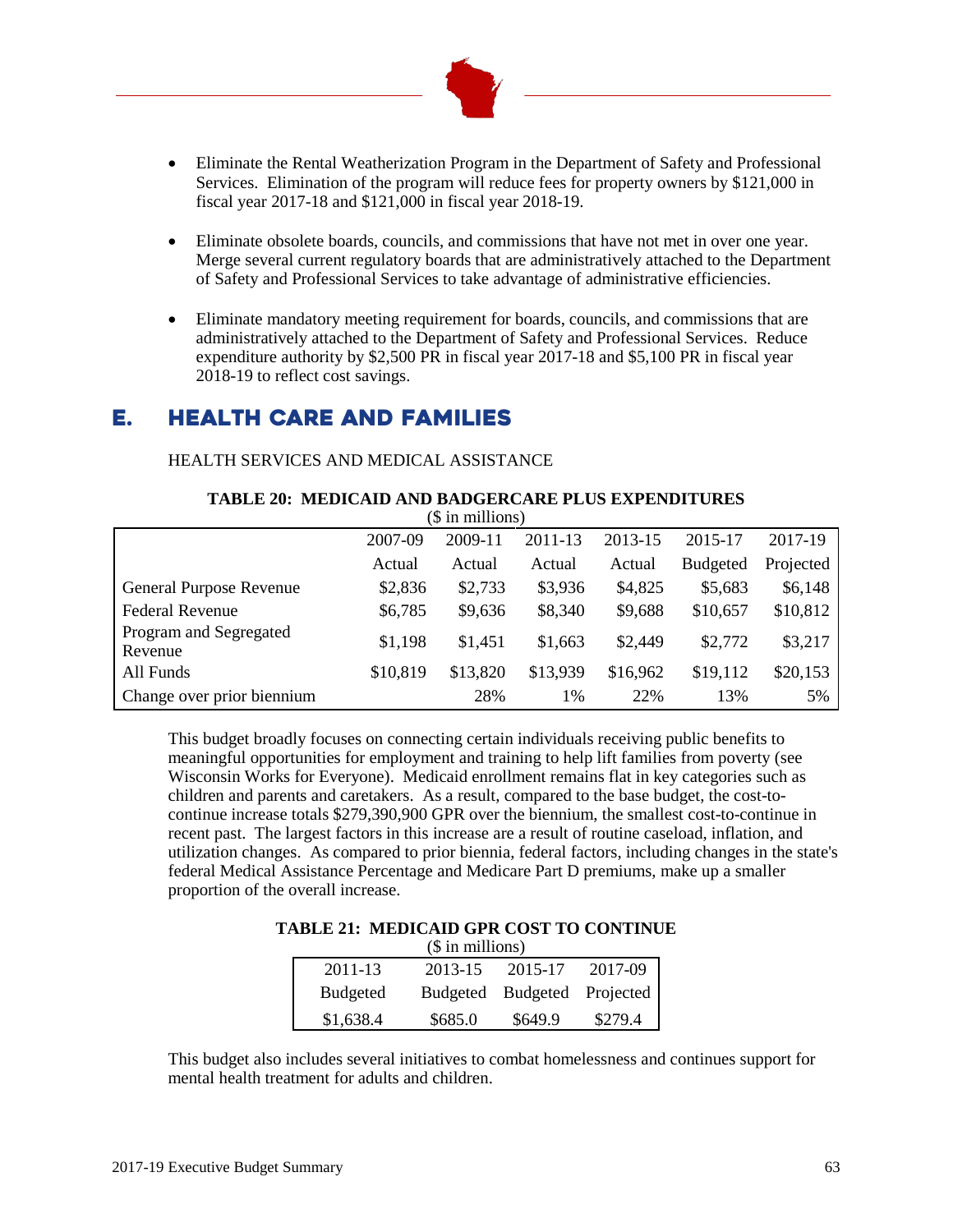- Eliminate the Rental Weatherization Program in the Department of Safety and Professional Services. Elimination of the program will reduce fees for property owners by $121,000 in fiscal year 2017-18 and $121,000 in fiscal year 2018-19.

- Eliminate obsolete boards, councils, and commissions that have not met in over one year. Merge several current regulatory boards that are administratively attached to the Department of Safety and Professional Services to take advantage of administrative efficiencies.

- Eliminate mandatory meeting requirement for boards, councils, and commissions that are administratively attached to the Department of Safety and Professional Services. Reduce expenditure authority by $2,500 PR in fiscal year 2017-18 and $5,100 PR in fiscal year 2018-19 to reflect cost savings.

# E. HEALTH CARE AND FAMILIES

HEALTH SERVICES AND MEDICAL ASSISTANCE

**TABLE 20: MEDICAID AND BADGERCARE PLUS EXPENDITURES**
($ in millions)

| | 2007-09 Actual | 2009-11 Actual | 2011-13 Actual | 2013-15 Actual | 2015-17 Budgeted | 2017-19 Projected |
|---|---|---|---|---|---|---|
| General Purpose Revenue | $2,836 | $2,733 | $3,936 | $4,825 | $5,683 | $6,148 |
| Federal Revenue | $6,785 | $9,636 | $8,340 | $9,688 | $10,657 | $10,812 |
| Program and Segregated Revenue | $1,198 | $1,451 | $1,663 | $2,449 | $2,772 | $3,217 |
| All Funds | $10,819 | $13,820 | $13,939 | $16,962 | $19,112 | $20,153 |
| Change over prior biennium | | 28% | 1% | 22% | 13% | 5% |

This budget broadly focuses on connecting certain individuals receiving public benefits to meaningful opportunities for employment and training to help lift families from poverty (see Wisconsin Works for Everyone). Medicaid enrollment remains flat in key categories such as children and parents and caretakers. As a result, compared to the base budget, the cost-to-continue increase totals $279,390,900 GPR over the biennium, the smallest cost-to-continue in recent past. The largest factors in this increase are a result of routine caseload, inflation, and utilization changes. As compared to prior biennia, federal factors, including changes in the state's federal Medical Assistance Percentage and Medicare Part D premiums, make up a smaller proportion of the overall increase.

**TABLE 21: MEDICAID GPR COST TO CONTINUE**
($ in millions)

| 2011-13 Budgeted | 2013-15 Budgeted | 2015-17 Budgeted | 2017-09 Projected |
|---|---|---|---|
| $1,638.4 | $685.0 | $649.9 | $279.4 |

This budget also includes several initiatives to combat homelessness and continues support for mental health treatment for adults and children.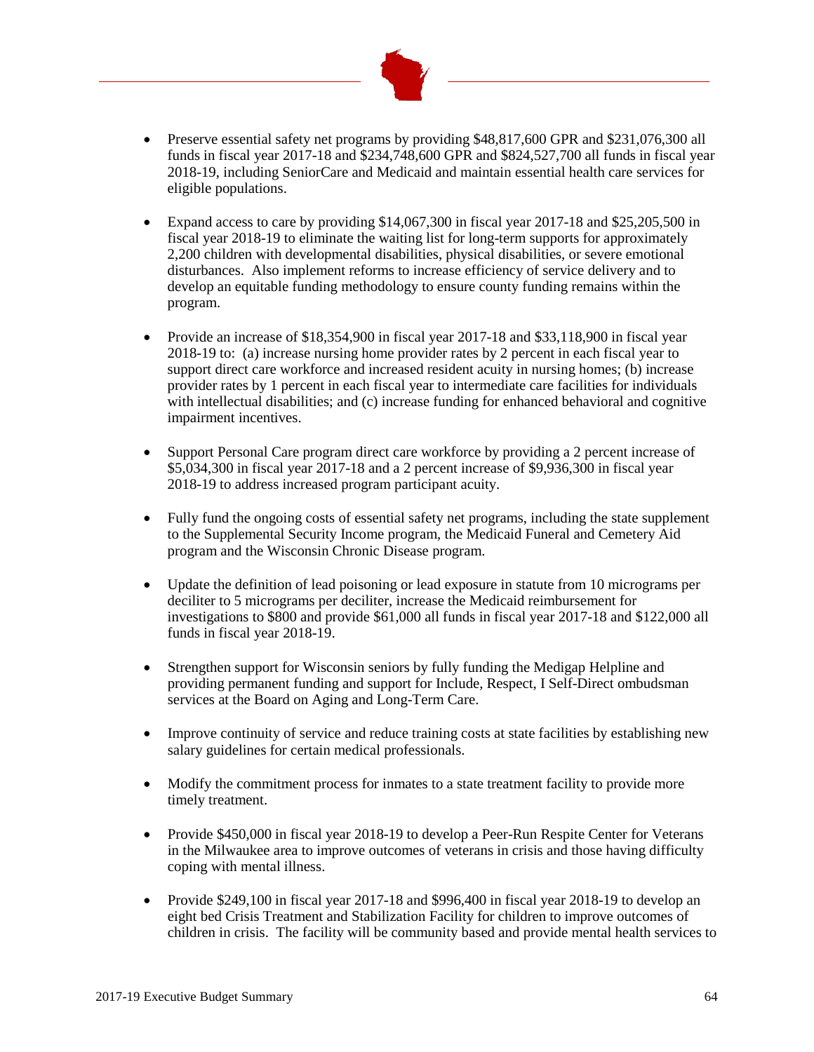- Preserve essential safety net programs by providing $48,817,600 GPR and $231,076,300 all funds in fiscal year 2017-18 and $234,748,600 GPR and $824,527,700 all funds in fiscal year 2018-19, including SeniorCare and Medicaid and maintain essential health care services for eligible populations.

- Expand access to care by providing $14,067,300 in fiscal year 2017-18 and $25,205,500 in fiscal year 2018-19 to eliminate the waiting list for long-term supports for approximately 2,200 children with developmental disabilities, physical disabilities, or severe emotional disturbances. Also implement reforms to increase efficiency of service delivery and to develop an equitable funding methodology to ensure county funding remains within the program.

- Provide an increase of $18,354,900 in fiscal year 2017-18 and $33,118,900 in fiscal year 2018-19 to: (a) increase nursing home provider rates by 2 percent in each fiscal year to support direct care workforce and increased resident acuity in nursing homes; (b) increase provider rates by 1 percent in each fiscal year to intermediate care facilities for individuals with intellectual disabilities; and (c) increase funding for enhanced behavioral and cognitive impairment incentives.

- Support Personal Care program direct care workforce by providing a 2 percent increase of $5,034,300 in fiscal year 2017-18 and a 2 percent increase of $9,936,300 in fiscal year 2018-19 to address increased program participant acuity.

- Fully fund the ongoing costs of essential safety net programs, including the state supplement to the Supplemental Security Income program, the Medicaid Funeral and Cemetery Aid program and the Wisconsin Chronic Disease program.

- Update the definition of lead poisoning or lead exposure in statute from 10 micrograms per deciliter to 5 micrograms per deciliter, increase the Medicaid reimbursement for investigations to $800 and provide $61,000 all funds in fiscal year 2017-18 and $122,000 all funds in fiscal year 2018-19.

- Strengthen support for Wisconsin seniors by fully funding the Medigap Helpline and providing permanent funding and support for Include, Respect, I Self-Direct ombudsman services at the Board on Aging and Long-Term Care.

- Improve continuity of service and reduce training costs at state facilities by establishing new salary guidelines for certain medical professionals.

- Modify the commitment process for inmates to a state treatment facility to provide more timely treatment.

- Provide $450,000 in fiscal year 2018-19 to develop a Peer-Run Respite Center for Veterans in the Milwaukee area to improve outcomes of veterans in crisis and those having difficulty coping with mental illness.

- Provide $249,100 in fiscal year 2017-18 and $996,400 in fiscal year 2018-19 to develop an eight bed Crisis Treatment and Stabilization Facility for children to improve outcomes of children in crisis. The facility will be community based and provide mental health services to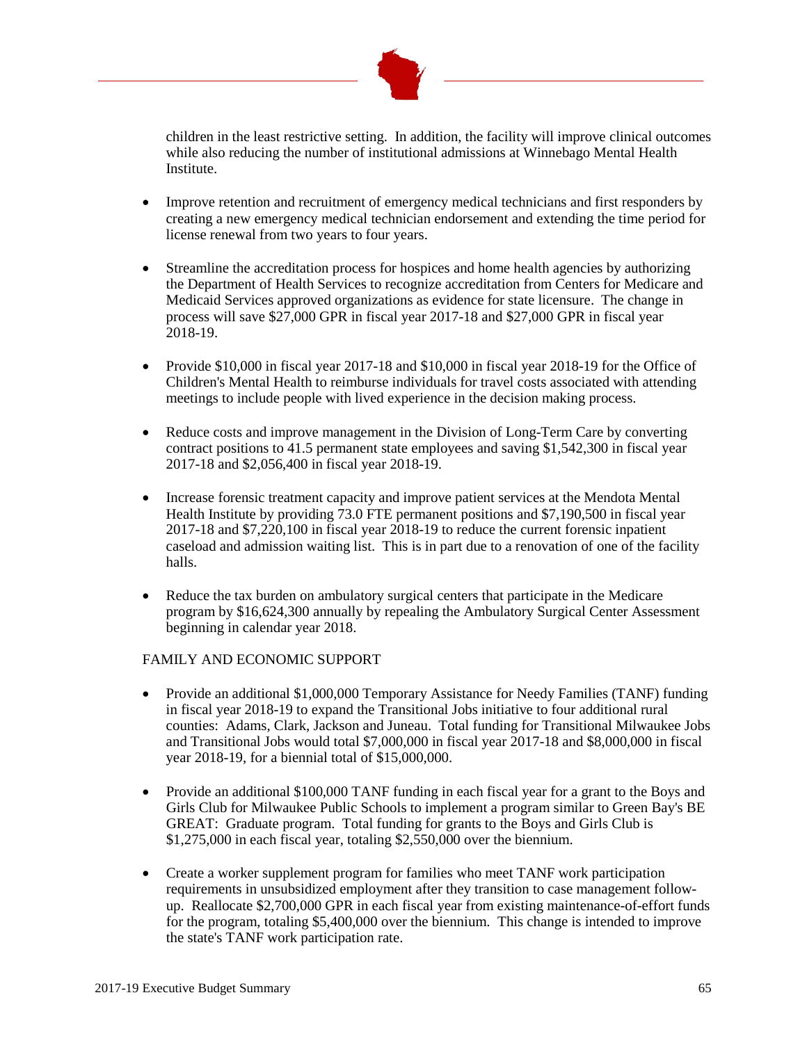children in the least restrictive setting. In addition, the facility will improve clinical outcomes while also reducing the number of institutional admissions at Winnebago Mental Health Institute.

- Improve retention and recruitment of emergency medical technicians and first responders by creating a new emergency medical technician endorsement and extending the time period for license renewal from two years to four years.

- Streamline the accreditation process for hospices and home health agencies by authorizing the Department of Health Services to recognize accreditation from Centers for Medicare and Medicaid Services approved organizations as evidence for state licensure. The change in process will save $27,000 GPR in fiscal year 2017-18 and $27,000 GPR in fiscal year 2018-19.

- Provide $10,000 in fiscal year 2017-18 and $10,000 in fiscal year 2018-19 for the Office of Children's Mental Health to reimburse individuals for travel costs associated with attending meetings to include people with lived experience in the decision making process.

- Reduce costs and improve management in the Division of Long-Term Care by converting contract positions to 41.5 permanent state employees and saving $1,542,300 in fiscal year 2017-18 and $2,056,400 in fiscal year 2018-19.

- Increase forensic treatment capacity and improve patient services at the Mendota Mental Health Institute by providing 73.0 FTE permanent positions and $7,190,500 in fiscal year 2017-18 and $7,220,100 in fiscal year 2018-19 to reduce the current forensic inpatient caseload and admission waiting list. This is in part due to a renovation of one of the facility halls.

- Reduce the tax burden on ambulatory surgical centers that participate in the Medicare program by $16,624,300 annually by repealing the Ambulatory Surgical Center Assessment beginning in calendar year 2018.

FAMILY AND ECONOMIC SUPPORT

- Provide an additional $1,000,000 Temporary Assistance for Needy Families (TANF) funding in fiscal year 2018-19 to expand the Transitional Jobs initiative to four additional rural counties: Adams, Clark, Jackson and Juneau. Total funding for Transitional Milwaukee Jobs and Transitional Jobs would total $7,000,000 in fiscal year 2017-18 and $8,000,000 in fiscal year 2018-19, for a biennial total of $15,000,000.

- Provide an additional $100,000 TANF funding in each fiscal year for a grant to the Boys and Girls Club for Milwaukee Public Schools to implement a program similar to Green Bay's BE GREAT: Graduate program. Total funding for grants to the Boys and Girls Club is $1,275,000 in each fiscal year, totaling $2,550,000 over the biennium.

- Create a worker supplement program for families who meet TANF work participation requirements in unsubsidized employment after they transition to case management follow-up. Reallocate $2,700,000 GPR in each fiscal year from existing maintenance-of-effort funds for the program, totaling $5,400,000 over the biennium. This change is intended to improve the state's TANF work participation rate.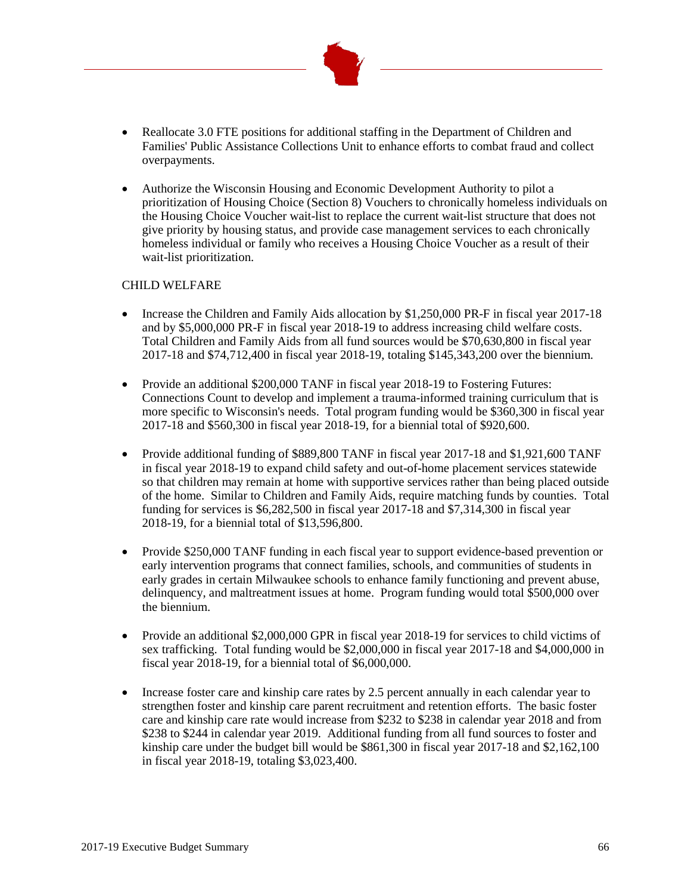- Reallocate 3.0 FTE positions for additional staffing in the Department of Children and Families' Public Assistance Collections Unit to enhance efforts to combat fraud and collect overpayments.

- Authorize the Wisconsin Housing and Economic Development Authority to pilot a prioritization of Housing Choice (Section 8) Vouchers to chronically homeless individuals on the Housing Choice Voucher wait-list to replace the current wait-list structure that does not give priority by housing status, and provide case management services to each chronically homeless individual or family who receives a Housing Choice Voucher as a result of their wait-list prioritization.

CHILD WELFARE

- Increase the Children and Family Aids allocation by $1,250,000 PR-F in fiscal year 2017-18 and by $5,000,000 PR-F in fiscal year 2018-19 to address increasing child welfare costs. Total Children and Family Aids from all fund sources would be $70,630,800 in fiscal year 2017-18 and $74,712,400 in fiscal year 2018-19, totaling $145,343,200 over the biennium.

- Provide an additional $200,000 TANF in fiscal year 2018-19 to Fostering Futures: Connections Count to develop and implement a trauma-informed training curriculum that is more specific to Wisconsin's needs. Total program funding would be $360,300 in fiscal year 2017-18 and $560,300 in fiscal year 2018-19, for a biennial total of $920,600.

- Provide additional funding of $889,800 TANF in fiscal year 2017-18 and $1,921,600 TANF in fiscal year 2018-19 to expand child safety and out-of-home placement services statewide so that children may remain at home with supportive services rather than being placed outside of the home. Similar to Children and Family Aids, require matching funds by counties. Total funding for services is $6,282,500 in fiscal year 2017-18 and $7,314,300 in fiscal year 2018-19, for a biennial total of $13,596,800.

- Provide $250,000 TANF funding in each fiscal year to support evidence-based prevention or early intervention programs that connect families, schools, and communities of students in early grades in certain Milwaukee schools to enhance family functioning and prevent abuse, delinquency, and maltreatment issues at home. Program funding would total $500,000 over the biennium.

- Provide an additional $2,000,000 GPR in fiscal year 2018-19 for services to child victims of sex trafficking. Total funding would be $2,000,000 in fiscal year 2017-18 and $4,000,000 in fiscal year 2018-19, for a biennial total of $6,000,000.

- Increase foster care and kinship care rates by 2.5 percent annually in each calendar year to strengthen foster and kinship care parent recruitment and retention efforts. The basic foster care and kinship care rate would increase from $232 to $238 in calendar year 2018 and from $238 to $244 in calendar year 2019. Additional funding from all fund sources to foster and kinship care under the budget bill would be $861,300 in fiscal year 2017-18 and $2,162,100 in fiscal year 2018-19, totaling $3,023,400.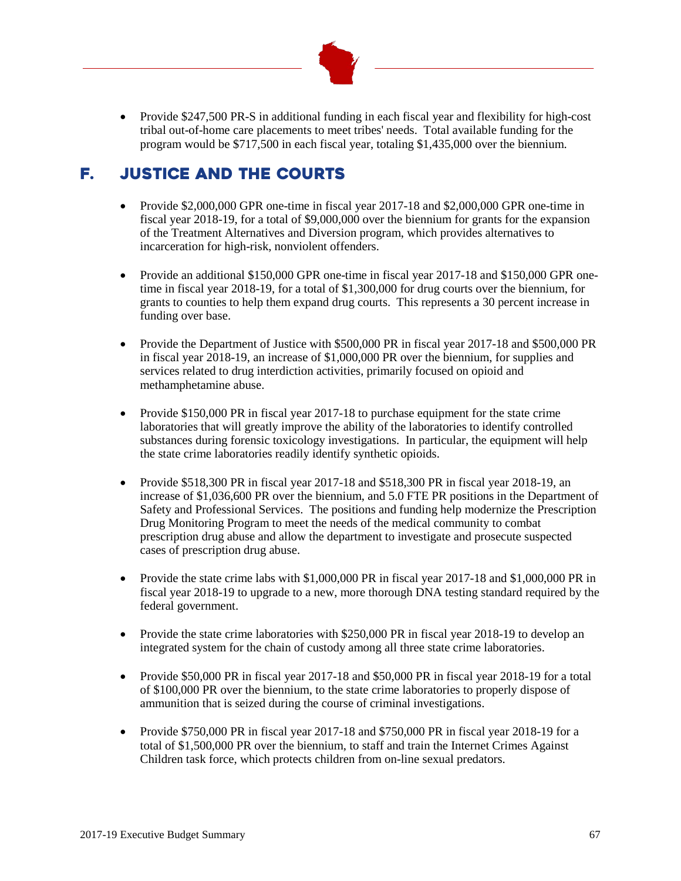- Provide $247,500 PR-S in additional funding in each fiscal year and flexibility for high-cost tribal out-of-home care placements to meet tribes' needs. Total available funding for the program would be $717,500 in each fiscal year, totaling $1,435,000 over the biennium.

## F. JUSTICE AND THE COURTS

- Provide $2,000,000 GPR one-time in fiscal year 2017-18 and $2,000,000 GPR one-time in fiscal year 2018-19, for a total of $9,000,000 over the biennium for grants for the expansion of the Treatment Alternatives and Diversion program, which provides alternatives to incarceration for high-risk, nonviolent offenders.

- Provide an additional $150,000 GPR one-time in fiscal year 2017-18 and $150,000 GPR one-time in fiscal year 2018-19, for a total of $1,300,000 for drug courts over the biennium, for grants to counties to help them expand drug courts. This represents a 30 percent increase in funding over base.

- Provide the Department of Justice with $500,000 PR in fiscal year 2017-18 and $500,000 PR in fiscal year 2018-19, an increase of $1,000,000 PR over the biennium, for supplies and services related to drug interdiction activities, primarily focused on opioid and methamphetamine abuse.

- Provide $150,000 PR in fiscal year 2017-18 to purchase equipment for the state crime laboratories that will greatly improve the ability of the laboratories to identify controlled substances during forensic toxicology investigations. In particular, the equipment will help the state crime laboratories readily identify synthetic opioids.

- Provide $518,300 PR in fiscal year 2017-18 and $518,300 PR in fiscal year 2018-19, an increase of $1,036,600 PR over the biennium, and 5.0 FTE PR positions in the Department of Safety and Professional Services. The positions and funding help modernize the Prescription Drug Monitoring Program to meet the needs of the medical community to combat prescription drug abuse and allow the department to investigate and prosecute suspected cases of prescription drug abuse.

- Provide the state crime labs with $1,000,000 PR in fiscal year 2017-18 and $1,000,000 PR in fiscal year 2018-19 to upgrade to a new, more thorough DNA testing standard required by the federal government.

- Provide the state crime laboratories with $250,000 PR in fiscal year 2018-19 to develop an integrated system for the chain of custody among all three state crime laboratories.

- Provide $50,000 PR in fiscal year 2017-18 and $50,000 PR in fiscal year 2018-19 for a total of $100,000 PR over the biennium, to the state crime laboratories to properly dispose of ammunition that is seized during the course of criminal investigations.

- Provide $750,000 PR in fiscal year 2017-18 and $750,000 PR in fiscal year 2018-19 for a total of $1,500,000 PR over the biennium, to staff and train the Internet Crimes Against Children task force, which protects children from on-line sexual predators.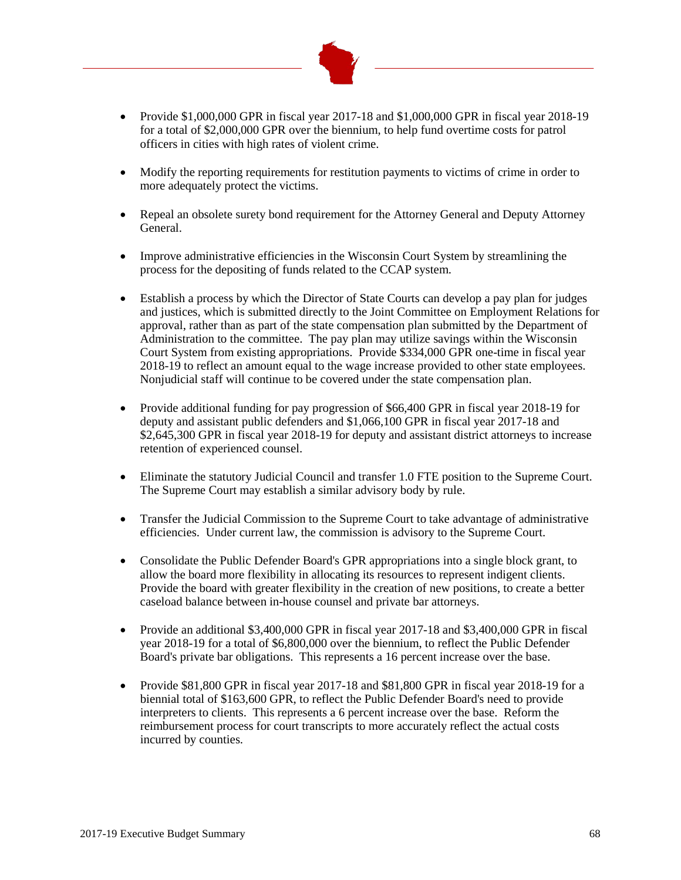- Provide $1,000,000 GPR in fiscal year 2017-18 and $1,000,000 GPR in fiscal year 2018-19 for a total of $2,000,000 GPR over the biennium, to help fund overtime costs for patrol officers in cities with high rates of violent crime.

- Modify the reporting requirements for restitution payments to victims of crime in order to more adequately protect the victims.

- Repeal an obsolete surety bond requirement for the Attorney General and Deputy Attorney General.

- Improve administrative efficiencies in the Wisconsin Court System by streamlining the process for the depositing of funds related to the CCAP system.

- Establish a process by which the Director of State Courts can develop a pay plan for judges and justices, which is submitted directly to the Joint Committee on Employment Relations for approval, rather than as part of the state compensation plan submitted by the Department of Administration to the committee. The pay plan may utilize savings within the Wisconsin Court System from existing appropriations. Provide $334,000 GPR one-time in fiscal year 2018-19 to reflect an amount equal to the wage increase provided to other state employees. Nonjudicial staff will continue to be covered under the state compensation plan.

- Provide additional funding for pay progression of $66,400 GPR in fiscal year 2018-19 for deputy and assistant public defenders and $1,066,100 GPR in fiscal year 2017-18 and $2,645,300 GPR in fiscal year 2018-19 for deputy and assistant district attorneys to increase retention of experienced counsel.

- Eliminate the statutory Judicial Council and transfer 1.0 FTE position to the Supreme Court. The Supreme Court may establish a similar advisory body by rule.

- Transfer the Judicial Commission to the Supreme Court to take advantage of administrative efficiencies. Under current law, the commission is advisory to the Supreme Court.

- Consolidate the Public Defender Board's GPR appropriations into a single block grant, to allow the board more flexibility in allocating its resources to represent indigent clients. Provide the board with greater flexibility in the creation of new positions, to create a better caseload balance between in-house counsel and private bar attorneys.

- Provide an additional $3,400,000 GPR in fiscal year 2017-18 and $3,400,000 GPR in fiscal year 2018-19 for a total of $6,800,000 over the biennium, to reflect the Public Defender Board's private bar obligations. This represents a 16 percent increase over the base.

- Provide $81,800 GPR in fiscal year 2017-18 and $81,800 GPR in fiscal year 2018-19 for a biennial total of $163,600 GPR, to reflect the Public Defender Board's need to provide interpreters to clients. This represents a 6 percent increase over the base. Reform the reimbursement process for court transcripts to more accurately reflect the actual costs incurred by counties.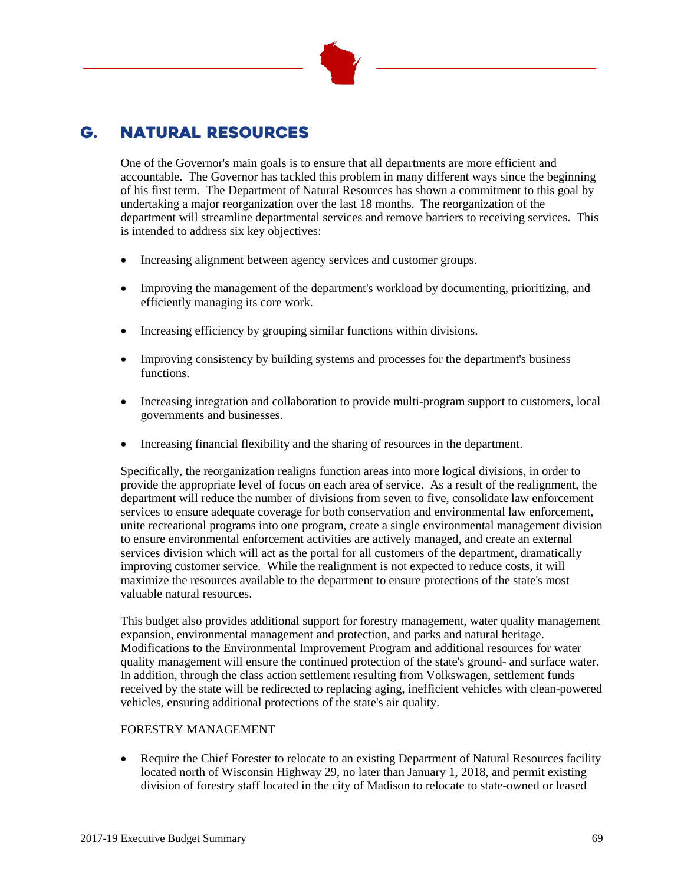## G. NATURAL RESOURCES

One of the Governor's main goals is to ensure that all departments are more efficient and accountable. The Governor has tackled this problem in many different ways since the beginning of his first term. The Department of Natural Resources has shown a commitment to this goal by undertaking a major reorganization over the last 18 months. The reorganization of the department will streamline departmental services and remove barriers to receiving services. This is intended to address six key objectives:

- Increasing alignment between agency services and customer groups.
- Improving the management of the department's workload by documenting, prioritizing, and efficiently managing its core work.
- Increasing efficiency by grouping similar functions within divisions.
- Improving consistency by building systems and processes for the department's business functions.
- Increasing integration and collaboration to provide multi-program support to customers, local governments and businesses.
- Increasing financial flexibility and the sharing of resources in the department.

Specifically, the reorganization realigns function areas into more logical divisions, in order to provide the appropriate level of focus on each area of service. As a result of the realignment, the department will reduce the number of divisions from seven to five, consolidate law enforcement services to ensure adequate coverage for both conservation and environmental law enforcement, unite recreational programs into one program, create a single environmental management division to ensure environmental enforcement activities are actively managed, and create an external services division which will act as the portal for all customers of the department, dramatically improving customer service. While the realignment is not expected to reduce costs, it will maximize the resources available to the department to ensure protections of the state's most valuable natural resources.

This budget also provides additional support for forestry management, water quality management expansion, environmental management and protection, and parks and natural heritage. Modifications to the Environmental Improvement Program and additional resources for water quality management will ensure the continued protection of the state's ground- and surface water. In addition, through the class action settlement resulting from Volkswagen, settlement funds received by the state will be redirected to replacing aging, inefficient vehicles with clean-powered vehicles, ensuring additional protections of the state's air quality.

FORESTRY MANAGEMENT

- Require the Chief Forester to relocate to an existing Department of Natural Resources facility located north of Wisconsin Highway 29, no later than January 1, 2018, and permit existing division of forestry staff located in the city of Madison to relocate to state-owned or leased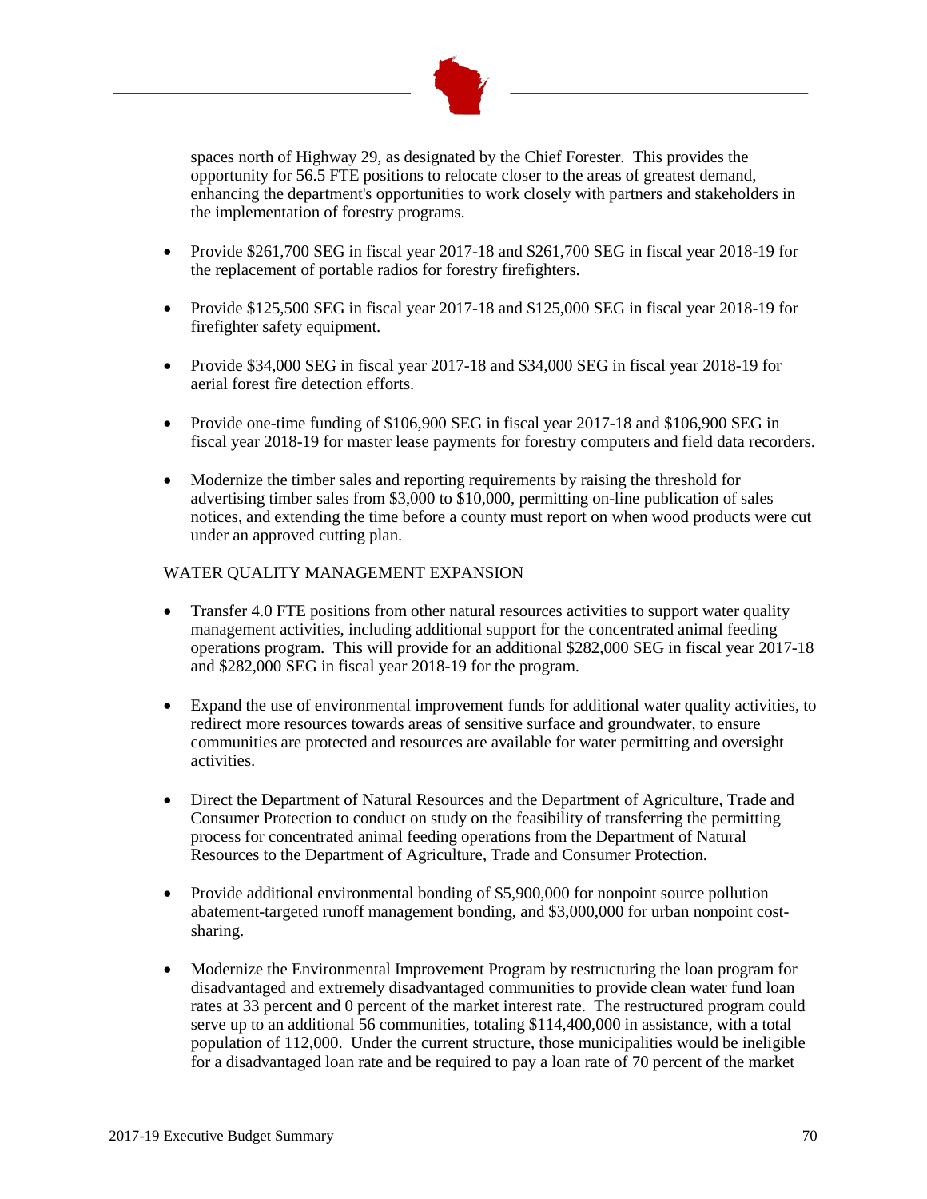spaces north of Highway 29, as designated by the Chief Forester. This provides the opportunity for 56.5 FTE positions to relocate closer to the areas of greatest demand, enhancing the department's opportunities to work closely with partners and stakeholders in the implementation of forestry programs.

- Provide $261,700 SEG in fiscal year 2017-18 and $261,700 SEG in fiscal year 2018-19 for the replacement of portable radios for forestry firefighters.
- Provide $125,500 SEG in fiscal year 2017-18 and $125,000 SEG in fiscal year 2018-19 for firefighter safety equipment.
- Provide $34,000 SEG in fiscal year 2017-18 and $34,000 SEG in fiscal year 2018-19 for aerial forest fire detection efforts.
- Provide one-time funding of $106,900 SEG in fiscal year 2017-18 and $106,900 SEG in fiscal year 2018-19 for master lease payments for forestry computers and field data recorders.
- Modernize the timber sales and reporting requirements by raising the threshold for advertising timber sales from $3,000 to $10,000, permitting on-line publication of sales notices, and extending the time before a county must report on when wood products were cut under an approved cutting plan.

WATER QUALITY MANAGEMENT EXPANSION

- Transfer 4.0 FTE positions from other natural resources activities to support water quality management activities, including additional support for the concentrated animal feeding operations program. This will provide for an additional $282,000 SEG in fiscal year 2017-18 and $282,000 SEG in fiscal year 2018-19 for the program.
- Expand the use of environmental improvement funds for additional water quality activities, to redirect more resources towards areas of sensitive surface and groundwater, to ensure communities are protected and resources are available for water permitting and oversight activities.
- Direct the Department of Natural Resources and the Department of Agriculture, Trade and Consumer Protection to conduct on study on the feasibility of transferring the permitting process for concentrated animal feeding operations from the Department of Natural Resources to the Department of Agriculture, Trade and Consumer Protection.
- Provide additional environmental bonding of $5,900,000 for nonpoint source pollution abatement-targeted runoff management bonding, and $3,000,000 for urban nonpoint cost-sharing.
- Modernize the Environmental Improvement Program by restructuring the loan program for disadvantaged and extremely disadvantaged communities to provide clean water fund loan rates at 33 percent and 0 percent of the market interest rate. The restructured program could serve up to an additional 56 communities, totaling $114,400,000 in assistance, with a total population of 112,000. Under the current structure, those municipalities would be ineligible for a disadvantaged loan rate and be required to pay a loan rate of 70 percent of the market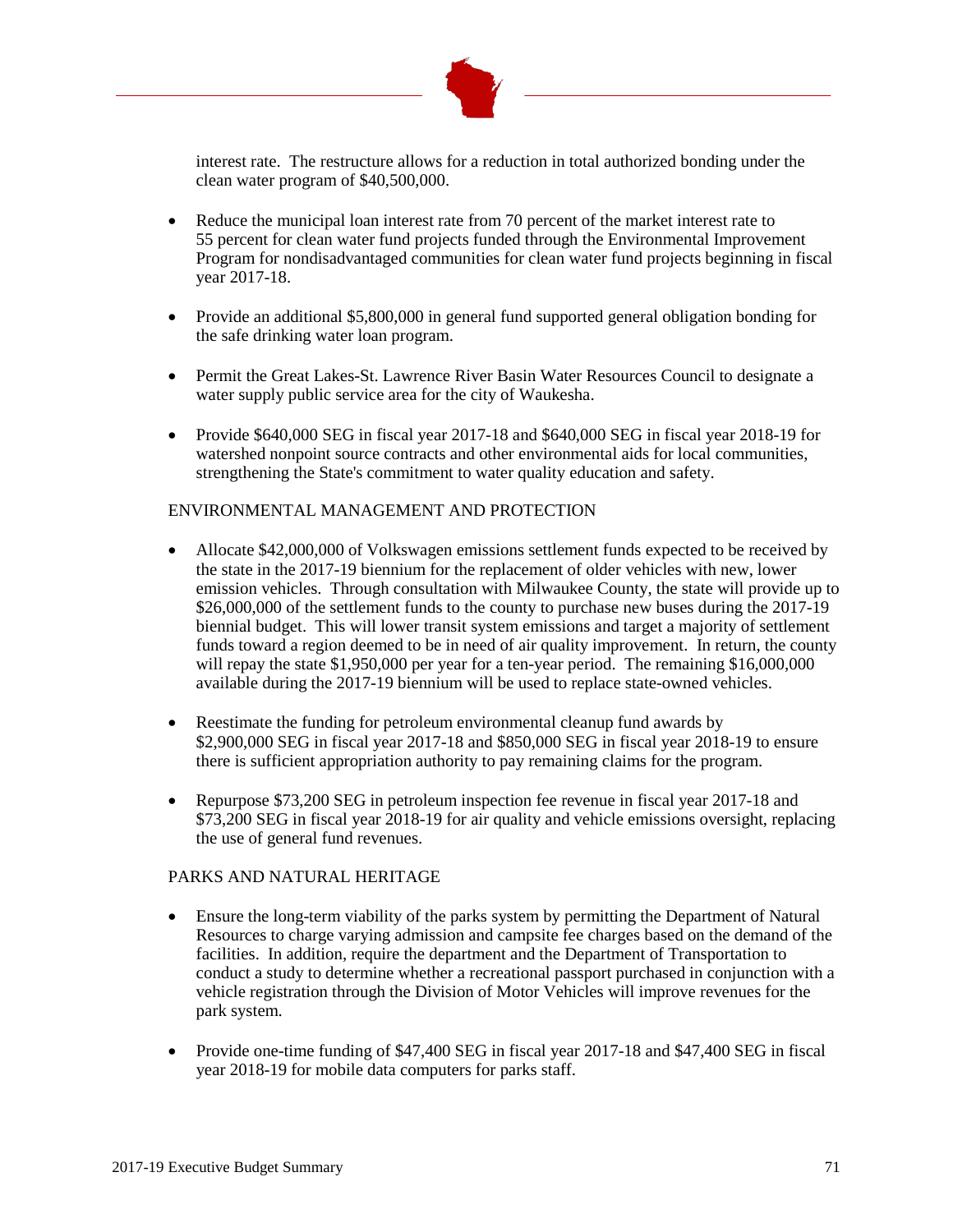interest rate. The restructure allows for a reduction in total authorized bonding under the clean water program of $40,500,000.

- Reduce the municipal loan interest rate from 70 percent of the market interest rate to 55 percent for clean water fund projects funded through the Environmental Improvement Program for nondisadvantaged communities for clean water fund projects beginning in fiscal year 2017-18.

- Provide an additional $5,800,000 in general fund supported general obligation bonding for the safe drinking water loan program.

- Permit the Great Lakes-St. Lawrence River Basin Water Resources Council to designate a water supply public service area for the city of Waukesha.

- Provide $640,000 SEG in fiscal year 2017-18 and $640,000 SEG in fiscal year 2018-19 for watershed nonpoint source contracts and other environmental aids for local communities, strengthening the State's commitment to water quality education and safety.

ENVIRONMENTAL MANAGEMENT AND PROTECTION

- Allocate $42,000,000 of Volkswagen emissions settlement funds expected to be received by the state in the 2017-19 biennium for the replacement of older vehicles with new, lower emission vehicles. Through consultation with Milwaukee County, the state will provide up to $26,000,000 of the settlement funds to the county to purchase new buses during the 2017-19 biennial budget. This will lower transit system emissions and target a majority of settlement funds toward a region deemed to be in need of air quality improvement. In return, the county will repay the state $1,950,000 per year for a ten-year period. The remaining $16,000,000 available during the 2017-19 biennium will be used to replace state-owned vehicles.

- Reestimate the funding for petroleum environmental cleanup fund awards by $2,900,000 SEG in fiscal year 2017-18 and $850,000 SEG in fiscal year 2018-19 to ensure there is sufficient appropriation authority to pay remaining claims for the program.

- Repurpose $73,200 SEG in petroleum inspection fee revenue in fiscal year 2017-18 and $73,200 SEG in fiscal year 2018-19 for air quality and vehicle emissions oversight, replacing the use of general fund revenues.

PARKS AND NATURAL HERITAGE

- Ensure the long-term viability of the parks system by permitting the Department of Natural Resources to charge varying admission and campsite fee charges based on the demand of the facilities. In addition, require the department and the Department of Transportation to conduct a study to determine whether a recreational passport purchased in conjunction with a vehicle registration through the Division of Motor Vehicles will improve revenues for the park system.

- Provide one-time funding of $47,400 SEG in fiscal year 2017-18 and $47,400 SEG in fiscal year 2018-19 for mobile data computers for parks staff.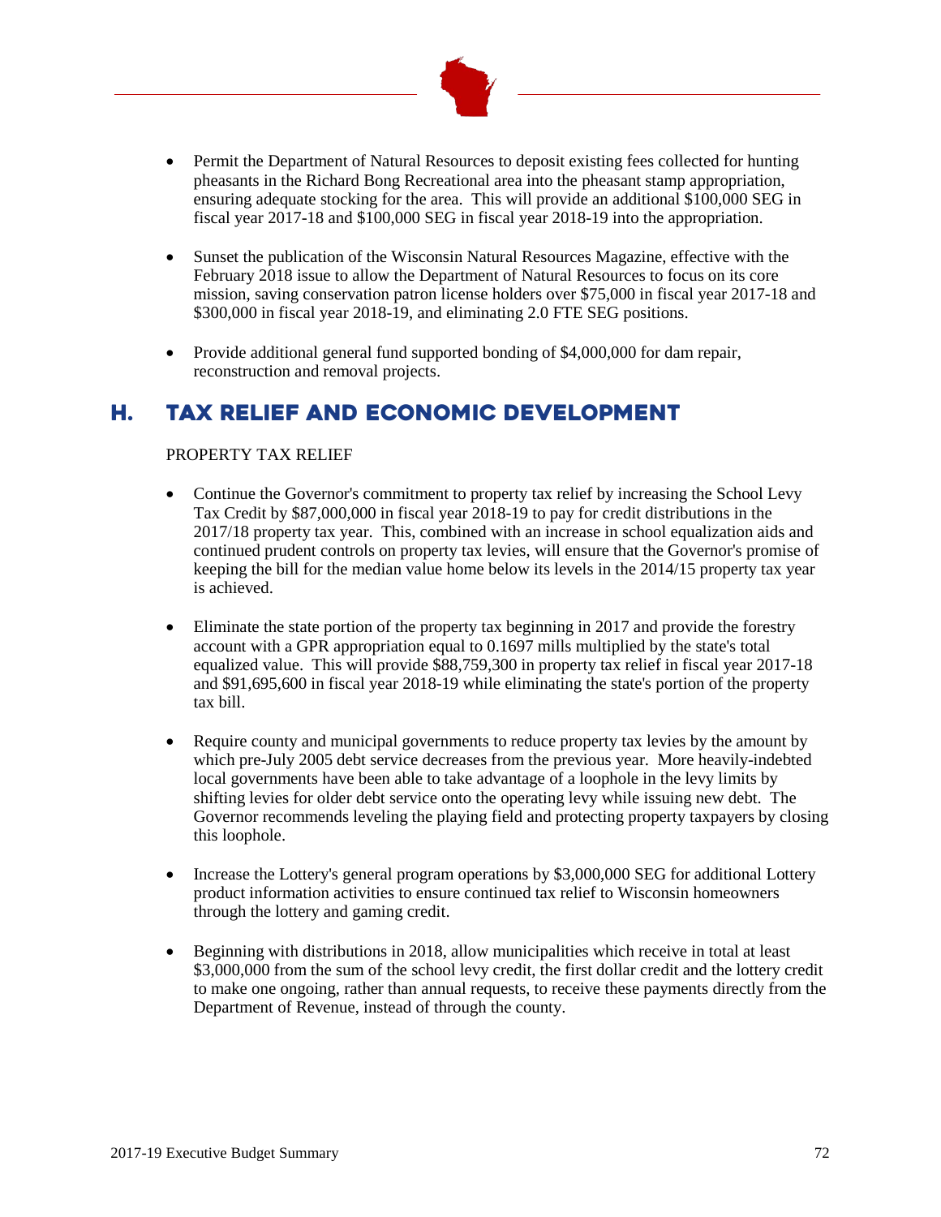- Permit the Department of Natural Resources to deposit existing fees collected for hunting pheasants in the Richard Bong Recreational area into the pheasant stamp appropriation, ensuring adequate stocking for the area. This will provide an additional $100,000 SEG in fiscal year 2017-18 and $100,000 SEG in fiscal year 2018-19 into the appropriation.

- Sunset the publication of the Wisconsin Natural Resources Magazine, effective with the February 2018 issue to allow the Department of Natural Resources to focus on its core mission, saving conservation patron license holders over $75,000 in fiscal year 2017-18 and $300,000 in fiscal year 2018-19, and eliminating 2.0 FTE SEG positions.

- Provide additional general fund supported bonding of $4,000,000 for dam repair, reconstruction and removal projects.

## H. TAX RELIEF AND ECONOMIC DEVELOPMENT

PROPERTY TAX RELIEF

- Continue the Governor's commitment to property tax relief by increasing the School Levy Tax Credit by $87,000,000 in fiscal year 2018-19 to pay for credit distributions in the 2017/18 property tax year. This, combined with an increase in school equalization aids and continued prudent controls on property tax levies, will ensure that the Governor's promise of keeping the bill for the median value home below its levels in the 2014/15 property tax year is achieved.

- Eliminate the state portion of the property tax beginning in 2017 and provide the forestry account with a GPR appropriation equal to 0.1697 mills multiplied by the state's total equalized value. This will provide $88,759,300 in property tax relief in fiscal year 2017-18 and $91,695,600 in fiscal year 2018-19 while eliminating the state's portion of the property tax bill.

- Require county and municipal governments to reduce property tax levies by the amount by which pre-July 2005 debt service decreases from the previous year. More heavily-indebted local governments have been able to take advantage of a loophole in the levy limits by shifting levies for older debt service onto the operating levy while issuing new debt. The Governor recommends leveling the playing field and protecting property taxpayers by closing this loophole.

- Increase the Lottery's general program operations by $3,000,000 SEG for additional Lottery product information activities to ensure continued tax relief to Wisconsin homeowners through the lottery and gaming credit.

- Beginning with distributions in 2018, allow municipalities which receive in total at least $3,000,000 from the sum of the school levy credit, the first dollar credit and the lottery credit to make one ongoing, rather than annual requests, to receive these payments directly from the Department of Revenue, instead of through the county.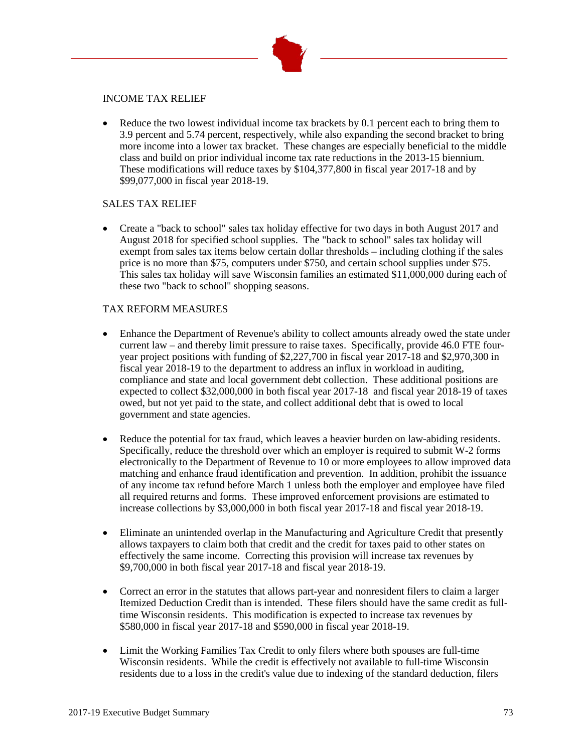## INCOME TAX RELIEF

- Reduce the two lowest individual income tax brackets by 0.1 percent each to bring them to 3.9 percent and 5.74 percent, respectively, while also expanding the second bracket to bring more income into a lower tax bracket. These changes are especially beneficial to the middle class and build on prior individual income tax rate reductions in the 2013-15 biennium. These modifications will reduce taxes by $104,377,800 in fiscal year 2017-18 and by $99,077,000 in fiscal year 2018-19.

## SALES TAX RELIEF

- Create a "back to school" sales tax holiday effective for two days in both August 2017 and August 2018 for specified school supplies. The "back to school" sales tax holiday will exempt from sales tax items below certain dollar thresholds – including clothing if the sales price is no more than $75, computers under $750, and certain school supplies under $75. This sales tax holiday will save Wisconsin families an estimated $11,000,000 during each of these two "back to school" shopping seasons.

## TAX REFORM MEASURES

- Enhance the Department of Revenue's ability to collect amounts already owed the state under current law – and thereby limit pressure to raise taxes. Specifically, provide 46.0 FTE four-year project positions with funding of $2,227,700 in fiscal year 2017-18 and $2,970,300 in fiscal year 2018-19 to the department to address an influx in workload in auditing, compliance and state and local government debt collection. These additional positions are expected to collect $32,000,000 in both fiscal year 2017-18 and fiscal year 2018-19 of taxes owed, but not yet paid to the state, and collect additional debt that is owed to local government and state agencies.

- Reduce the potential for tax fraud, which leaves a heavier burden on law-abiding residents. Specifically, reduce the threshold over which an employer is required to submit W-2 forms electronically to the Department of Revenue to 10 or more employees to allow improved data matching and enhance fraud identification and prevention. In addition, prohibit the issuance of any income tax refund before March 1 unless both the employer and employee have filed all required returns and forms. These improved enforcement provisions are estimated to increase collections by $3,000,000 in both fiscal year 2017-18 and fiscal year 2018-19.

- Eliminate an unintended overlap in the Manufacturing and Agriculture Credit that presently allows taxpayers to claim both that credit and the credit for taxes paid to other states on effectively the same income. Correcting this provision will increase tax revenues by $9,700,000 in both fiscal year 2017-18 and fiscal year 2018-19.

- Correct an error in the statutes that allows part-year and nonresident filers to claim a larger Itemized Deduction Credit than is intended. These filers should have the same credit as full-time Wisconsin residents. This modification is expected to increase tax revenues by $580,000 in fiscal year 2017-18 and $590,000 in fiscal year 2018-19.

- Limit the Working Families Tax Credit to only filers where both spouses are full-time Wisconsin residents. While the credit is effectively not available to full-time Wisconsin residents due to a loss in the credit's value due to indexing of the standard deduction, filers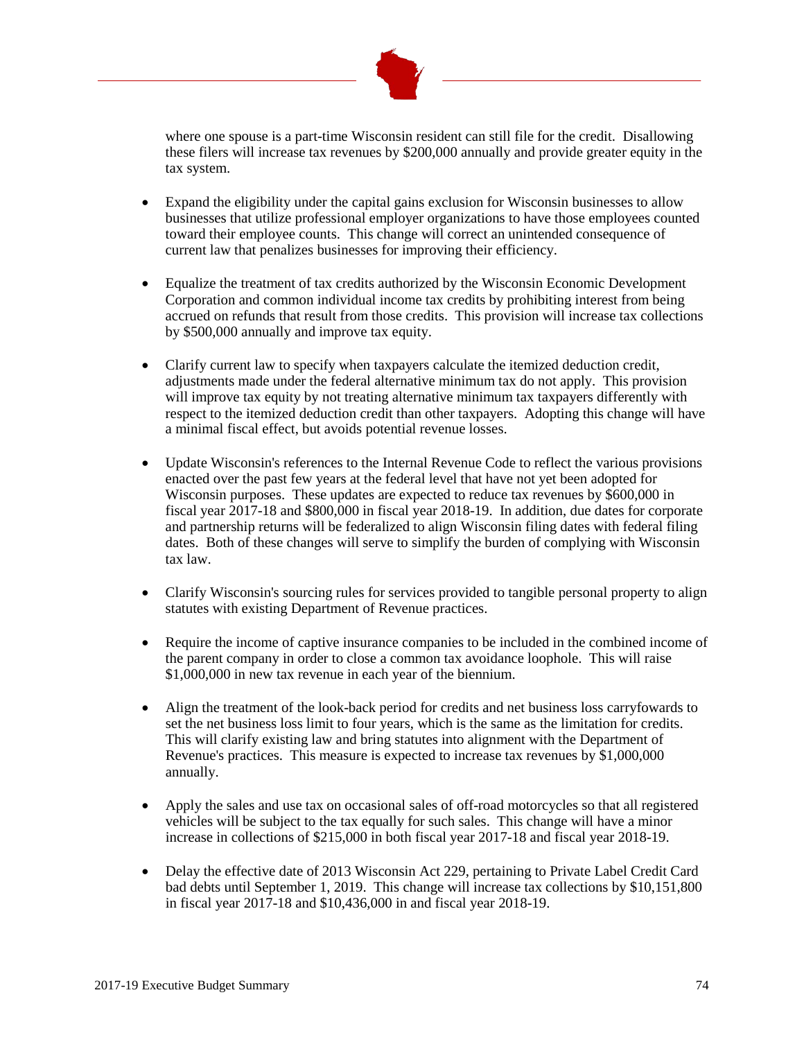where one spouse is a part-time Wisconsin resident can still file for the credit. Disallowing these filers will increase tax revenues by $200,000 annually and provide greater equity in the tax system.

- Expand the eligibility under the capital gains exclusion for Wisconsin businesses to allow businesses that utilize professional employer organizations to have those employees counted toward their employee counts. This change will correct an unintended consequence of current law that penalizes businesses for improving their efficiency.

- Equalize the treatment of tax credits authorized by the Wisconsin Economic Development Corporation and common individual income tax credits by prohibiting interest from being accrued on refunds that result from those credits. This provision will increase tax collections by $500,000 annually and improve tax equity.

- Clarify current law to specify when taxpayers calculate the itemized deduction credit, adjustments made under the federal alternative minimum tax do not apply. This provision will improve tax equity by not treating alternative minimum tax taxpayers differently with respect to the itemized deduction credit than other taxpayers. Adopting this change will have a minimal fiscal effect, but avoids potential revenue losses.

- Update Wisconsin's references to the Internal Revenue Code to reflect the various provisions enacted over the past few years at the federal level that have not yet been adopted for Wisconsin purposes. These updates are expected to reduce tax revenues by $600,000 in fiscal year 2017-18 and $800,000 in fiscal year 2018-19. In addition, due dates for corporate and partnership returns will be federalized to align Wisconsin filing dates with federal filing dates. Both of these changes will serve to simplify the burden of complying with Wisconsin tax law.

- Clarify Wisconsin's sourcing rules for services provided to tangible personal property to align statutes with existing Department of Revenue practices.

- Require the income of captive insurance companies to be included in the combined income of the parent company in order to close a common tax avoidance loophole. This will raise $1,000,000 in new tax revenue in each year of the biennium.

- Align the treatment of the look-back period for credits and net business loss carryfowards to set the net business loss limit to four years, which is the same as the limitation for credits. This will clarify existing law and bring statutes into alignment with the Department of Revenue's practices. This measure is expected to increase tax revenues by $1,000,000 annually.

- Apply the sales and use tax on occasional sales of off-road motorcycles so that all registered vehicles will be subject to the tax equally for such sales. This change will have a minor increase in collections of $215,000 in both fiscal year 2017-18 and fiscal year 2018-19.

- Delay the effective date of 2013 Wisconsin Act 229, pertaining to Private Label Credit Card bad debts until September 1, 2019. This change will increase tax collections by $10,151,800 in fiscal year 2017-18 and $10,436,000 in and fiscal year 2018-19.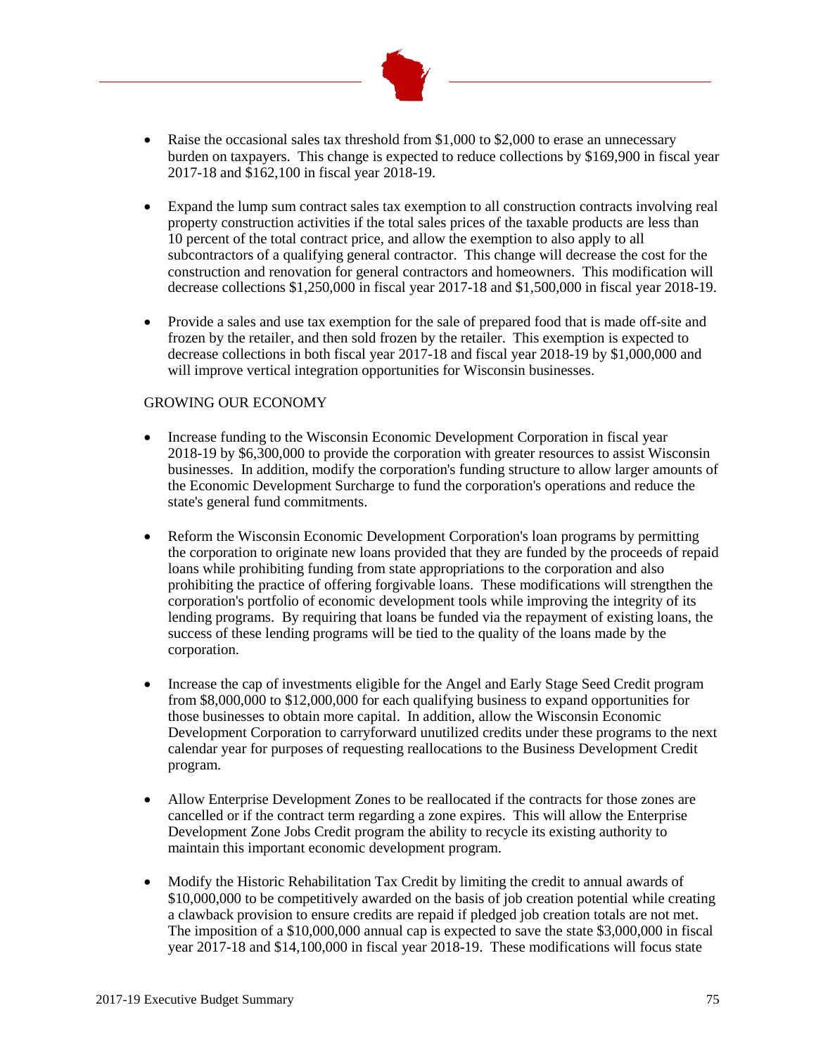- Raise the occasional sales tax threshold from $1,000 to $2,000 to erase an unnecessary burden on taxpayers. This change is expected to reduce collections by $169,900 in fiscal year 2017-18 and $162,100 in fiscal year 2018-19.

- Expand the lump sum contract sales tax exemption to all construction contracts involving real property construction activities if the total sales prices of the taxable products are less than 10 percent of the total contract price, and allow the exemption to also apply to all subcontractors of a qualifying general contractor. This change will decrease the cost for the construction and renovation for general contractors and homeowners. This modification will decrease collections $1,250,000 in fiscal year 2017-18 and $1,500,000 in fiscal year 2018-19.

- Provide a sales and use tax exemption for the sale of prepared food that is made off-site and frozen by the retailer, and then sold frozen by the retailer. This exemption is expected to decrease collections in both fiscal year 2017-18 and fiscal year 2018-19 by $1,000,000 and will improve vertical integration opportunities for Wisconsin businesses.

GROWING OUR ECONOMY

- Increase funding to the Wisconsin Economic Development Corporation in fiscal year 2018-19 by $6,300,000 to provide the corporation with greater resources to assist Wisconsin businesses. In addition, modify the corporation's funding structure to allow larger amounts of the Economic Development Surcharge to fund the corporation's operations and reduce the state's general fund commitments.

- Reform the Wisconsin Economic Development Corporation's loan programs by permitting the corporation to originate new loans provided that they are funded by the proceeds of repaid loans while prohibiting funding from state appropriations to the corporation and also prohibiting the practice of offering forgivable loans. These modifications will strengthen the corporation's portfolio of economic development tools while improving the integrity of its lending programs. By requiring that loans be funded via the repayment of existing loans, the success of these lending programs will be tied to the quality of the loans made by the corporation.

- Increase the cap of investments eligible for the Angel and Early Stage Seed Credit program from $8,000,000 to $12,000,000 for each qualifying business to expand opportunities for those businesses to obtain more capital. In addition, allow the Wisconsin Economic Development Corporation to carryforward unutilized credits under these programs to the next calendar year for purposes of requesting reallocations to the Business Development Credit program.

- Allow Enterprise Development Zones to be reallocated if the contracts for those zones are cancelled or if the contract term regarding a zone expires. This will allow the Enterprise Development Zone Jobs Credit program the ability to recycle its existing authority to maintain this important economic development program.

- Modify the Historic Rehabilitation Tax Credit by limiting the credit to annual awards of $10,000,000 to be competitively awarded on the basis of job creation potential while creating a clawback provision to ensure credits are repaid if pledged job creation totals are not met. The imposition of a $10,000,000 annual cap is expected to save the state $3,000,000 in fiscal year 2017-18 and $14,100,000 in fiscal year 2018-19. These modifications will focus state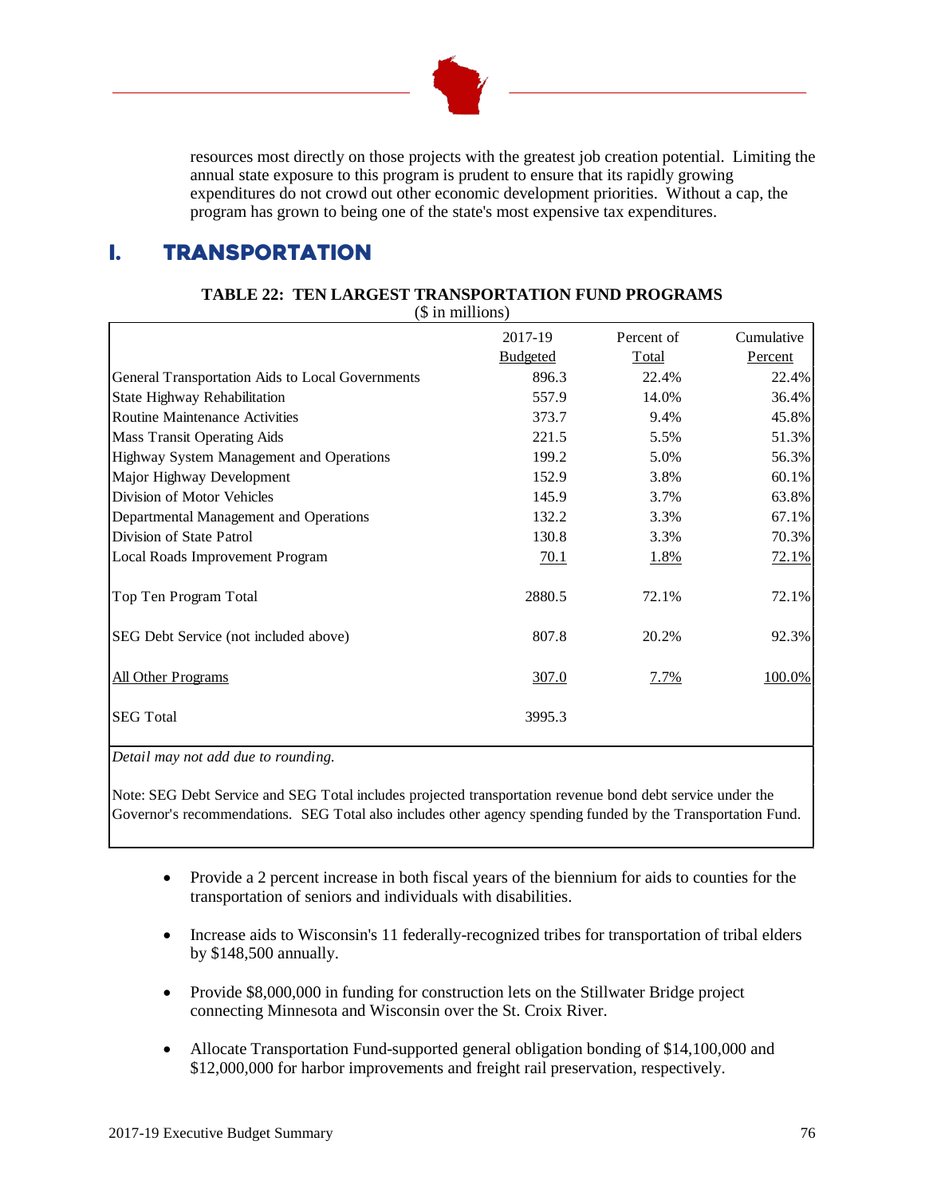resources most directly on those projects with the greatest job creation potential. Limiting the annual state exposure to this program is prudent to ensure that its rapidly growing expenditures do not crowd out other economic development priorities. Without a cap, the program has grown to being one of the state's most expensive tax expenditures.

## I. TRANSPORTATION

**TABLE 22: TEN LARGEST TRANSPORTATION FUND PROGRAMS**
($ in millions)

| | 2017-19 Budgeted | Percent of Total | Cumulative Percent |
|---|---|---|---|
| General Transportation Aids to Local Governments | 896.3 | 22.4% | 22.4% |
| State Highway Rehabilitation | 557.9 | 14.0% | 36.4% |
| Routine Maintenance Activities | 373.7 | 9.4% | 45.8% |
| Mass Transit Operating Aids | 221.5 | 5.5% | 51.3% |
| Highway System Management and Operations | 199.2 | 5.0% | 56.3% |
| Major Highway Development | 152.9 | 3.8% | 60.1% |
| Division of Motor Vehicles | 145.9 | 3.7% | 63.8% |
| Departmental Management and Operations | 132.2 | 3.3% | 67.1% |
| Division of State Patrol | 130.8 | 3.3% | 70.3% |
| Local Roads Improvement Program | 70.1 | 1.8% | 72.1% |
| Top Ten Program Total | 2880.5 | 72.1% | 72.1% |
| SEG Debt Service (not included above) | 807.8 | 20.2% | 92.3% |
| All Other Programs | 307.0 | 7.7% | 100.0% |
| SEG Total | 3995.3 | | |

*Detail may not add due to rounding.*

Note: SEG Debt Service and SEG Total includes projected transportation revenue bond debt service under the Governor's recommendations. SEG Total also includes other agency spending funded by the Transportation Fund.

- Provide a 2 percent increase in both fiscal years of the biennium for aids to counties for the transportation of seniors and individuals with disabilities.
- Increase aids to Wisconsin's 11 federally-recognized tribes for transportation of tribal elders by $148,500 annually.
- Provide $8,000,000 in funding for construction lets on the Stillwater Bridge project connecting Minnesota and Wisconsin over the St. Croix River.
- Allocate Transportation Fund-supported general obligation bonding of $14,100,000 and $12,000,000 for harbor improvements and freight rail preservation, respectively.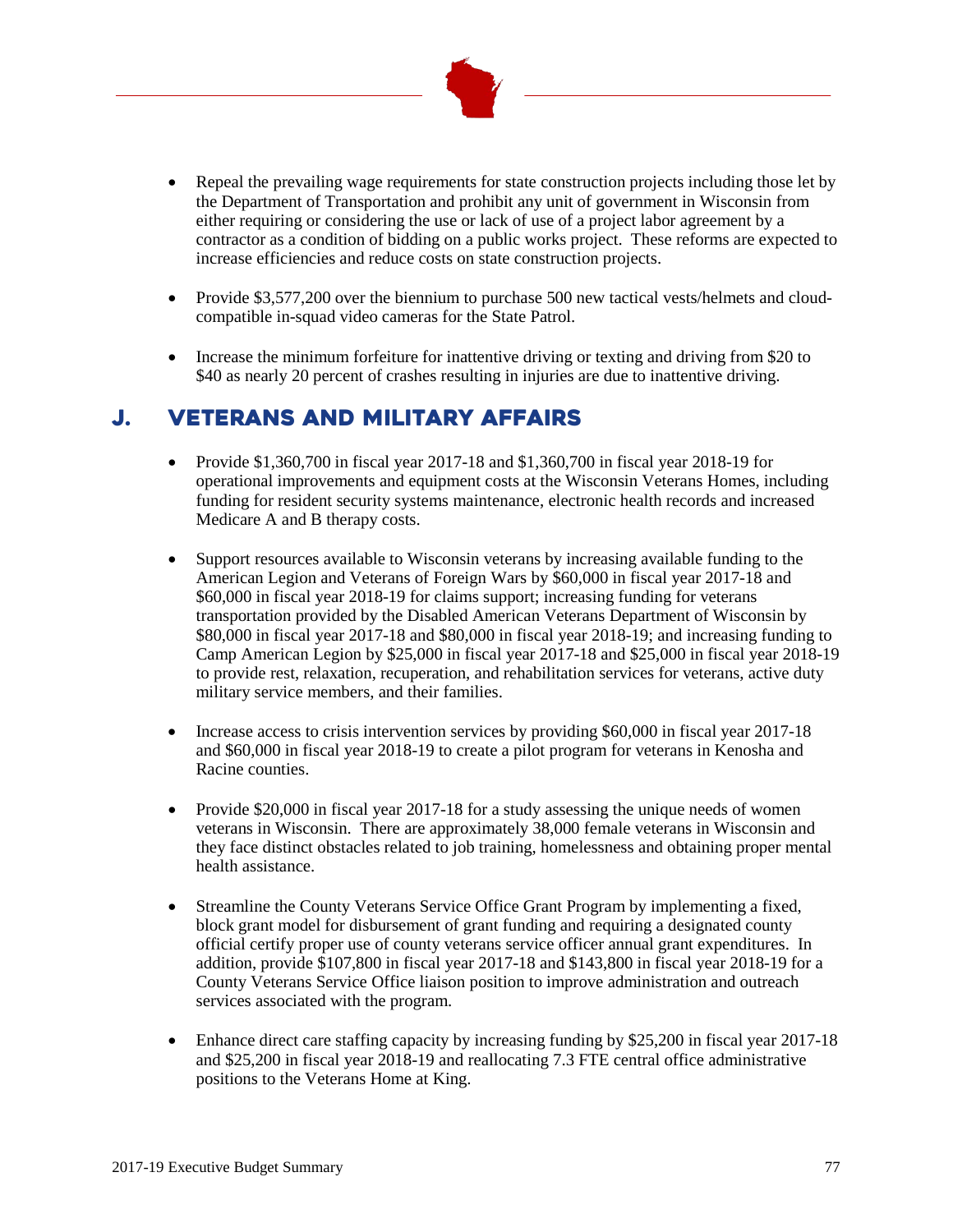- Repeal the prevailing wage requirements for state construction projects including those let by the Department of Transportation and prohibit any unit of government in Wisconsin from either requiring or considering the use or lack of use of a project labor agreement by a contractor as a condition of bidding on a public works project. These reforms are expected to increase efficiencies and reduce costs on state construction projects.

- Provide $3,577,200 over the biennium to purchase 500 new tactical vests/helmets and cloud-compatible in-squad video cameras for the State Patrol.

- Increase the minimum forfeiture for inattentive driving or texting and driving from $20 to $40 as nearly 20 percent of crashes resulting in injuries are due to inattentive driving.

## J. VETERANS AND MILITARY AFFAIRS

- Provide $1,360,700 in fiscal year 2017-18 and $1,360,700 in fiscal year 2018-19 for operational improvements and equipment costs at the Wisconsin Veterans Homes, including funding for resident security systems maintenance, electronic health records and increased Medicare A and B therapy costs.

- Support resources available to Wisconsin veterans by increasing available funding to the American Legion and Veterans of Foreign Wars by $60,000 in fiscal year 2017-18 and $60,000 in fiscal year 2018-19 for claims support; increasing funding for veterans transportation provided by the Disabled American Veterans Department of Wisconsin by $80,000 in fiscal year 2017-18 and $80,000 in fiscal year 2018-19; and increasing funding to Camp American Legion by $25,000 in fiscal year 2017-18 and $25,000 in fiscal year 2018-19 to provide rest, relaxation, recuperation, and rehabilitation services for veterans, active duty military service members, and their families.

- Increase access to crisis intervention services by providing $60,000 in fiscal year 2017-18 and $60,000 in fiscal year 2018-19 to create a pilot program for veterans in Kenosha and Racine counties.

- Provide $20,000 in fiscal year 2017-18 for a study assessing the unique needs of women veterans in Wisconsin. There are approximately 38,000 female veterans in Wisconsin and they face distinct obstacles related to job training, homelessness and obtaining proper mental health assistance.

- Streamline the County Veterans Service Office Grant Program by implementing a fixed, block grant model for disbursement of grant funding and requiring a designated county official certify proper use of county veterans service officer annual grant expenditures. In addition, provide $107,800 in fiscal year 2017-18 and $143,800 in fiscal year 2018-19 for a County Veterans Service Office liaison position to improve administration and outreach services associated with the program.

- Enhance direct care staffing capacity by increasing funding by $25,200 in fiscal year 2017-18 and $25,200 in fiscal year 2018-19 and reallocating 7.3 FTE central office administrative positions to the Veterans Home at King.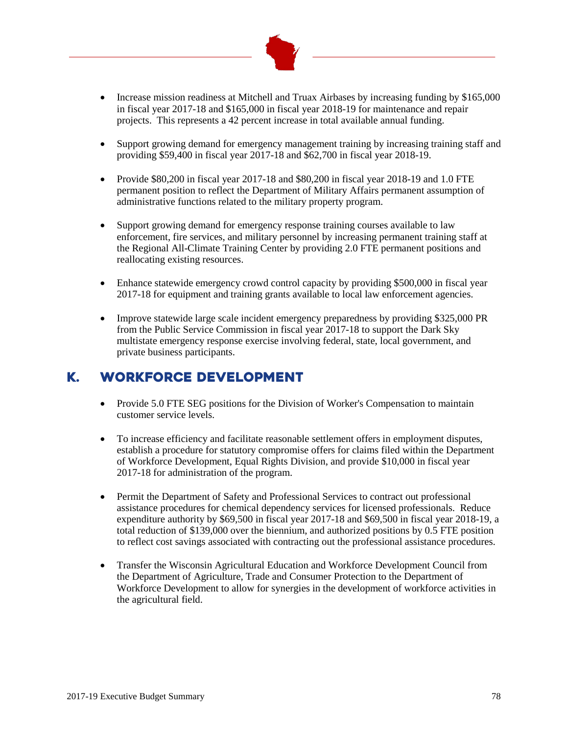- Increase mission readiness at Mitchell and Truax Airbases by increasing funding by $165,000 in fiscal year 2017-18 and $165,000 in fiscal year 2018-19 for maintenance and repair projects. This represents a 42 percent increase in total available annual funding.

- Support growing demand for emergency management training by increasing training staff and providing $59,400 in fiscal year 2017-18 and $62,700 in fiscal year 2018-19.

- Provide $80,200 in fiscal year 2017-18 and $80,200 in fiscal year 2018-19 and 1.0 FTE permanent position to reflect the Department of Military Affairs permanent assumption of administrative functions related to the military property program.

- Support growing demand for emergency response training courses available to law enforcement, fire services, and military personnel by increasing permanent training staff at the Regional All-Climate Training Center by providing 2.0 FTE permanent positions and reallocating existing resources.

- Enhance statewide emergency crowd control capacity by providing $500,000 in fiscal year 2017-18 for equipment and training grants available to local law enforcement agencies.

- Improve statewide large scale incident emergency preparedness by providing $325,000 PR from the Public Service Commission in fiscal year 2017-18 to support the Dark Sky multistate emergency response exercise involving federal, state, local government, and private business participants.

## K. WORKFORCE DEVELOPMENT

- Provide 5.0 FTE SEG positions for the Division of Worker's Compensation to maintain customer service levels.

- To increase efficiency and facilitate reasonable settlement offers in employment disputes, establish a procedure for statutory compromise offers for claims filed within the Department of Workforce Development, Equal Rights Division, and provide $10,000 in fiscal year 2017-18 for administration of the program.

- Permit the Department of Safety and Professional Services to contract out professional assistance procedures for chemical dependency services for licensed professionals. Reduce expenditure authority by $69,500 in fiscal year 2017-18 and $69,500 in fiscal year 2018-19, a total reduction of $139,000 over the biennium, and authorized positions by 0.5 FTE position to reflect cost savings associated with contracting out the professional assistance procedures.

- Transfer the Wisconsin Agricultural Education and Workforce Development Council from the Department of Agriculture, Trade and Consumer Protection to the Department of Workforce Development to allow for synergies in the development of workforce activities in the agricultural field.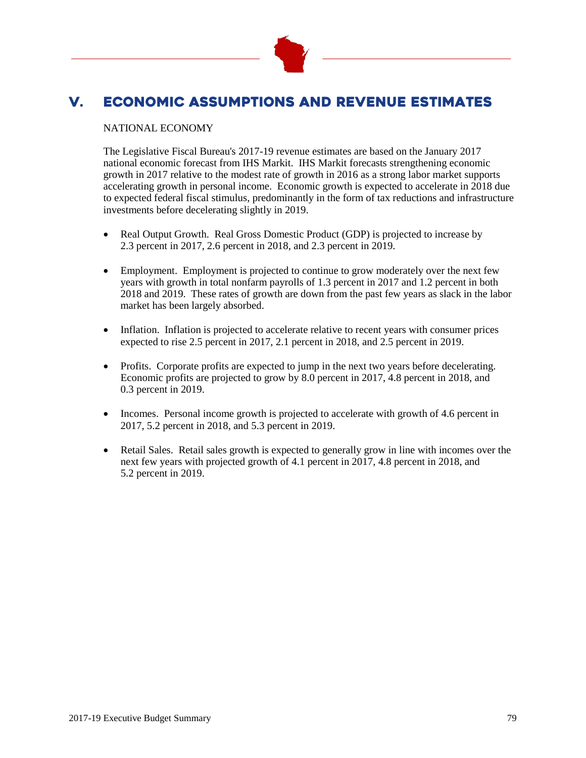# V. ECONOMIC ASSUMPTIONS AND REVENUE ESTIMATES

NATIONAL ECONOMY

The Legislative Fiscal Bureau's 2017-19 revenue estimates are based on the January 2017 national economic forecast from IHS Markit. IHS Markit forecasts strengthening economic growth in 2017 relative to the modest rate of growth in 2016 as a strong labor market supports accelerating growth in personal income. Economic growth is expected to accelerate in 2018 due to expected federal fiscal stimulus, predominantly in the form of tax reductions and infrastructure investments before decelerating slightly in 2019.

- Real Output Growth. Real Gross Domestic Product (GDP) is projected to increase by 2.3 percent in 2017, 2.6 percent in 2018, and 2.3 percent in 2019.

- Employment. Employment is projected to continue to grow moderately over the next few years with growth in total nonfarm payrolls of 1.3 percent in 2017 and 1.2 percent in both 2018 and 2019. These rates of growth are down from the past few years as slack in the labor market has been largely absorbed.

- Inflation. Inflation is projected to accelerate relative to recent years with consumer prices expected to rise 2.5 percent in 2017, 2.1 percent in 2018, and 2.5 percent in 2019.

- Profits. Corporate profits are expected to jump in the next two years before decelerating. Economic profits are projected to grow by 8.0 percent in 2017, 4.8 percent in 2018, and 0.3 percent in 2019.

- Incomes. Personal income growth is projected to accelerate with growth of 4.6 percent in 2017, 5.2 percent in 2018, and 5.3 percent in 2019.

- Retail Sales. Retail sales growth is expected to generally grow in line with incomes over the next few years with projected growth of 4.1 percent in 2017, 4.8 percent in 2018, and 5.2 percent in 2019.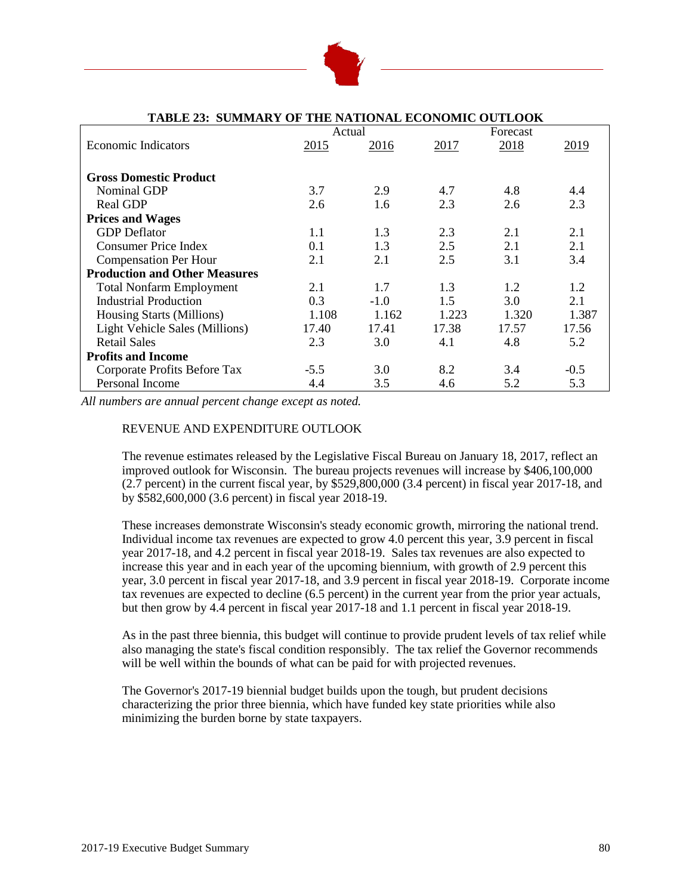**TABLE 23: SUMMARY OF THE NATIONAL ECONOMIC OUTLOOK**

| | Actual | | Forecast | | |
|---|---|---|---|---|---|
| Economic Indicators | 2015 | 2016 | 2017 | 2018 | 2019 |
| **Gross Domestic Product** | | | | | |
| Nominal GDP | 3.7 | 2.9 | 4.7 | 4.8 | 4.4 |
| Real GDP | 2.6 | 1.6 | 2.3 | 2.6 | 2.3 |
| **Prices and Wages** | | | | | |
| GDP Deflator | 1.1 | 1.3 | 2.3 | 2.1 | 2.1 |
| Consumer Price Index | 0.1 | 1.3 | 2.5 | 2.1 | 2.1 |
| Compensation Per Hour | 2.1 | 2.1 | 2.5 | 3.1 | 3.4 |
| **Production and Other Measures** | | | | | |
| Total Nonfarm Employment | 2.1 | 1.7 | 1.3 | 1.2 | 1.2 |
| Industrial Production | 0.3 | -1.0 | 1.5 | 3.0 | 2.1 |
| Housing Starts (Millions) | 1.108 | 1.162 | 1.223 | 1.320 | 1.387 |
| Light Vehicle Sales (Millions) | 17.40 | 17.41 | 17.38 | 17.57 | 17.56 |
| Retail Sales | 2.3 | 3.0 | 4.1 | 4.8 | 5.2 |
| **Profits and Income** | | | | | |
| Corporate Profits Before Tax | -5.5 | 3.0 | 8.2 | 3.4 | -0.5 |
| Personal Income | 4.4 | 3.5 | 4.6 | 5.2 | 5.3 |

*All numbers are annual percent change except as noted.*

## REVENUE AND EXPENDITURE OUTLOOK

The revenue estimates released by the Legislative Fiscal Bureau on January 18, 2017, reflect an improved outlook for Wisconsin. The bureau projects revenues will increase by $406,100,000 (2.7 percent) in the current fiscal year, by $529,800,000 (3.4 percent) in fiscal year 2017-18, and by $582,600,000 (3.6 percent) in fiscal year 2018-19.

These increases demonstrate Wisconsin's steady economic growth, mirroring the national trend. Individual income tax revenues are expected to grow 4.0 percent this year, 3.9 percent in fiscal year 2017-18, and 4.2 percent in fiscal year 2018-19. Sales tax revenues are also expected to increase this year and in each year of the upcoming biennium, with growth of 2.9 percent this year, 3.0 percent in fiscal year 2017-18, and 3.9 percent in fiscal year 2018-19. Corporate income tax revenues are expected to decline (6.5 percent) in the current year from the prior year actuals, but then grow by 4.4 percent in fiscal year 2017-18 and 1.1 percent in fiscal year 2018-19.

As in the past three biennia, this budget will continue to provide prudent levels of tax relief while also managing the state's fiscal condition responsibly. The tax relief the Governor recommends will be well within the bounds of what can be paid for with projected revenues.

The Governor's 2017-19 biennial budget builds upon the tough, but prudent decisions characterizing the prior three biennia, which have funded key state priorities while also minimizing the burden borne by state taxpayers.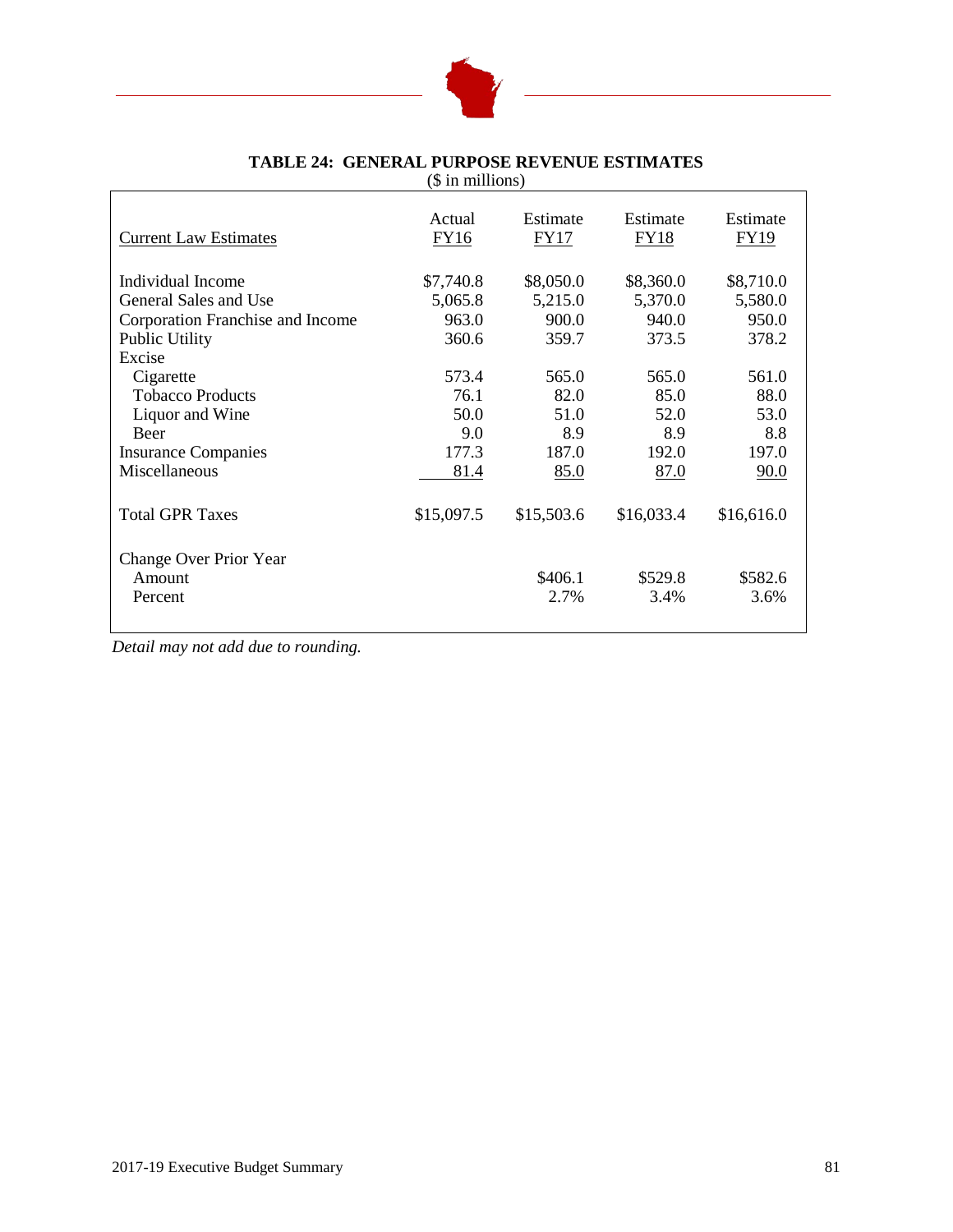**TABLE 24: GENERAL PURPOSE REVENUE ESTIMATES**
($ in millions)

| Current Law Estimates | Actual FY16 | Estimate FY17 | Estimate FY18 | Estimate FY19 |
|---|---|---|---|---|
| Individual Income | $7,740.8 | $8,050.0 | $8,360.0 | $8,710.0 |
| General Sales and Use | 5,065.8 | 5,215.0 | 5,370.0 | 5,580.0 |
| Corporation Franchise and Income | 963.0 | 900.0 | 940.0 | 950.0 |
| Public Utility | 360.6 | 359.7 | 373.5 | 378.2 |
| Excise | | | | |
| Cigarette | 573.4 | 565.0 | 565.0 | 561.0 |
| Tobacco Products | 76.1 | 82.0 | 85.0 | 88.0 |
| Liquor and Wine | 50.0 | 51.0 | 52.0 | 53.0 |
| Beer | 9.0 | 8.9 | 8.9 | 8.8 |
| Insurance Companies | 177.3 | 187.0 | 192.0 | 197.0 |
| Miscellaneous | 81.4 | 85.0 | 87.0 | 90.0 |
| Total GPR Taxes | $15,097.5 | $15,503.6 | $16,033.4 | $16,616.0 |
| Change Over Prior Year | | | | |
| Amount | | $406.1 | $529.8 | $582.6 |
| Percent | | 2.7% | 3.4% | 3.6% |

*Detail may not add due to rounding.*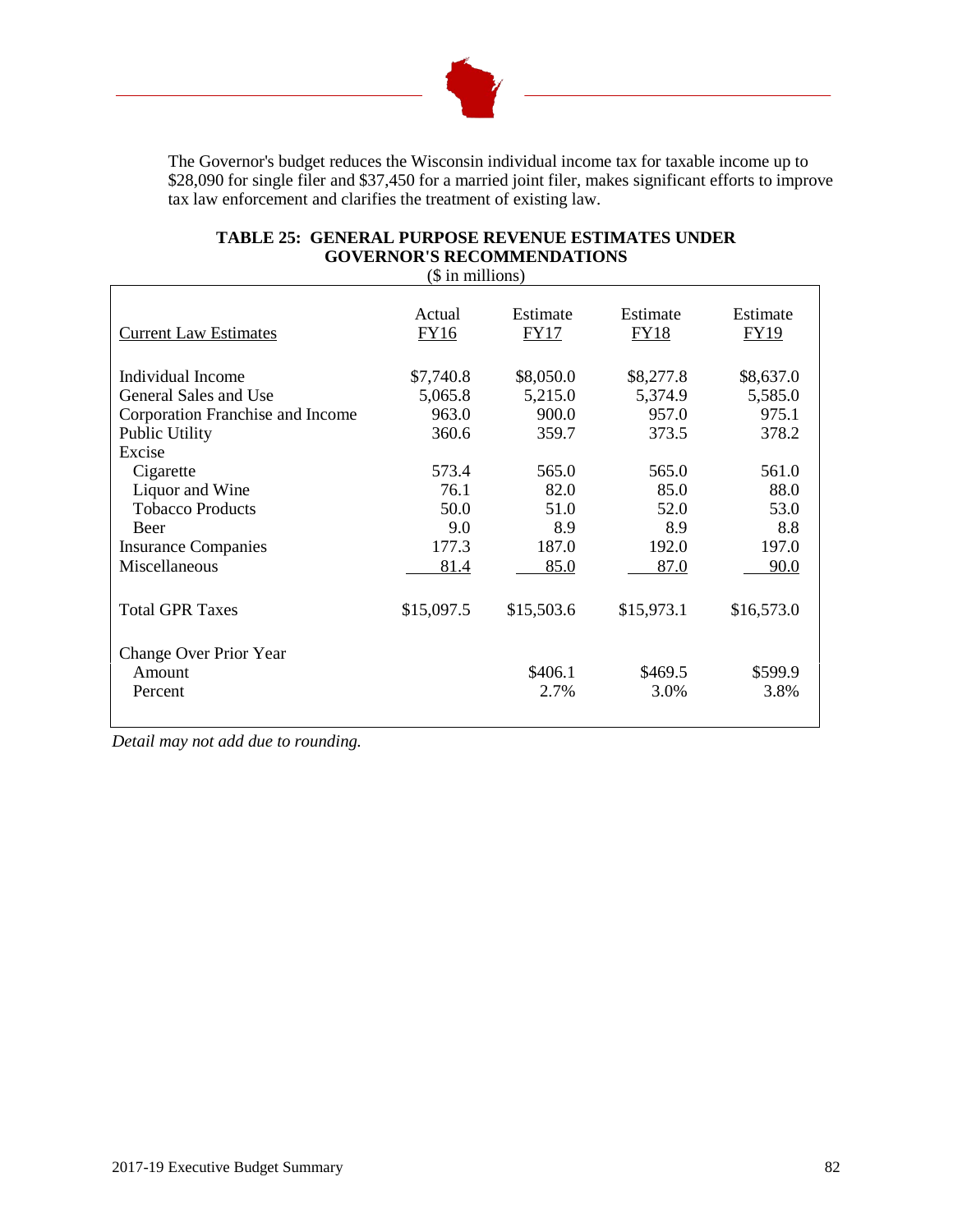The Governor's budget reduces the Wisconsin individual income tax for taxable income up to $28,090 for single filer and $37,450 for a married joint filer, makes significant efforts to improve tax law enforcement and clarifies the treatment of existing law.

**TABLE 25: GENERAL PURPOSE REVENUE ESTIMATES UNDER GOVERNOR'S RECOMMENDATIONS**
($ in millions)

| Current Law Estimates | Actual FY16 | Estimate FY17 | Estimate FY18 | Estimate FY19 |
|---|---|---|---|---|
| Individual Income | $7,740.8 | $8,050.0 | $8,277.8 | $8,637.0 |
| General Sales and Use | 5,065.8 | 5,215.0 | 5,374.9 | 5,585.0 |
| Corporation Franchise and Income | 963.0 | 900.0 | 957.0 | 975.1 |
| Public Utility | 360.6 | 359.7 | 373.5 | 378.2 |
| Excise | | | | |
| Cigarette | 573.4 | 565.0 | 565.0 | 561.0 |
| Liquor and Wine | 76.1 | 82.0 | 85.0 | 88.0 |
| Tobacco Products | 50.0 | 51.0 | 52.0 | 53.0 |
| Beer | 9.0 | 8.9 | 8.9 | 8.8 |
| Insurance Companies | 177.3 | 187.0 | 192.0 | 197.0 |
| Miscellaneous | 81.4 | 85.0 | 87.0 | 90.0 |
| Total GPR Taxes | $15,097.5 | $15,503.6 | $15,973.1 | $16,573.0 |
| Change Over Prior Year | | | | |
| Amount | | $406.1 | $469.5 | $599.9 |
| Percent | | 2.7% | 3.0% | 3.8% |

*Detail may not add due to rounding.*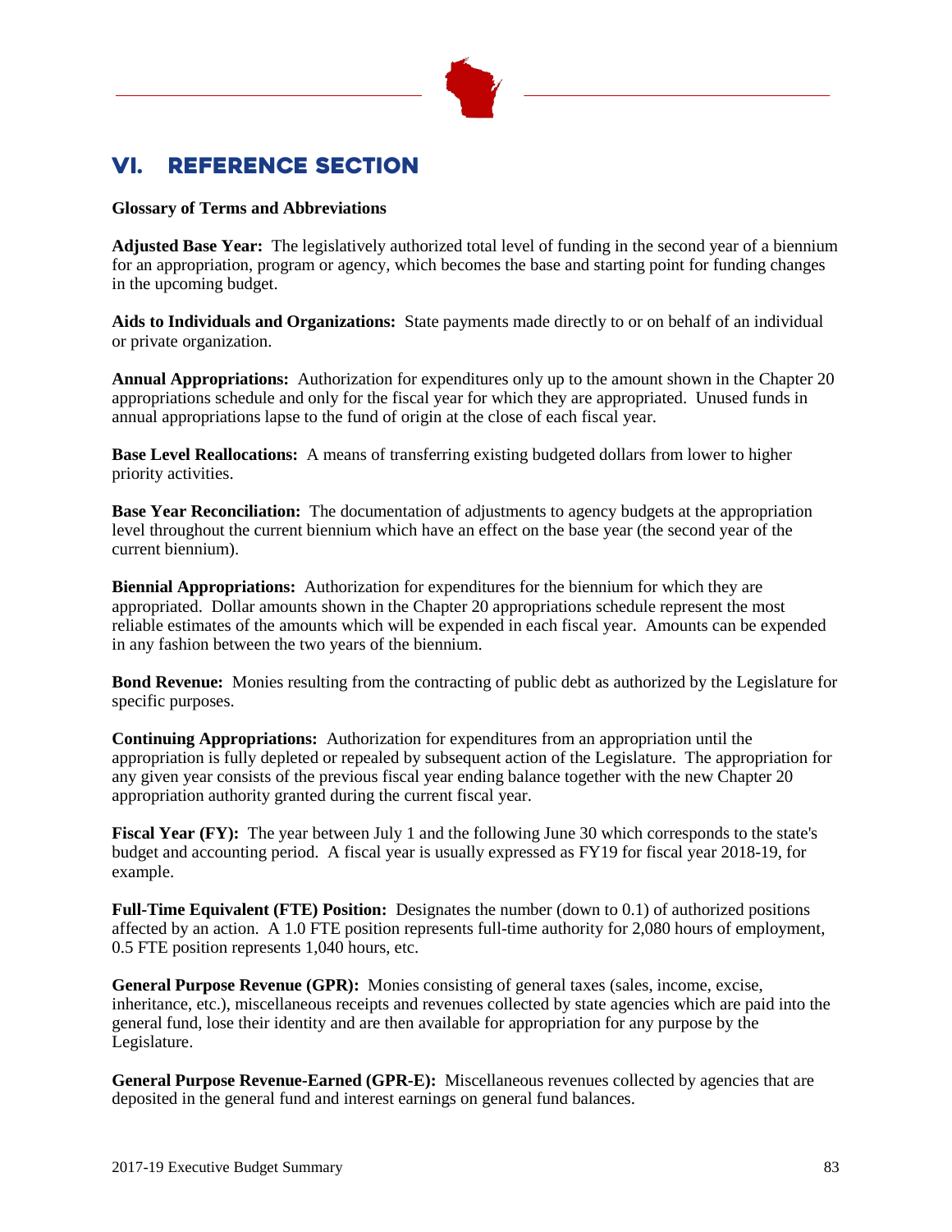# VI. REFERENCE SECTION

**Glossary of Terms and Abbreviations**

**Adjusted Base Year:** The legislatively authorized total level of funding in the second year of a biennium for an appropriation, program or agency, which becomes the base and starting point for funding changes in the upcoming budget.

**Aids to Individuals and Organizations:** State payments made directly to or on behalf of an individual or private organization.

**Annual Appropriations:** Authorization for expenditures only up to the amount shown in the Chapter 20 appropriations schedule and only for the fiscal year for which they are appropriated. Unused funds in annual appropriations lapse to the fund of origin at the close of each fiscal year.

**Base Level Reallocations:** A means of transferring existing budgeted dollars from lower to higher priority activities.

**Base Year Reconciliation:** The documentation of adjustments to agency budgets at the appropriation level throughout the current biennium which have an effect on the base year (the second year of the current biennium).

**Biennial Appropriations:** Authorization for expenditures for the biennium for which they are appropriated. Dollar amounts shown in the Chapter 20 appropriations schedule represent the most reliable estimates of the amounts which will be expended in each fiscal year. Amounts can be expended in any fashion between the two years of the biennium.

**Bond Revenue:** Monies resulting from the contracting of public debt as authorized by the Legislature for specific purposes.

**Continuing Appropriations:** Authorization for expenditures from an appropriation until the appropriation is fully depleted or repealed by subsequent action of the Legislature. The appropriation for any given year consists of the previous fiscal year ending balance together with the new Chapter 20 appropriation authority granted during the current fiscal year.

**Fiscal Year (FY):** The year between July 1 and the following June 30 which corresponds to the state's budget and accounting period. A fiscal year is usually expressed as FY19 for fiscal year 2018-19, for example.

**Full-Time Equivalent (FTE) Position:** Designates the number (down to 0.1) of authorized positions affected by an action. A 1.0 FTE position represents full-time authority for 2,080 hours of employment, 0.5 FTE position represents 1,040 hours, etc.

**General Purpose Revenue (GPR):** Monies consisting of general taxes (sales, income, excise, inheritance, etc.), miscellaneous receipts and revenues collected by state agencies which are paid into the general fund, lose their identity and are then available for appropriation for any purpose by the Legislature.

**General Purpose Revenue-Earned (GPR-E):** Miscellaneous revenues collected by agencies that are deposited in the general fund and interest earnings on general fund balances.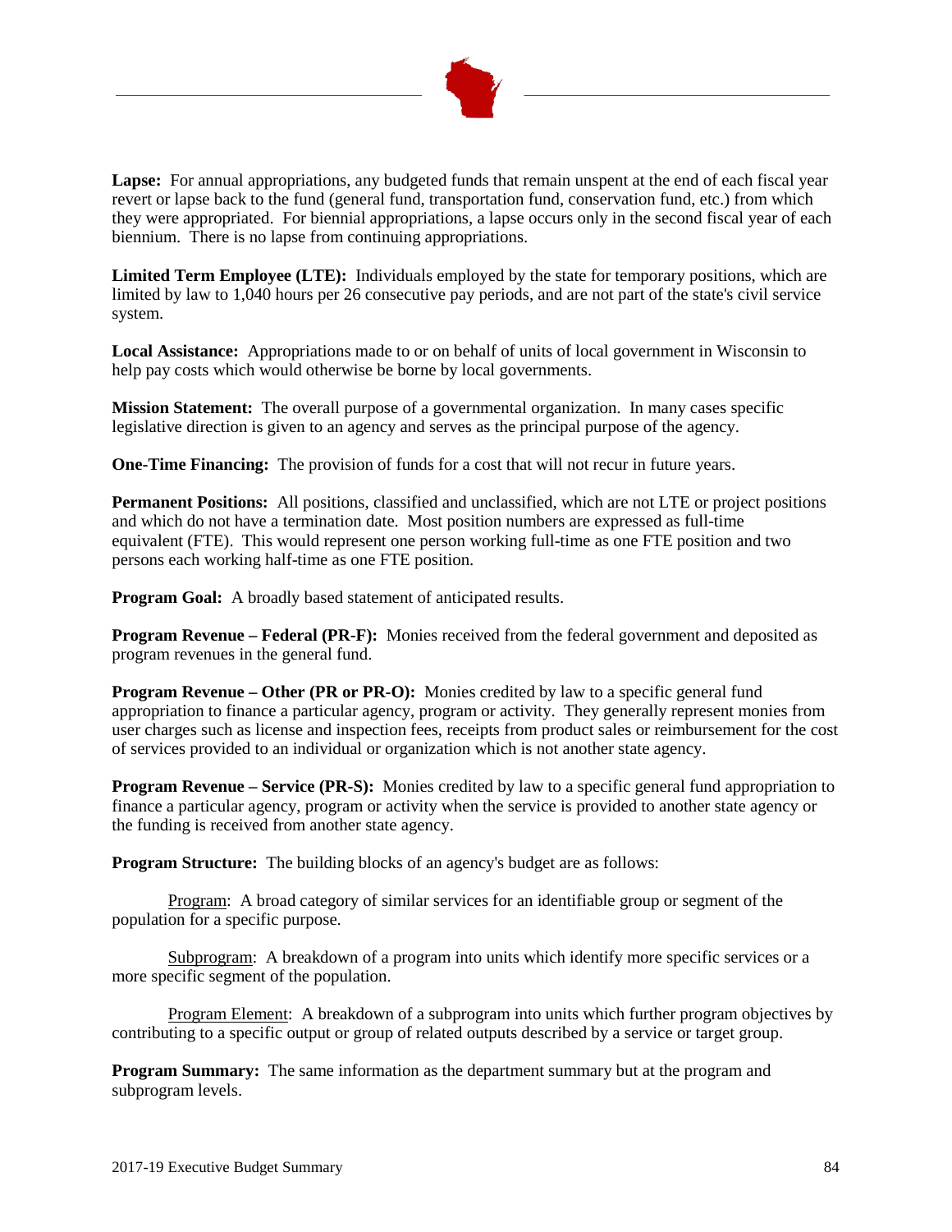**Lapse:** For annual appropriations, any budgeted funds that remain unspent at the end of each fiscal year revert or lapse back to the fund (general fund, transportation fund, conservation fund, etc.) from which they were appropriated. For biennial appropriations, a lapse occurs only in the second fiscal year of each biennium. There is no lapse from continuing appropriations.

**Limited Term Employee (LTE):** Individuals employed by the state for temporary positions, which are limited by law to 1,040 hours per 26 consecutive pay periods, and are not part of the state's civil service system.

**Local Assistance:** Appropriations made to or on behalf of units of local government in Wisconsin to help pay costs which would otherwise be borne by local governments.

**Mission Statement:** The overall purpose of a governmental organization. In many cases specific legislative direction is given to an agency and serves as the principal purpose of the agency.

**One-Time Financing:** The provision of funds for a cost that will not recur in future years.

**Permanent Positions:** All positions, classified and unclassified, which are not LTE or project positions and which do not have a termination date. Most position numbers are expressed as full-time equivalent (FTE). This would represent one person working full-time as one FTE position and two persons each working half-time as one FTE position.

**Program Goal:** A broadly based statement of anticipated results.

**Program Revenue – Federal (PR-F):** Monies received from the federal government and deposited as program revenues in the general fund.

**Program Revenue – Other (PR or PR-O):** Monies credited by law to a specific general fund appropriation to finance a particular agency, program or activity. They generally represent monies from user charges such as license and inspection fees, receipts from product sales or reimbursement for the cost of services provided to an individual or organization which is not another state agency.

**Program Revenue – Service (PR-S):** Monies credited by law to a specific general fund appropriation to finance a particular agency, program or activity when the service is provided to another state agency or the funding is received from another state agency.

**Program Structure:** The building blocks of an agency's budget are as follows:

Program: A broad category of similar services for an identifiable group or segment of the population for a specific purpose.

Subprogram: A breakdown of a program into units which identify more specific services or a more specific segment of the population.

Program Element: A breakdown of a subprogram into units which further program objectives by contributing to a specific output or group of related outputs described by a service or target group.

**Program Summary:** The same information as the department summary but at the program and subprogram levels.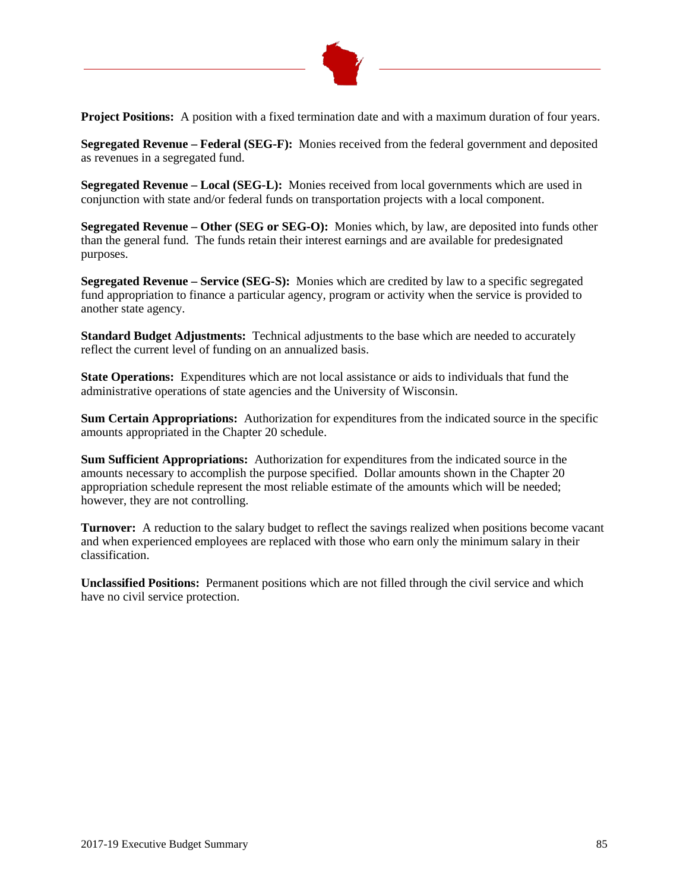**Project Positions:** A position with a fixed termination date and with a maximum duration of four years.

**Segregated Revenue – Federal (SEG-F):** Monies received from the federal government and deposited as revenues in a segregated fund.

**Segregated Revenue – Local (SEG-L):** Monies received from local governments which are used in conjunction with state and/or federal funds on transportation projects with a local component.

**Segregated Revenue – Other (SEG or SEG-O):** Monies which, by law, are deposited into funds other than the general fund. The funds retain their interest earnings and are available for predesignated purposes.

**Segregated Revenue – Service (SEG-S):** Monies which are credited by law to a specific segregated fund appropriation to finance a particular agency, program or activity when the service is provided to another state agency.

**Standard Budget Adjustments:** Technical adjustments to the base which are needed to accurately reflect the current level of funding on an annualized basis.

**State Operations:** Expenditures which are not local assistance or aids to individuals that fund the administrative operations of state agencies and the University of Wisconsin.

**Sum Certain Appropriations:** Authorization for expenditures from the indicated source in the specific amounts appropriated in the Chapter 20 schedule.

**Sum Sufficient Appropriations:** Authorization for expenditures from the indicated source in the amounts necessary to accomplish the purpose specified. Dollar amounts shown in the Chapter 20 appropriation schedule represent the most reliable estimate of the amounts which will be needed; however, they are not controlling.

**Turnover:** A reduction to the salary budget to reflect the savings realized when positions become vacant and when experienced employees are replaced with those who earn only the minimum salary in their classification.

**Unclassified Positions:** Permanent positions which are not filled through the civil service and which have no civil service protection.